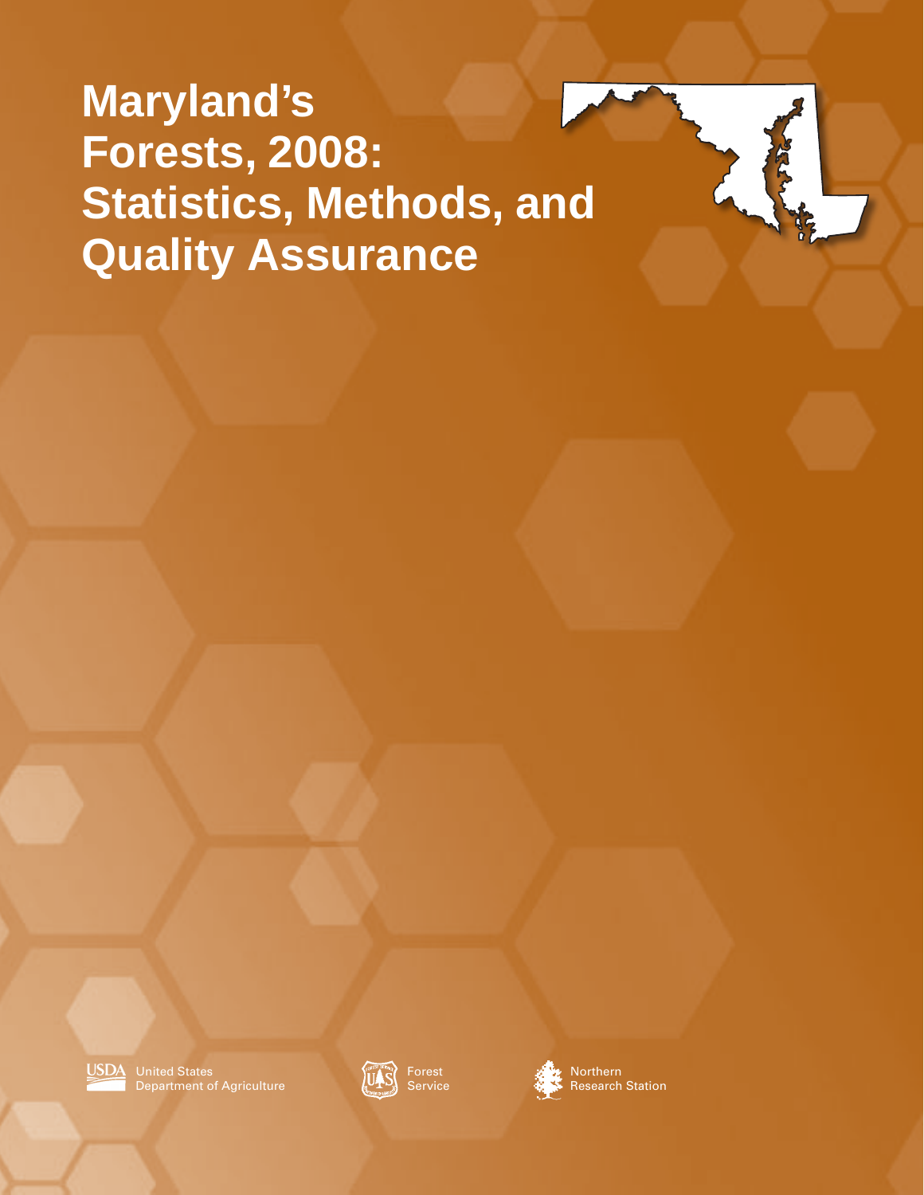# Maryland's Forests, 2008: Statistics, Methods, and Quality Assurance

United States Department of Agriculture

Forest Service

Northern Research Station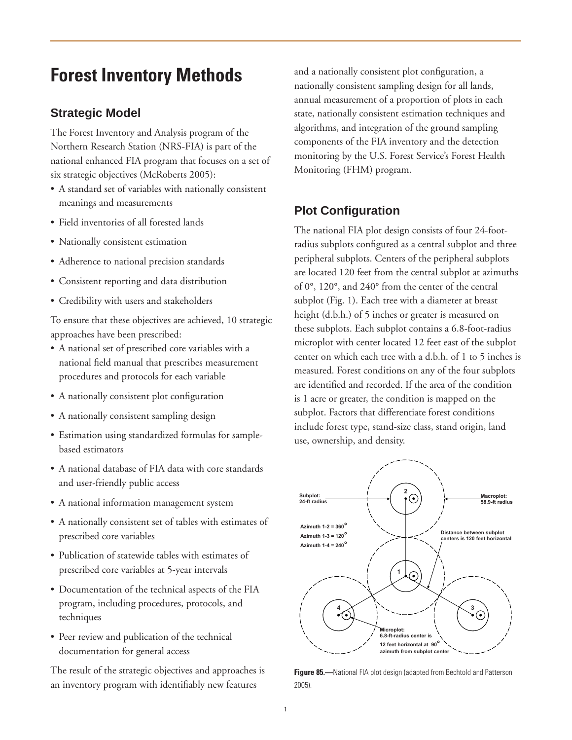# Forest Inventory Methods

## Strategic Model

The Forest Inventory and Analysis program of the Northern Research Station (NRS-FIA) is part of the national enhanced FIA program that focuses on a set of six strategic objectives (McRoberts 2005):

- A standard set of variables with nationally consistent meanings and measurements
- Field inventories of all forested lands
- Nationally consistent estimation
- Adherence to national precision standards
- Consistent reporting and data distribution
- Credibility with users and stakeholders

To ensure that these objectives are achieved, 10 strategic approaches have been prescribed:

- A national set of prescribed core variables with a national field manual that prescribes measurement procedures and protocols for each variable
- A nationally consistent plot configuration
- A nationally consistent sampling design
- Estimation using standardized formulas for sample-based estimators
- A national database of FIA data with core standards and user-friendly public access
- A national information management system
- A nationally consistent set of tables with estimates of prescribed core variables
- Publication of statewide tables with estimates of prescribed core variables at 5-year intervals
- Documentation of the technical aspects of the FIA program, including procedures, protocols, and techniques
- Peer review and publication of the technical documentation for general access

The result of the strategic objectives and approaches is an inventory program with identifiably new features and a nationally consistent plot configuration, a nationally consistent sampling design for all lands, annual measurement of a proportion of plots in each state, nationally consistent estimation techniques and algorithms, and integration of the ground sampling components of the FIA inventory and the detection monitoring by the U.S. Forest Service's Forest Health Monitoring (FHM) program.

## Plot Configuration

The national FIA plot design consists of four 24-foot-radius subplots configured as a central subplot and three peripheral subplots. Centers of the peripheral subplots are located 120 feet from the central subplot at azimuths of 0°, 120°, and 240° from the center of the central subplot (Fig. 1). Each tree with a diameter at breast height (d.b.h.) of 5 inches or greater is measured on these subplots. Each subplot contains a 6.8-foot-radius microplot with center located 12 feet east of the subplot center on which each tree with a d.b.h. of 1 to 5 inches is measured. Forest conditions on any of the four subplots are identified and recorded. If the area of the condition is 1 acre or greater, the condition is mapped on the subplot. Factors that differentiate forest conditions include forest type, stand-size class, stand origin, land use, ownership, and density.

**Figure 85.**—National FIA plot design (adapted from Bechtold and Patterson 2005).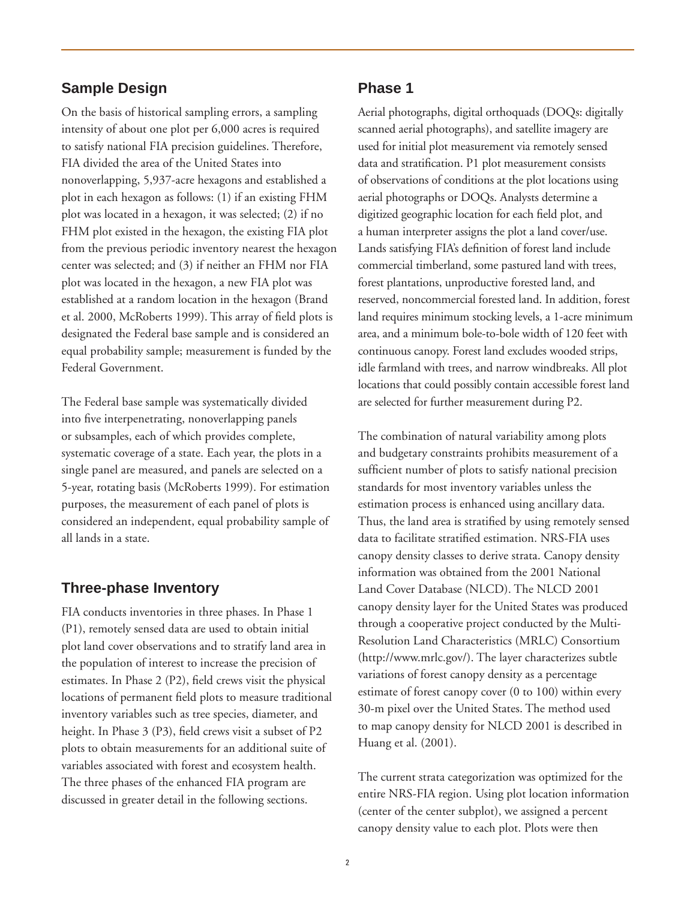## Sample Design

On the basis of historical sampling errors, a sampling intensity of about one plot per 6,000 acres is required to satisfy national FIA precision guidelines. Therefore, FIA divided the area of the United States into nonoverlapping, 5,937-acre hexagons and established a plot in each hexagon as follows: (1) if an existing FHM plot was located in a hexagon, it was selected; (2) if no FHM plot existed in the hexagon, the existing FIA plot from the previous periodic inventory nearest the hexagon center was selected; and (3) if neither an FHM nor FIA plot was located in the hexagon, a new FIA plot was established at a random location in the hexagon (Brand et al. 2000, McRoberts 1999). This array of field plots is designated the Federal base sample and is considered an equal probability sample; measurement is funded by the Federal Government.

The Federal base sample was systematically divided into five interpenetrating, nonoverlapping panels or subsamples, each of which provides complete, systematic coverage of a state. Each year, the plots in a single panel are measured, and panels are selected on a 5-year, rotating basis (McRoberts 1999). For estimation purposes, the measurement of each panel of plots is considered an independent, equal probability sample of all lands in a state.

## Three-phase Inventory

FIA conducts inventories in three phases. In Phase 1 (P1), remotely sensed data are used to obtain initial plot land cover observations and to stratify land area in the population of interest to increase the precision of estimates. In Phase 2 (P2), field crews visit the physical locations of permanent field plots to measure traditional inventory variables such as tree species, diameter, and height. In Phase 3 (P3), field crews visit a subset of P2 plots to obtain measurements for an additional suite of variables associated with forest and ecosystem health. The three phases of the enhanced FIA program are discussed in greater detail in the following sections.

## Phase 1

Aerial photographs, digital orthoquads (DOQs: digitally scanned aerial photographs), and satellite imagery are used for initial plot measurement via remotely sensed data and stratification. P1 plot measurement consists of observations of conditions at the plot locations using aerial photographs or DOQs. Analysts determine a digitized geographic location for each field plot, and a human interpreter assigns the plot a land cover/use. Lands satisfying FIA's definition of forest land include commercial timberland, some pastured land with trees, forest plantations, unproductive forested land, and reserved, noncommercial forested land. In addition, forest land requires minimum stocking levels, a 1-acre minimum area, and a minimum bole-to-bole width of 120 feet with continuous canopy. Forest land excludes wooded strips, idle farmland with trees, and narrow windbreaks. All plot locations that could possibly contain accessible forest land are selected for further measurement during P2.

The combination of natural variability among plots and budgetary constraints prohibits measurement of a sufficient number of plots to satisfy national precision standards for most inventory variables unless the estimation process is enhanced using ancillary data. Thus, the land area is stratified by using remotely sensed data to facilitate stratified estimation. NRS-FIA uses canopy density classes to derive strata. Canopy density information was obtained from the 2001 National Land Cover Database (NLCD). The NLCD 2001 canopy density layer for the United States was produced through a cooperative project conducted by the Multi-Resolution Land Characteristics (MRLC) Consortium (http://www.mrlc.gov/). The layer characterizes subtle variations of forest canopy density as a percentage estimate of forest canopy cover (0 to 100) within every 30-m pixel over the United States. The method used to map canopy density for NLCD 2001 is described in Huang et al. (2001).

The current strata categorization was optimized for the entire NRS-FIA region. Using plot location information (center of the center subplot), we assigned a percent canopy density value to each plot. Plots were then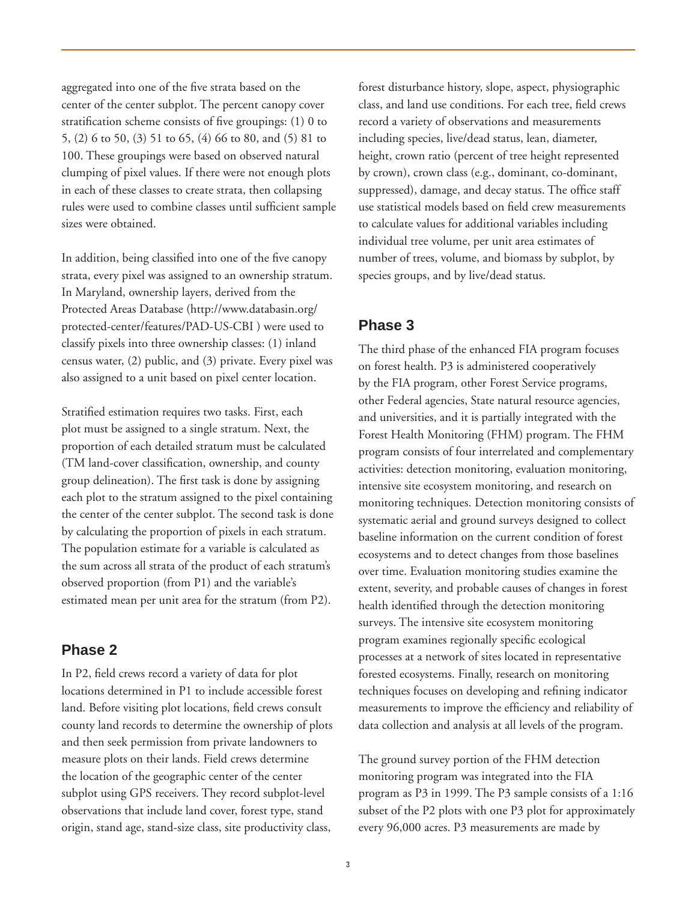aggregated into one of the five strata based on the center of the center subplot. The percent canopy cover stratification scheme consists of five groupings: (1) 0 to 5, (2) 6 to 50, (3) 51 to 65, (4) 66 to 80, and (5) 81 to 100. These groupings were based on observed natural clumping of pixel values. If there were not enough plots in each of these classes to create strata, then collapsing rules were used to combine classes until sufficient sample sizes were obtained.

In addition, being classified into one of the five canopy strata, every pixel was assigned to an ownership stratum. In Maryland, ownership layers, derived from the Protected Areas Database (http://www.databasin.org/protected-center/features/PAD-US-CBI ) were used to classify pixels into three ownership classes: (1) inland census water, (2) public, and (3) private. Every pixel was also assigned to a unit based on pixel center location.

Stratified estimation requires two tasks. First, each plot must be assigned to a single stratum. Next, the proportion of each detailed stratum must be calculated (TM land-cover classification, ownership, and county group delineation). The first task is done by assigning each plot to the stratum assigned to the pixel containing the center of the center subplot. The second task is done by calculating the proportion of pixels in each stratum. The population estimate for a variable is calculated as the sum across all strata of the product of each stratum's observed proportion (from P1) and the variable's estimated mean per unit area for the stratum (from P2).

## Phase 2

In P2, field crews record a variety of data for plot locations determined in P1 to include accessible forest land. Before visiting plot locations, field crews consult county land records to determine the ownership of plots and then seek permission from private landowners to measure plots on their lands. Field crews determine the location of the geographic center of the center subplot using GPS receivers. They record subplot-level observations that include land cover, forest type, stand origin, stand age, stand-size class, site productivity class, forest disturbance history, slope, aspect, physiographic class, and land use conditions. For each tree, field crews record a variety of observations and measurements including species, live/dead status, lean, diameter, height, crown ratio (percent of tree height represented by crown), crown class (e.g., dominant, co-dominant, suppressed), damage, and decay status. The office staff use statistical models based on field crew measurements to calculate values for additional variables including individual tree volume, per unit area estimates of number of trees, volume, and biomass by subplot, by species groups, and by live/dead status.

## Phase 3

The third phase of the enhanced FIA program focuses on forest health. P3 is administered cooperatively by the FIA program, other Forest Service programs, other Federal agencies, State natural resource agencies, and universities, and it is partially integrated with the Forest Health Monitoring (FHM) program. The FHM program consists of four interrelated and complementary activities: detection monitoring, evaluation monitoring, intensive site ecosystem monitoring, and research on monitoring techniques. Detection monitoring consists of systematic aerial and ground surveys designed to collect baseline information on the current condition of forest ecosystems and to detect changes from those baselines over time. Evaluation monitoring studies examine the extent, severity, and probable causes of changes in forest health identified through the detection monitoring surveys. The intensive site ecosystem monitoring program examines regionally specific ecological processes at a network of sites located in representative forested ecosystems. Finally, research on monitoring techniques focuses on developing and refining indicator measurements to improve the efficiency and reliability of data collection and analysis at all levels of the program.

The ground survey portion of the FHM detection monitoring program was integrated into the FIA program as P3 in 1999. The P3 sample consists of a 1:16 subset of the P2 plots with one P3 plot for approximately every 96,000 acres. P3 measurements are made by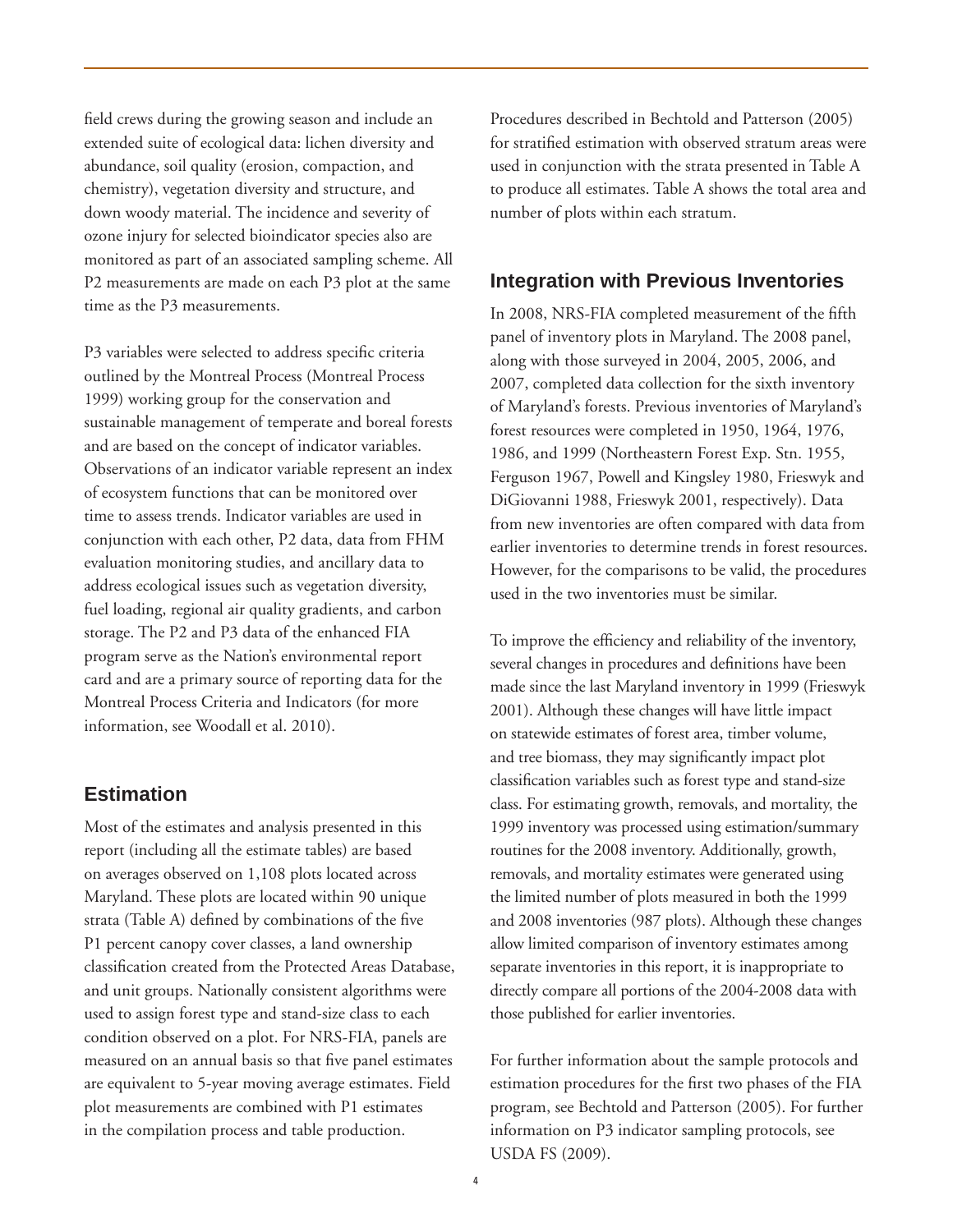field crews during the growing season and include an extended suite of ecological data: lichen diversity and abundance, soil quality (erosion, compaction, and chemistry), vegetation diversity and structure, and down woody material. The incidence and severity of ozone injury for selected bioindicator species also are monitored as part of an associated sampling scheme. All P2 measurements are made on each P3 plot at the same time as the P3 measurements.

P3 variables were selected to address specific criteria outlined by the Montreal Process (Montreal Process 1999) working group for the conservation and sustainable management of temperate and boreal forests and are based on the concept of indicator variables. Observations of an indicator variable represent an index of ecosystem functions that can be monitored over time to assess trends. Indicator variables are used in conjunction with each other, P2 data, data from FHM evaluation monitoring studies, and ancillary data to address ecological issues such as vegetation diversity, fuel loading, regional air quality gradients, and carbon storage. The P2 and P3 data of the enhanced FIA program serve as the Nation's environmental report card and are a primary source of reporting data for the Montreal Process Criteria and Indicators (for more information, see Woodall et al. 2010).

## Estimation

Most of the estimates and analysis presented in this report (including all the estimate tables) are based on averages observed on 1,108 plots located across Maryland. These plots are located within 90 unique strata (Table A) defined by combinations of the five P1 percent canopy cover classes, a land ownership classification created from the Protected Areas Database, and unit groups. Nationally consistent algorithms were used to assign forest type and stand-size class to each condition observed on a plot. For NRS-FIA, panels are measured on an annual basis so that five panel estimates are equivalent to 5-year moving average estimates. Field plot measurements are combined with P1 estimates in the compilation process and table production.

Procedures described in Bechtold and Patterson (2005) for stratified estimation with observed stratum areas were used in conjunction with the strata presented in Table A to produce all estimates. Table A shows the total area and number of plots within each stratum.

## Integration with Previous Inventories

In 2008, NRS-FIA completed measurement of the fifth panel of inventory plots in Maryland. The 2008 panel, along with those surveyed in 2004, 2005, 2006, and 2007, completed data collection for the sixth inventory of Maryland's forests. Previous inventories of Maryland's forest resources were completed in 1950, 1964, 1976, 1986, and 1999 (Northeastern Forest Exp. Stn. 1955, Ferguson 1967, Powell and Kingsley 1980, Frieswyk and DiGiovanni 1988, Frieswyk 2001, respectively). Data from new inventories are often compared with data from earlier inventories to determine trends in forest resources. However, for the comparisons to be valid, the procedures used in the two inventories must be similar.

To improve the efficiency and reliability of the inventory, several changes in procedures and definitions have been made since the last Maryland inventory in 1999 (Frieswyk 2001). Although these changes will have little impact on statewide estimates of forest area, timber volume, and tree biomass, they may significantly impact plot classification variables such as forest type and stand-size class. For estimating growth, removals, and mortality, the 1999 inventory was processed using estimation/summary routines for the 2008 inventory. Additionally, growth, removals, and mortality estimates were generated using the limited number of plots measured in both the 1999 and 2008 inventories (987 plots). Although these changes allow limited comparison of inventory estimates among separate inventories in this report, it is inappropriate to directly compare all portions of the 2004-2008 data with those published for earlier inventories.

For further information about the sample protocols and estimation procedures for the first two phases of the FIA program, see Bechtold and Patterson (2005). For further information on P3 indicator sampling protocols, see USDA FS (2009).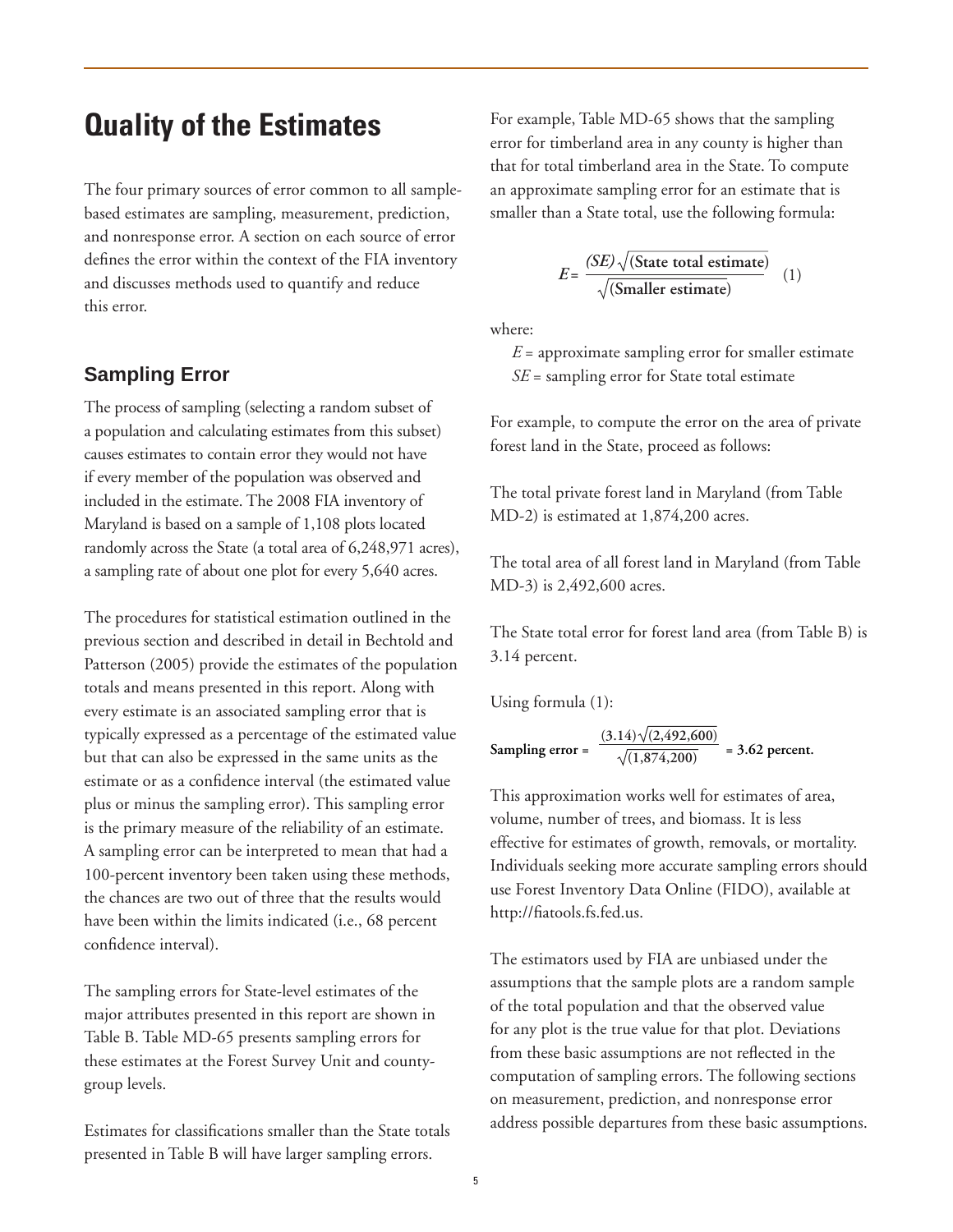# Quality of the Estimates

The four primary sources of error common to all sample-based estimates are sampling, measurement, prediction, and nonresponse error. A section on each source of error defines the error within the context of the FIA inventory and discusses methods used to quantify and reduce this error.

## Sampling Error

The process of sampling (selecting a random subset of a population and calculating estimates from this subset) causes estimates to contain error they would not have if every member of the population was observed and included in the estimate. The 2008 FIA inventory of Maryland is based on a sample of 1,108 plots located randomly across the State (a total area of 6,248,971 acres), a sampling rate of about one plot for every 5,640 acres.

The procedures for statistical estimation outlined in the previous section and described in detail in Bechtold and Patterson (2005) provide the estimates of the population totals and means presented in this report. Along with every estimate is an associated sampling error that is typically expressed as a percentage of the estimated value but that can also be expressed in the same units as the estimate or as a confidence interval (the estimated value plus or minus the sampling error). This sampling error is the primary measure of the reliability of an estimate. A sampling error can be interpreted to mean that had a 100-percent inventory been taken using these methods, the chances are two out of three that the results would have been within the limits indicated (i.e., 68 percent confidence interval).

The sampling errors for State-level estimates of the major attributes presented in this report are shown in Table B. Table MD-65 presents sampling errors for these estimates at the Forest Survey Unit and county-group levels.

Estimates for classifications smaller than the State totals presented in Table B will have larger sampling errors. For example, Table MD-65 shows that the sampling error for timberland area in any county is higher than that for total timberland area in the State. To compute an approximate sampling error for an estimate that is smaller than a State total, use the following formula:

$$E = \frac{(SE)\sqrt{(\text{State total estimate})}}{\sqrt{(\text{Smaller estimate})}} \quad (1)$$

where:

$E$ = approximate sampling error for smaller estimate
$SE$ = sampling error for State total estimate

For example, to compute the error on the area of private forest land in the State, proceed as follows:

The total private forest land in Maryland (from Table MD-2) is estimated at 1,874,200 acres.

The total area of all forest land in Maryland (from Table MD-3) is 2,492,600 acres.

The State total error for forest land area (from Table B) is 3.14 percent.

Using formula (1):

$$\text{Sampling error} = \frac{(3.14)\sqrt{(2{,}492{,}600)}}{\sqrt{(1{,}874{,}200)}} = 3.62 \text{ percent.}$$

This approximation works well for estimates of area, volume, number of trees, and biomass. It is less effective for estimates of growth, removals, or mortality. Individuals seeking more accurate sampling errors should use Forest Inventory Data Online (FIDO), available at http://fiatools.fs.fed.us.

The estimators used by FIA are unbiased under the assumptions that the sample plots are a random sample of the total population and that the observed value for any plot is the true value for that plot. Deviations from these basic assumptions are not reflected in the computation of sampling errors. The following sections on measurement, prediction, and nonresponse error address possible departures from these basic assumptions.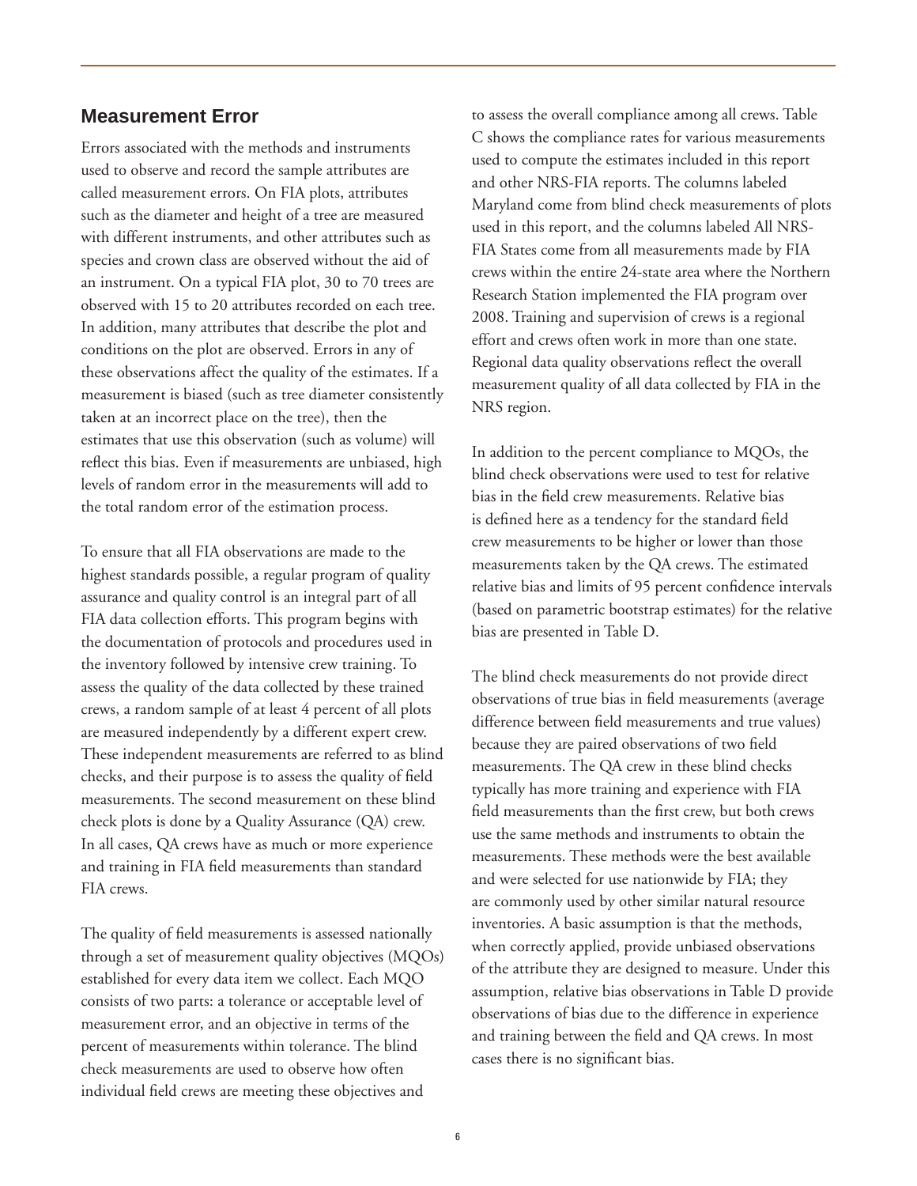## Measurement Error

Errors associated with the methods and instruments used to observe and record the sample attributes are called measurement errors. On FIA plots, attributes such as the diameter and height of a tree are measured with different instruments, and other attributes such as species and crown class are observed without the aid of an instrument. On a typical FIA plot, 30 to 70 trees are observed with 15 to 20 attributes recorded on each tree. In addition, many attributes that describe the plot and conditions on the plot are observed. Errors in any of these observations affect the quality of the estimates. If a measurement is biased (such as tree diameter consistently taken at an incorrect place on the tree), then the estimates that use this observation (such as volume) will reflect this bias. Even if measurements are unbiased, high levels of random error in the measurements will add to the total random error of the estimation process.

To ensure that all FIA observations are made to the highest standards possible, a regular program of quality assurance and quality control is an integral part of all FIA data collection efforts. This program begins with the documentation of protocols and procedures used in the inventory followed by intensive crew training. To assess the quality of the data collected by these trained crews, a random sample of at least 4 percent of all plots are measured independently by a different expert crew. These independent measurements are referred to as blind checks, and their purpose is to assess the quality of field measurements. The second measurement on these blind check plots is done by a Quality Assurance (QA) crew. In all cases, QA crews have as much or more experience and training in FIA field measurements than standard FIA crews.

The quality of field measurements is assessed nationally through a set of measurement quality objectives (MQOs) established for every data item we collect. Each MQO consists of two parts: a tolerance or acceptable level of measurement error, and an objective in terms of the percent of measurements within tolerance. The blind check measurements are used to observe how often individual field crews are meeting these objectives and to assess the overall compliance among all crews. Table C shows the compliance rates for various measurements used to compute the estimates included in this report and other NRS-FIA reports. The columns labeled Maryland come from blind check measurements of plots used in this report, and the columns labeled All NRS-FIA States come from all measurements made by FIA crews within the entire 24-state area where the Northern Research Station implemented the FIA program over 2008. Training and supervision of crews is a regional effort and crews often work in more than one state. Regional data quality observations reflect the overall measurement quality of all data collected by FIA in the NRS region.

In addition to the percent compliance to MQOs, the blind check observations were used to test for relative bias in the field crew measurements. Relative bias is defined here as a tendency for the standard field crew measurements to be higher or lower than those measurements taken by the QA crews. The estimated relative bias and limits of 95 percent confidence intervals (based on parametric bootstrap estimates) for the relative bias are presented in Table D.

The blind check measurements do not provide direct observations of true bias in field measurements (average difference between field measurements and true values) because they are paired observations of two field measurements. The QA crew in these blind checks typically has more training and experience with FIA field measurements than the first crew, but both crews use the same methods and instruments to obtain the measurements. These methods were the best available and were selected for use nationwide by FIA; they are commonly used by other similar natural resource inventories. A basic assumption is that the methods, when correctly applied, provide unbiased observations of the attribute they are designed to measure. Under this assumption, relative bias observations in Table D provide observations of bias due to the difference in experience and training between the field and QA crews. In most cases there is no significant bias.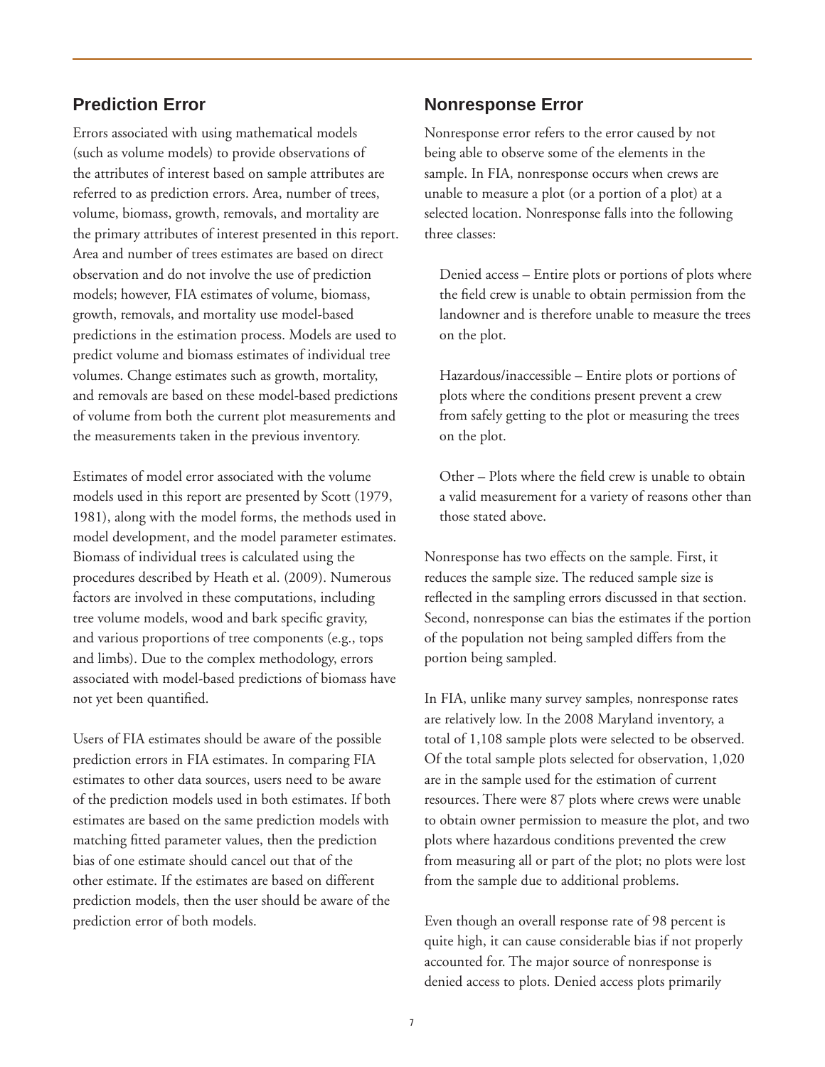## Prediction Error

Errors associated with using mathematical models (such as volume models) to provide observations of the attributes of interest based on sample attributes are referred to as prediction errors. Area, number of trees, volume, biomass, growth, removals, and mortality are the primary attributes of interest presented in this report. Area and number of trees estimates are based on direct observation and do not involve the use of prediction models; however, FIA estimates of volume, biomass, growth, removals, and mortality use model-based predictions in the estimation process. Models are used to predict volume and biomass estimates of individual tree volumes. Change estimates such as growth, mortality, and removals are based on these model-based predictions of volume from both the current plot measurements and the measurements taken in the previous inventory.

Estimates of model error associated with the volume models used in this report are presented by Scott (1979, 1981), along with the model forms, the methods used in model development, and the model parameter estimates. Biomass of individual trees is calculated using the procedures described by Heath et al. (2009). Numerous factors are involved in these computations, including tree volume models, wood and bark specific gravity, and various proportions of tree components (e.g., tops and limbs). Due to the complex methodology, errors associated with model-based predictions of biomass have not yet been quantified.

Users of FIA estimates should be aware of the possible prediction errors in FIA estimates. In comparing FIA estimates to other data sources, users need to be aware of the prediction models used in both estimates. If both estimates are based on the same prediction models with matching fitted parameter values, then the prediction bias of one estimate should cancel out that of the other estimate. If the estimates are based on different prediction models, then the user should be aware of the prediction error of both models.

## Nonresponse Error

Nonresponse error refers to the error caused by not being able to observe some of the elements in the sample. In FIA, nonresponse occurs when crews are unable to measure a plot (or a portion of a plot) at a selected location. Nonresponse falls into the following three classes:

Denied access – Entire plots or portions of plots where the field crew is unable to obtain permission from the landowner and is therefore unable to measure the trees on the plot.

Hazardous/inaccessible – Entire plots or portions of plots where the conditions present prevent a crew from safely getting to the plot or measuring the trees on the plot.

Other – Plots where the field crew is unable to obtain a valid measurement for a variety of reasons other than those stated above.

Nonresponse has two effects on the sample. First, it reduces the sample size. The reduced sample size is reflected in the sampling errors discussed in that section. Second, nonresponse can bias the estimates if the portion of the population not being sampled differs from the portion being sampled.

In FIA, unlike many survey samples, nonresponse rates are relatively low. In the 2008 Maryland inventory, a total of 1,108 sample plots were selected to be observed. Of the total sample plots selected for observation, 1,020 are in the sample used for the estimation of current resources. There were 87 plots where crews were unable to obtain owner permission to measure the plot, and two plots where hazardous conditions prevented the crew from measuring all or part of the plot; no plots were lost from the sample due to additional problems.

Even though an overall response rate of 98 percent is quite high, it can cause considerable bias if not properly accounted for. The major source of nonresponse is denied access to plots. Denied access plots primarily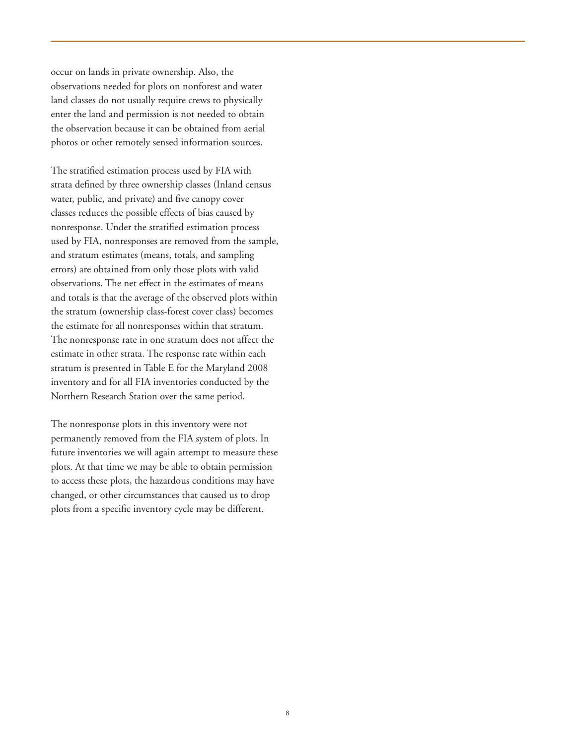occur on lands in private ownership. Also, the observations needed for plots on nonforest and water land classes do not usually require crews to physically enter the land and permission is not needed to obtain the observation because it can be obtained from aerial photos or other remotely sensed information sources.

The stratified estimation process used by FIA with strata defined by three ownership classes (Inland census water, public, and private) and five canopy cover classes reduces the possible effects of bias caused by nonresponse. Under the stratified estimation process used by FIA, nonresponses are removed from the sample, and stratum estimates (means, totals, and sampling errors) are obtained from only those plots with valid observations. The net effect in the estimates of means and totals is that the average of the observed plots within the stratum (ownership class-forest cover class) becomes the estimate for all nonresponses within that stratum. The nonresponse rate in one stratum does not affect the estimate in other strata. The response rate within each stratum is presented in Table E for the Maryland 2008 inventory and for all FIA inventories conducted by the Northern Research Station over the same period.

The nonresponse plots in this inventory were not permanently removed from the FIA system of plots. In future inventories we will again attempt to measure these plots. At that time we may be able to obtain permission to access these plots, the hazardous conditions may have changed, or other circumstances that caused us to drop plots from a specific inventory cycle may be different.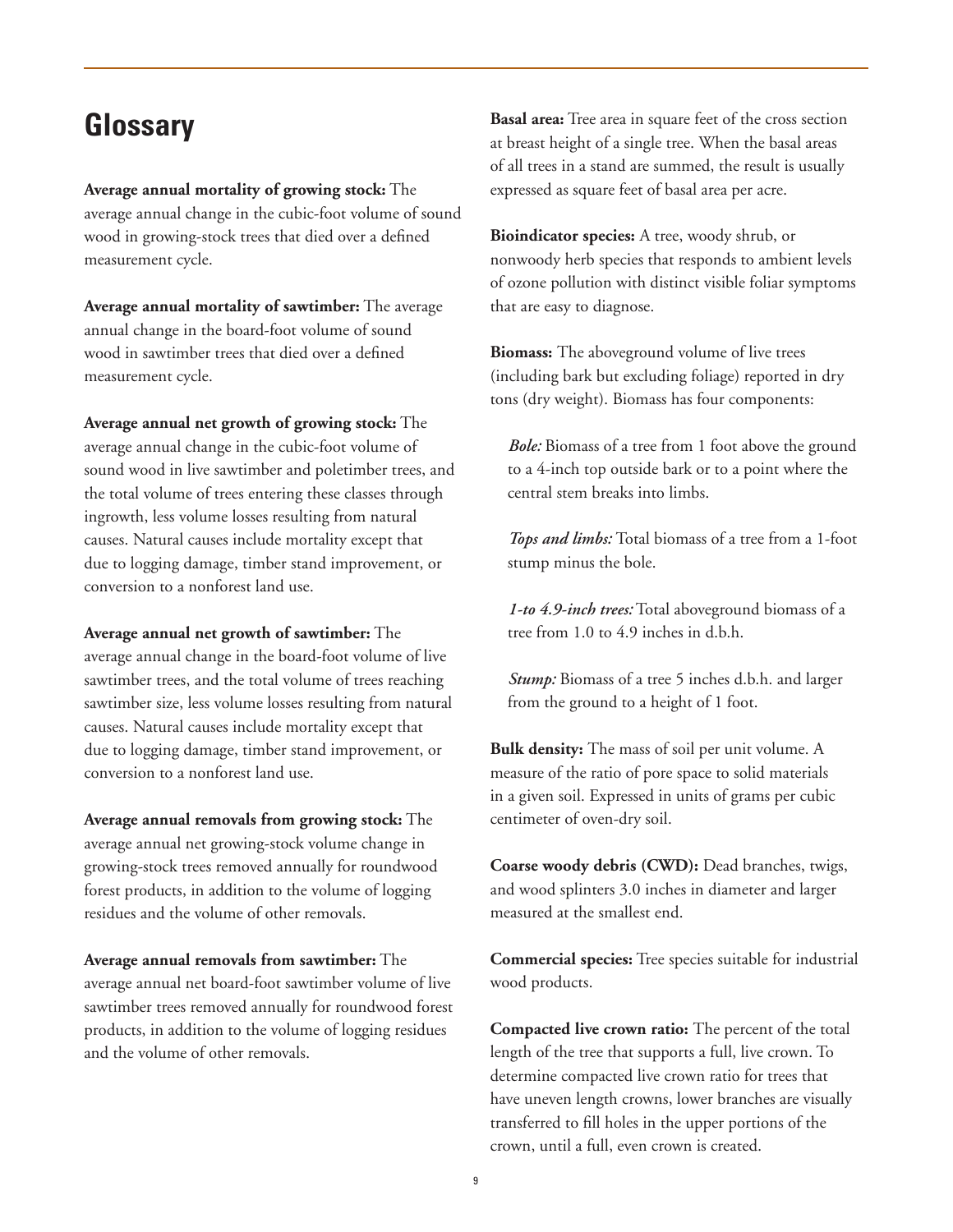## Glossary

**Average annual mortality of growing stock:** The average annual change in the cubic-foot volume of sound wood in growing-stock trees that died over a defined measurement cycle.

**Average annual mortality of sawtimber:** The average annual change in the board-foot volume of sound wood in sawtimber trees that died over a defined measurement cycle.

**Average annual net growth of growing stock:** The average annual change in the cubic-foot volume of sound wood in live sawtimber and poletimber trees, and the total volume of trees entering these classes through ingrowth, less volume losses resulting from natural causes. Natural causes include mortality except that due to logging damage, timber stand improvement, or conversion to a nonforest land use.

**Average annual net growth of sawtimber:** The average annual change in the board-foot volume of live sawtimber trees, and the total volume of trees reaching sawtimber size, less volume losses resulting from natural causes. Natural causes include mortality except that due to logging damage, timber stand improvement, or conversion to a nonforest land use.

**Average annual removals from growing stock:** The average annual net growing-stock volume change in growing-stock trees removed annually for roundwood forest products, in addition to the volume of logging residues and the volume of other removals.

**Average annual removals from sawtimber:** The average annual net board-foot sawtimber volume of live sawtimber trees removed annually for roundwood forest products, in addition to the volume of logging residues and the volume of other removals.

**Basal area:** Tree area in square feet of the cross section at breast height of a single tree. When the basal areas of all trees in a stand are summed, the result is usually expressed as square feet of basal area per acre.

**Bioindicator species:** A tree, woody shrub, or nonwoody herb species that responds to ambient levels of ozone pollution with distinct visible foliar symptoms that are easy to diagnose.

**Biomass:** The aboveground volume of live trees (including bark but excluding foliage) reported in dry tons (dry weight). Biomass has four components:

> ***Bole:*** Biomass of a tree from 1 foot above the ground to a 4-inch top outside bark or to a point where the central stem breaks into limbs.
>
> ***Tops and limbs:*** Total biomass of a tree from a 1-foot stump minus the bole.
>
> ***1-to 4.9-inch trees:*** Total aboveground biomass of a tree from 1.0 to 4.9 inches in d.b.h.
>
> ***Stump:*** Biomass of a tree 5 inches d.b.h. and larger from the ground to a height of 1 foot.

**Bulk density:** The mass of soil per unit volume. A measure of the ratio of pore space to solid materials in a given soil. Expressed in units of grams per cubic centimeter of oven-dry soil.

**Coarse woody debris (CWD):** Dead branches, twigs, and wood splinters 3.0 inches in diameter and larger measured at the smallest end.

**Commercial species:** Tree species suitable for industrial wood products.

**Compacted live crown ratio:** The percent of the total length of the tree that supports a full, live crown. To determine compacted live crown ratio for trees that have uneven length crowns, lower branches are visually transferred to fill holes in the upper portions of the crown, until a full, even crown is created.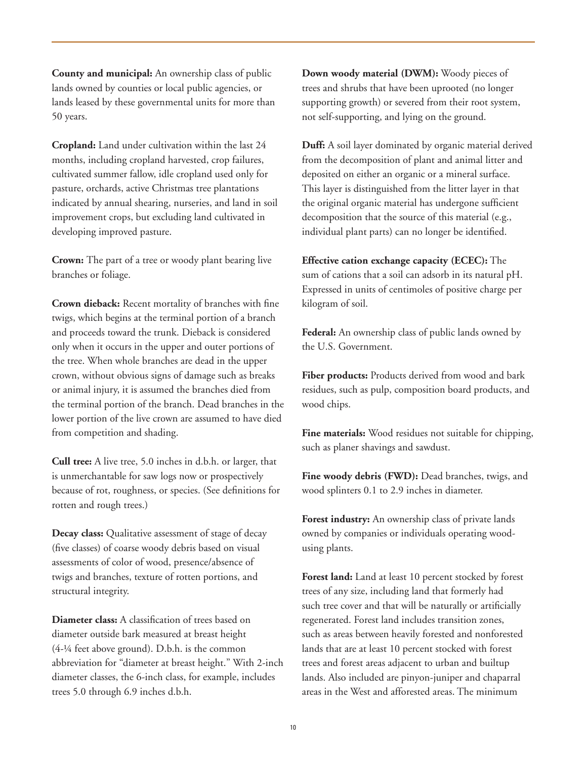**County and municipal:** An ownership class of public lands owned by counties or local public agencies, or lands leased by these governmental units for more than 50 years.

**Cropland:** Land under cultivation within the last 24 months, including cropland harvested, crop failures, cultivated summer fallow, idle cropland used only for pasture, orchards, active Christmas tree plantations indicated by annual shearing, nurseries, and land in soil improvement crops, but excluding land cultivated in developing improved pasture.

**Crown:** The part of a tree or woody plant bearing live branches or foliage.

**Crown dieback:** Recent mortality of branches with fine twigs, which begins at the terminal portion of a branch and proceeds toward the trunk. Dieback is considered only when it occurs in the upper and outer portions of the tree. When whole branches are dead in the upper crown, without obvious signs of damage such as breaks or animal injury, it is assumed the branches died from the terminal portion of the branch. Dead branches in the lower portion of the live crown are assumed to have died from competition and shading.

**Cull tree:** A live tree, 5.0 inches in d.b.h. or larger, that is unmerchantable for saw logs now or prospectively because of rot, roughness, or species. (See definitions for rotten and rough trees.)

**Decay class:** Qualitative assessment of stage of decay (five classes) of coarse woody debris based on visual assessments of color of wood, presence/absence of twigs and branches, texture of rotten portions, and structural integrity.

**Diameter class:** A classification of trees based on diameter outside bark measured at breast height (4-¼ feet above ground). D.b.h. is the common abbreviation for "diameter at breast height." With 2-inch diameter classes, the 6-inch class, for example, includes trees 5.0 through 6.9 inches d.b.h.

**Down woody material (DWM):** Woody pieces of trees and shrubs that have been uprooted (no longer supporting growth) or severed from their root system, not self-supporting, and lying on the ground.

**Duff:** A soil layer dominated by organic material derived from the decomposition of plant and animal litter and deposited on either an organic or a mineral surface. This layer is distinguished from the litter layer in that the original organic material has undergone sufficient decomposition that the source of this material (e.g., individual plant parts) can no longer be identified.

**Effective cation exchange capacity (ECEC):** The sum of cations that a soil can adsorb in its natural pH. Expressed in units of centimoles of positive charge per kilogram of soil.

**Federal:** An ownership class of public lands owned by the U.S. Government.

**Fiber products:** Products derived from wood and bark residues, such as pulp, composition board products, and wood chips.

**Fine materials:** Wood residues not suitable for chipping, such as planer shavings and sawdust.

**Fine woody debris (FWD):** Dead branches, twigs, and wood splinters 0.1 to 2.9 inches in diameter.

**Forest industry:** An ownership class of private lands owned by companies or individuals operating wood-using plants.

**Forest land:** Land at least 10 percent stocked by forest trees of any size, including land that formerly had such tree cover and that will be naturally or artificially regenerated. Forest land includes transition zones, such as areas between heavily forested and nonforested lands that are at least 10 percent stocked with forest trees and forest areas adjacent to urban and builtup lands. Also included are pinyon-juniper and chaparral areas in the West and afforested areas. The minimum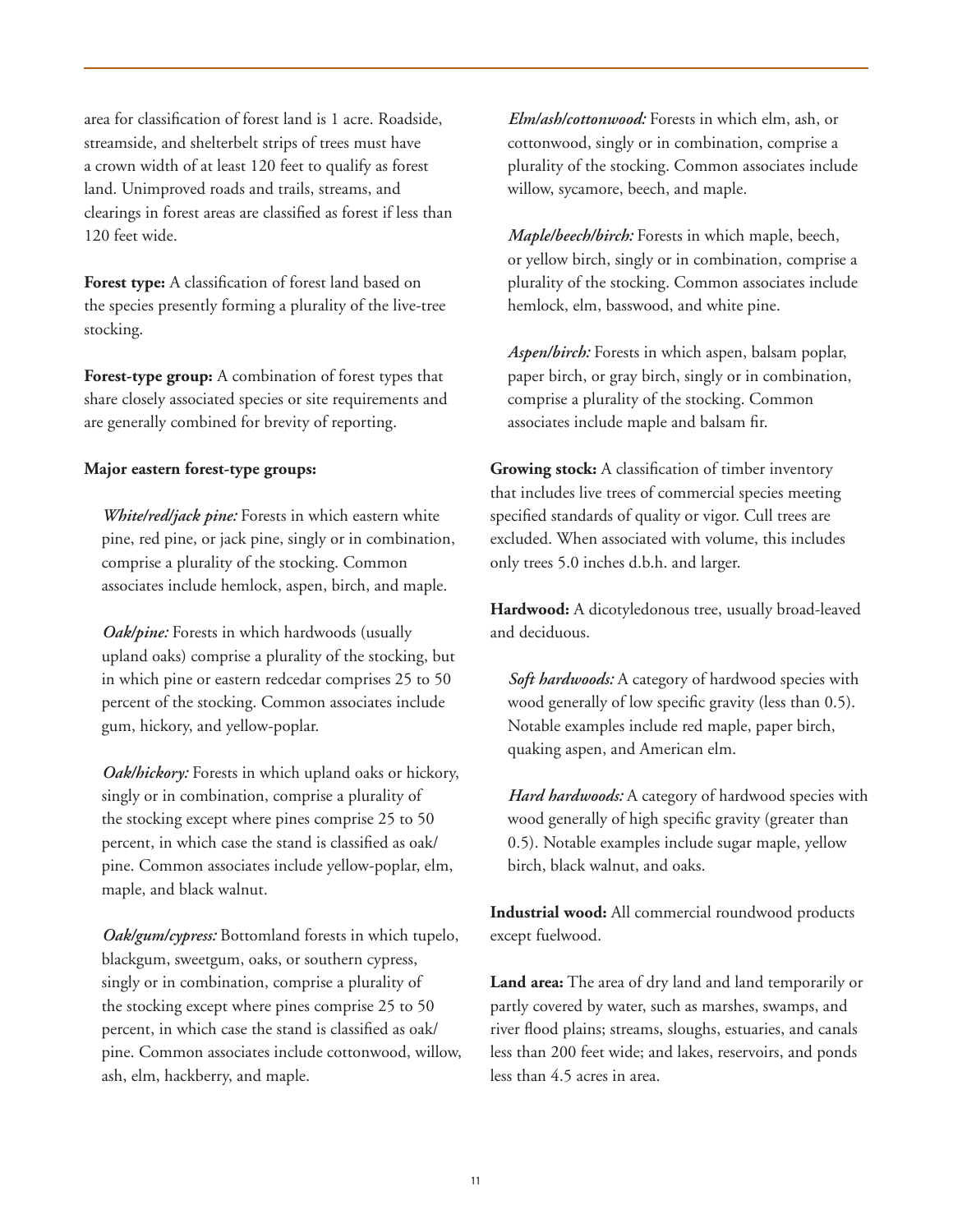area for classification of forest land is 1 acre. Roadside, streamside, and shelterbelt strips of trees must have a crown width of at least 120 feet to qualify as forest land. Unimproved roads and trails, streams, and clearings in forest areas are classified as forest if less than 120 feet wide.

**Forest type:** A classification of forest land based on the species presently forming a plurality of the live-tree stocking.

**Forest-type group:** A combination of forest types that share closely associated species or site requirements and are generally combined for brevity of reporting.

**Major eastern forest-type groups:**

*White/red/jack pine:* Forests in which eastern white pine, red pine, or jack pine, singly or in combination, comprise a plurality of the stocking. Common associates include hemlock, aspen, birch, and maple.

*Oak/pine:* Forests in which hardwoods (usually upland oaks) comprise a plurality of the stocking, but in which pine or eastern redcedar comprises 25 to 50 percent of the stocking. Common associates include gum, hickory, and yellow-poplar.

*Oak/hickory:* Forests in which upland oaks or hickory, singly or in combination, comprise a plurality of the stocking except where pines comprise 25 to 50 percent, in which case the stand is classified as oak/pine. Common associates include yellow-poplar, elm, maple, and black walnut.

*Oak/gum/cypress:* Bottomland forests in which tupelo, blackgum, sweetgum, oaks, or southern cypress, singly or in combination, comprise a plurality of the stocking except where pines comprise 25 to 50 percent, in which case the stand is classified as oak/pine. Common associates include cottonwood, willow, ash, elm, hackberry, and maple.

*Elm/ash/cottonwood:* Forests in which elm, ash, or cottonwood, singly or in combination, comprise a plurality of the stocking. Common associates include willow, sycamore, beech, and maple.

*Maple/beech/birch:* Forests in which maple, beech, or yellow birch, singly or in combination, comprise a plurality of the stocking. Common associates include hemlock, elm, basswood, and white pine.

*Aspen/birch:* Forests in which aspen, balsam poplar, paper birch, or gray birch, singly or in combination, comprise a plurality of the stocking. Common associates include maple and balsam fir.

**Growing stock:** A classification of timber inventory that includes live trees of commercial species meeting specified standards of quality or vigor. Cull trees are excluded. When associated with volume, this includes only trees 5.0 inches d.b.h. and larger.

**Hardwood:** A dicotyledonous tree, usually broad-leaved and deciduous.

*Soft hardwoods:* A category of hardwood species with wood generally of low specific gravity (less than 0.5). Notable examples include red maple, paper birch, quaking aspen, and American elm.

*Hard hardwoods:* A category of hardwood species with wood generally of high specific gravity (greater than 0.5). Notable examples include sugar maple, yellow birch, black walnut, and oaks.

**Industrial wood:** All commercial roundwood products except fuelwood.

**Land area:** The area of dry land and land temporarily or partly covered by water, such as marshes, swamps, and river flood plains; streams, sloughs, estuaries, and canals less than 200 feet wide; and lakes, reservoirs, and ponds less than 4.5 acres in area.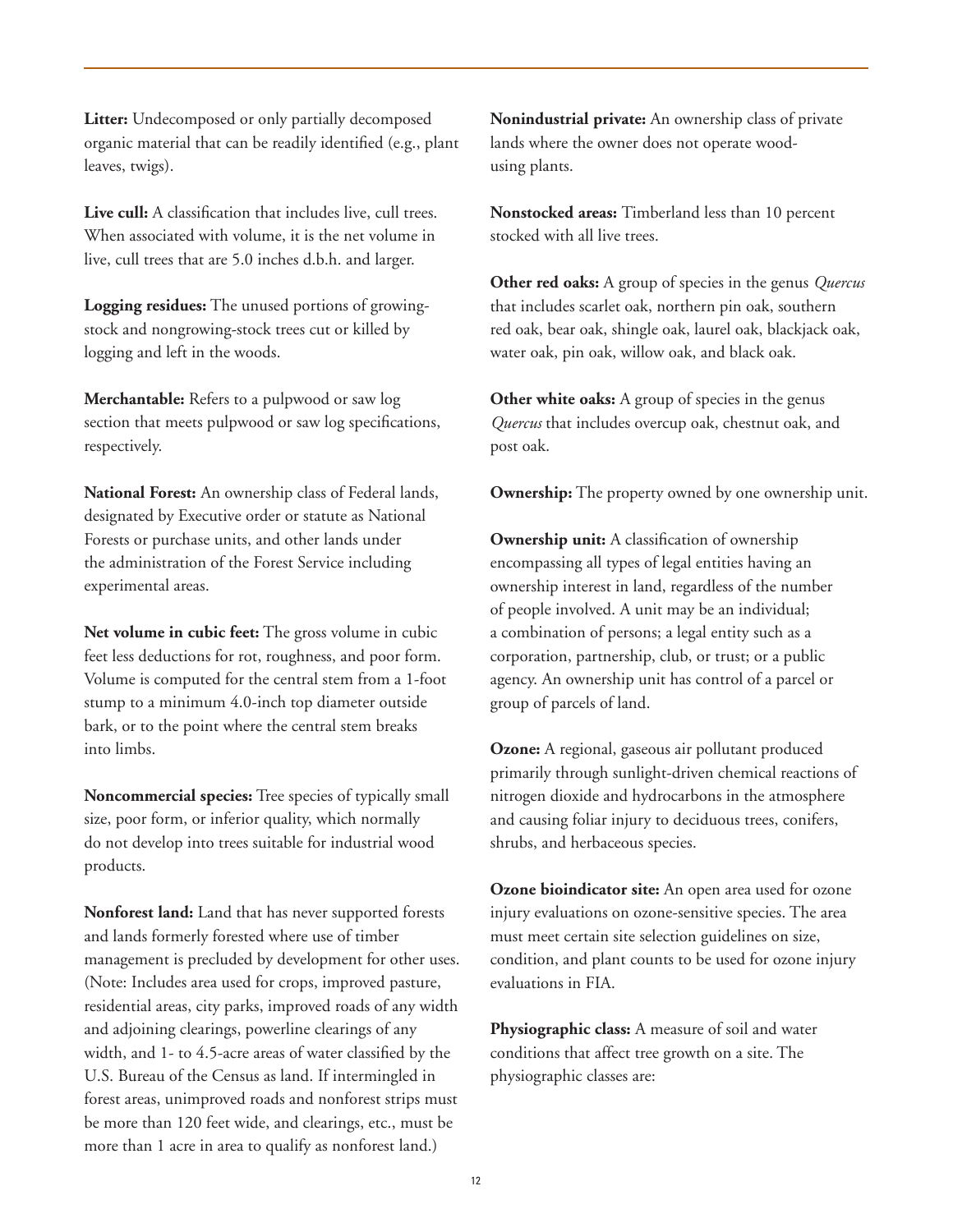**Litter:** Undecomposed or only partially decomposed organic material that can be readily identified (e.g., plant leaves, twigs).

**Live cull:** A classification that includes live, cull trees. When associated with volume, it is the net volume in live, cull trees that are 5.0 inches d.b.h. and larger.

**Logging residues:** The unused portions of growing-stock and nongrowing-stock trees cut or killed by logging and left in the woods.

**Merchantable:** Refers to a pulpwood or saw log section that meets pulpwood or saw log specifications, respectively.

**National Forest:** An ownership class of Federal lands, designated by Executive order or statute as National Forests or purchase units, and other lands under the administration of the Forest Service including experimental areas.

**Net volume in cubic feet:** The gross volume in cubic feet less deductions for rot, roughness, and poor form. Volume is computed for the central stem from a 1-foot stump to a minimum 4.0-inch top diameter outside bark, or to the point where the central stem breaks into limbs.

**Noncommercial species:** Tree species of typically small size, poor form, or inferior quality, which normally do not develop into trees suitable for industrial wood products.

**Nonforest land:** Land that has never supported forests and lands formerly forested where use of timber management is precluded by development for other uses. (Note: Includes area used for crops, improved pasture, residential areas, city parks, improved roads of any width and adjoining clearings, powerline clearings of any width, and 1- to 4.5-acre areas of water classified by the U.S. Bureau of the Census as land. If intermingled in forest areas, unimproved roads and nonforest strips must be more than 120 feet wide, and clearings, etc., must be more than 1 acre in area to qualify as nonforest land.)

**Nonindustrial private:** An ownership class of private lands where the owner does not operate wood-using plants.

**Nonstocked areas:** Timberland less than 10 percent stocked with all live trees.

**Other red oaks:** A group of species in the genus *Quercus* that includes scarlet oak, northern pin oak, southern red oak, bear oak, shingle oak, laurel oak, blackjack oak, water oak, pin oak, willow oak, and black oak.

**Other white oaks:** A group of species in the genus *Quercus* that includes overcup oak, chestnut oak, and post oak.

**Ownership:** The property owned by one ownership unit.

**Ownership unit:** A classification of ownership encompassing all types of legal entities having an ownership interest in land, regardless of the number of people involved. A unit may be an individual; a combination of persons; a legal entity such as a corporation, partnership, club, or trust; or a public agency. An ownership unit has control of a parcel or group of parcels of land.

**Ozone:** A regional, gaseous air pollutant produced primarily through sunlight-driven chemical reactions of nitrogen dioxide and hydrocarbons in the atmosphere and causing foliar injury to deciduous trees, conifers, shrubs, and herbaceous species.

**Ozone bioindicator site:** An open area used for ozone injury evaluations on ozone-sensitive species. The area must meet certain site selection guidelines on size, condition, and plant counts to be used for ozone injury evaluations in FIA.

**Physiographic class:** A measure of soil and water conditions that affect tree growth on a site. The physiographic classes are: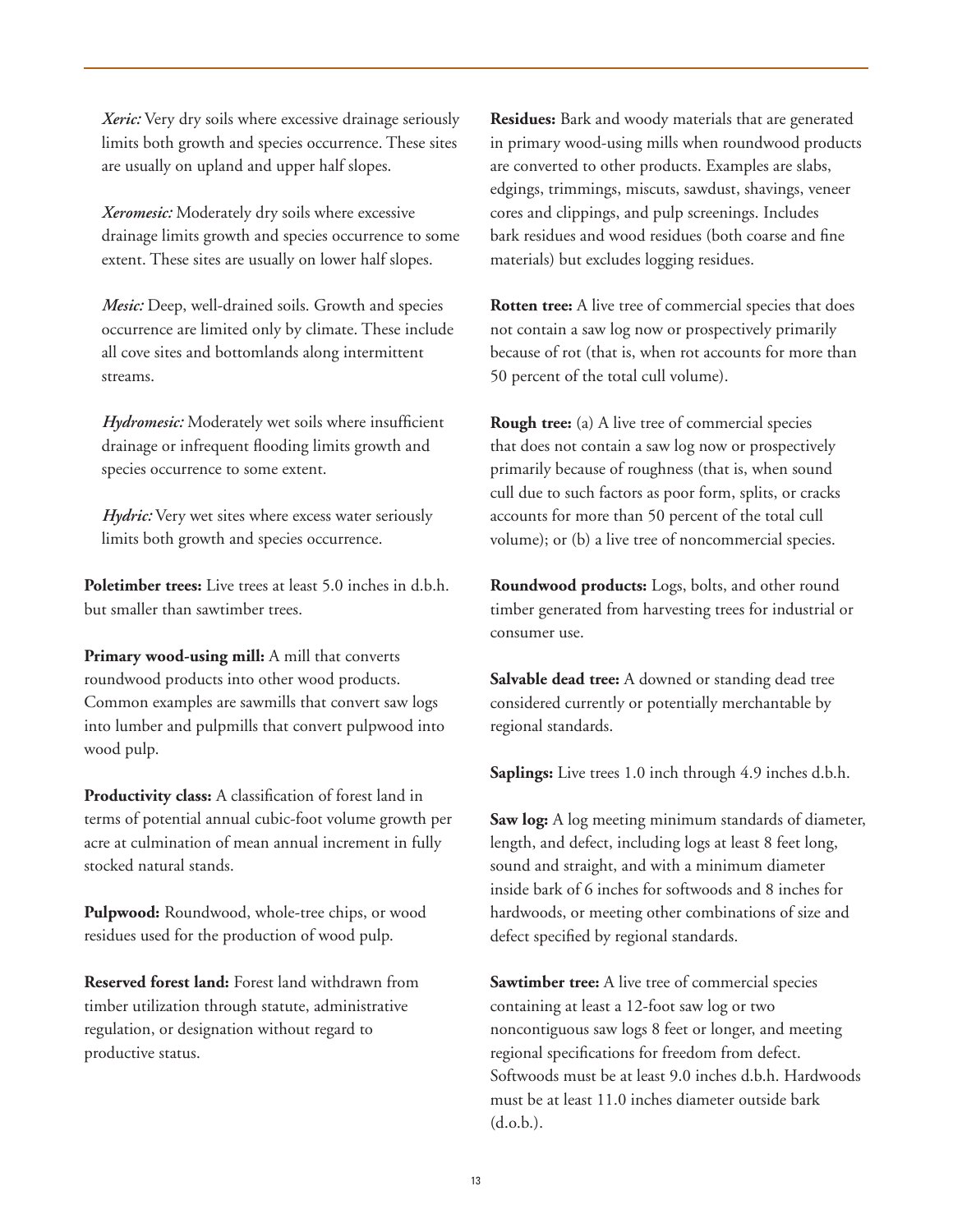*Xeric:* Very dry soils where excessive drainage seriously limits both growth and species occurrence. These sites are usually on upland and upper half slopes.

*Xeromesic:* Moderately dry soils where excessive drainage limits growth and species occurrence to some extent. These sites are usually on lower half slopes.

*Mesic:* Deep, well-drained soils. Growth and species occurrence are limited only by climate. These include all cove sites and bottomlands along intermittent streams.

*Hydromesic:* Moderately wet soils where insufficient drainage or infrequent flooding limits growth and species occurrence to some extent.

*Hydric:* Very wet sites where excess water seriously limits both growth and species occurrence.

**Poletimber trees:** Live trees at least 5.0 inches in d.b.h. but smaller than sawtimber trees.

**Primary wood-using mill:** A mill that converts roundwood products into other wood products. Common examples are sawmills that convert saw logs into lumber and pulpmills that convert pulpwood into wood pulp.

**Productivity class:** A classification of forest land in terms of potential annual cubic-foot volume growth per acre at culmination of mean annual increment in fully stocked natural stands.

**Pulpwood:** Roundwood, whole-tree chips, or wood residues used for the production of wood pulp.

**Reserved forest land:** Forest land withdrawn from timber utilization through statute, administrative regulation, or designation without regard to productive status.

**Residues:** Bark and woody materials that are generated in primary wood-using mills when roundwood products are converted to other products. Examples are slabs, edgings, trimmings, miscuts, sawdust, shavings, veneer cores and clippings, and pulp screenings. Includes bark residues and wood residues (both coarse and fine materials) but excludes logging residues.

**Rotten tree:** A live tree of commercial species that does not contain a saw log now or prospectively primarily because of rot (that is, when rot accounts for more than 50 percent of the total cull volume).

**Rough tree:** (a) A live tree of commercial species that does not contain a saw log now or prospectively primarily because of roughness (that is, when sound cull due to such factors as poor form, splits, or cracks accounts for more than 50 percent of the total cull volume); or (b) a live tree of noncommercial species.

**Roundwood products:** Logs, bolts, and other round timber generated from harvesting trees for industrial or consumer use.

**Salvable dead tree:** A downed or standing dead tree considered currently or potentially merchantable by regional standards.

**Saplings:** Live trees 1.0 inch through 4.9 inches d.b.h.

**Saw log:** A log meeting minimum standards of diameter, length, and defect, including logs at least 8 feet long, sound and straight, and with a minimum diameter inside bark of 6 inches for softwoods and 8 inches for hardwoods, or meeting other combinations of size and defect specified by regional standards.

**Sawtimber tree:** A live tree of commercial species containing at least a 12-foot saw log or two noncontiguous saw logs 8 feet or longer, and meeting regional specifications for freedom from defect. Softwoods must be at least 9.0 inches d.b.h. Hardwoods must be at least 11.0 inches diameter outside bark (d.o.b.).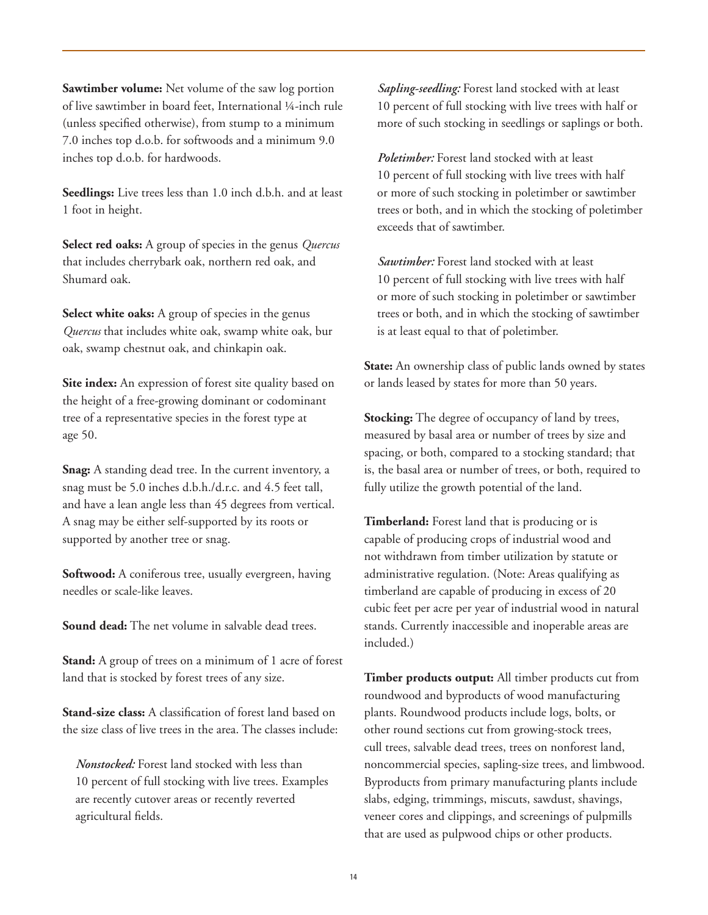**Sawtimber volume:** Net volume of the saw log portion of live sawtimber in board feet, International ¼-inch rule (unless specified otherwise), from stump to a minimum 7.0 inches top d.o.b. for softwoods and a minimum 9.0 inches top d.o.b. for hardwoods.

**Seedlings:** Live trees less than 1.0 inch d.b.h. and at least 1 foot in height.

**Select red oaks:** A group of species in the genus *Quercus* that includes cherrybark oak, northern red oak, and Shumard oak.

**Select white oaks:** A group of species in the genus *Quercus* that includes white oak, swamp white oak, bur oak, swamp chestnut oak, and chinkapin oak.

**Site index:** An expression of forest site quality based on the height of a free-growing dominant or codominant tree of a representative species in the forest type at age 50.

**Snag:** A standing dead tree. In the current inventory, a snag must be 5.0 inches d.b.h./d.r.c. and 4.5 feet tall, and have a lean angle less than 45 degrees from vertical. A snag may be either self-supported by its roots or supported by another tree or snag.

**Softwood:** A coniferous tree, usually evergreen, having needles or scale-like leaves.

**Sound dead:** The net volume in salvable dead trees.

**Stand:** A group of trees on a minimum of 1 acre of forest land that is stocked by forest trees of any size.

**Stand-size class:** A classification of forest land based on the size class of live trees in the area. The classes include:

*Nonstocked:* Forest land stocked with less than 10 percent of full stocking with live trees. Examples are recently cutover areas or recently reverted agricultural fields.

*Sapling-seedling:* Forest land stocked with at least 10 percent of full stocking with live trees with half or more of such stocking in seedlings or saplings or both.

*Poletimber:* Forest land stocked with at least 10 percent of full stocking with live trees with half or more of such stocking in poletimber or sawtimber trees or both, and in which the stocking of poletimber exceeds that of sawtimber.

*Sawtimber:* Forest land stocked with at least 10 percent of full stocking with live trees with half or more of such stocking in poletimber or sawtimber trees or both, and in which the stocking of sawtimber is at least equal to that of poletimber.

**State:** An ownership class of public lands owned by states or lands leased by states for more than 50 years.

**Stocking:** The degree of occupancy of land by trees, measured by basal area or number of trees by size and spacing, or both, compared to a stocking standard; that is, the basal area or number of trees, or both, required to fully utilize the growth potential of the land.

**Timberland:** Forest land that is producing or is capable of producing crops of industrial wood and not withdrawn from timber utilization by statute or administrative regulation. (Note: Areas qualifying as timberland are capable of producing in excess of 20 cubic feet per acre per year of industrial wood in natural stands. Currently inaccessible and inoperable areas are included.)

**Timber products output:** All timber products cut from roundwood and byproducts of wood manufacturing plants. Roundwood products include logs, bolts, or other round sections cut from growing-stock trees, cull trees, salvable dead trees, trees on nonforest land, noncommercial species, sapling-size trees, and limbwood. Byproducts from primary manufacturing plants include slabs, edging, trimmings, miscuts, sawdust, shavings, veneer cores and clippings, and screenings of pulpmills that are used as pulpwood chips or other products.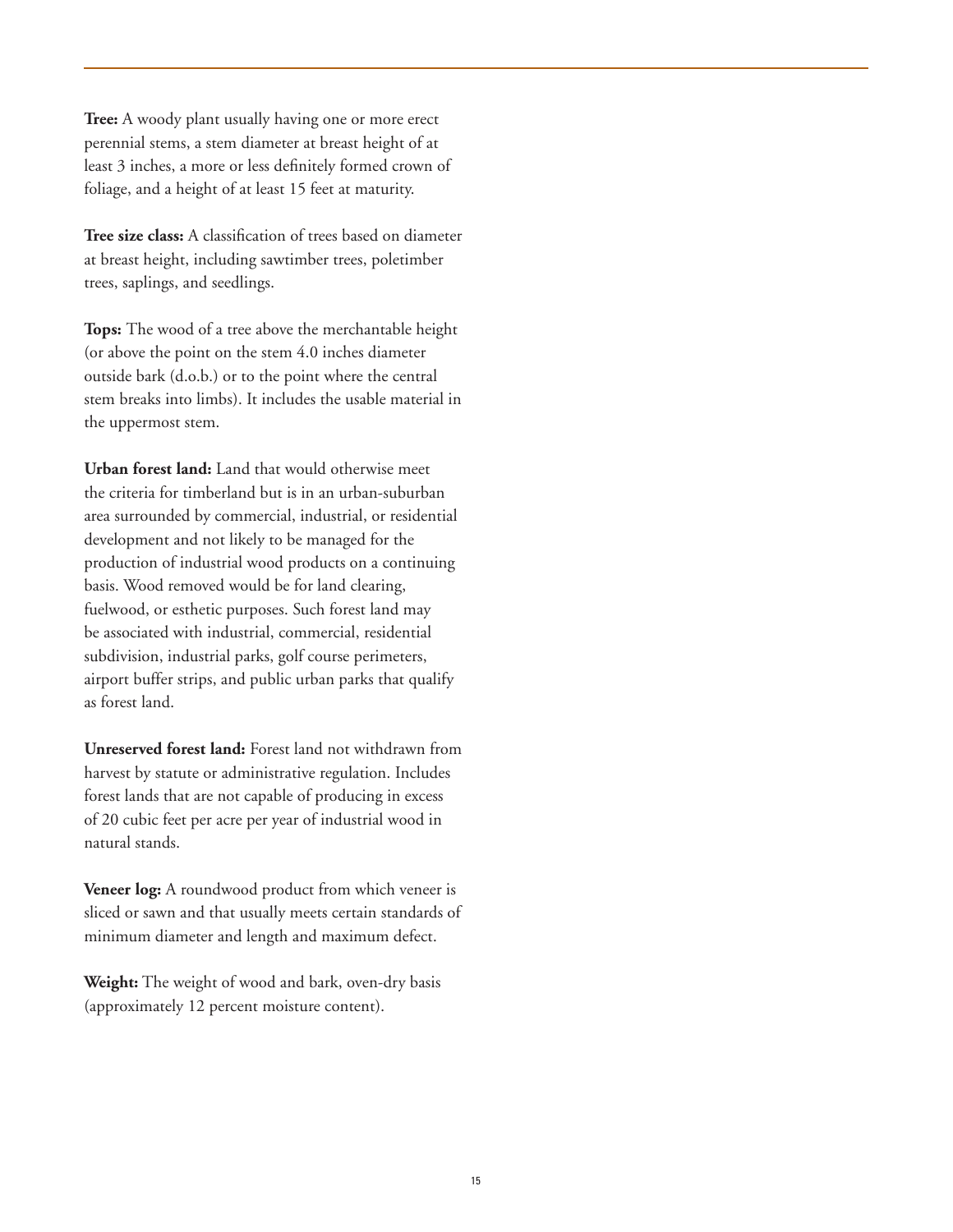**Tree:** A woody plant usually having one or more erect perennial stems, a stem diameter at breast height of at least 3 inches, a more or less definitely formed crown of foliage, and a height of at least 15 feet at maturity.

**Tree size class:** A classification of trees based on diameter at breast height, including sawtimber trees, poletimber trees, saplings, and seedlings.

**Tops:** The wood of a tree above the merchantable height (or above the point on the stem 4.0 inches diameter outside bark (d.o.b.) or to the point where the central stem breaks into limbs). It includes the usable material in the uppermost stem.

**Urban forest land:** Land that would otherwise meet the criteria for timberland but is in an urban-suburban area surrounded by commercial, industrial, or residential development and not likely to be managed for the production of industrial wood products on a continuing basis. Wood removed would be for land clearing, fuelwood, or esthetic purposes. Such forest land may be associated with industrial, commercial, residential subdivision, industrial parks, golf course perimeters, airport buffer strips, and public urban parks that qualify as forest land.

**Unreserved forest land:** Forest land not withdrawn from harvest by statute or administrative regulation. Includes forest lands that are not capable of producing in excess of 20 cubic feet per acre per year of industrial wood in natural stands.

**Veneer log:** A roundwood product from which veneer is sliced or sawn and that usually meets certain standards of minimum diameter and length and maximum defect.

**Weight:** The weight of wood and bark, oven-dry basis (approximately 12 percent moisture content).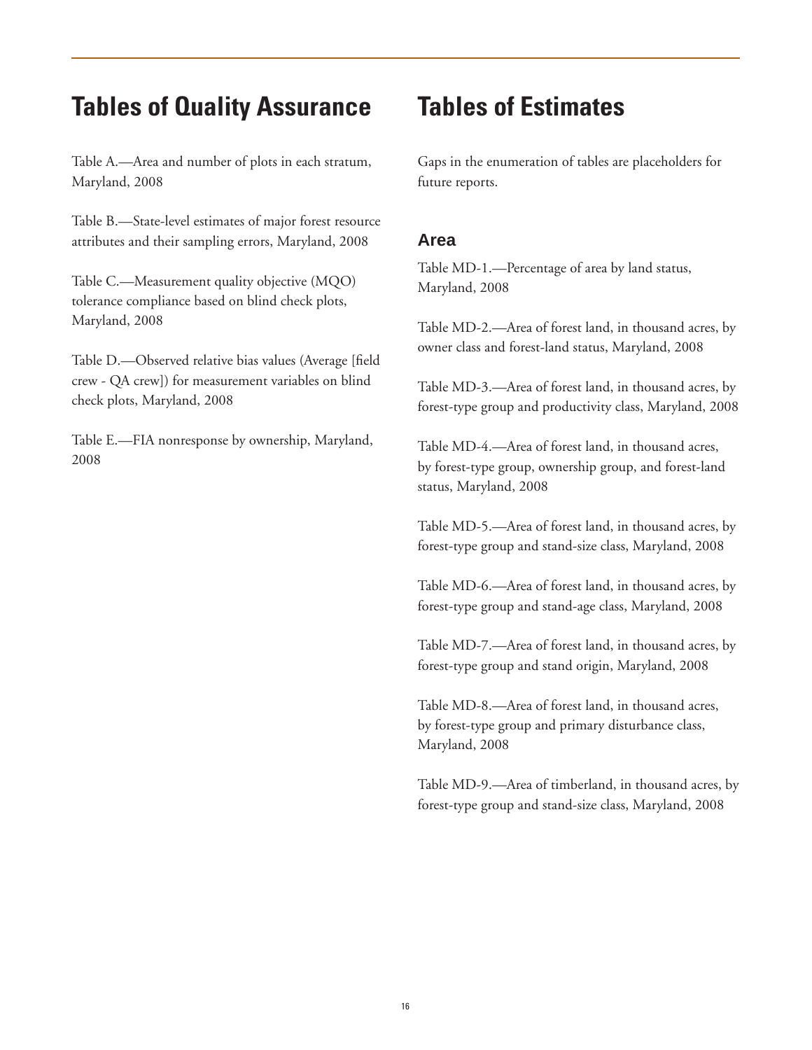# Tables of Quality Assurance

Table A.—Area and number of plots in each stratum, Maryland, 2008

Table B.—State-level estimates of major forest resource attributes and their sampling errors, Maryland, 2008

Table C.—Measurement quality objective (MQO) tolerance compliance based on blind check plots, Maryland, 2008

Table D.—Observed relative bias values (Average [field crew - QA crew]) for measurement variables on blind check plots, Maryland, 2008

Table E.—FIA nonresponse by ownership, Maryland, 2008

# Tables of Estimates

Gaps in the enumeration of tables are placeholders for future reports.

## Area

Table MD-1.—Percentage of area by land status, Maryland, 2008

Table MD-2.—Area of forest land, in thousand acres, by owner class and forest-land status, Maryland, 2008

Table MD-3.—Area of forest land, in thousand acres, by forest-type group and productivity class, Maryland, 2008

Table MD-4.—Area of forest land, in thousand acres, by forest-type group, ownership group, and forest-land status, Maryland, 2008

Table MD-5.—Area of forest land, in thousand acres, by forest-type group and stand-size class, Maryland, 2008

Table MD-6.—Area of forest land, in thousand acres, by forest-type group and stand-age class, Maryland, 2008

Table MD-7.—Area of forest land, in thousand acres, by forest-type group and stand origin, Maryland, 2008

Table MD-8.—Area of forest land, in thousand acres, by forest-type group and primary disturbance class, Maryland, 2008

Table MD-9.—Area of timberland, in thousand acres, by forest-type group and stand-size class, Maryland, 2008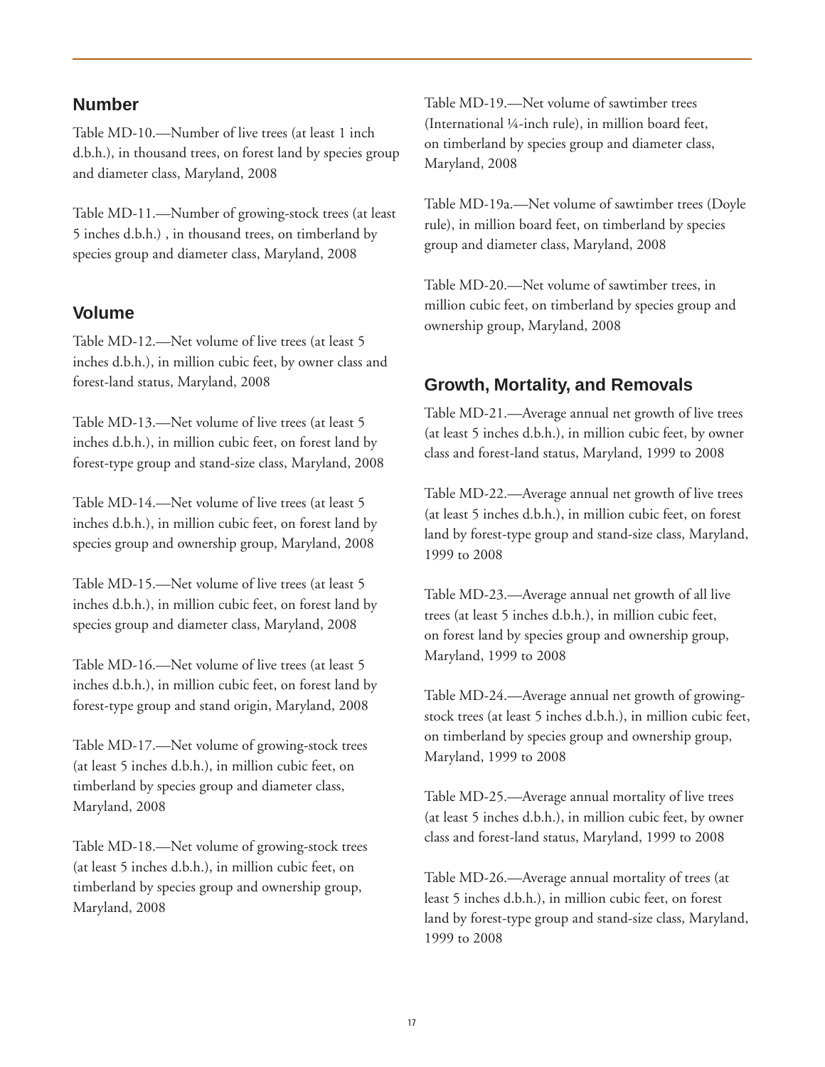## Number

Table MD-10.—Number of live trees (at least 1 inch d.b.h.), in thousand trees, on forest land by species group and diameter class, Maryland, 2008

Table MD-11.—Number of growing-stock trees (at least 5 inches d.b.h.) , in thousand trees, on timberland by species group and diameter class, Maryland, 2008

## Volume

Table MD-12.—Net volume of live trees (at least 5 inches d.b.h.), in million cubic feet, by owner class and forest-land status, Maryland, 2008

Table MD-13.—Net volume of live trees (at least 5 inches d.b.h.), in million cubic feet, on forest land by forest-type group and stand-size class, Maryland, 2008

Table MD-14.—Net volume of live trees (at least 5 inches d.b.h.), in million cubic feet, on forest land by species group and ownership group, Maryland, 2008

Table MD-15.—Net volume of live trees (at least 5 inches d.b.h.), in million cubic feet, on forest land by species group and diameter class, Maryland, 2008

Table MD-16.—Net volume of live trees (at least 5 inches d.b.h.), in million cubic feet, on forest land by forest-type group and stand origin, Maryland, 2008

Table MD-17.—Net volume of growing-stock trees (at least 5 inches d.b.h.), in million cubic feet, on timberland by species group and diameter class, Maryland, 2008

Table MD-18.—Net volume of growing-stock trees (at least 5 inches d.b.h.), in million cubic feet, on timberland by species group and ownership group, Maryland, 2008

Table MD-19.—Net volume of sawtimber trees (International ¼-inch rule), in million board feet, on timberland by species group and diameter class, Maryland, 2008

Table MD-19a.—Net volume of sawtimber trees (Doyle rule), in million board feet, on timberland by species group and diameter class, Maryland, 2008

Table MD-20.—Net volume of sawtimber trees, in million cubic feet, on timberland by species group and ownership group, Maryland, 2008

## Growth, Mortality, and Removals

Table MD-21.—Average annual net growth of live trees (at least 5 inches d.b.h.), in million cubic feet, by owner class and forest-land status, Maryland, 1999 to 2008

Table MD-22.—Average annual net growth of live trees (at least 5 inches d.b.h.), in million cubic feet, on forest land by forest-type group and stand-size class, Maryland, 1999 to 2008

Table MD-23.—Average annual net growth of all live trees (at least 5 inches d.b.h.), in million cubic feet, on forest land by species group and ownership group, Maryland, 1999 to 2008

Table MD-24.—Average annual net growth of growing-stock trees (at least 5 inches d.b.h.), in million cubic feet, on timberland by species group and ownership group, Maryland, 1999 to 2008

Table MD-25.—Average annual mortality of live trees (at least 5 inches d.b.h.), in million cubic feet, by owner class and forest-land status, Maryland, 1999 to 2008

Table MD-26.—Average annual mortality of trees (at least 5 inches d.b.h.), in million cubic feet, on forest land by forest-type group and stand-size class, Maryland, 1999 to 2008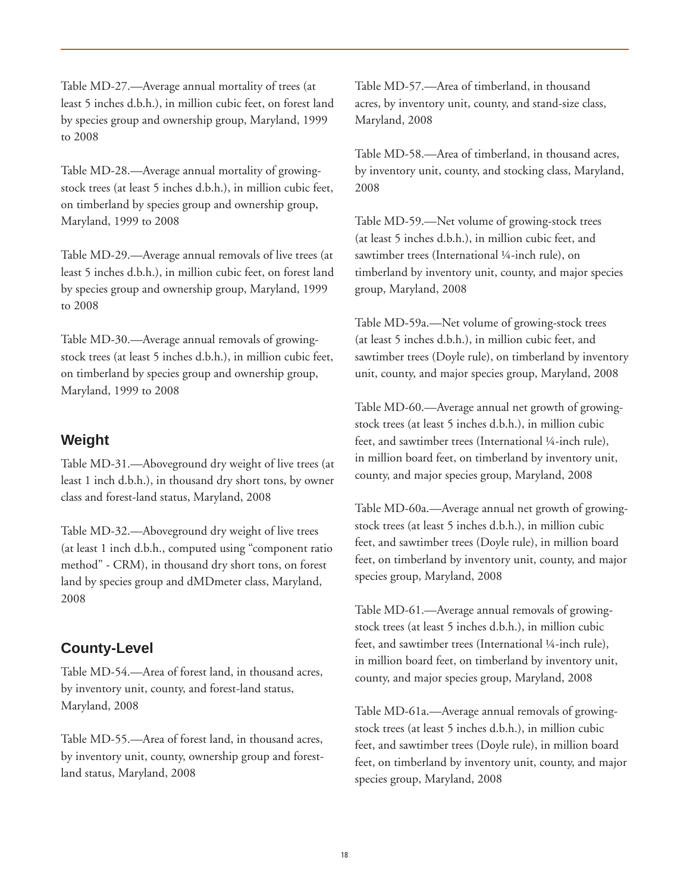Table MD-27.—Average annual mortality of trees (at least 5 inches d.b.h.), in million cubic feet, on forest land by species group and ownership group, Maryland, 1999 to 2008

Table MD-28.—Average annual mortality of growing-stock trees (at least 5 inches d.b.h.), in million cubic feet, on timberland by species group and ownership group, Maryland, 1999 to 2008

Table MD-29.—Average annual removals of live trees (at least 5 inches d.b.h.), in million cubic feet, on forest land by species group and ownership group, Maryland, 1999 to 2008

Table MD-30.—Average annual removals of growing-stock trees (at least 5 inches d.b.h.), in million cubic feet, on timberland by species group and ownership group, Maryland, 1999 to 2008

## Weight

Table MD-31.—Aboveground dry weight of live trees (at least 1 inch d.b.h.), in thousand dry short tons, by owner class and forest-land status, Maryland, 2008

Table MD-32.—Aboveground dry weight of live trees (at least 1 inch d.b.h., computed using "component ratio method" - CRM), in thousand dry short tons, on forest land by species group and dMDmeter class, Maryland, 2008

## County-Level

Table MD-54.—Area of forest land, in thousand acres, by inventory unit, county, and forest-land status, Maryland, 2008

Table MD-55.—Area of forest land, in thousand acres, by inventory unit, county, ownership group and forest-land status, Maryland, 2008

Table MD-57.—Area of timberland, in thousand acres, by inventory unit, county, and stand-size class, Maryland, 2008

Table MD-58.—Area of timberland, in thousand acres, by inventory unit, county, and stocking class, Maryland, 2008

Table MD-59.—Net volume of growing-stock trees (at least 5 inches d.b.h.), in million cubic feet, and sawtimber trees (International ¼-inch rule), on timberland by inventory unit, county, and major species group, Maryland, 2008

Table MD-59a.—Net volume of growing-stock trees (at least 5 inches d.b.h.), in million cubic feet, and sawtimber trees (Doyle rule), on timberland by inventory unit, county, and major species group, Maryland, 2008

Table MD-60.—Average annual net growth of growing-stock trees (at least 5 inches d.b.h.), in million cubic feet, and sawtimber trees (International ¼-inch rule), in million board feet, on timberland by inventory unit, county, and major species group, Maryland, 2008

Table MD-60a.—Average annual net growth of growing-stock trees (at least 5 inches d.b.h.), in million cubic feet, and sawtimber trees (Doyle rule), in million board feet, on timberland by inventory unit, county, and major species group, Maryland, 2008

Table MD-61.—Average annual removals of growing-stock trees (at least 5 inches d.b.h.), in million cubic feet, and sawtimber trees (International ¼-inch rule), in million board feet, on timberland by inventory unit, county, and major species group, Maryland, 2008

Table MD-61a.—Average annual removals of growing-stock trees (at least 5 inches d.b.h.), in million cubic feet, and sawtimber trees (Doyle rule), in million board feet, on timberland by inventory unit, county, and major species group, Maryland, 2008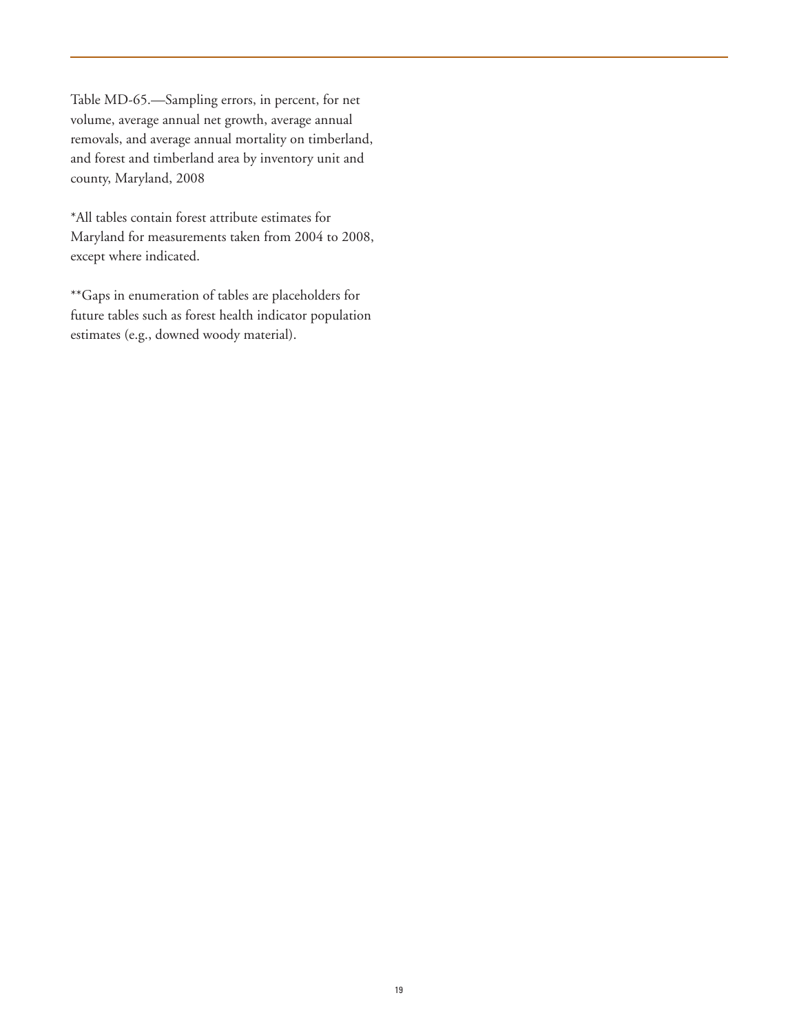Table MD-65.—Sampling errors, in percent, for net volume, average annual net growth, average annual removals, and average annual mortality on timberland, and forest and timberland area by inventory unit and county, Maryland, 2008

*All tables contain forest attribute estimates for Maryland for measurements taken from 2004 to 2008, except where indicated.

**Gaps in enumeration of tables are placeholders for future tables such as forest health indicator population estimates (e.g., downed woody material).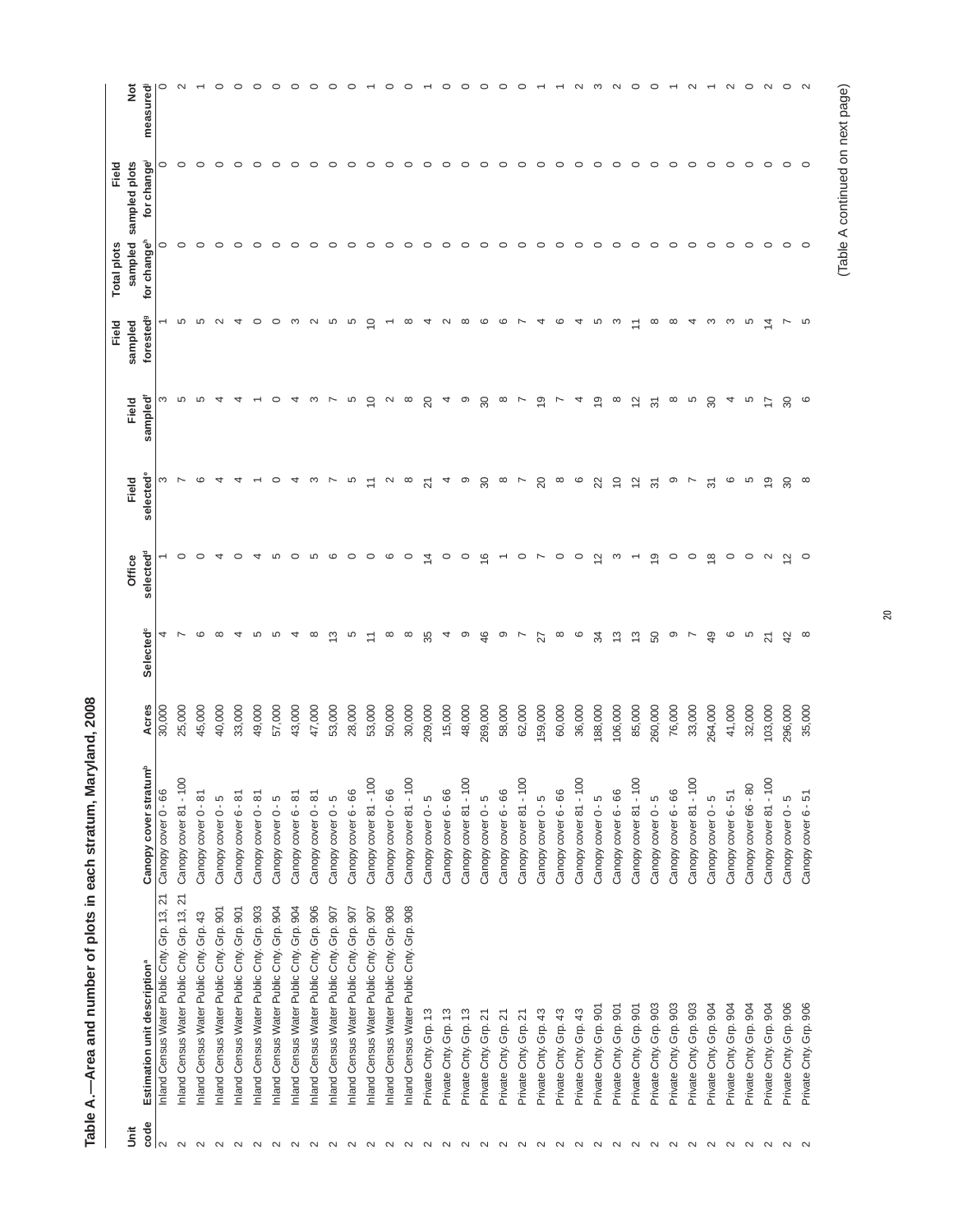**Table A.—Area and number of plots in each stratum, Maryland, 2008**

| Unit code | Estimation unit description[a] | Canopy cover stratum[b] | Acres | Selected[c] | Office selected[d] | Field selected[e] | Field sampled[f] | Field sampled forested[g] | Total plots sampled for change[h] | Field sampled plots for change[i] | Not measured[j] |
|---|---|---|---|---|---|---|---|---|---|---|---|
| 2 | Inland Census Water Public Cnty. Grp. 13, 21 | Canopy cover 0 - 66 | 30,000 | 4 | 1 | 3 | 3 | 1 | 0 | 0 | 0 |
| 2 | Inland Census Water Public Cnty. Grp. 13, 21 | Canopy cover 81 - 100 | 25,000 | 7 | 0 | 7 | 5 | 5 | 0 | 0 | 2 |
| 2 | Inland Census Water Public Cnty. Grp. 43 | Canopy cover 0 - 81 | 45,000 | 6 | 0 | 6 | 5 | 5 | 0 | 0 | 1 |
| 2 | Inland Census Water Public Cnty. Grp. 901 | Canopy cover 0 - 5 | 40,000 | 8 | 4 | 4 | 4 | 2 | 0 | 0 | 0 |
| 2 | Inland Census Water Public Cnty. Grp. 901 | Canopy cover 6 - 81 | 33,000 | 4 | 0 | 4 | 4 | 4 | 0 | 0 | 0 |
| 2 | Inland Census Water Public Cnty. Grp. 903 | Canopy cover 0 - 81 | 49,000 | 5 | 4 | 1 | 1 | 0 | 0 | 0 | 0 |
| 2 | Inland Census Water Public Cnty. Grp. 904 | Canopy cover 0 - 5 | 57,000 | 5 | 5 | 0 | 0 | 0 | 0 | 0 | 0 |
| 2 | Inland Census Water Public Cnty. Grp. 904 | Canopy cover 6 - 81 | 43,000 | 4 | 0 | 4 | 4 | 3 | 0 | 0 | 0 |
| 2 | Inland Census Water Public Cnty. Grp. 906 | Canopy cover 0 - 81 | 47,000 | 8 | 5 | 3 | 3 | 2 | 0 | 0 | 0 |
| 2 | Inland Census Water Public Cnty. Grp. 907 | Canopy cover 0 - 5 | 53,000 | 13 | 6 | 7 | 7 | 5 | 0 | 0 | 0 |
| 2 | Inland Census Water Public Cnty. Grp. 907 | Canopy cover 6 - 66 | 28,000 | 5 | 0 | 5 | 5 | 5 | 0 | 0 | 0 |
| 2 | Inland Census Water Public Cnty. Grp. 907 | Canopy cover 81 - 100 | 53,000 | 11 | 0 | 11 | 10 | 10 | 0 | 0 | 1 |
| 2 | Inland Census Water Public Cnty. Grp. 908 | Canopy cover 0 - 66 | 50,000 | 8 | 6 | 2 | 2 | 1 | 0 | 0 | 0 |
| 2 | Inland Census Water Public Cnty. Grp. 908 | Canopy cover 81 - 100 | 30,000 | 8 | 0 | 8 | 8 | 8 | 0 | 0 | 0 |
| 2 | Private Cnty. Grp. 13 | Canopy cover 0 - 5 | 209,000 | 35 | 14 | 21 | 20 | 4 | 0 | 0 | 1 |
| 2 | Private Cnty. Grp. 13 | Canopy cover 6 - 66 | 15,000 | 4 | 0 | 4 | 4 | 2 | 0 | 0 | 0 |
| 2 | Private Cnty. Grp. 13 | Canopy cover 81 - 100 | 48,000 | 9 | 0 | 9 | 9 | 8 | 0 | 0 | 0 |
| 2 | Private Cnty. Grp. 21 | Canopy cover 0 - 5 | 269,000 | 46 | 16 | 30 | 30 | 6 | 0 | 0 | 0 |
| 2 | Private Cnty. Grp. 21 | Canopy cover 6 - 66 | 58,000 | 9 | 1 | 8 | 8 | 6 | 0 | 0 | 0 |
| 2 | Private Cnty. Grp. 21 | Canopy cover 81 - 100 | 62,000 | 7 | 0 | 7 | 7 | 7 | 0 | 0 | 0 |
| 2 | Private Cnty. Grp. 43 | Canopy cover 0 - 5 | 159,000 | 27 | 7 | 20 | 19 | 4 | 0 | 0 | 1 |
| 2 | Private Cnty. Grp. 43 | Canopy cover 6 - 66 | 60,000 | 8 | 0 | 8 | 7 | 6 | 0 | 0 | 1 |
| 2 | Private Cnty. Grp. 43 | Canopy cover 81 - 100 | 36,000 | 6 | 0 | 6 | 4 | 4 | 0 | 0 | 2 |
| 2 | Private Cnty. Grp. 901 | Canopy cover 0 - 5 | 188,000 | 34 | 12 | 22 | 19 | 5 | 0 | 0 | 3 |
| 2 | Private Cnty. Grp. 901 | Canopy cover 6 - 66 | 106,000 | 13 | 3 | 10 | 8 | 3 | 0 | 0 | 2 |
| 2 | Private Cnty. Grp. 901 | Canopy cover 81 - 100 | 85,000 | 13 | 1 | 12 | 12 | 11 | 0 | 0 | 0 |
| 2 | Private Cnty. Grp. 903 | Canopy cover 0 - 5 | 260,000 | 50 | 19 | 31 | 31 | 8 | 0 | 0 | 0 |
| 2 | Private Cnty. Grp. 903 | Canopy cover 6 - 66 | 76,000 | 9 | 0 | 9 | 8 | 8 | 0 | 0 | 1 |
| 2 | Private Cnty. Grp. 903 | Canopy cover 81 - 100 | 33,000 | 7 | 0 | 7 | 5 | 4 | 0 | 0 | 2 |
| 2 | Private Cnty. Grp. 904 | Canopy cover 0 - 5 | 264,000 | 49 | 18 | 31 | 30 | 3 | 0 | 0 | 1 |
| 2 | Private Cnty. Grp. 904 | Canopy cover 6 - 51 | 41,000 | 6 | 0 | 6 | 4 | 3 | 0 | 0 | 2 |
| 2 | Private Cnty. Grp. 904 | Canopy cover 66 - 80 | 32,000 | 5 | 0 | 5 | 5 | 5 | 0 | 0 | 0 |
| 2 | Private Cnty. Grp. 904 | Canopy cover 81 - 100 | 103,000 | 21 | 2 | 19 | 17 | 14 | 0 | 0 | 2 |
| 2 | Private Cnty. Grp. 906 | Canopy cover 0 - 5 | 296,000 | 42 | 12 | 30 | 30 | 7 | 0 | 0 | 0 |
| 2 | Private Cnty. Grp. 906 | Canopy cover 6 - 51 | 35,000 | 8 | 0 | 8 | 6 | 5 | 0 | 0 | 2 |

(Table A continued on next page)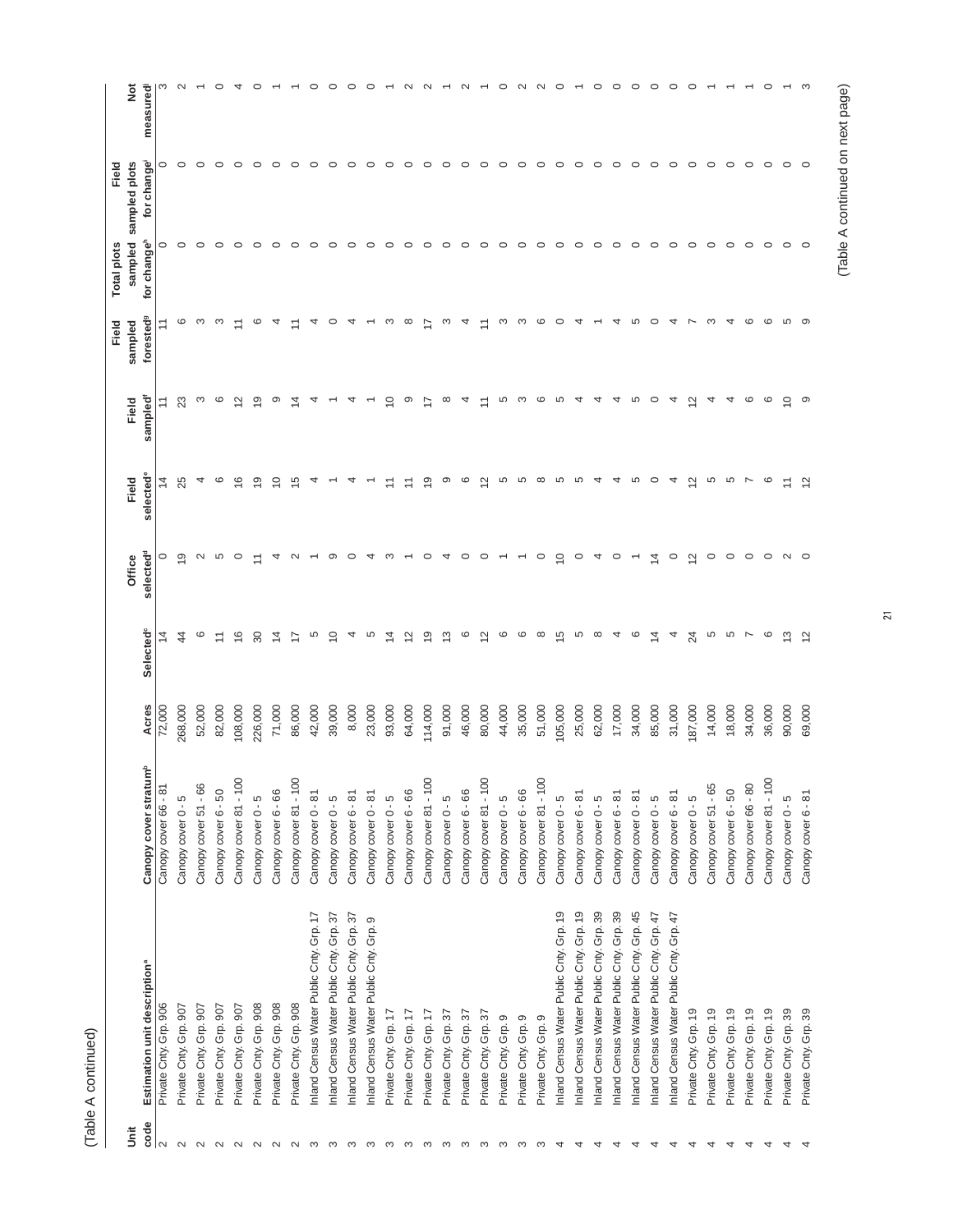(Table A continued)

| Unit code | Estimation unit description[a] | Canopy cover stratum[b] | Acres | Selected[c] | Office selected[d] | Field selected[e] | Field sampled[f] | Field sampled forested[g] | Total plots sampled for change[h] | Field sampled plots for change[i] | Not measured[j] |
|---|---|---|---|---|---|---|---|---|---|---|---|
| 2 | Private Cnty. Grp. 906 | Canopy cover 66 - 81 | 72,000 | 14 | 0 | 14 | 11 | 11 | 0 | 0 | 3 |
| 2 | Private Cnty. Grp. 907 | Canopy cover 0 - 5 | 268,000 | 44 | 19 | 25 | 23 | 6 | 0 | 0 | 2 |
| 2 | Private Cnty. Grp. 907 | Canopy cover 51 - 66 | 52,000 | 6 | 2 | 4 | 3 | 3 | 0 | 0 | 1 |
| 2 | Private Cnty. Grp. 907 | Canopy cover 6 - 50 | 82,000 | 11 | 5 | 6 | 6 | 3 | 0 | 0 | 0 |
| 2 | Private Cnty. Grp. 907 | Canopy cover 81 - 100 | 108,000 | 16 | 0 | 16 | 12 | 11 | 0 | 0 | 4 |
| 2 | Private Cnty. Grp. 908 | Canopy cover 0 - 5 | 226,000 | 30 | 11 | 19 | 19 | 6 | 0 | 0 | 0 |
| 2 | Private Cnty. Grp. 908 | Canopy cover 6 - 66 | 71,000 | 14 | 4 | 10 | 9 | 4 | 0 | 0 | 1 |
| 2 | Private Cnty. Grp. 908 | Canopy cover 81 - 100 | 86,000 | 17 | 2 | 15 | 14 | 11 | 0 | 0 | 1 |
| 3 | Inland Census Water Public Cnty. Grp. 17 | Canopy cover 0 - 81 | 42,000 | 5 | 1 | 4 | 4 | 4 | 0 | 0 | 0 |
| 3 | Inland Census Water Public Cnty. Grp. 37 | Canopy cover 0 - 5 | 39,000 | 10 | 9 | 1 | 1 | 0 | 0 | 0 | 0 |
| 3 | Inland Census Water Public Cnty. Grp. 37 | Canopy cover 6 - 81 | 8,000 | 4 | 0 | 4 | 4 | 4 | 0 | 0 | 0 |
| 3 | Inland Census Water Public Cnty. Grp. 9 | Canopy cover 0 - 81 | 23,000 | 5 | 4 | 1 | 1 | 1 | 0 | 0 | 0 |
| 3 | Private Cnty. Grp. 17 | Canopy cover 0 - 5 | 93,000 | 14 | 3 | 11 | 10 | 3 | 0 | 0 | 1 |
| 3 | Private Cnty. Grp. 17 | Canopy cover 6 - 66 | 64,000 | 12 | 1 | 11 | 9 | 8 | 0 | 0 | 2 |
| 3 | Private Cnty. Grp. 17 | Canopy cover 81 - 100 | 114,000 | 19 | 0 | 19 | 17 | 17 | 0 | 0 | 2 |
| 3 | Private Cnty. Grp. 37 | Canopy cover 0 - 5 | 91,000 | 13 | 4 | 9 | 8 | 3 | 0 | 0 | 1 |
| 3 | Private Cnty. Grp. 37 | Canopy cover 6 - 66 | 46,000 | 6 | 0 | 6 | 4 | 4 | 0 | 0 | 2 |
| 3 | Private Cnty. Grp. 37 | Canopy cover 81 - 100 | 80,000 | 12 | 0 | 12 | 11 | 11 | 0 | 0 | 1 |
| 3 | Private Cnty. Grp. 9 | Canopy cover 0 - 5 | 44,000 | 6 | 1 | 5 | 5 | 3 | 0 | 0 | 0 |
| 3 | Private Cnty. Grp. 9 | Canopy cover 6 - 66 | 35,000 | 6 | 1 | 5 | 3 | 3 | 0 | 0 | 2 |
| 3 | Private Cnty. Grp. 9 | Canopy cover 81 - 100 | 51,000 | 8 | 0 | 8 | 6 | 6 | 0 | 0 | 2 |
| 4 | Inland Census Water Public Cnty. Grp. 19 | Canopy cover 0 - 5 | 105,000 | 15 | 10 | 5 | 5 | 0 | 0 | 0 | 0 |
| 4 | Inland Census Water Public Cnty. Grp. 19 | Canopy cover 6 - 81 | 25,000 | 5 | 0 | 5 | 4 | 4 | 0 | 0 | 1 |
| 4 | Inland Census Water Public Cnty. Grp. 39 | Canopy cover 0 - 5 | 62,000 | 8 | 4 | 4 | 4 | 1 | 0 | 0 | 0 |
| 4 | Inland Census Water Public Cnty. Grp. 39 | Canopy cover 6 - 81 | 17,000 | 4 | 0 | 4 | 4 | 4 | 0 | 0 | 0 |
| 4 | Inland Census Water Public Cnty. Grp. 45 | Canopy cover 0 - 81 | 34,000 | 6 | 1 | 5 | 5 | 5 | 0 | 0 | 0 |
| 4 | Inland Census Water Public Cnty. Grp. 47 | Canopy cover 0 - 5 | 85,000 | 14 | 14 | 0 | 0 | 0 | 0 | 0 | 0 |
| 4 | Inland Census Water Public Cnty. Grp. 47 | Canopy cover 6 - 81 | 31,000 | 4 | 0 | 4 | 4 | 4 | 0 | 0 | 0 |
| 4 | Private Cnty. Grp. 19 | Canopy cover 0 - 5 | 187,000 | 24 | 12 | 12 | 12 | 7 | 0 | 0 | 0 |
| 4 | Private Cnty. Grp. 19 | Canopy cover 51 - 65 | 14,000 | 5 | 0 | 5 | 4 | 3 | 0 | 0 | 1 |
| 4 | Private Cnty. Grp. 19 | Canopy cover 6 - 50 | 18,000 | 5 | 0 | 5 | 4 | 4 | 0 | 0 | 1 |
| 4 | Private Cnty. Grp. 19 | Canopy cover 66 - 80 | 34,000 | 7 | 0 | 7 | 6 | 6 | 0 | 0 | 1 |
| 4 | Private Cnty. Grp. 19 | Canopy cover 81 - 100 | 36,000 | 6 | 0 | 6 | 6 | 6 | 0 | 0 | 0 |
| 4 | Private Cnty. Grp. 39 | Canopy cover 0 - 5 | 90,000 | 13 | 2 | 11 | 10 | 5 | 0 | 0 | 1 |
| 4 | Private Cnty. Grp. 39 | Canopy cover 6 - 81 | 69,000 | 12 | 0 | 12 | 9 | 9 | 0 | 0 | 3 |

(Table A continued on next page)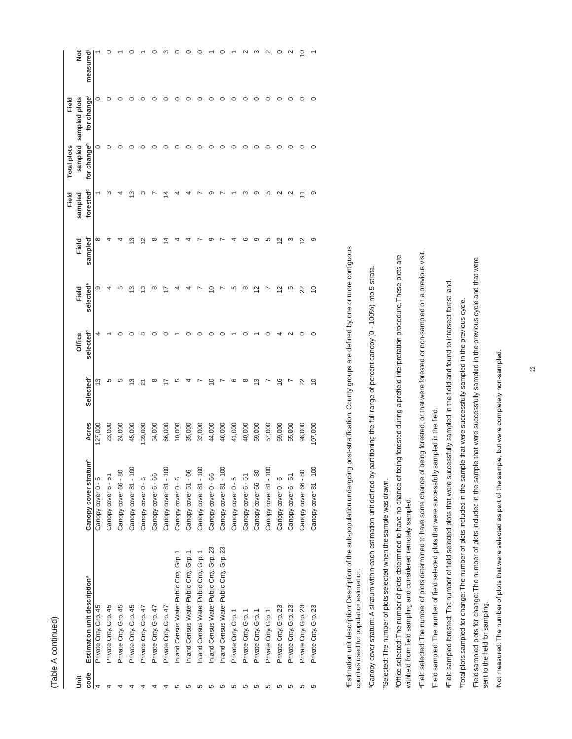(Table A continued)

| Unit code | Estimation unit description[a] | Canopy cover stratum[b] | Acres | Selected[c] | Office selected[d] | Field selected[e] | Field sampled[f] | Field sampled forested[g] | Total plots sampled for change[h] | Field sampled plots for change[i] | Not measured[j] |
|---|---|---|---|---|---|---|---|---|---|---|---|
| 4 | Private Cnty. Grp. 45 | Canopy cover 0 - 5 | 127,000 | 13 | 4 | 9 | 8 | 1 | 0 | 0 | 1 |
| 4 | Private Cnty. Grp. 45 | Canopy cover 6 - 51 | 23,000 | 5 | 1 | 4 | 4 | 3 | 0 | 0 | 0 |
| 4 | Private Cnty. Grp. 45 | Canopy cover 66 - 80 | 24,000 | 5 | 0 | 5 | 4 | 4 | 0 | 0 | 1 |
| 4 | Private Cnty. Grp. 45 | Canopy cover 81 - 100 | 45,000 | 13 | 0 | 13 | 13 | 13 | 0 | 0 | 0 |
| 4 | Private Cnty. Grp. 47 | Canopy cover 0 - 5 | 139,000 | 21 | 8 | 13 | 12 | 3 | 0 | 0 | 1 |
| 4 | Private Cnty. Grp. 47 | Canopy cover 6 - 66 | 54,000 | 8 | 0 | 8 | 8 | 7 | 0 | 0 | 0 |
| 4 | Private Cnty. Grp. 47 | Canopy cover 81 - 100 | 66,000 | 17 | 0 | 17 | 14 | 14 | 0 | 0 | 3 |
| 5 | Inland Census Water Public Cnty. Grp. 1 | Canopy cover 0 - 6 | 10,000 | 5 | 1 | 4 | 4 | 4 | 0 | 0 | 0 |
| 5 | Inland Census Water Public Cnty. Grp. 1 | Canopy cover 51 - 66 | 35,000 | 4 | 0 | 4 | 4 | 4 | 0 | 0 | 0 |
| 5 | Inland Census Water Public Cnty. Grp. 1 | Canopy cover 81 - 100 | 32,000 | 7 | 0 | 7 | 7 | 7 | 0 | 0 | 0 |
| 5 | Inland Census Water Public Cnty. Grp. 23 | Canopy cover 0 - 66 | 44,000 | 10 | 0 | 10 | 9 | 9 | 0 | 0 | 1 |
| 5 | Inland Census Water Public Cnty. Grp. 23 | Canopy cover 81 - 100 | 46,000 | 7 | 0 | 7 | 7 | 7 | 0 | 0 | 0 |
| 5 | Private Cnty. Grp. 1 | Canopy cover 0 - 5 | 41,000 | 6 | 1 | 5 | 4 | 1 | 0 | 0 | 1 |
| 5 | Private Cnty. Grp. 1 | Canopy cover 6 - 51 | 40,000 | 8 | 0 | 8 | 6 | 3 | 0 | 0 | 2 |
| 5 | Private Cnty. Grp. 1 | Canopy cover 66 - 80 | 59,000 | 13 | 1 | 12 | 9 | 9 | 0 | 0 | 3 |
| 5 | Private Cnty. Grp. 1 | Canopy cover 81 - 100 | 57,000 | 7 | 0 | 7 | 5 | 5 | 0 | 0 | 2 |
| 5 | Private Cnty. Grp. 23 | Canopy cover 0 - 5 | 69,000 | 16 | 4 | 12 | 12 | 2 | 0 | 0 | 0 |
| 5 | Private Cnty. Grp. 23 | Canopy cover 6 - 51 | 55,000 | 7 | 2 | 5 | 3 | 2 | 0 | 0 | 2 |
| 5 | Private Cnty. Grp. 23 | Canopy cover 66 - 80 | 98,000 | 22 | 0 | 22 | 12 | 11 | 0 | 0 | 10 |
| 5 | Private Cnty. Grp. 23 | Canopy cover 81 - 100 | 107,000 | 10 | 0 | 10 | 9 | 9 | 0 | 0 | 1 |

[a]Estimation unit description: Description of the sub-population undergoing post-stratification. County groups are defined by one or more contiguous counties used for population estimation.

[b]Canopy cover stratum: A stratum within each estimation unit defined by partitioning the full range of percent canopy (0 - 100%) into 5 strata.

[c]Selected: The number of plots selected when the sample was drawn.

[d]Office selected: The number of plots determined to have no chance of being forested during a prefield interpretation procedure. These plots are withheld from field sampling and considered remotely sampled.

[e]Field selected: The number of plots determined to have some chance of being forested, or that were forested or non-sampled on a previous visit.

[f]Field sampled: The number of field selected plots that were successfully sampled in the field.

[g]Field sampled forested: The number of field selected plots that were successfully sampled in the field and found to intersect forest land.

[h]Total plots sampled for change: The number of plots included in the sample that were successfully sampled in the previous cycle.

[i]Field sampled plots for change: The number of plots included in the sample that were successfully sampled in the previous cycle and that were sent to the field for sampling.

[j]Not measured: The number of plots that were selected as part of the sample, but were completely non-sampled.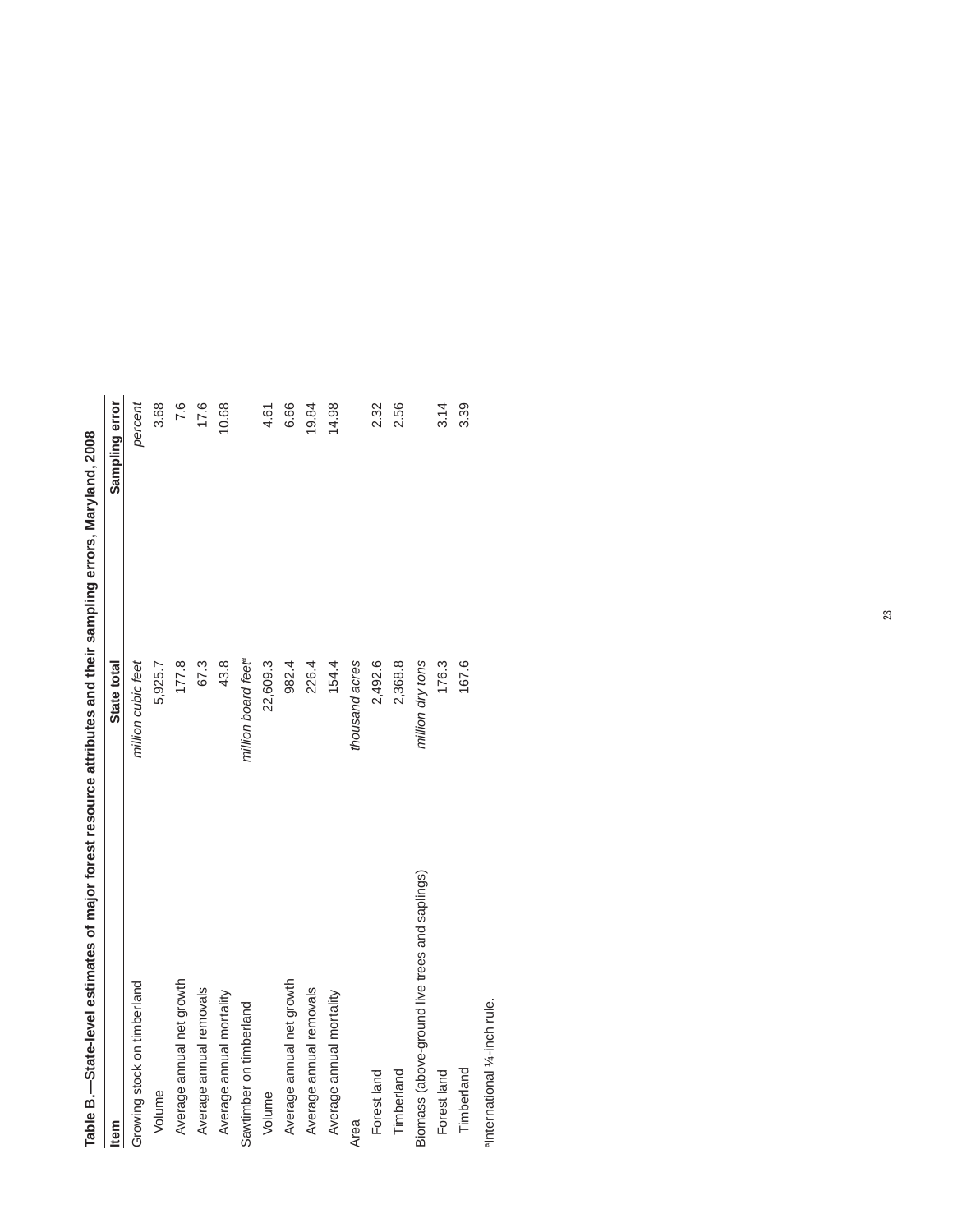**Table B.—State-level estimates of major forest resource attributes and their sampling errors, Maryland, 2008**

| Item | State total | Sampling error |
|---|---|---|
| Growing stock on timberland | *million cubic feet* | *percent* |
| Volume | 5,925.7 | 3.68 |
| Average annual net growth | 177.8 | 7.6 |
| Average annual removals | 67.3 | 17.6 |
| Average annual mortality | 43.8 | 10.68 |
| Sawtimber on timberland | *million board feet*[a] | |
| Volume | 22,609.3 | 4.61 |
| Average annual net growth | 982.4 | 6.66 |
| Average annual removals | 226.4 | 19.84 |
| Average annual mortality | 154.4 | 14.98 |
| Area | *thousand acres* | |
| Forest land | 2,492.6 | 2.32 |
| Timberland | 2,368.8 | 2.56 |
| Biomass (above-ground live trees and saplings) | *million dry tons* | |
| Forest land | 176.3 | 3.14 |
| Timberland | 167.6 | 3.39 |

[a]International ¼-inch rule.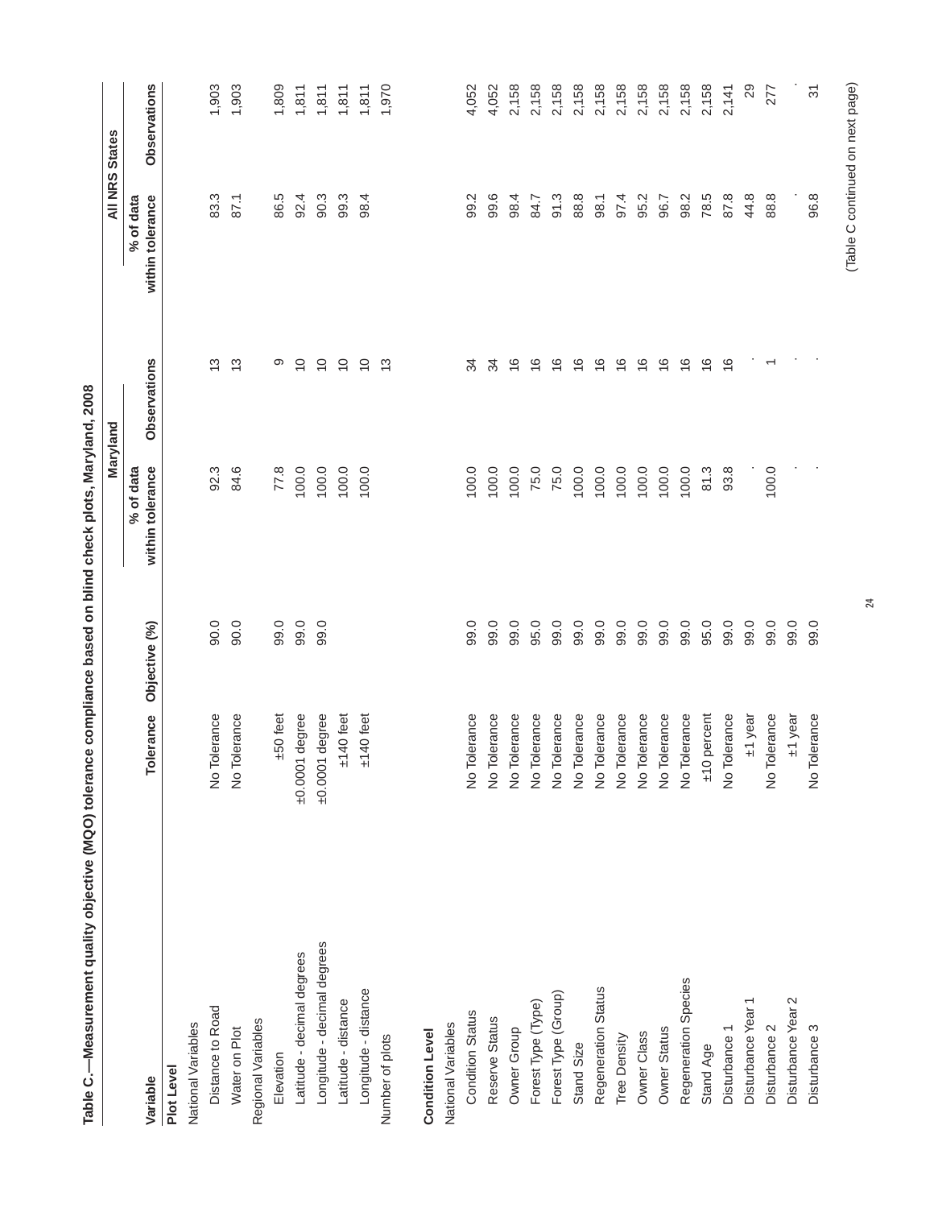Table C.—Measurement quality objective (MQO) tolerance compliance based on blind check plots, Maryland, 2008

| Variable | Tolerance | Objective (%) | Maryland | | All NRS States | |
|---|---|---|---|---|---|---|
| | | | % of data within tolerance | Observations | % of data within tolerance | Observations |
| **Plot Level** | | | | | | |
| National Variables | | | | | | |
| Distance to Road | No Tolerance | 90.0 | 92.3 | 13 | 83.3 | 1,903 |
| Water on Plot | No Tolerance | 90.0 | 84.6 | 13 | 87.1 | 1,903 |
| Regional Variables | | | | | | |
| Elevation | ±50 feet | 99.0 | 77.8 | 9 | 86.5 | 1,809 |
| Latitude - decimal degrees | ±0.0001 degree | 99.0 | 100.0 | 10 | 92.4 | 1,811 |
| Longitude - decimal degrees | ±0.0001 degree | 99.0 | 100.0 | 10 | 90.3 | 1,811 |
| Latitude - distance | ±140 feet | | 100.0 | 10 | 99.3 | 1,811 |
| Longitude - distance | ±140 feet | | 100.0 | 10 | 98.4 | 1,811 |
| Number of plots | | | | 13 | | 1,970 |
| | | | | | | |
| **Condition Level** | | | | | | |
| National Variables | | | | | | |
| Condition Status | No Tolerance | 99.0 | 100.0 | 34 | 99.2 | 4,052 |
| Reserve Status | No Tolerance | 99.0 | 100.0 | 34 | 99.6 | 4,052 |
| Owner Group | No Tolerance | 99.0 | 100.0 | 16 | 98.4 | 2,158 |
| Forest Type (Type) | No Tolerance | 95.0 | 75.0 | 16 | 84.7 | 2,158 |
| Forest Type (Group) | No Tolerance | 99.0 | 75.0 | 16 | 91.3 | 2,158 |
| Stand Size | No Tolerance | 99.0 | 100.0 | 16 | 88.8 | 2,158 |
| Regeneration Status | No Tolerance | 99.0 | 100.0 | 16 | 98.1 | 2,158 |
| Tree Density | No Tolerance | 99.0 | 100.0 | 16 | 97.4 | 2,158 |
| Owner Class | No Tolerance | 99.0 | 100.0 | 16 | 95.2 | 2,158 |
| Owner Status | No Tolerance | 99.0 | 100.0 | 16 | 96.7 | 2,158 |
| Regeneration Species | No Tolerance | 99.0 | 100.0 | 16 | 98.2 | 2,158 |
| Stand Age | ±10 percent | 95.0 | 81.3 | 16 | 78.5 | 2,158 |
| Disturbance 1 | No Tolerance | 99.0 | 93.8 | 16 | 87.8 | 2,141 |
| Disturbance Year 1 | ±1 year | 99.0 | . | . | 44.8 | 29 |
| Disturbance 2 | No Tolerance | 99.0 | 100.0 | 1 | 88.8 | 277 |
| Disturbance Year 2 | ±1 year | 99.0 | . | . | . | . |
| Disturbance 3 | No Tolerance | 99.0 | . | . | 96.8 | 31 |

(Table C continued on next page)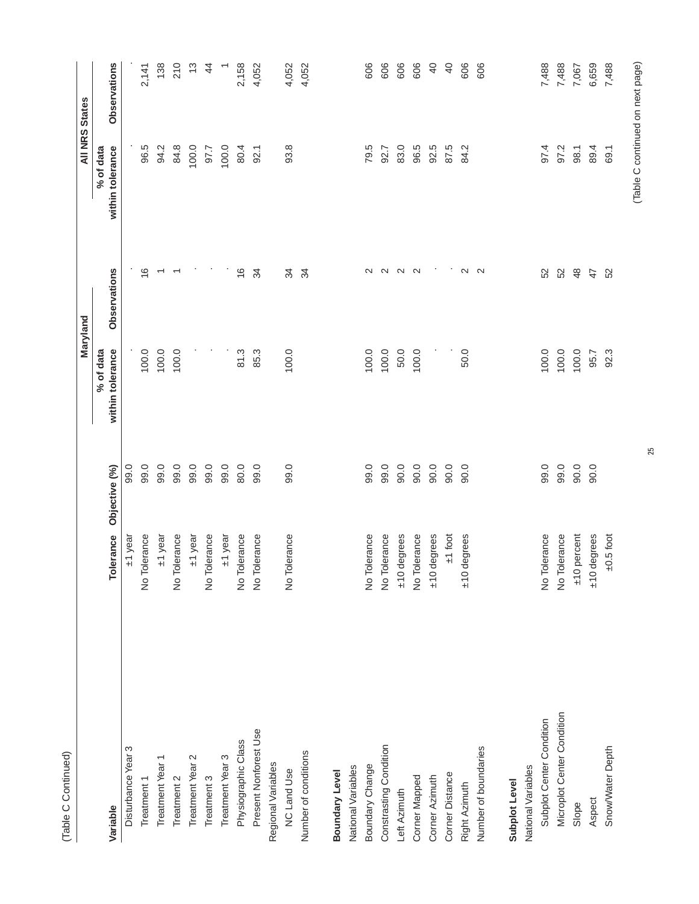(Table C Continued)

| Variable | Tolerance | Objective (%) | Maryland | | All NRS States | |
|---|---|---|---|---|---|---|
| | | | % of data within tolerance | Observations | % of data within tolerance | Observations |
| Disturbance Year 3 | ±1 year | 99.0 | . | . | . | . |
| Treatment 1 | No Tolerance | 99.0 | 100.0 | 16 | 96.5 | 2,141 |
| Treatment Year 1 | ±1 year | 99.0 | 100.0 | 1 | 94.2 | 138 |
| Treatment 2 | No Tolerance | 99.0 | 100.0 | 1 | 84.8 | 210 |
| Treatment Year 2 | ±1 year | 99.0 | . | . | 100.0 | 13 |
| Treatment 3 | No Tolerance | 99.0 | . | . | 97.7 | 44 |
| Treatment Year 3 | ±1 year | 99.0 | . | . | 100.0 | 1 |
| Physiographic Class | No Tolerance | 80.0 | 81.3 | 16 | 80.4 | 2,158 |
| Present Nonforest Use | No Tolerance | 99.0 | 85.3 | 34 | 92.1 | 4,052 |
| Regional Variables | | | | | | |
| NC Land Use | No Tolerance | 99.0 | 100.0 | 34 | 93.8 | 4,052 |
| Number of conditions | | | | 34 | | 4,052 |
| | | | | | | |
| **Boundary Level** | | | | | | |
| National Variables | | | | | | |
| Boundary Change | No Tolerance | 99.0 | 100.0 | 2 | 79.5 | 606 |
| Contrasting Condition | No Tolerance | 99.0 | 100.0 | 2 | 92.7 | 606 |
| Left Azimuth | ±10 degrees | 90.0 | 50.0 | 2 | 83.0 | 606 |
| Corner Mapped | No Tolerance | 90.0 | 100.0 | 2 | 96.5 | 606 |
| Corner Azimuth | ±10 degrees | 90.0 | . | . | 92.5 | 40 |
| Corner Distance | ±1 foot | 90.0 | . | . | 87.5 | 40 |
| Right Azimuth | ±10 degrees | 90.0 | 50.0 | 2 | 84.2 | 606 |
| Number of boundaries | | | | 2 | | 606 |
| | | | | | | |
| **Subplot Level** | | | | | | |
| National Variables | | | | | | |
| Subplot Center Condition | No Tolerance | 99.0 | 100.0 | 52 | 97.4 | 7,488 |
| Microplot Center Condition | No Tolerance | 99.0 | 100.0 | 52 | 97.2 | 7,488 |
| Slope | ±10 percent | 90.0 | 100.0 | 48 | 98.1 | 7,067 |
| Aspect | ±10 degrees | 90.0 | 95.7 | 47 | 89.4 | 6,659 |
| Snow/Water Depth | ±0.5 foot | | 92.3 | 52 | 69.1 | 7,488 |

(Table C continued on next page)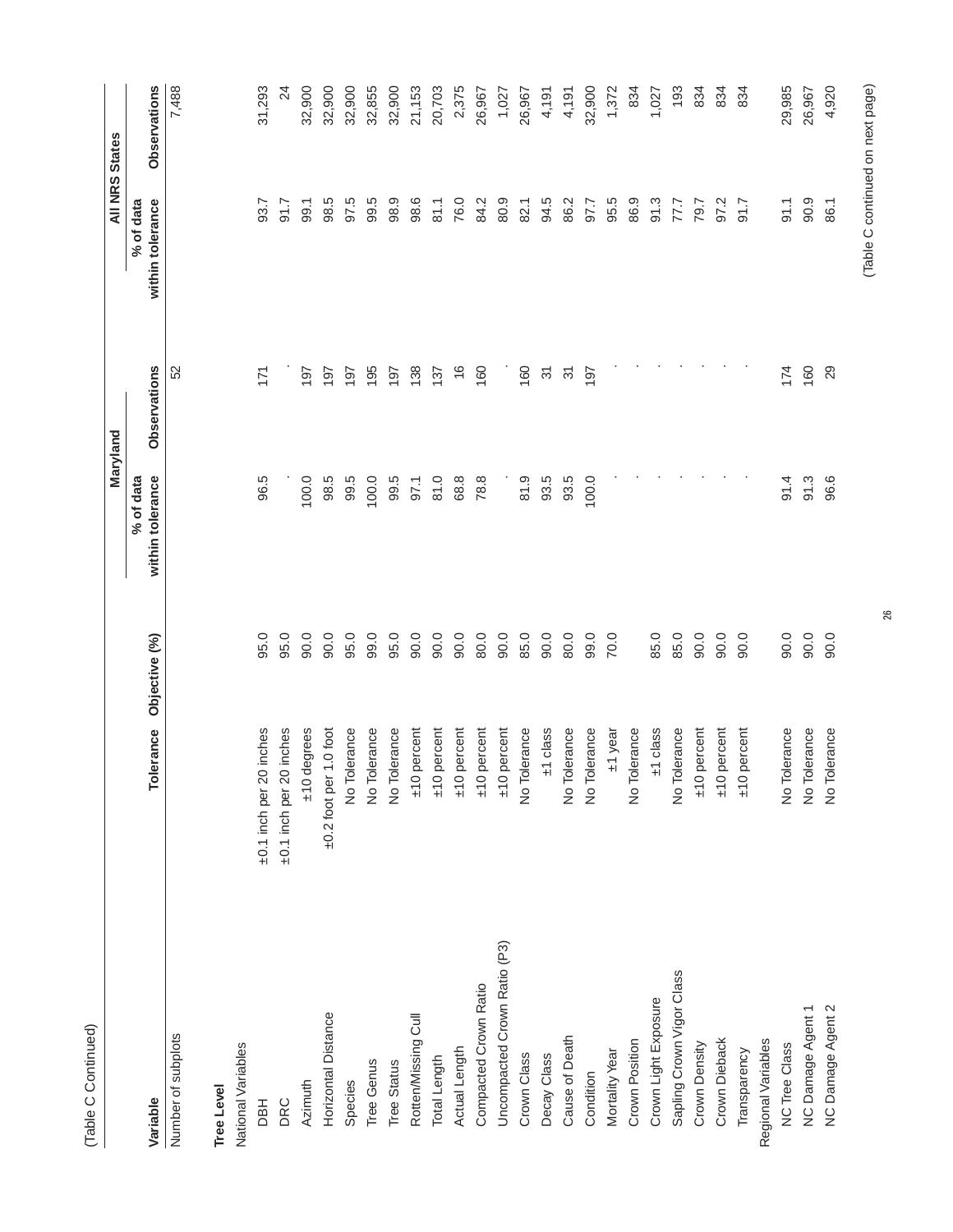(Table C Continued)

| Variable | Tolerance | Objective (%) | Maryland | | All NRS States | |
|---|---|---|---|---|---|---|
| | | | % of data within tolerance | Observations | % of data within tolerance | Observations |
| Number of subplots | | | | 52 | | 7,488 |
| **Tree Level** | | | | | | |
| National Variables | | | | | | |
| DBH | ±0.1 inch per 20 inches | 95.0 | 96.5 | 171 | 93.7 | 31,293 |
| DRC | ±0.1 inch per 20 inches | 95.0 | . | . | 91.7 | 24 |
| Azimuth | ±10 degrees | 90.0 | 100.0 | 197 | 99.1 | 32,900 |
| Horizontal Distance | ±0.2 foot per 1.0 foot | 90.0 | 98.5 | 197 | 98.5 | 32,900 |
| Species | No Tolerance | 95.0 | 99.5 | 197 | 97.5 | 32,900 |
| Tree Genus | No Tolerance | 99.0 | 100.0 | 195 | 99.5 | 32,855 |
| Tree Status | No Tolerance | 95.0 | 99.5 | 197 | 98.9 | 32,900 |
| Rotten/Missing Cull | ±10 percent | 90.0 | 97.1 | 138 | 98.6 | 21,153 |
| Total Length | ±10 percent | 90.0 | 81.0 | 137 | 81.1 | 20,703 |
| Actual Length | ±10 percent | 90.0 | 68.8 | 16 | 76.0 | 2,375 |
| Compacted Crown Ratio | ±10 percent | 80.0 | 78.8 | 160 | 84.2 | 26,967 |
| Uncompacted Crown Ratio (P3) | ±10 percent | 90.0 | . | . | 80.9 | 1,027 |
| Crown Class | No Tolerance | 85.0 | 81.9 | 160 | 82.1 | 26,967 |
| Decay Class | ±1 class | 90.0 | 93.5 | 31 | 94.5 | 4,191 |
| Cause of Death | No Tolerance | 80.0 | 93.5 | 31 | 86.2 | 4,191 |
| Condition | No Tolerance | 99.0 | 100.0 | 197 | 97.7 | 32,900 |
| Mortality Year | ±1 year | 70.0 | . | . | 95.5 | 1,372 |
| Crown Position | No Tolerance | | . | . | 86.9 | 834 |
| Crown Light Exposure | ±1 class | 85.0 | . | . | 91.3 | 1,027 |
| Sapling Crown Vigor Class | No Tolerance | 85.0 | . | . | 77.7 | 193 |
| Crown Density | ±10 percent | 90.0 | . | . | 79.7 | 834 |
| Crown Dieback | ±10 percent | 90.0 | . | . | 97.2 | 834 |
| Transparency | ±10 percent | 90.0 | . | . | 91.7 | 834 |
| Regional Variables | | | | | | |
| NC Tree Class | No Tolerance | 90.0 | 91.4 | 174 | 91.1 | 29,985 |
| NC Damage Agent 1 | No Tolerance | 90.0 | 91.3 | 160 | 90.9 | 26,967 |
| NC Damage Agent 2 | No Tolerance | 90.0 | 96.6 | 29 | 86.1 | 4,920 |

(Table C continued on next page)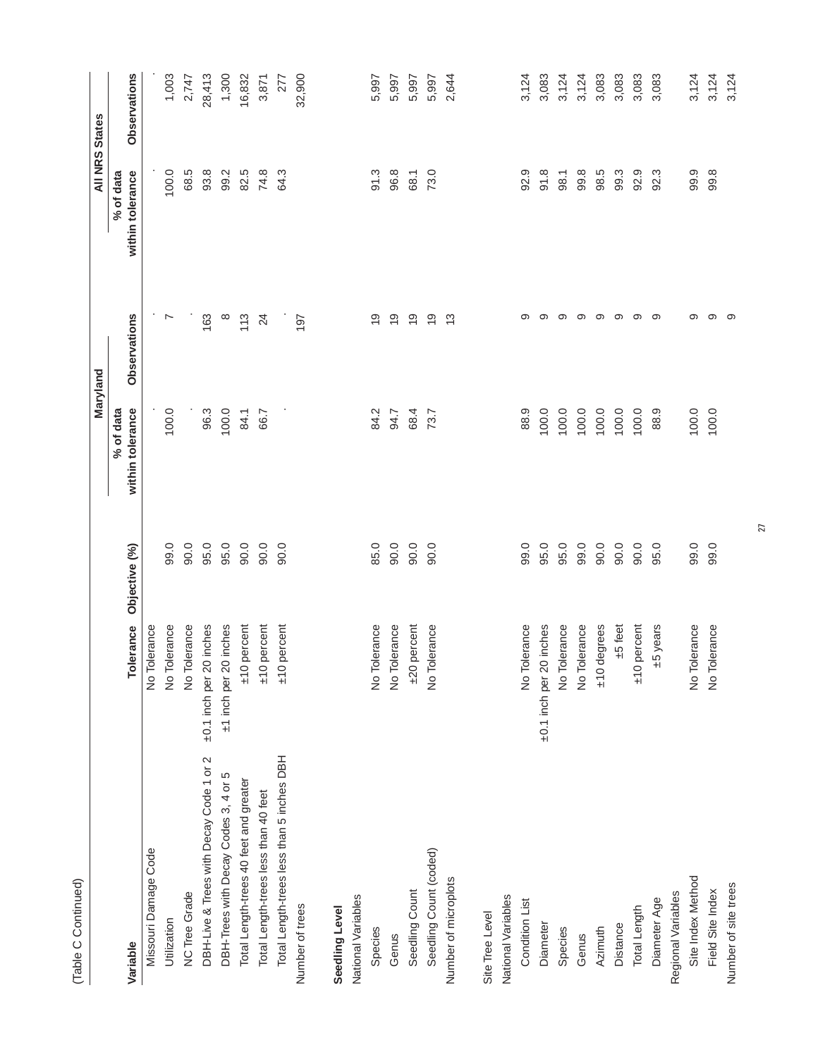(Table C Continued)

| Variable | Tolerance | Objective (%) | Maryland % of data within tolerance | Maryland Observations | All NRS States % of data within tolerance | All NRS States Observations |
|---|---|---|---|---|---|---|
| Missouri Damage Code | No Tolerance | | . | . | . | . |
| Utilization | No Tolerance | 99.0 | 100.0 | 7 | 100.0 | 1,003 |
| NC Tree Grade | No Tolerance | 90.0 | . | . | 68.5 | 2,747 |
| DBH-Live & Trees with Decay Code 1 or 2 | ±0.1 inch per 20 inches | 95.0 | 96.3 | 163 | 93.8 | 28,413 |
| DBH-Trees with Decay Codes 3, 4 or 5 | ±1 inch per 20 inches | 95.0 | 100.0 | 8 | 99.2 | 1,300 |
| Total Length-trees 40 feet and greater | ±10 percent | 90.0 | 84.1 | 113 | 82.5 | 16,832 |
| Total Length-trees less than 40 feet | ±10 percent | 90.0 | 66.7 | 24 | 74.8 | 3,871 |
| Total Length-trees less than 5 inches DBH | ±10 percent | 90.0 | . | . | 64.3 | 277 |
| Number of trees | | | | 197 | | 32,900 |
| | | | | | | |
| **Seedling Level** | | | | | | |
| National Variables | | | | | | |
| Species | No Tolerance | 85.0 | 84.2 | 19 | 91.3 | 5,997 |
| Genus | No Tolerance | 90.0 | 94.7 | 19 | 96.8 | 5,997 |
| Seedling Count | ±20 percent | 90.0 | 68.4 | 19 | 68.1 | 5,997 |
| Seedling Count (coded) | No Tolerance | 90.0 | 73.7 | 19 | 73.0 | 5,997 |
| Number of microplots | | | | 13 | | 2,644 |
| | | | | | | |
| Site Tree Level | | | | | | |
| National Variables | | | | | | |
| Condition List | No Tolerance | 99.0 | 88.9 | 9 | 92.9 | 3,124 |
| Diameter | ±0.1 inch per 20 inches | 95.0 | 100.0 | 9 | 91.8 | 3,083 |
| Species | No Tolerance | 95.0 | 100.0 | 9 | 98.1 | 3,124 |
| Genus | No Tolerance | 99.0 | 100.0 | 9 | 99.8 | 3,124 |
| Azimuth | ±10 degrees | 90.0 | 100.0 | 9 | 98.5 | 3,083 |
| Distance | ±5 feet | 90.0 | 100.0 | 9 | 99.3 | 3,083 |
| Total Length | ±10 percent | 90.0 | 100.0 | 9 | 92.9 | 3,083 |
| Diameter Age | ±5 years | 95.0 | 88.9 | 9 | 92.3 | 3,083 |
| Regional Variables | | | | | | |
| Site Index Method | No Tolerance | 99.0 | 100.0 | 9 | 99.9 | 3,124 |
| Field Site Index | No Tolerance | 99.0 | 100.0 | 9 | 99.8 | 3,124 |
| Number of site trees | | | | 9 | | 3,124 |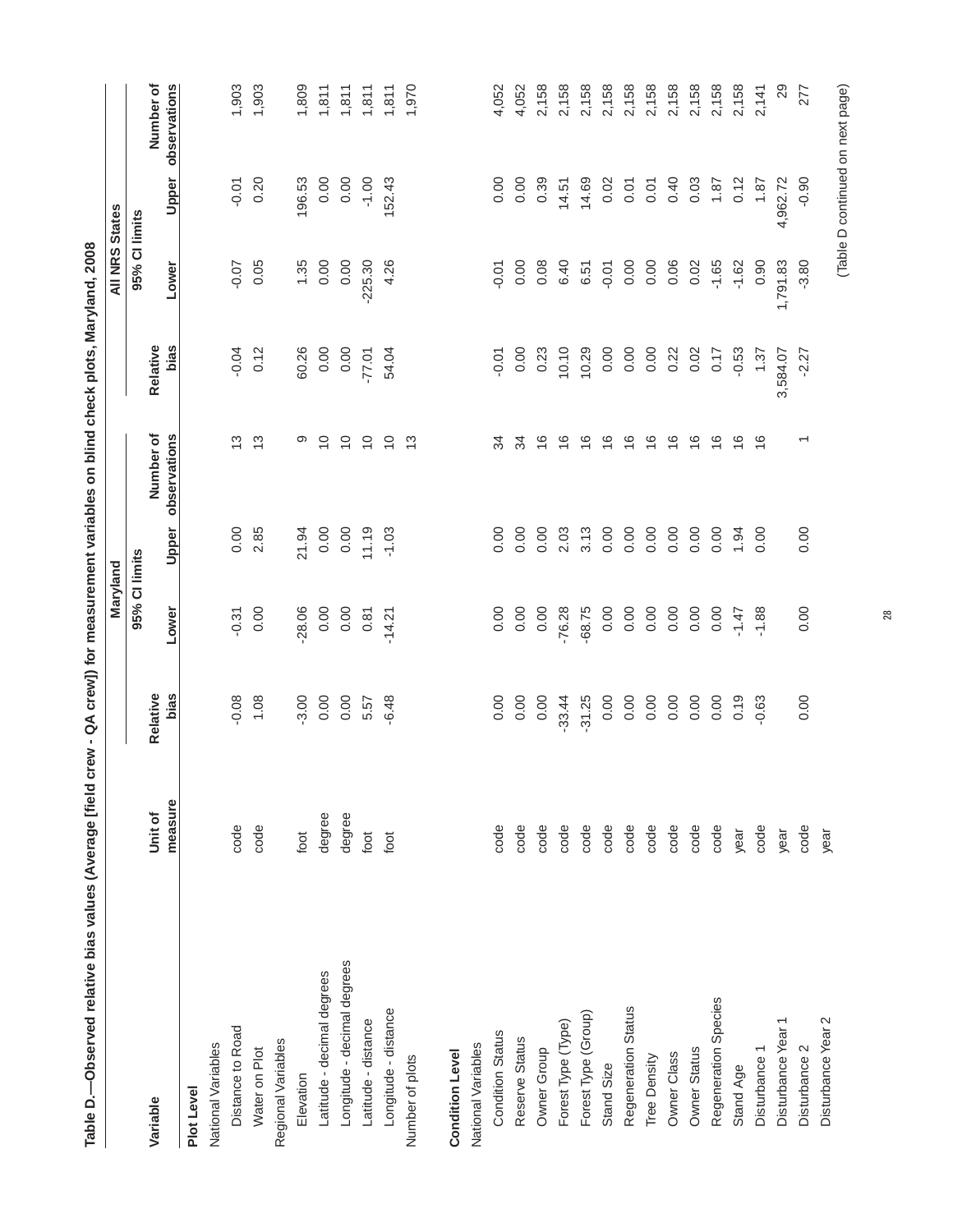Table D.—Observed relative bias values (Average [field crew - QA crew]) for measurement variables on blind check plots, Maryland, 2008

| Variable | Unit of measure | Maryland | | | | All NRS States | | | |
|---|---|---|---|---|---|---|---|---|---|
| | | Relative bias | 95% CI limits | | Number of observations | Relative bias | 95% CI limits | | Number of observations |
| | | | Lower | Upper | | | Lower | Upper | |
| **Plot Level** | | | | | | | | | |
| National Variables | | | | | | | | | |
| Distance to Road | code | -0.08 | -0.31 | 0.00 | 13 | -0.04 | -0.07 | -0.01 | 1,903 |
| Water on Plot | code | 1.08 | 0.00 | 2.85 | 13 | 0.12 | 0.05 | 0.20 | 1,903 |
| Regional Variables | | | | | | | | | |
| Elevation | foot | -3.00 | -28.06 | 21.94 | 9 | 60.26 | 1.35 | 196.53 | 1,809 |
| Latitude - decimal degrees | degree | 0.00 | 0.00 | 0.00 | 10 | 0.00 | 0.00 | 0.00 | 1,811 |
| Longitude - decimal degrees | degree | 0.00 | 0.00 | 0.00 | 10 | 0.00 | 0.00 | 0.00 | 1,811 |
| Latitude - distance | foot | 5.57 | 0.81 | 11.19 | 10 | -77.01 | -225.30 | -1.00 | 1,811 |
| Longitude - distance | foot | -6.48 | -14.21 | -1.03 | 10 | 54.04 | 4.26 | 152.43 | 1,811 |
| Number of plots | | | | | 13 | | | | 1,970 |
| **Condition Level** | | | | | | | | | |
| National Variables | | | | | | | | | |
| Condition Status | code | 0.00 | 0.00 | 0.00 | 34 | -0.01 | -0.01 | 0.00 | 4,052 |
| Reserve Status | code | 0.00 | 0.00 | 0.00 | 34 | 0.00 | 0.00 | 0.00 | 4,052 |
| Owner Group | code | 0.00 | 0.00 | 0.00 | 16 | 0.23 | 0.08 | 0.39 | 2,158 |
| Forest Type (Type) | code | -33.44 | -76.28 | 2.03 | 16 | 10.10 | 6.40 | 14.51 | 2,158 |
| Forest Type (Group) | code | -31.25 | -68.75 | 3.13 | 16 | 10.29 | 6.51 | 14.69 | 2,158 |
| Stand Size | code | 0.00 | 0.00 | 0.00 | 16 | 0.00 | -0.01 | 0.02 | 2,158 |
| Regeneration Status | code | 0.00 | 0.00 | 0.00 | 16 | 0.00 | 0.00 | 0.01 | 2,158 |
| Tree Density | code | 0.00 | 0.00 | 0.00 | 16 | 0.00 | 0.00 | 0.01 | 2,158 |
| Owner Class | code | 0.00 | 0.00 | 0.00 | 16 | 0.22 | 0.06 | 0.40 | 2,158 |
| Owner Status | code | 0.00 | 0.00 | 0.00 | 16 | 0.02 | 0.02 | 0.03 | 2,158 |
| Regeneration Species | code | 0.00 | 0.00 | 0.00 | 16 | 0.17 | -1.65 | 1.87 | 2,158 |
| Stand Age | year | 0.19 | -1.47 | 1.94 | 16 | -0.53 | -1.62 | 0.12 | 2,158 |
| Disturbance 1 | code | -0.63 | -1.88 | 0.00 | 16 | 1.37 | 0.90 | 1.87 | 2,141 |
| Disturbance Year 1 | year | | | | | 3,584.07 | 1,791.83 | 4,962.72 | 29 |
| Disturbance 2 | code | 0.00 | 0.00 | 0.00 | 1 | -2.27 | -3.80 | -0.90 | 277 |
| Disturbance Year 2 | year | | | | | | | | |

(Table D continued on next page)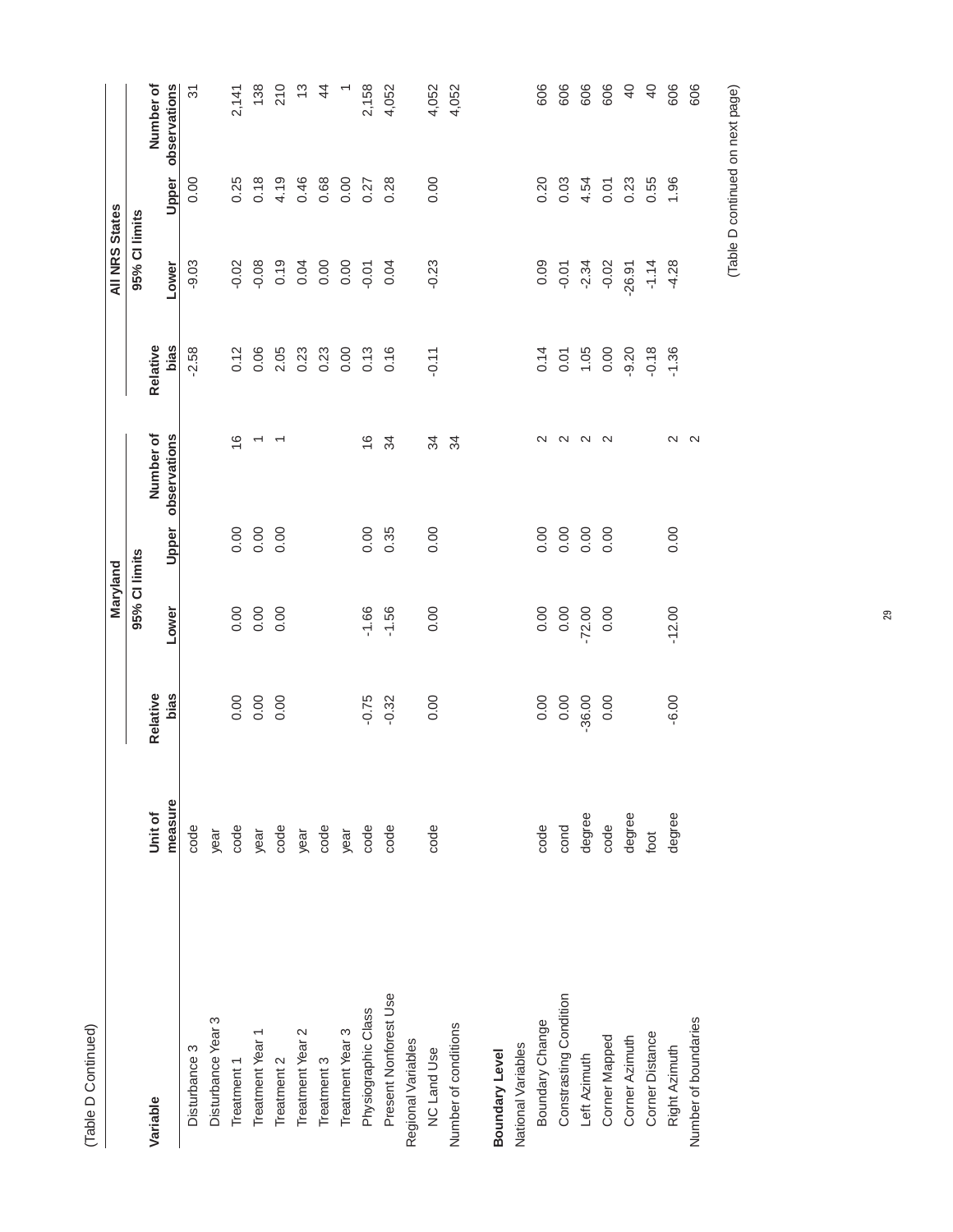(Table D Continued)

| Variable | Unit of measure | Maryland | | | | All NRS States | | | |
|---|---|---|---|---|---|---|---|---|---|
| | | Relative bias | 95% CI limits | | Number of observations | Relative bias | 95% CI limits | | Number of observations |
| | | | Lower | Upper | | | Lower | Upper | |
| Disturbance 3 | code | | | | | -2.58 | -9.03 | 0.00 | 31 |
| Disturbance Year 3 | year | | | | | | | | |
| Treatment 1 | code | 0.00 | 0.00 | 0.00 | 16 | 0.12 | -0.02 | 0.25 | 2,141 |
| Treatment Year 1 | year | 0.00 | 0.00 | 0.00 | 1 | 0.06 | -0.08 | 0.18 | 138 |
| Treatment 2 | code | 0.00 | 0.00 | 0.00 | 1 | 2.05 | 0.19 | 4.19 | 210 |
| Treatment Year 2 | year | | | | | 0.23 | 0.04 | 0.46 | 13 |
| Treatment 3 | code | | | | | 0.23 | 0.00 | 0.68 | 44 |
| Treatment Year 3 | year | | | | | 0.00 | 0.00 | 0.00 | 1 |
| Physiographic Class | code | -0.75 | -1.66 | 0.00 | 16 | 0.13 | -0.01 | 0.27 | 2,158 |
| Present Nonforest Use | code | -0.32 | -1.56 | 0.35 | 34 | 0.16 | 0.04 | 0.28 | 4,052 |
| Regional Variables | | | | | | | | | |
| NC Land Use | code | 0.00 | 0.00 | 0.00 | 34 | -0.11 | -0.23 | 0.00 | 4,052 |
| Number of conditions | | | | | 34 | | | | 4,052 |
| **Boundary Level** | | | | | | | | | |
| National Variables | | | | | | | | | |
| Boundary Change | code | 0.00 | 0.00 | 0.00 | 2 | 0.14 | 0.09 | 0.20 | 606 |
| Constrasting Condition | cond | 0.00 | 0.00 | 0.00 | 2 | 0.01 | -0.01 | 0.03 | 606 |
| Left Azimuth | degree | -36.00 | -72.00 | 0.00 | 2 | 1.05 | -2.34 | 4.54 | 606 |
| Corner Mapped | code | 0.00 | 0.00 | 0.00 | 2 | 0.00 | -0.02 | 0.01 | 606 |
| Corner Azimuth | degree | | | | | -9.20 | -26.91 | 0.23 | 40 |
| Corner Distance | foot | | | | | -0.18 | -1.14 | 0.55 | 40 |
| Right Azimuth | degree | -6.00 | -12.00 | 0.00 | 2 | -1.36 | -4.28 | 1.96 | 606 |
| Number of boundaries | | | | | 2 | | | | 606 |

(Table D continued on next page)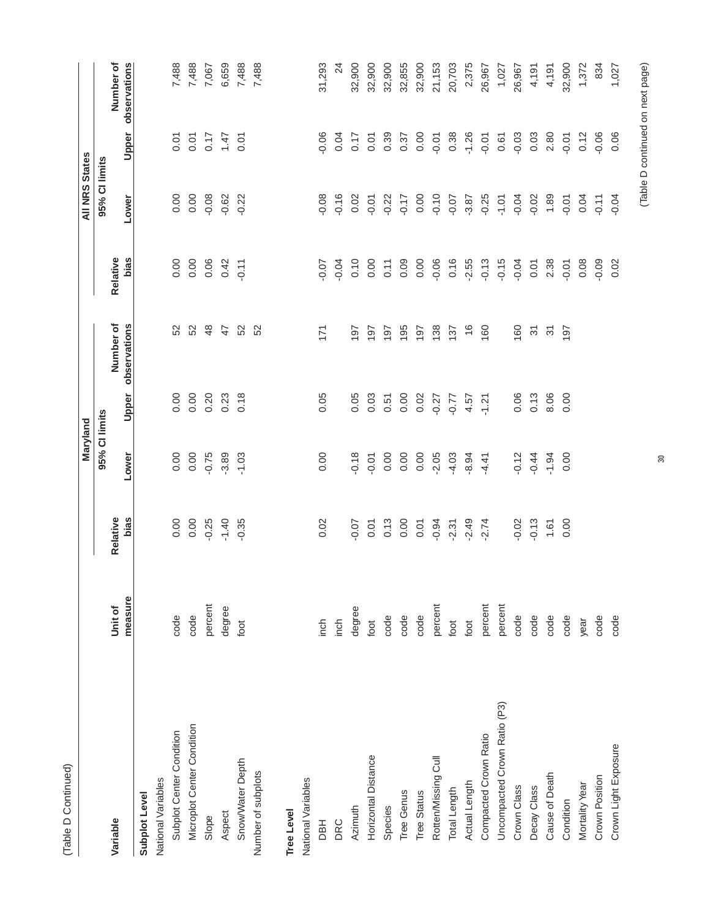(Table D Continued)

| Variable | Unit of measure | Maryland | | | | All NRS States | | | |
|---|---|---|---|---|---|---|---|---|---|
| | | Relative bias | 95% CI limits | | Number of observations | Relative bias | 95% CI limits | | Number of observations |
| | | | Lower | Upper | | | Lower | Upper | |
| **Subplot Level** | | | | | | | | | |
| National Variables | | | | | | | | | |
| Subplot Center Condition | code | 0.00 | 0.00 | 0.00 | 52 | 0.00 | 0.00 | 0.01 | 7,488 |
| Microplot Center Condition | code | 0.00 | 0.00 | 0.00 | 52 | 0.00 | 0.00 | 0.01 | 7,488 |
| Slope | percent | -0.25 | -0.75 | 0.20 | 48 | 0.06 | -0.08 | 0.17 | 7,067 |
| Aspect | degree | -1.40 | -3.89 | 0.23 | 47 | 0.42 | -0.62 | 1.47 | 6,659 |
| Snow/Water Depth | foot | -0.35 | -1.03 | 0.18 | 52 | -0.11 | -0.22 | 0.01 | 7,488 |
| Number of subplots | | | | | 52 | | | | 7,488 |
| | | | | | | | | | |
| **Tree Level** | | | | | | | | | |
| National Variables | | | | | | | | | |
| DBH | inch | 0.02 | 0.00 | 0.05 | 171 | -0.07 | -0.08 | -0.06 | 31,293 |
| DRC | inch | | | | | -0.04 | -0.16 | 0.04 | 24 |
| Azimuth | degree | -0.07 | -0.18 | 0.05 | 197 | 0.10 | 0.02 | 0.17 | 32,900 |
| Horizontal Distance | foot | 0.01 | -0.01 | 0.03 | 197 | 0.00 | -0.01 | 0.01 | 32,900 |
| Species | code | 0.13 | 0.00 | 0.51 | 197 | 0.11 | -0.22 | 0.39 | 32,900 |
| Tree Genus | code | 0.00 | 0.00 | 0.00 | 195 | 0.09 | -0.17 | 0.37 | 32,855 |
| Tree Status | code | 0.01 | 0.00 | 0.02 | 197 | 0.00 | 0.00 | 0.00 | 32,900 |
| Rotten/Missing Cull | percent | -0.94 | -2.05 | -0.27 | 138 | -0.06 | -0.10 | -0.01 | 21,153 |
| Total Length | foot | -2.31 | -4.03 | -0.77 | 137 | 0.16 | -0.07 | 0.38 | 20,703 |
| Actual Length | foot | -2.49 | -8.94 | 4.57 | 16 | -2.55 | -3.87 | -1.26 | 2,375 |
| Compacted Crown Ratio | percent | -2.74 | -4.41 | -1.21 | 160 | -0.13 | -0.25 | -0.01 | 26,967 |
| Uncompacted Crown Ratio (P3) | percent | | | | | -0.15 | -1.01 | 0.61 | 1,027 |
| Crown Class | code | -0.02 | -0.12 | 0.06 | 160 | -0.04 | -0.04 | -0.03 | 26,967 |
| Decay Class | code | -0.13 | -0.44 | 0.13 | 31 | 0.01 | -0.02 | 0.03 | 4,191 |
| Cause of Death | code | 1.61 | -1.94 | 8.06 | 31 | 2.38 | 1.89 | 2.80 | 4,191 |
| Condition | code | 0.00 | 0.00 | 0.00 | 197 | -0.01 | -0.01 | -0.01 | 32,900 |
| Mortality Year | year | | | | | 0.08 | 0.04 | 0.12 | 1,372 |
| Crown Position | code | | | | | -0.09 | -0.11 | -0.06 | 834 |
| Crown Light Exposure | code | | | | | 0.02 | -0.04 | 0.06 | 1,027 |

(Table D continued on next page)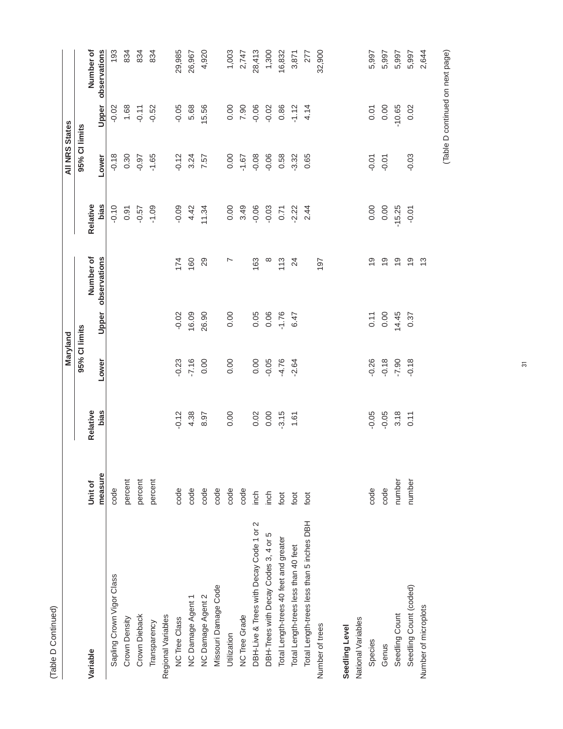(Table D Continued)

| Variable | Unit of measure | Maryland Relative bias | Maryland 95% CI limits Lower | Maryland 95% CI limits Upper | Maryland Number of observations | All NRS States Relative bias | All NRS States 95% CI limits Lower | All NRS States 95% CI limits Upper | All NRS States Number of observations |
|---|---|---|---|---|---|---|---|---|---|
| Sapling Crown Vigor Class | code | | | | | -0.10 | -0.18 | -0.02 | 193 |
| Crown Density | percent | | | | | 0.91 | 0.30 | 1.68 | 834 |
| Crown Dieback | percent | | | | | -0.57 | -0.97 | -0.11 | 834 |
| Transparency | percent | | | | | -1.09 | -1.65 | -0.52 | 834 |
| Regional Variables | | | | | | | | | |
| NC Tree Class | code | -0.12 | -0.23 | -0.02 | 174 | -0.09 | -0.12 | -0.05 | 29,985 |
| NC Damage Agent 1 | code | 4.38 | -7.16 | 16.09 | 160 | 4.42 | 3.24 | 5.68 | 26,967 |
| NC Damage Agent 2 | code | 8.97 | 0.00 | 26.90 | 29 | 11.34 | 7.57 | 15.56 | 4,920 |
| Missouri Damage Code | code | | | | | | | | |
| Utilization | code | 0.00 | 0.00 | 0.00 | 7 | 0.00 | 0.00 | 0.00 | 1,003 |
| NC Tree Grade | code | | | | | 3.49 | -1.67 | 7.90 | 2,747 |
| DBH-Live & Trees with Decay Code 1 or 2 | inch | 0.02 | 0.00 | 0.05 | 163 | -0.06 | -0.08 | -0.06 | 28,413 |
| DBH-Trees with Decay Codes 3, 4 or 5 | inch | 0.00 | -0.05 | 0.06 | 8 | -0.03 | -0.06 | -0.02 | 1,300 |
| Total Length-trees 40 feet and greater | foot | -3.15 | -4.76 | -1.76 | 113 | 0.71 | 0.58 | 0.86 | 16,832 |
| Total Length-trees less than 40 feet | foot | 1.61 | -2.64 | 6.47 | 24 | -2.22 | -3.32 | -1.12 | 3,871 |
| Total Length-trees less than 5 inches DBH | foot | | | | | 2.44 | 0.65 | 4.14 | 277 |
| Number of trees | | | | | 197 | | | | 32,900 |
| **Seedling Level** | | | | | | | | | |
| National Variables | | | | | | | | | |
| Species | code | -0.05 | -0.26 | 0.11 | 19 | 0.00 | -0.01 | 0.01 | 5,997 |
| Genus | code | -0.05 | -0.18 | 0.00 | 19 | 0.00 | -0.01 | 0.00 | 5,997 |
| Seedling Count | number | 3.18 | -7.90 | 14.45 | 19 | -15.25 | | -10.65 | 5,997 |
| Seedling Count (coded) | number | 0.11 | -0.18 | 0.37 | 19 | -0.01 | -0.03 | 0.02 | 5,997 |
| Number of microplots | | | | | 13 | | | | 2,644 |

(Table D continued on next page)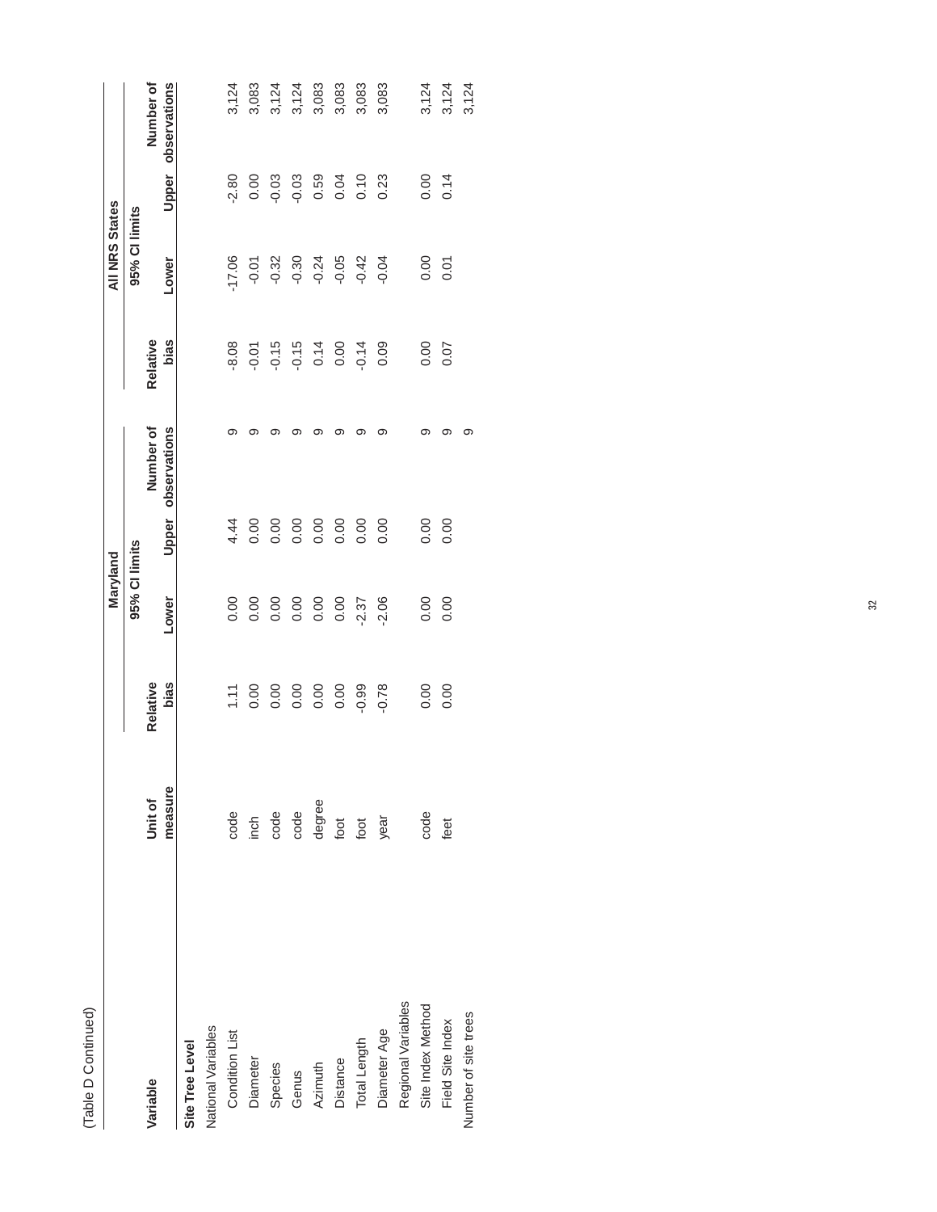(Table D Continued)

| Variable | Unit of measure | Maryland | | | | All NRS States | | | |
|---|---|---|---|---|---|---|---|---|---|
| | | Relative bias | 95% CI limits | | Number of observations | Relative bias | 95% CI limits | | Number of observations |
| | | | Lower | Upper | | | Lower | Upper | |
| **Site Tree Level** | | | | | | | | | |
| National Variables | | | | | | | | | |
| Condition List | code | 1.11 | 0.00 | 4.44 | 9 | -8.08 | -17.06 | -2.80 | 3,124 |
| Diameter | inch | 0.00 | 0.00 | 0.00 | 9 | -0.01 | -0.01 | 0.00 | 3,083 |
| Species | code | 0.00 | 0.00 | 0.00 | 9 | -0.15 | -0.32 | -0.03 | 3,124 |
| Genus | code | 0.00 | 0.00 | 0.00 | 9 | -0.15 | -0.30 | -0.03 | 3,124 |
| Azimuth | degree | 0.00 | 0.00 | 0.00 | 9 | 0.14 | -0.24 | 0.59 | 3,083 |
| Distance | foot | 0.00 | 0.00 | 0.00 | 9 | 0.00 | -0.05 | 0.04 | 3,083 |
| Total Length | foot | -0.99 | -2.37 | 0.00 | 9 | -0.14 | -0.42 | 0.10 | 3,083 |
| Diameter Age | year | -0.78 | -2.06 | 0.00 | 9 | 0.09 | -0.04 | 0.23 | 3,083 |
| Regional Variables | | | | | | | | | |
| Site Index Method | code | 0.00 | 0.00 | 0.00 | 9 | 0.00 | 0.00 | 0.00 | 3,124 |
| Field Site Index | feet | 0.00 | 0.00 | 0.00 | 9 | 0.07 | 0.01 | 0.14 | 3,124 |
| Number of site trees | | | | | 9 | | | | 3,124 |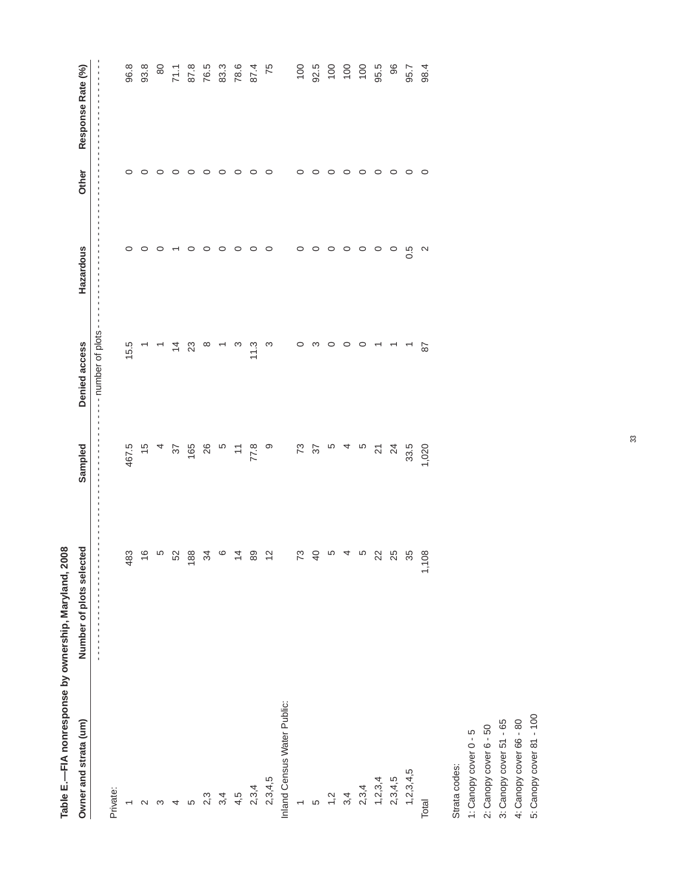**Table E.—FIA nonresponse by ownership, Maryland, 2008**

| Owner and strata (um) | Number of plots selected | Sampled | Denied access | Hazardous | Other | Response Rate (%) |
|---|---|---|---|---|---|---|
| | - - - - - - - - - - | - - - - - - | - - number of plots - - | - - - - - - | - - - - | - - - - - - - - |
| Private: | | | | | | |
| 1 | 483 | 467.5 | 15.5 | 0 | 0 | 96.8 |
| 2 | 16 | 15 | 1 | 0 | 0 | 93.8 |
| 3 | 5 | 4 | 1 | 0 | 0 | 80 |
| 4 | 52 | 37 | 14 | 1 | 0 | 71.1 |
| 5 | 188 | 165 | 23 | 0 | 0 | 87.8 |
| 2,3 | 34 | 26 | 8 | 0 | 0 | 76.5 |
| 3,4 | 6 | 5 | 1 | 0 | 0 | 83.3 |
| 4,5 | 14 | 11 | 3 | 0 | 0 | 78.6 |
| 2,3,4 | 89 | 77.8 | 11.3 | 0 | 0 | 87.4 |
| 2,3,4,5 | 12 | 9 | 3 | 0 | 0 | 75 |
| Inland Census Water Public: | | | | | | |
| 1 | 73 | 73 | 0 | 0 | 0 | 100 |
| 5 | 40 | 37 | 3 | 0 | 0 | 92.5 |
| 1,2 | 5 | 5 | 0 | 0 | 0 | 100 |
| 3,4 | 4 | 4 | 0 | 0 | 0 | 100 |
| 2,3,4 | 5 | 5 | 0 | 0 | 0 | 100 |
| 1,2,3,4 | 22 | 21 | 1 | 0 | 0 | 95.5 |
| 2,3,4,5 | 25 | 24 | 1 | 0 | 0 | 96 |
| 1,2,3,4,5 | 35 | 33.5 | 1 | 0.5 | 0 | 95.7 |
| Total | 1,108 | 1,020 | 87 | 2 | 0 | 98.4 |

Strata codes:
1: Canopy cover 0 - 5
2: Canopy cover 6 - 50
3: Canopy cover 51 - 65
4: Canopy cover 66 - 80
5: Canopy cover 81 - 100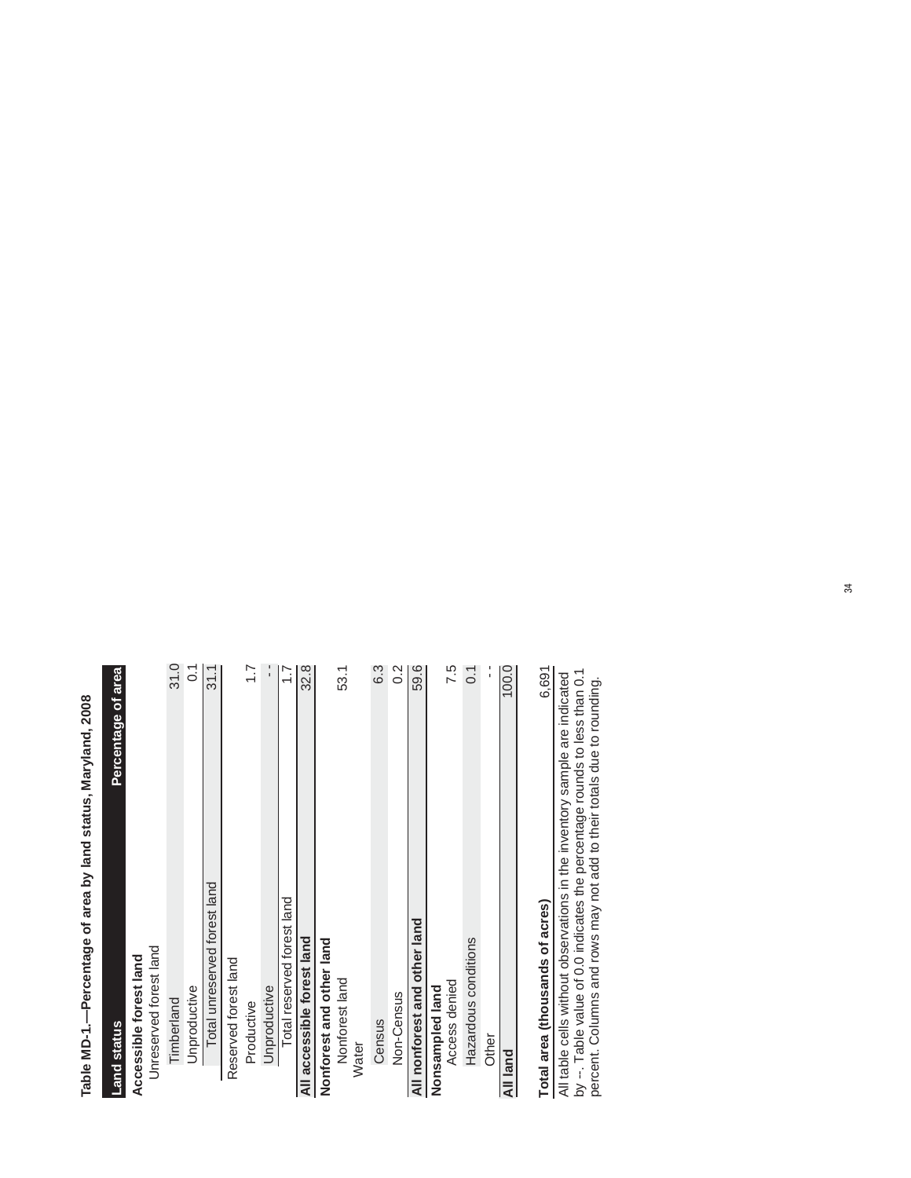**Table MD-1.—Percentage of area by land status, Maryland, 2008**

| Land status | Percentage of area |
|---|---|
| **Accessible forest land** | |
| Unreserved forest land | |
| Timberland | 31.0 |
| Unproductive | 0.1 |
| Total unreserved forest land | 31.1 |
| Reserved forest land | |
| Productive | 1.7 |
| Unproductive | -- |
| Total reserved forest land | 1.7 |
| **All accessible forest land** | 32.8 |
| **Nonforest and other land** | |
| Nonforest land | 53.1 |
| Water | |
| Census | 6.3 |
| Non-Census | 0.2 |
| **All nonforest and other land** | 59.6 |
| **Nonsampled land** | |
| Access denied | 7.5 |
| Hazardous conditions | 0.1 |
| Other | -- |
| **All land** | 100.0 |
| | |
| **Total area (thousands of acres)** | 6,691 |

All table cells without observations in the inventory sample are indicated by --. Table value of 0.0 indicates the percentage rounds to less than 0.1 percent. Columns and rows may not add to their totals due to rounding.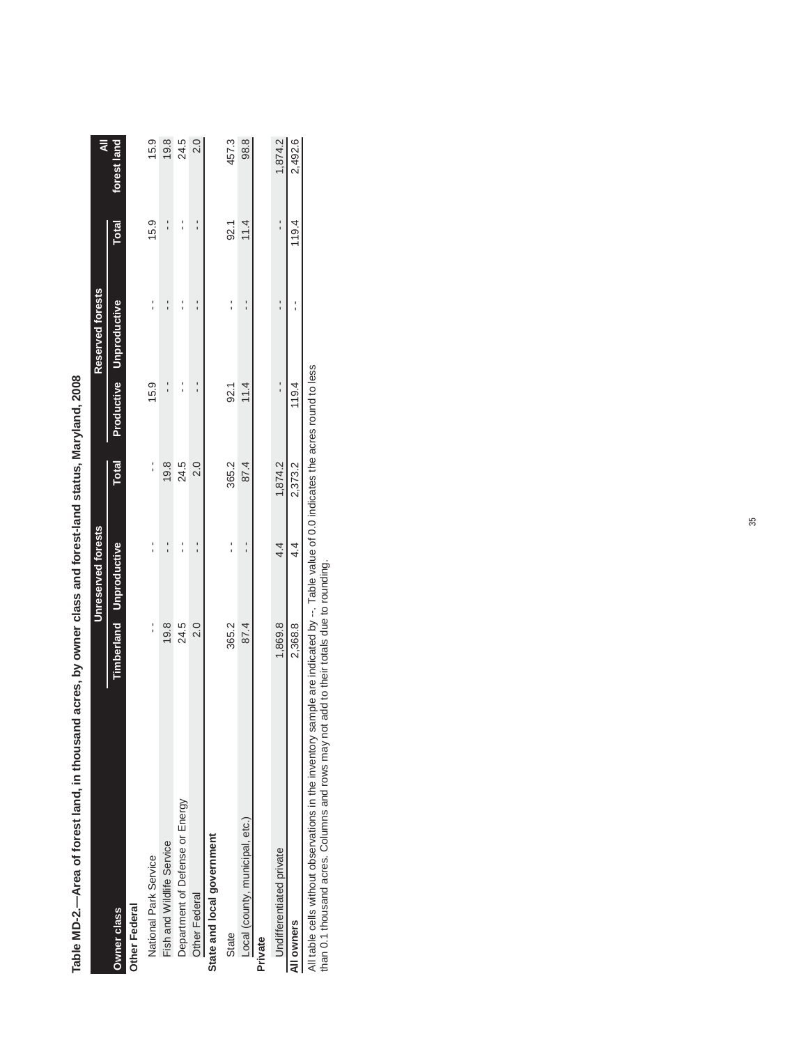**Table MD-2.—Area of forest land, in thousand acres, by owner class and forest-land status, Maryland, 2008**

| Owner class | Unreserved forests | | | Reserved forests | | | All |
|---|---|---|---|---|---|---|---|
| | Timberland | Unproductive | Total | Productive | Unproductive | Total | forest land |
| **Other Federal** | | | | | | | |
| National Park Service | -- | -- | -- | 15.9 | -- | 15.9 | 15.9 |
| Fish and Wildlife Service | 19.8 | -- | 19.8 | -- | -- | -- | 19.8 |
| Department of Defense or Energy | 24.5 | -- | 24.5 | -- | -- | -- | 24.5 |
| Other Federal | 2.0 | -- | 2.0 | -- | -- | -- | 2.0 |
| **State and local government** | | | | | | | |
| State | 365.2 | -- | 365.2 | 92.1 | -- | 92.1 | 457.3 |
| Local (county, municipal, etc.) | 87.4 | -- | 87.4 | 11.4 | -- | 11.4 | 98.8 |
| **Private** | | | | | | | |
| Undifferentiated private | 1,869.8 | 4.4 | 1,874.2 | -- | -- | -- | 1,874.2 |
| **All owners** | 2,368.8 | 4.4 | 2,373.2 | 119.4 | -- | 119.4 | 2,492.6 |

All table cells without observations in the inventory sample are indicated by --. Table value of 0.0 indicates the acres round to less than 0.1 thousand acres. Columns and rows may not add to their totals due to rounding.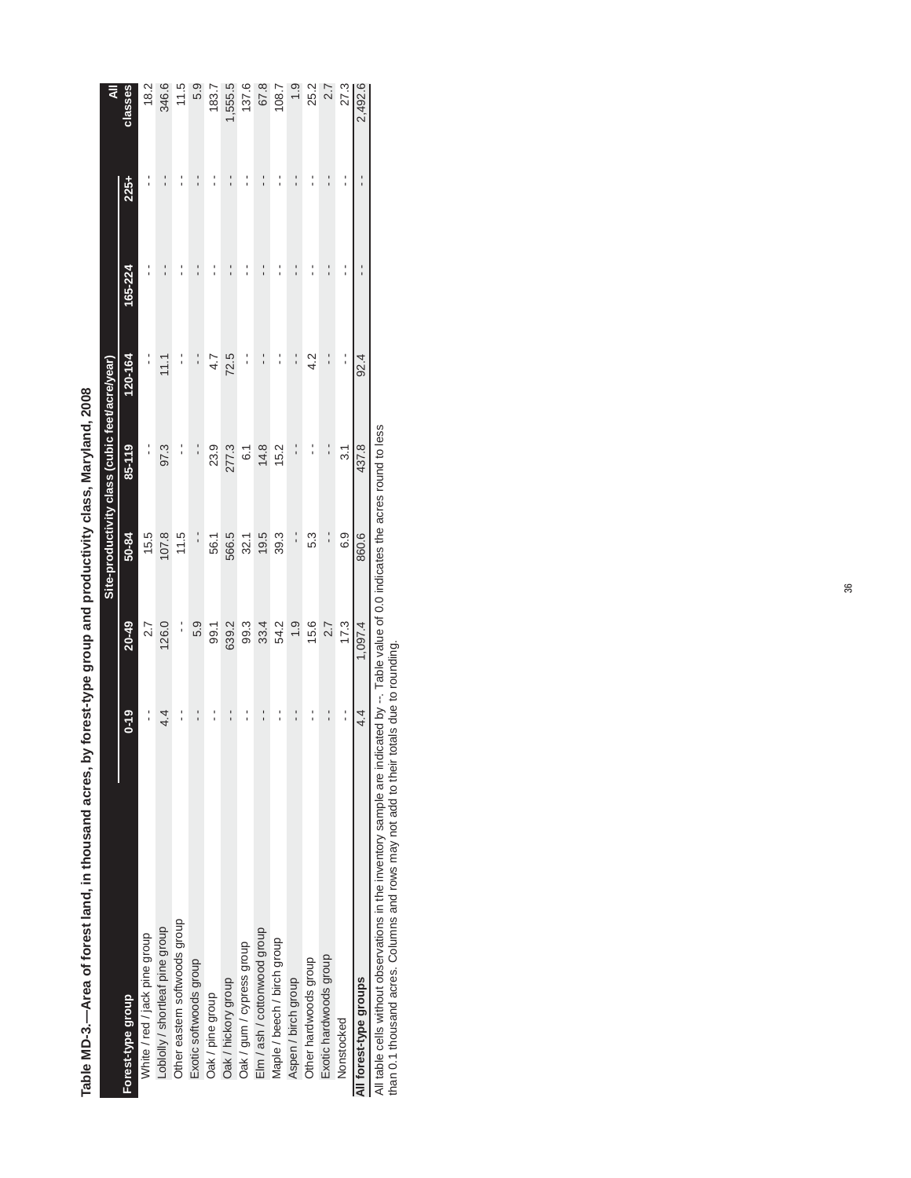**Table MD-3.—Area of forest land, in thousand acres, by forest-type group and productivity class, Maryland, 2008**

| Forest-type group | Site-productivity class (cubic feet/acre/year) | | | | | | | All classes |
|---|---|---|---|---|---|---|---|---|
| | 0-19 | 20-49 | 50-84 | 85-119 | 120-164 | 165-224 | 225+ | |
| White / red / jack pine group | -- | 2.7 | 15.5 | -- | -- | -- | -- | 18.2 |
| Loblolly / shortleaf pine group | 4.4 | 126.0 | 107.8 | 97.3 | 11.1 | -- | -- | 346.6 |
| Other eastern softwoods group | -- | -- | 11.5 | -- | -- | -- | -- | 11.5 |
| Exotic softwoods group | -- | 5.9 | -- | -- | -- | -- | -- | 5.9 |
| Oak / pine group | -- | 99.1 | 56.1 | 23.9 | 4.7 | -- | -- | 183.7 |
| Oak / hickory group | -- | 639.2 | 566.5 | 277.3 | 72.5 | -- | -- | 1,555.5 |
| Oak / gum / cypress group | -- | 99.3 | 32.1 | 6.1 | -- | -- | -- | 137.6 |
| Elm / ash / cottonwood group | -- | 33.4 | 19.5 | 14.8 | -- | -- | -- | 67.8 |
| Maple / beech / birch group | -- | 54.2 | 39.3 | 15.2 | -- | -- | -- | 108.7 |
| Aspen / birch group | -- | 1.9 | -- | -- | -- | -- | -- | 1.9 |
| Other hardwoods group | -- | 15.6 | 5.3 | -- | 4.2 | -- | -- | 25.2 |
| Exotic hardwoods group | -- | 2.7 | -- | -- | -- | -- | -- | 2.7 |
| Nonstocked | -- | 17.3 | 6.9 | 3.1 | -- | -- | -- | 27.3 |
| **All forest-type groups** | 4.4 | 1,097.4 | 860.6 | 437.8 | 92.4 | -- | -- | 2,492.6 |

All table cells without observations in the inventory sample are indicated by --. Table value of 0.0 indicates the acres round to less than 0.1 thousand acres. Columns and rows may not add to their totals due to rounding.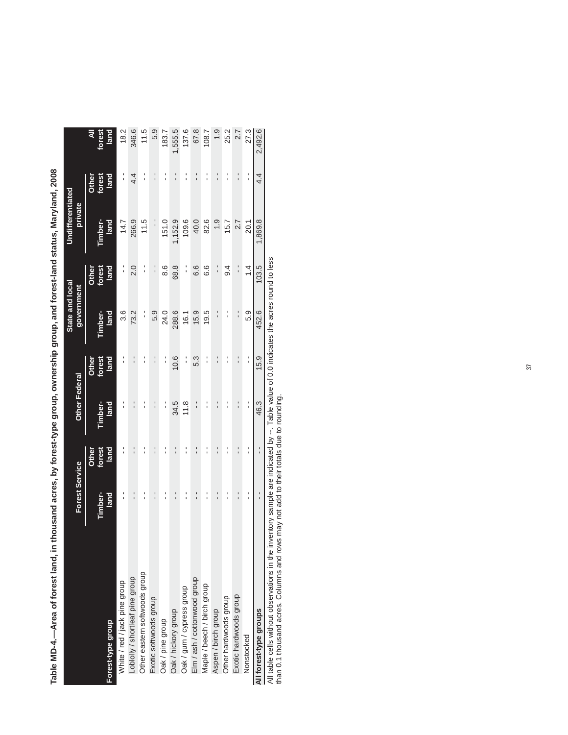**Table MD-4.—Area of forest land, in thousand acres, by forest-type group, ownership group, and forest-land status, Maryland, 2008**

| | Forest Service | | Other Federal | | State and local government | | Undifferentiated private | | |
|---|---|---|---|---|---|---|---|---|---|
| Forest-type group | Timber-land | Other forest land | Timber-land | Other forest land | Timber-land | Other forest land | Timber-land | Other forest land | All forest land |
| White / red / jack pine group | -- | -- | -- | -- | 3.6 | -- | 14.7 | -- | 18.2 |
| Loblolly / shortleaf pine group | -- | -- | -- | -- | 73.2 | 2.0 | 266.9 | 4.4 | 346.6 |
| Other eastern softwoods group | -- | -- | -- | -- | -- | -- | 11.5 | -- | 11.5 |
| Exotic softwoods group | -- | -- | -- | -- | 5.9 | -- | -- | -- | 5.9 |
| Oak / pine group | -- | -- | -- | -- | 24.0 | 8.6 | 151.0 | -- | 183.7 |
| Oak / hickory group | -- | -- | 34.5 | 10.6 | 288.6 | 68.8 | 1,152.9 | -- | 1,555.5 |
| Oak / gum / cypress group | -- | -- | 11.8 | -- | 16.1 | -- | 109.6 | -- | 137.6 |
| Elm / ash / cottonwood group | -- | -- | -- | 5.3 | 15.9 | 6.6 | 40.0 | -- | 67.8 |
| Maple / beech / birch group | -- | -- | -- | -- | 19.5 | 6.6 | 82.6 | -- | 108.7 |
| Aspen / birch group | -- | -- | -- | -- | -- | -- | 1.9 | -- | 1.9 |
| Other hardwoods group | -- | -- | -- | -- | -- | 9.4 | 15.7 | -- | 25.2 |
| Exotic hardwoods group | -- | -- | -- | -- | -- | -- | 2.7 | -- | 2.7 |
| Nonstocked | -- | -- | -- | -- | 5.9 | 1.4 | 20.1 | -- | 27.3 |
| **All forest-type groups** | -- | -- | 46.3 | 15.9 | 452.6 | 103.5 | 1,869.8 | 4.4 | 2,492.6 |

All table cells without observations in the inventory sample are indicated by --. Table value of 0.0 indicates the acres round to less than 0.1 thousand acres. Columns and rows may not add to their totals due to rounding.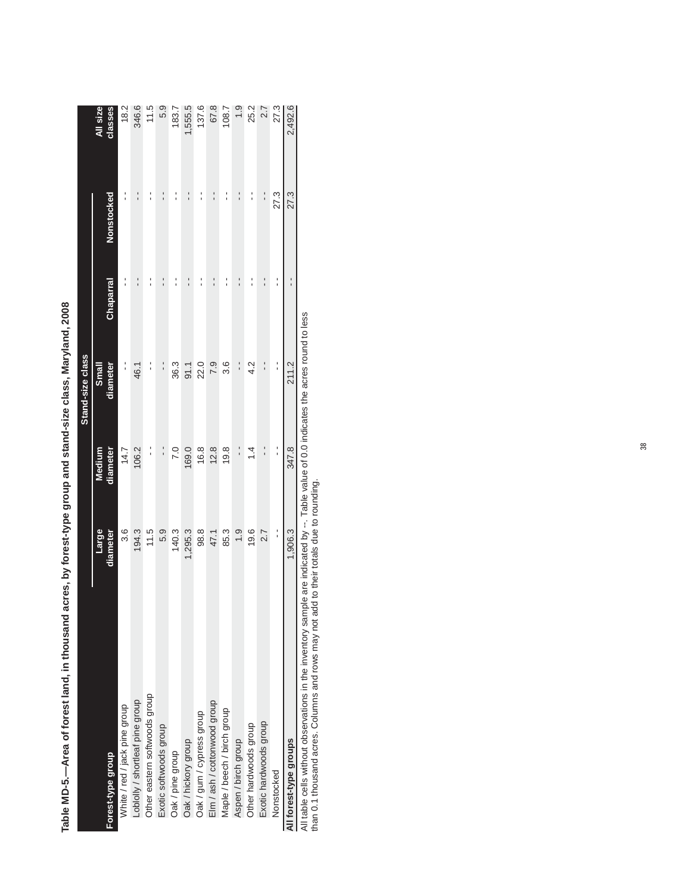**Table MD-5.—Area of forest land, in thousand acres, by forest-type group and stand-size class, Maryland, 2008**

| Forest-type group | Stand-size class | | | | | All size classes |
|---|---|---|---|---|---|---|
| | Large diameter | Medium diameter | Small diameter | Chaparral | Nonstocked | |
| White / red / jack pine group | 3.6 | 14.7 | -- | -- | -- | 18.2 |
| Loblolly / shortleaf pine group | 194.3 | 106.2 | 46.1 | -- | -- | 346.6 |
| Other eastern softwoods group | 11.5 | -- | -- | -- | -- | 11.5 |
| Exotic softwoods group | 5.9 | -- | -- | -- | -- | 5.9 |
| Oak / pine group | 140.3 | 7.0 | 36.3 | -- | -- | 183.7 |
| Oak / hickory group | 1,295.3 | 169.0 | 91.1 | -- | -- | 1,555.5 |
| Oak / gum / cypress group | 98.8 | 16.8 | 22.0 | -- | -- | 137.6 |
| Elm / ash / cottonwood group | 47.1 | 12.8 | 7.9 | -- | -- | 67.8 |
| Maple / beech / birch group | 85.3 | 19.8 | 3.6 | -- | -- | 108.7 |
| Aspen / birch group | 1.9 | -- | -- | -- | -- | 1.9 |
| Other hardwoods group | 19.6 | 1.4 | 4.2 | -- | -- | 25.2 |
| Exotic hardwoods group | 2.7 | -- | -- | -- | -- | 2.7 |
| Nonstocked | -- | -- | -- | -- | 27.3 | 27.3 |
| **All forest-type groups** | 1,906.3 | 347.8 | 211.2 | -- | 27.3 | 2,492.6 |

All table cells without observations in the inventory sample are indicated by --. Table value of 0.0 indicates the acres round to less than 0.1 thousand acres. Columns and rows may not add to their totals due to rounding.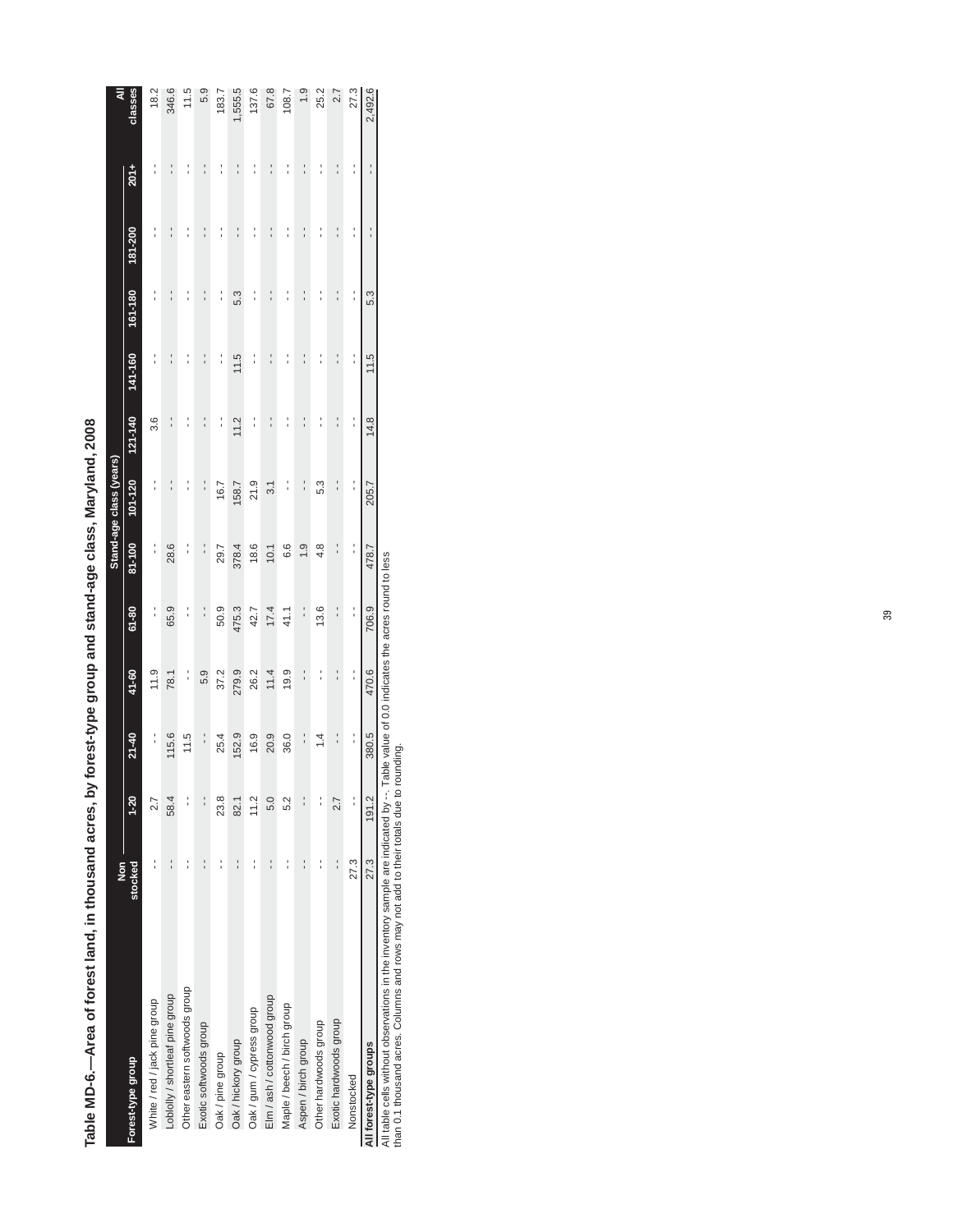# Table MD-6.—Area of forest land, in thousand acres, by forest-type group and stand-age class, Maryland, 2008

| Forest-type group | Non stocked | Stand-age class (years) | | | | | | | | | | | All classes |
|---|---|---|---|---|---|---|---|---|---|---|---|---|---|
| | | 1-20 | 21-40 | 41-60 | 61-80 | 81-100 | 101-120 | 121-140 | 141-160 | 161-180 | 181-200 | 201+ | |
| White / red / jack pine group | -- | 2.7 | -- | 11.9 | -- | -- | -- | 3.6 | -- | -- | -- | -- | 18.2 |
| Loblolly / shortleaf pine group | -- | 58.4 | 115.6 | 78.1 | 65.9 | 28.6 | -- | -- | -- | -- | -- | -- | 346.6 |
| Other eastern softwoods group | -- | -- | 11.5 | -- | -- | -- | -- | -- | -- | -- | -- | -- | 11.5 |
| Exotic softwoods group | -- | -- | -- | 5.9 | -- | -- | -- | -- | -- | -- | -- | -- | 5.9 |
| Oak / pine group | -- | 23.8 | 25.4 | 37.2 | 50.9 | 29.7 | 16.7 | -- | -- | -- | -- | -- | 183.7 |
| Oak / hickory group | -- | 82.1 | 152.9 | 279.9 | 475.3 | 378.4 | 158.7 | 11.2 | 11.5 | 5.3 | -- | -- | 1,555.5 |
| Oak / gum / cypress group | -- | 11.2 | 16.9 | 26.2 | 42.7 | 18.6 | 21.9 | -- | -- | -- | -- | -- | 137.6 |
| Elm / ash / cottonwood group | -- | 5.0 | 20.9 | 11.4 | 17.4 | 10.1 | 3.1 | -- | -- | -- | -- | -- | 67.8 |
| Maple / beech / birch group | -- | 5.2 | 36.0 | 19.9 | 41.1 | 6.6 | -- | -- | -- | -- | -- | -- | 108.7 |
| Aspen / birch group | -- | -- | -- | -- | -- | 1.9 | -- | -- | -- | -- | -- | -- | 1.9 |
| Other hardwoods group | -- | -- | 1.4 | -- | 13.6 | 4.8 | 5.3 | -- | -- | -- | -- | -- | 25.2 |
| Exotic hardwoods group | -- | 2.7 | -- | -- | -- | -- | -- | -- | -- | -- | -- | -- | 2.7 |
| Nonstocked | 27.3 | -- | -- | -- | -- | -- | -- | -- | -- | -- | -- | -- | 27.3 |
| **All forest-type groups** | 27.3 | 191.2 | 380.5 | 470.6 | 706.9 | 478.7 | 205.7 | 14.8 | 11.5 | 5.3 | -- | -- | 2,492.6 |

All table cells without observations in the inventory sample are indicated by --. Table value of 0.0 indicates the acres round to less than 0.1 thousand acres. Columns and rows may not add to their totals due to rounding.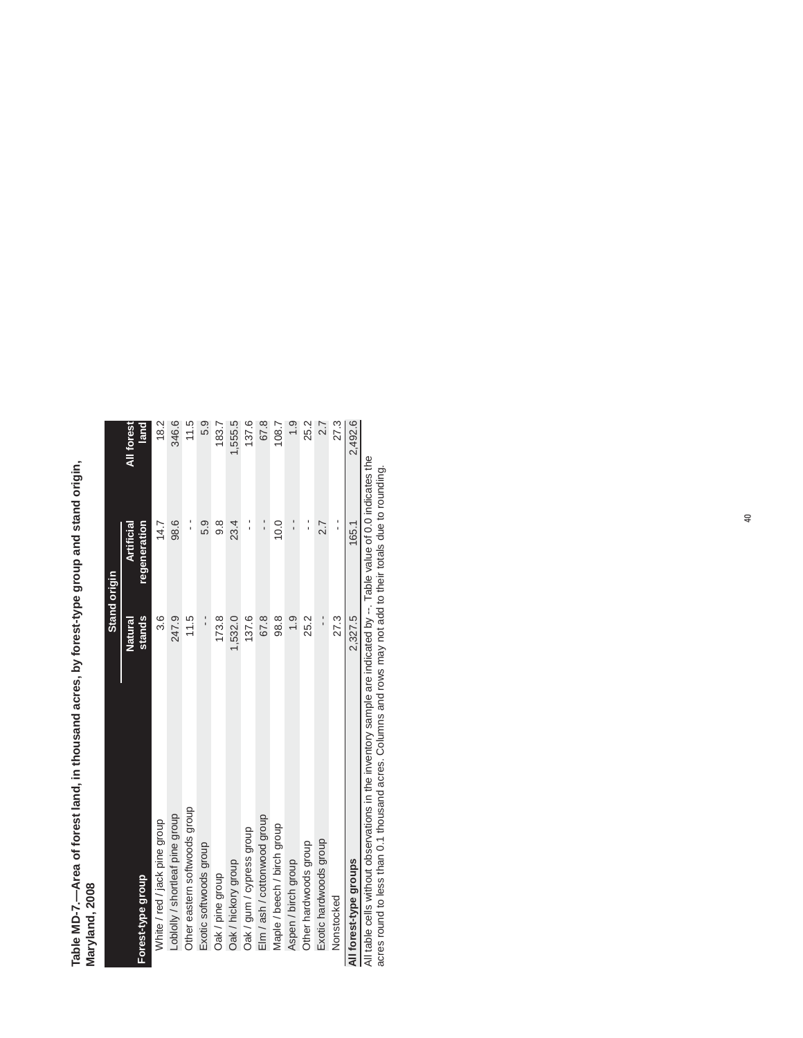**Table MD-7.—Area of forest land, in thousand acres, by forest-type group and stand origin, Maryland, 2008**

| Forest-type group | Stand origin | | All forest land |
|---|---|---|---|
| | Natural stands | Artificial regeneration | |
| White / red / jack pine group | 3.6 | 14.7 | 18.2 |
| Loblolly / shortleaf pine group | 247.9 | 98.6 | 346.6 |
| Other eastern softwoods group | 11.5 | -- | 11.5 |
| Exotic softwoods group | -- | 5.9 | 5.9 |
| Oak / pine group | 173.8 | 9.8 | 183.7 |
| Oak / hickory group | 1,532.0 | 23.4 | 1,555.5 |
| Oak / gum / cypress group | 137.6 | -- | 137.6 |
| Elm / ash / cottonwood group | 67.8 | -- | 67.8 |
| Maple / beech / birch group | 98.8 | 10.0 | 108.7 |
| Aspen / birch group | 1.9 | -- | 1.9 |
| Other hardwoods group | 25.2 | -- | 25.2 |
| Exotic hardwoods group | -- | 2.7 | 2.7 |
| Nonstocked | 27.3 | -- | 27.3 |
| **All forest-type groups** | 2,327.5 | 165.1 | 2,492.6 |

All table cells without observations in the inventory sample are indicated by --. Table value of 0.0 indicates the acres round to less than 0.1 thousand acres. Columns and rows may not add to their totals due to rounding.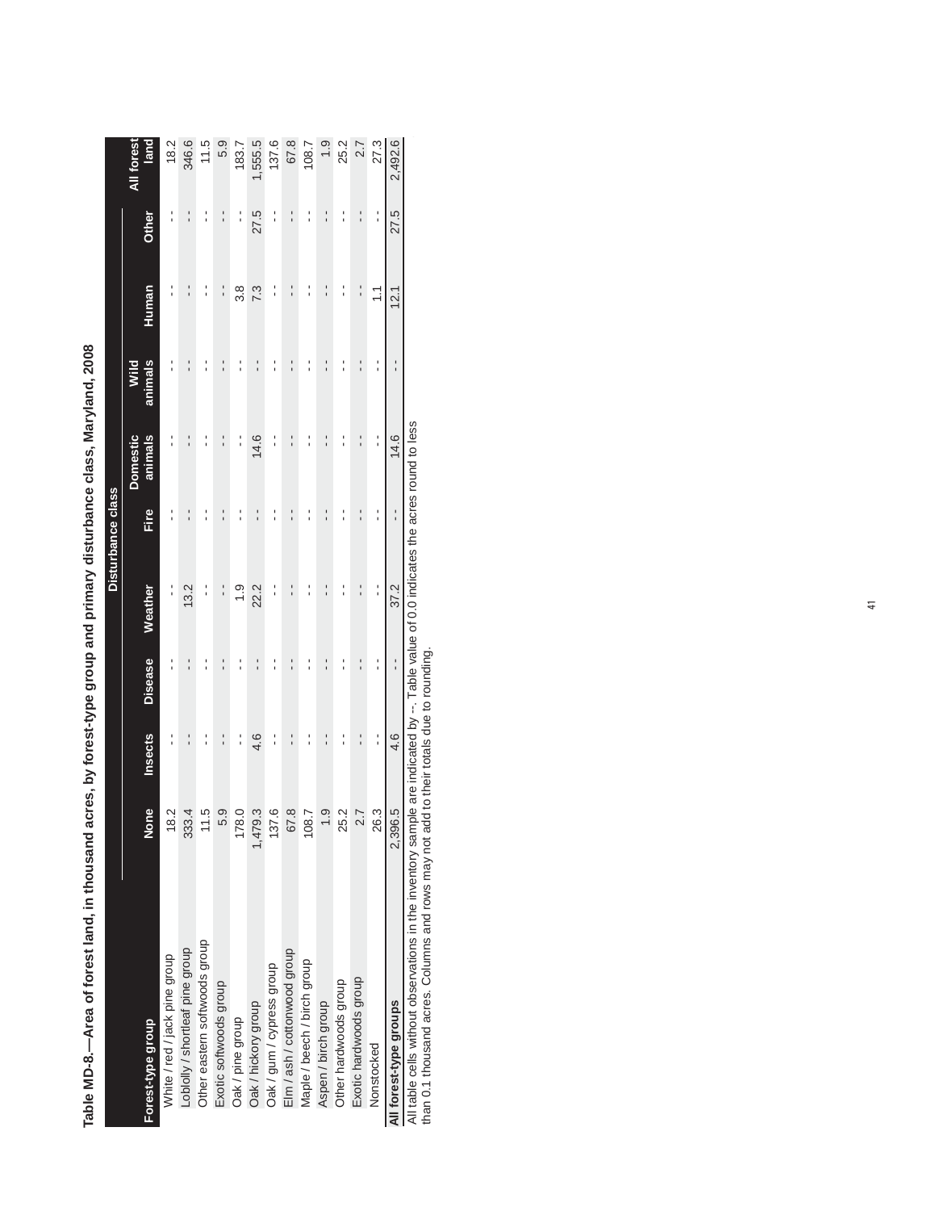**Table MD-8.—Area of forest land, in thousand acres, by forest-type group and primary disturbance class, Maryland, 2008**

| Forest-type group | Disturbance class | | | | | | | | | All forest land |
|---|---|---|---|---|---|---|---|---|---|---|
| | None | Insects | Disease | Weather | Fire | Domestic animals | Wild animals | Human | Other | |
| White / red / jack pine group | 18.2 | -- | -- | -- | -- | -- | -- | -- | -- | 18.2 |
| Loblolly / shortleaf pine group | 333.4 | -- | -- | 13.2 | -- | -- | -- | -- | -- | 346.6 |
| Other eastern softwoods group | 11.5 | -- | -- | -- | -- | -- | -- | -- | -- | 11.5 |
| Exotic softwoods group | 5.9 | -- | -- | -- | -- | -- | -- | -- | -- | 5.9 |
| Oak / pine group | 178.0 | -- | -- | 1.9 | -- | -- | -- | 3.8 | -- | 183.7 |
| Oak / hickory group | 1,479.3 | 4.6 | -- | 22.2 | -- | 14.6 | -- | 7.3 | 27.5 | 1,555.5 |
| Oak / gum / cypress group | 137.6 | -- | -- | -- | -- | -- | -- | -- | -- | 137.6 |
| Elm / ash / cottonwood group | 67.8 | -- | -- | -- | -- | -- | -- | -- | -- | 67.8 |
| Maple / beech / birch group | 108.7 | -- | -- | -- | -- | -- | -- | -- | -- | 108.7 |
| Aspen / birch group | 1.9 | -- | -- | -- | -- | -- | -- | -- | -- | 1.9 |
| Other hardwoods group | 25.2 | -- | -- | -- | -- | -- | -- | -- | -- | 25.2 |
| Exotic hardwoods group | 2.7 | -- | -- | -- | -- | -- | -- | -- | -- | 2.7 |
| Nonstocked | 26.3 | -- | -- | -- | -- | -- | -- | 1.1 | -- | 27.3 |
| **All forest-type groups** | 2,396.5 | 4.6 | -- | 37.2 | -- | 14.6 | -- | 12.1 | 27.5 | 2,492.6 |

All table cells without observations in the inventory sample are indicated by --. Table value of 0.0 indicates the acres round to less than 0.1 thousand acres. Columns and rows may not add to their totals due to rounding.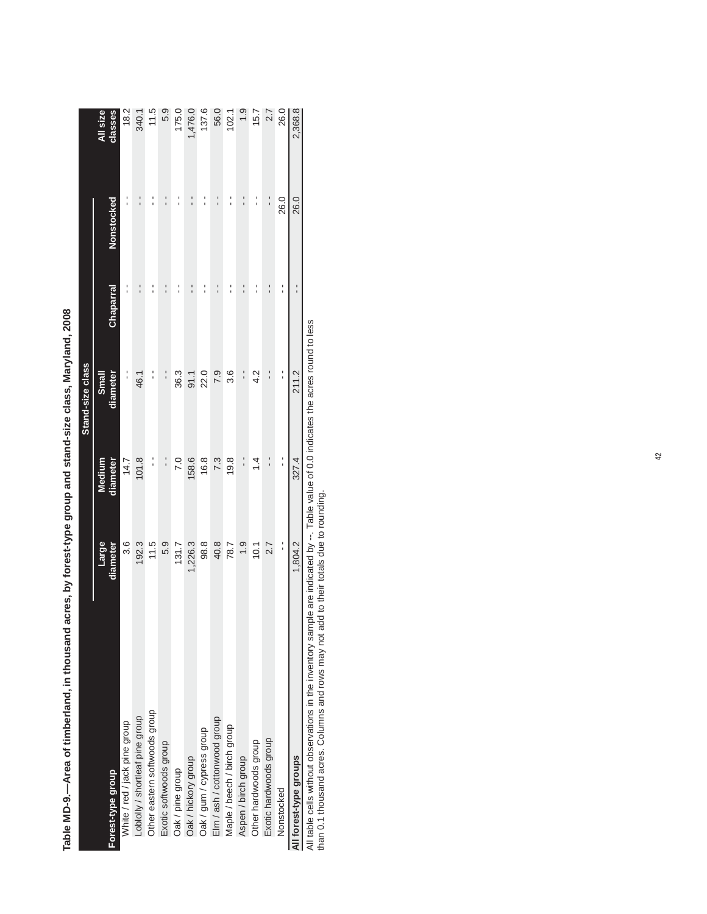**Table MD-9.—Area of timberland, in thousand acres, by forest-type group and stand-size class, Maryland, 2008**

| Forest-type group | Stand-size class | | | | | All size classes |
|---|---|---|---|---|---|---|
| | Large diameter | Medium diameter | Small diameter | Chaparral | Nonstocked | |
| White / red / jack pine group | 3.6 | 14.7 | -- | -- | -- | 18.2 |
| Loblolly / shortleaf pine group | 192.3 | 101.8 | 46.1 | -- | -- | 340.1 |
| Other eastern softwoods group | 11.5 | -- | -- | -- | -- | 11.5 |
| Exotic softwoods group | 5.9 | -- | -- | -- | -- | 5.9 |
| Oak / pine group | 131.7 | 7.0 | 36.3 | -- | -- | 175.0 |
| Oak / hickory group | 1,226.3 | 158.6 | 91.1 | -- | -- | 1,476.0 |
| Oak / gum / cypress group | 98.8 | 16.8 | 22.0 | -- | -- | 137.6 |
| Elm / ash / cottonwood group | 40.8 | 7.3 | 7.9 | -- | -- | 56.0 |
| Maple / beech / birch group | 78.7 | 19.8 | 3.6 | -- | -- | 102.1 |
| Aspen / birch group | 1.9 | -- | -- | -- | -- | 1.9 |
| Other hardwoods group | 10.1 | 1.4 | 4.2 | -- | -- | 15.7 |
| Exotic hardwoods group | 2.7 | -- | -- | -- | -- | 2.7 |
| Nonstocked | -- | -- | -- | -- | 26.0 | 26.0 |
| **All forest-type groups** | 1,804.2 | 327.4 | 211.2 | -- | 26.0 | 2,368.8 |

All table cells without observations in the inventory sample are indicated by --. Table value of 0.0 indicates the acres round to less than 0.1 thousand acres. Columns and rows may not add to their totals due to rounding.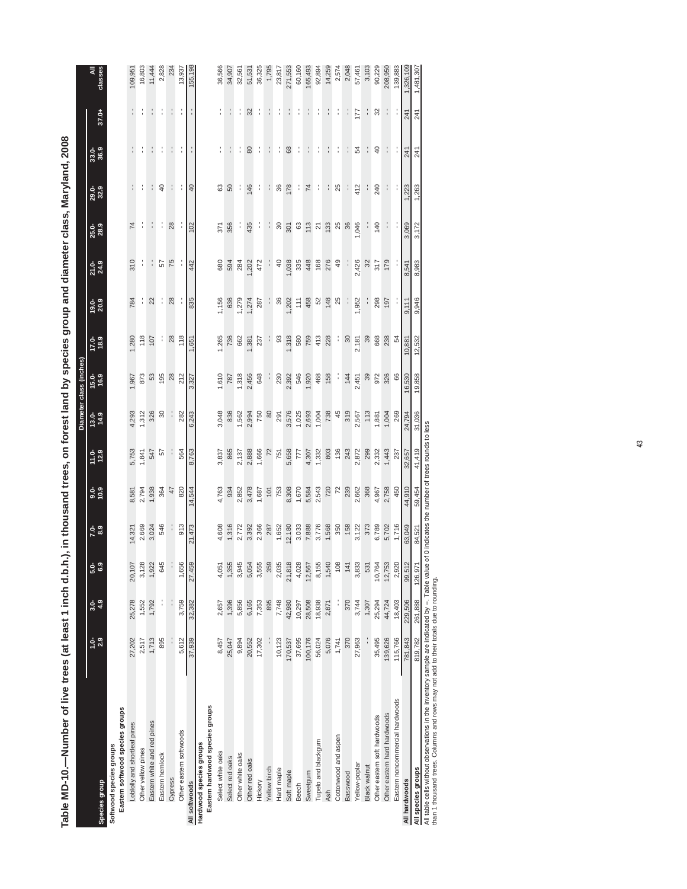# Table MD-10.—Number of live trees (at least 1 inch d.b.h.), in thousand trees, on forest land by species group and diameter class, Maryland, 2008

| Species group | Diameter class (inches) | | | | | | | | | | | | | | | |
|---|---|---|---|---|---|---|---|---|---|---|---|---|---|---|---|---|
| | 1.0-2.9 | 3.0-4.9 | 5.0-6.9 | 7.0-8.9 | 9.0-10.9 | 11.0-12.9 | 13.0-14.9 | 15.0-16.9 | 17.0-18.9 | 19.0-20.9 | 21.0-24.9 | 25.0-28.9 | 29.0-32.9 | 33.0-36.9 | 37.0+ | All classes |
| **Softwood species groups** | | | | | | | | | | | | | | | | |
| **Eastern softwood species groups** | | | | | | | | | | | | | | | | |
| Loblolly and shortleaf pines | 27,202 | 25,278 | 20,107 | 14,321 | 8,581 | 5,753 | 4,293 | 1,967 | 1,280 | 784 | 310 | 74 | -- | -- | -- | 109,951 |
| Other yellow pines | 2,517 | 1,552 | 3,128 | 2,669 | 2,794 | 1,841 | 1,312 | 873 | 118 | -- | -- | -- | -- | -- | -- | 16,803 |
| Eastern white and red pines | 1,713 | 1,792 | 1,922 | 3,024 | 1,938 | 547 | 326 | 53 | 107 | 22 | -- | -- | -- | -- | -- | 11,444 |
| Eastern hemlock | 895 | -- | 645 | 546 | 364 | 57 | 30 | 195 | -- | -- | 57 | -- | 40 | -- | -- | 2,828 |
| Cypress | -- | -- | -- | -- | 47 | -- | -- | 28 | 28 | 28 | 75 | 28 | -- | -- | -- | 234 |
| Other eastern softwoods | 5,612 | 3,759 | 1,656 | 913 | 820 | 564 | 282 | 212 | 118 | -- | -- | -- | -- | -- | -- | 13,937 |
| **All softwoods** | 37,939 | 32,382 | 27,459 | 21,473 | 14,544 | 8,763 | 6,243 | 3,327 | 1,651 | 835 | 442 | 102 | 40 | -- | -- | 155,198 |
| **Hardwood species groups** | | | | | | | | | | | | | | | | |
| **Eastern hardwood species groups** | | | | | | | | | | | | | | | | |
| Select white oaks | 8,457 | 2,657 | 4,051 | 4,608 | 4,763 | 3,837 | 3,048 | 1,610 | 1,265 | 1,156 | 680 | 371 | 63 | -- | -- | 36,566 |
| Select red oaks | 25,047 | 1,396 | 1,355 | 1,316 | 934 | 865 | 836 | 787 | 736 | 636 | 594 | 356 | 50 | -- | -- | 34,907 |
| Other white oaks | 9,894 | 5,856 | 3,945 | 2,772 | 2,852 | 2,137 | 1,562 | 1,318 | 662 | 1,279 | 284 | -- | -- | -- | -- | 32,561 |
| Other red oaks | 20,552 | 6,165 | 5,054 | 3,392 | 3,478 | 2,888 | 2,994 | 2,456 | 1,381 | 1,274 | 1,202 | 435 | 146 | 80 | 32 | 51,531 |
| Hickory | 17,302 | 7,353 | 3,555 | 2,366 | 1,687 | 1,666 | 750 | 648 | 237 | 287 | 472 | -- | -- | -- | -- | 36,325 |
| Yellow birch | -- | 895 | 359 | 287 | 101 | 72 | 80 | -- | -- | -- | -- | -- | -- | -- | -- | 1,795 |
| Hard maple | 10,123 | 7,748 | 2,035 | 1,652 | 753 | 751 | 291 | 230 | 93 | 36 | 40 | 30 | 36 | -- | -- | 23,817 |
| Soft maple | 170,537 | 42,980 | 21,818 | 12,180 | 8,308 | 5,658 | 3,576 | 2,392 | 1,318 | 1,202 | 1,038 | 301 | 178 | 68 | -- | 271,553 |
| Beech | 37,695 | 10,297 | 4,028 | 3,033 | 1,670 | 777 | 1,025 | 546 | 580 | 111 | 335 | 63 | -- | -- | -- | 60,160 |
| Sweetgum | 100,176 | 28,508 | 12,567 | 7,888 | 5,584 | 4,307 | 2,693 | 1,920 | 759 | 458 | 448 | 113 | 74 | -- | -- | 165,493 |
| Tupelo and blackgum | 56,024 | 18,938 | 8,155 | 3,776 | 2,543 | 1,332 | 1,004 | 468 | 413 | 52 | 168 | 21 | -- | -- | -- | 92,894 |
| Ash | 5,076 | 2,871 | 1,540 | 1,568 | 720 | 803 | 738 | 158 | 228 | 148 | 276 | 133 | -- | -- | -- | 14,259 |
| Cottonwood and aspen | 1,741 | -- | 108 | 350 | 72 | 136 | 45 | -- | -- | 25 | 49 | 25 | 25 | -- | -- | 2,574 |
| Basswood | 370 | 370 | 141 | 158 | 239 | 243 | 319 | 144 | 30 | -- | -- | 36 | -- | -- | -- | 2,048 |
| Yellow-poplar | 27,963 | 3,744 | 3,833 | 3,122 | 2,662 | 2,872 | 2,567 | 2,451 | 2,181 | 1,952 | 2,426 | 1,046 | 412 | 54 | 177 | 57,461 |
| Black walnut | -- | 1,307 | 531 | 373 | 368 | 299 | 113 | 39 | 39 | -- | 32 | -- | -- | -- | -- | 3,103 |
| Other eastern soft hardwoods | 35,495 | 25,294 | 10,764 | 6,789 | 4,967 | 2,332 | 1,881 | 972 | 668 | 298 | 317 | 140 | 240 | 40 | 32 | 90,229 |
| Other eastern hard hardwoods | 139,626 | 44,724 | 12,753 | 5,702 | 2,758 | 1,443 | 1,004 | 326 | 238 | 197 | 179 | -- | -- | -- | -- | 208,950 |
| Eastern noncommercial hardwoods | 115,766 | 18,403 | 2,920 | 1,716 | 450 | 237 | 269 | 66 | 54 | -- | -- | -- | -- | -- | -- | 139,883 |
| **All hardwoods** | 781,843 | 229,506 | 99,512 | 63,049 | 44,910 | 32,657 | 24,794 | 16,530 | 10,881 | 9,111 | 8,541 | 3,069 | 1,223 | 241 | 241 | 1,326,109 |
| **All species groups** | 819,782 | 261,888 | 126,971 | 84,521 | 59,454 | 41,419 | 31,036 | 19,858 | 12,532 | 9,946 | 8,983 | 3,172 | 1,263 | 241 | 241 | 1,481,307 |

All table cells without observations in the inventory sample are indicated by --. Table value of 0 indicates the number of trees rounds to less than 1 thousand trees. Columns and rows may not add to their totals due to rounding.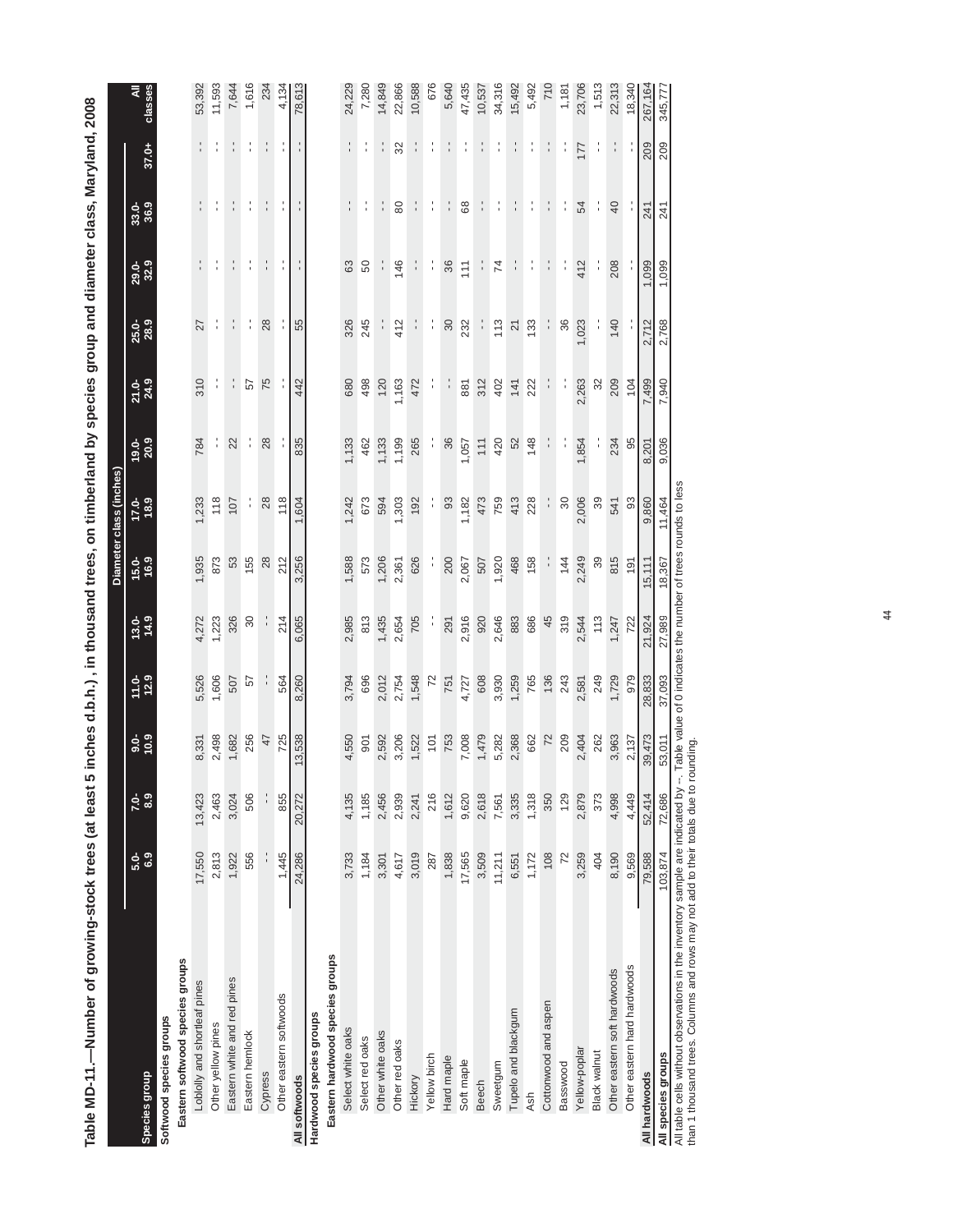**Table MD-11.—Number of growing-stock trees (at least 5 inches d.b.h.) , in thousand trees, on timberland by species group and diameter class, Maryland, 2008**

| Species group | Diameter class (inches) | | | | | | | | | | | | | |
|---|---|---|---|---|---|---|---|---|---|---|---|---|---|---|
| | 5.0-6.9 | 7.0-8.9 | 9.0-10.9 | 11.0-12.9 | 13.0-14.9 | 15.0-16.9 | 17.0-18.9 | 19.0-20.9 | 21.0-24.9 | 25.0-28.9 | 29.0-32.9 | 33.0-36.9 | 37.0+ | All classes |
| **Softwood species groups** | | | | | | | | | | | | | | |
| **Eastern softwood species groups** | | | | | | | | | | | | | | |
| Loblolly and shortleaf pines | 17,550 | 13,423 | 8,331 | 5,526 | 4,272 | 1,935 | 1,233 | 784 | 310 | 27 | -- | -- | -- | 53,392 |
| Other yellow pines | 2,813 | 2,463 | 2,498 | 1,606 | 1,223 | 873 | 118 | -- | -- | -- | -- | -- | -- | 11,593 |
| Eastern white and red pines | 1,922 | 3,024 | 1,682 | 507 | 326 | 53 | 107 | 22 | -- | -- | -- | -- | -- | 7,644 |
| Eastern hemlock | 556 | 506 | 256 | 57 | 30 | 155 | -- | -- | 57 | -- | -- | -- | -- | 1,616 |
| Cypress | -- | -- | 47 | -- | -- | 28 | 28 | 28 | 75 | 28 | -- | -- | -- | 234 |
| Other eastern softwoods | 1,445 | 855 | 725 | 564 | 214 | 212 | 118 | -- | -- | -- | -- | -- | -- | 4,134 |
| **All softwoods** | 24,286 | 20,272 | 13,538 | 8,260 | 6,065 | 3,256 | 1,604 | 835 | 442 | 55 | -- | -- | -- | 78,613 |
| **Hardwood species groups** | | | | | | | | | | | | | | |
| **Eastern hardwood species groups** | | | | | | | | | | | | | | |
| Select white oaks | 3,733 | 4,135 | 4,550 | 3,794 | 2,985 | 1,588 | 1,242 | 1,133 | 680 | 326 | 63 | -- | -- | 24,229 |
| Select red oaks | 1,184 | 1,185 | 901 | 696 | 813 | 573 | 673 | 462 | 498 | 245 | 50 | -- | -- | 7,280 |
| Other white oaks | 3,301 | 2,456 | 2,592 | 2,012 | 1,435 | 1,206 | 594 | 1,133 | 120 | -- | -- | -- | -- | 14,849 |
| Other red oaks | 4,617 | 2,939 | 3,206 | 2,754 | 2,654 | 2,361 | 1,303 | 1,199 | 1,163 | 412 | 146 | 80 | 32 | 22,866 |
| Hickory | 3,019 | 2,241 | 1,522 | 1,548 | 705 | 626 | 192 | 265 | 472 | -- | -- | -- | -- | 10,588 |
| Yellow birch | 287 | 216 | 101 | 72 | -- | -- | -- | -- | -- | -- | -- | -- | -- | 676 |
| Hard maple | 1,838 | 1,612 | 753 | 751 | 291 | 200 | 93 | 36 | -- | 30 | 36 | -- | -- | 5,640 |
| Soft maple | 17,565 | 9,620 | 7,008 | 4,727 | 2,916 | 2,067 | 1,182 | 1,057 | 881 | 232 | 111 | 68 | -- | 47,435 |
| Beech | 3,509 | 2,618 | 1,479 | 608 | 920 | 507 | 473 | 111 | 312 | -- | -- | -- | -- | 10,537 |
| Sweetgum | 11,211 | 7,561 | 5,282 | 3,930 | 2,646 | 1,920 | 759 | 420 | 402 | 113 | 74 | -- | -- | 34,316 |
| Tupelo and blackgum | 6,551 | 3,335 | 2,368 | 1,259 | 883 | 468 | 413 | 52 | 141 | 21 | -- | -- | -- | 15,492 |
| Ash | 1,172 | 1,318 | 662 | 765 | 686 | 158 | 228 | 148 | 222 | 133 | -- | -- | -- | 5,492 |
| Cottonwood and aspen | 108 | 350 | 72 | 136 | 45 | -- | -- | -- | -- | -- | -- | -- | -- | 710 |
| Basswood | 72 | 129 | 209 | 243 | 319 | 144 | 30 | -- | -- | 36 | -- | -- | -- | 1,181 |
| Yellow-poplar | 3,259 | 2,879 | 2,404 | 2,581 | 2,544 | 2,249 | 2,006 | 1,854 | 2,263 | 1,023 | 412 | 54 | 177 | 23,706 |
| Black walnut | 404 | 373 | 262 | 249 | 113 | 39 | 39 | -- | 32 | -- | -- | -- | -- | 1,513 |
| Other eastern soft hardwoods | 8,190 | 4,998 | 3,963 | 1,729 | 1,247 | 815 | 541 | 234 | 209 | 140 | 208 | 40 | -- | 22,313 |
| Other eastern hard hardwoods | 9,569 | 4,449 | 2,137 | 979 | 722 | 191 | 93 | 95 | 104 | -- | -- | -- | -- | 18,340 |
| **All hardwoods** | 79,588 | 52,414 | 39,473 | 28,833 | 21,924 | 15,111 | 9,860 | 8,201 | 7,499 | 2,712 | 1,099 | 241 | 209 | 267,164 |
| **All species groups** | 103,874 | 72,686 | 53,011 | 37,093 | 27,989 | 18,367 | 11,464 | 9,036 | 7,940 | 2,768 | 1,099 | 241 | 209 | 345,777 |

All table cells without observations in the inventory sample are indicated by --. Table value of 0 indicates the number of trees rounds to less than 1 thousand trees. Columns and rows may not add to their totals due to rounding.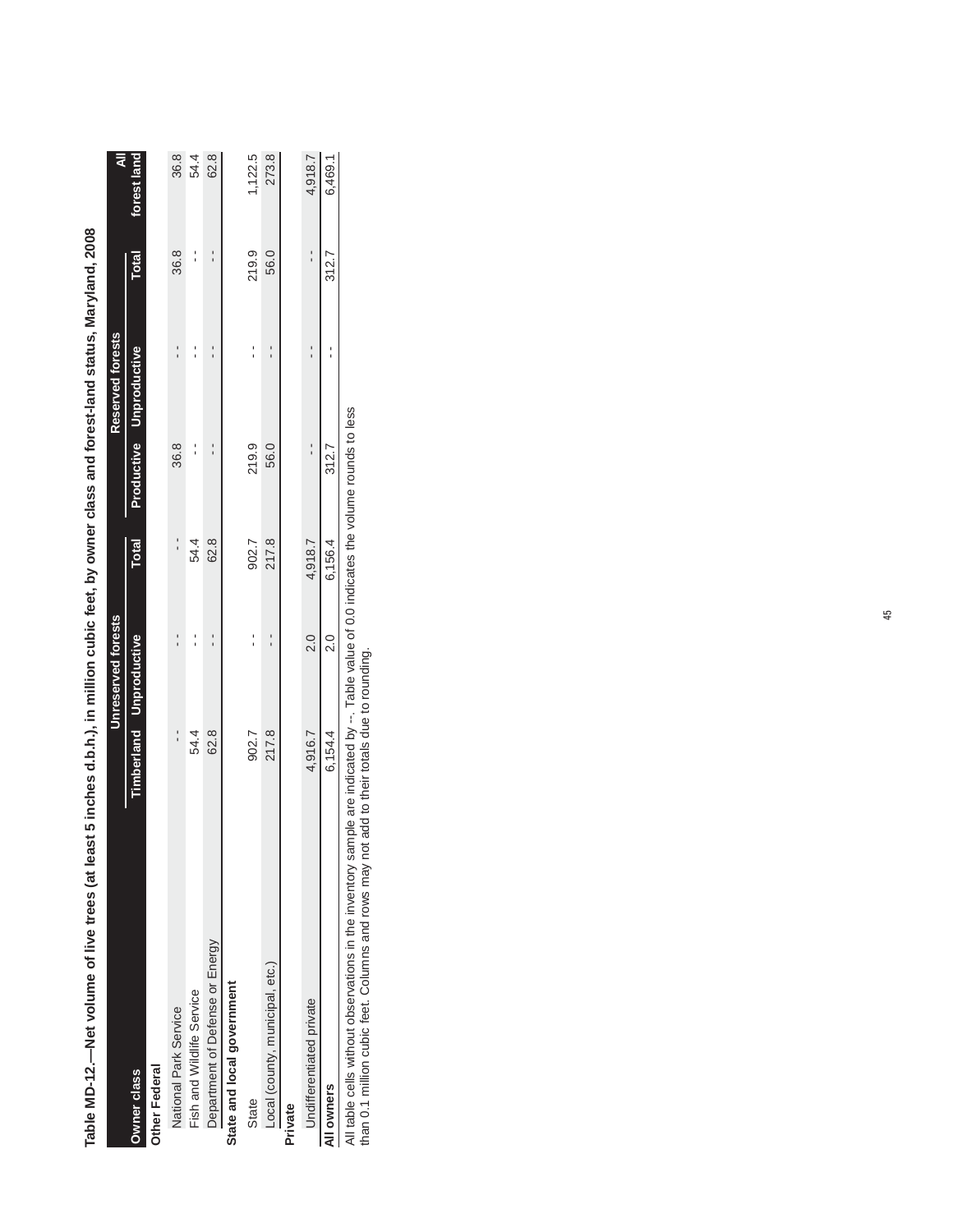**Table MD-12.—Net volume of live trees (at least 5 inches d.b.h.), in million cubic feet, by owner class and forest-land status, Maryland, 2008**

| Owner class | Unreserved forests | | | Reserved forests | | | All |
|---|---|---|---|---|---|---|---|
| | Timberland | Unproductive | Total | Productive | Unproductive | Total | forest land |
| **Other Federal** | | | | | | | |
| National Park Service | -- | -- | -- | 36.8 | -- | 36.8 | 36.8 |
| Fish and Wildlife Service | 54.4 | -- | 54.4 | -- | -- | -- | 54.4 |
| Department of Defense or Energy | 62.8 | -- | 62.8 | -- | -- | -- | 62.8 |
| **State and local government** | | | | | | | |
| State | 902.7 | -- | 902.7 | 219.9 | -- | 219.9 | 1,122.5 |
| Local (county, municipal, etc.) | 217.8 | -- | 217.8 | 56.0 | -- | 56.0 | 273.8 |
| **Private** | | | | | | | |
| Undifferentiated private | 4,916.7 | 2.0 | 4,918.7 | -- | -- | -- | 4,918.7 |
| **All owners** | 6,154.4 | 2.0 | 6,156.4 | 312.7 | -- | 312.7 | 6,469.1 |

All table cells without observations in the inventory sample are indicated by --. Table value of 0.0 indicates the volume rounds to less than 0.1 million cubic feet. Columns and rows may not add to their totals due to rounding.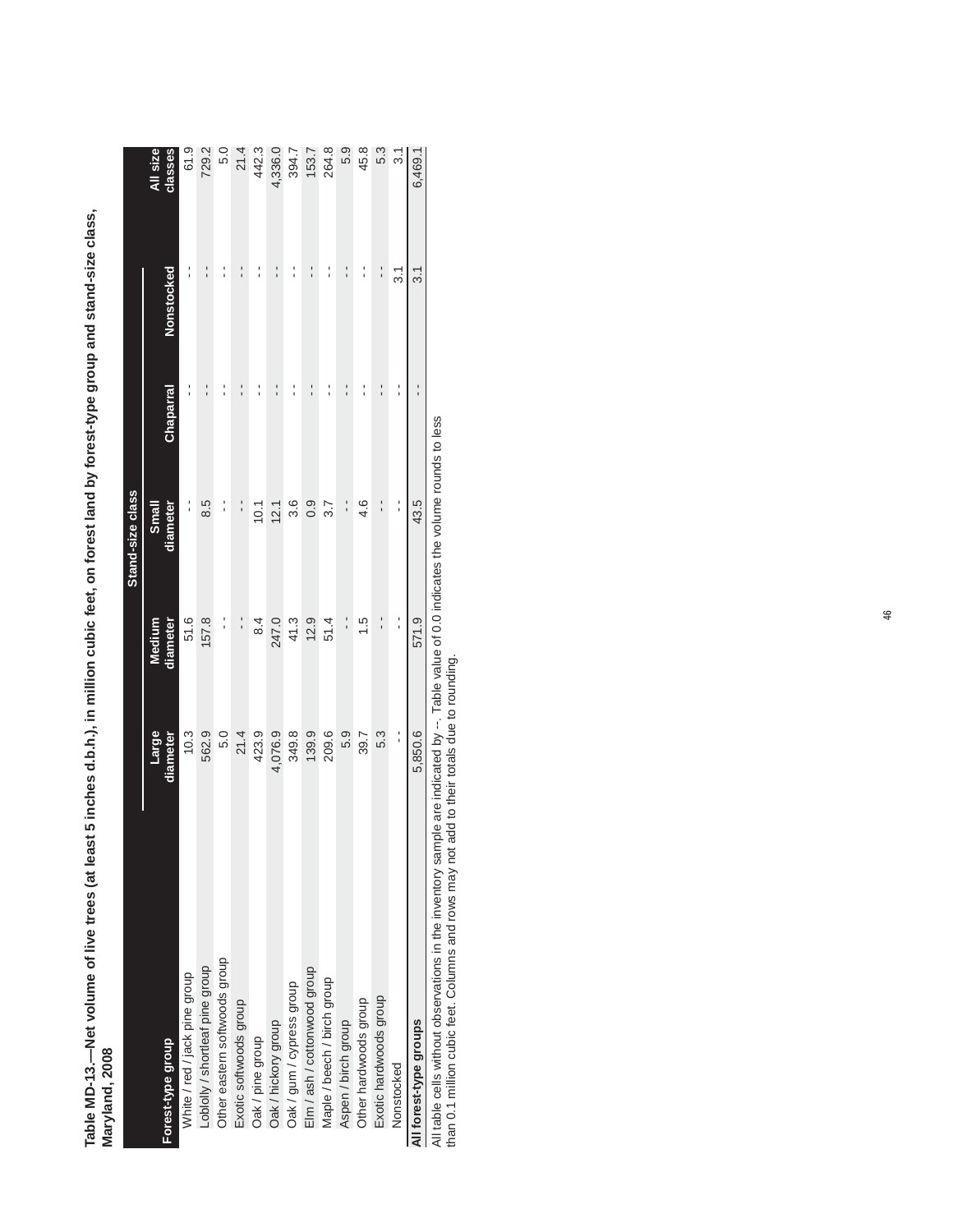**Table MD-13.—Net volume of live trees (at least 5 inches d.b.h.), in million cubic feet, on forest land by forest-type group and stand-size class, Maryland, 2008**

| Forest-type group | Stand-size class | | | | | All size classes |
|---|---|---|---|---|---|---|
| | Large diameter | Medium diameter | Small diameter | Chaparral | Nonstocked | |
| White / red / jack pine group | 10.3 | 51.6 | -- | -- | -- | 61.9 |
| Loblolly / shortleaf pine group | 562.9 | 157.8 | 8.5 | -- | -- | 729.2 |
| Other eastern softwoods group | 5.0 | -- | -- | -- | -- | 5.0 |
| Exotic softwoods group | 21.4 | -- | -- | -- | -- | 21.4 |
| Oak / pine group | 423.9 | 8.4 | 10.1 | -- | -- | 442.3 |
| Oak / hickory group | 4,076.9 | 247.0 | 12.1 | -- | -- | 4,336.0 |
| Oak / gum / cypress group | 349.8 | 41.3 | 3.6 | -- | -- | 394.7 |
| Elm / ash / cottonwood group | 139.9 | 12.9 | 0.9 | -- | -- | 153.7 |
| Maple / beech / birch group | 209.6 | 51.4 | 3.7 | -- | -- | 264.8 |
| Aspen / birch group | 5.9 | -- | -- | -- | -- | 5.9 |
| Other hardwoods group | 39.7 | 1.5 | 4.6 | -- | -- | 45.8 |
| Exotic hardwoods group | 5.3 | -- | -- | -- | -- | 5.3 |
| Nonstocked | -- | -- | -- | -- | 3.1 | 3.1 |
| **All forest-type groups** | 5,850.6 | 571.9 | 43.5 | -- | 3.1 | 6,469.1 |

All table cells without observations in the inventory sample are indicated by --. Table value of 0.0 indicates the volume rounds to less than 0.1 million cubic feet. Columns and rows may not add to their totals due to rounding.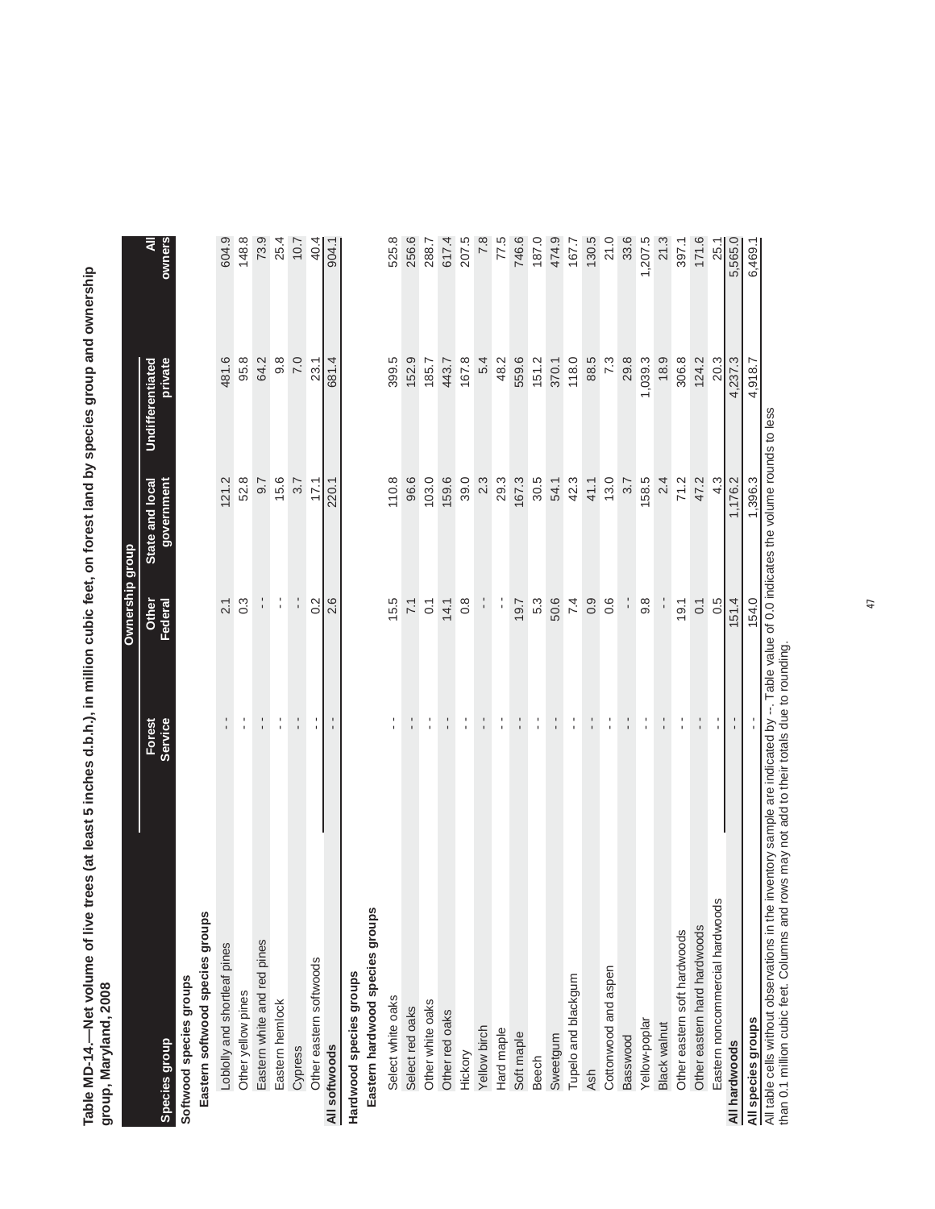**Table MD-14.—Net volume of live trees (at least 5 inches d.b.h.), in million cubic feet, on forest land by species group and ownership group, Maryland, 2008**

| Species group | Ownership group | | | | |
|---|---|---|---|---|---|
| | Forest Service | Other Federal | State and local government | Undifferentiated private | All owners |
| **Softwood species groups** | | | | | |
| **Eastern softwood species groups** | | | | | |
| Loblolly and shortleaf pines | -- | 2.1 | 121.2 | 481.6 | 604.9 |
| Other yellow pines | -- | 0.3 | 52.8 | 95.8 | 148.8 |
| Eastern white and red pines | -- | -- | 9.7 | 64.2 | 73.9 |
| Eastern hemlock | -- | -- | 15.6 | 9.8 | 25.4 |
| Cypress | -- | -- | 3.7 | 7.0 | 10.7 |
| Other eastern softwoods | -- | 0.2 | 17.1 | 23.1 | 40.4 |
| **All softwoods** | -- | 2.6 | 220.1 | 681.4 | 904.1 |
| **Hardwood species groups** | | | | | |
| **Eastern hardwood species groups** | | | | | |
| Select white oaks | -- | 15.5 | 110.8 | 399.5 | 525.8 |
| Select red oaks | -- | 7.1 | 96.6 | 152.9 | 256.6 |
| Other white oaks | -- | 0.1 | 103.0 | 185.7 | 288.7 |
| Other red oaks | -- | 14.1 | 159.6 | 443.7 | 617.4 |
| Hickory | -- | 0.8 | 39.0 | 167.8 | 207.5 |
| Yellow birch | -- | -- | 2.3 | 5.4 | 7.8 |
| Hard maple | -- | -- | 29.3 | 48.2 | 77.5 |
| Soft maple | -- | 19.7 | 167.3 | 559.6 | 746.6 |
| Beech | -- | 5.3 | 30.5 | 151.2 | 187.0 |
| Sweetgum | -- | 50.6 | 54.1 | 370.1 | 474.9 |
| Tupelo and blackgum | -- | 7.4 | 42.3 | 118.0 | 167.7 |
| Ash | -- | 0.9 | 41.1 | 88.5 | 130.5 |
| Cottonwood and aspen | -- | 0.6 | 13.0 | 7.3 | 21.0 |
| Basswood | -- | -- | 3.7 | 29.8 | 33.6 |
| Yellow-poplar | -- | 9.8 | 158.5 | 1,039.3 | 1,207.5 |
| Black walnut | -- | -- | 2.4 | 18.9 | 21.3 |
| Other eastern soft hardwoods | -- | 19.1 | 71.2 | 306.8 | 397.1 |
| Other eastern hard hardwoods | -- | 0.1 | 47.2 | 124.2 | 171.6 |
| Eastern noncommercial hardwoods | -- | 0.5 | 4.3 | 20.3 | 25.1 |
| **All hardwoods** | -- | 151.4 | 1,176.2 | 4,237.3 | 5,565.0 |
| **All species groups** | -- | 154.0 | 1,396.3 | 4,918.7 | 6,469.1 |

All table cells without observations in the inventory sample are indicated by --. Table value of 0.0 indicates the volume rounds to less than 0.1 million cubic feet. Columns and rows may not add to their totals due to rounding.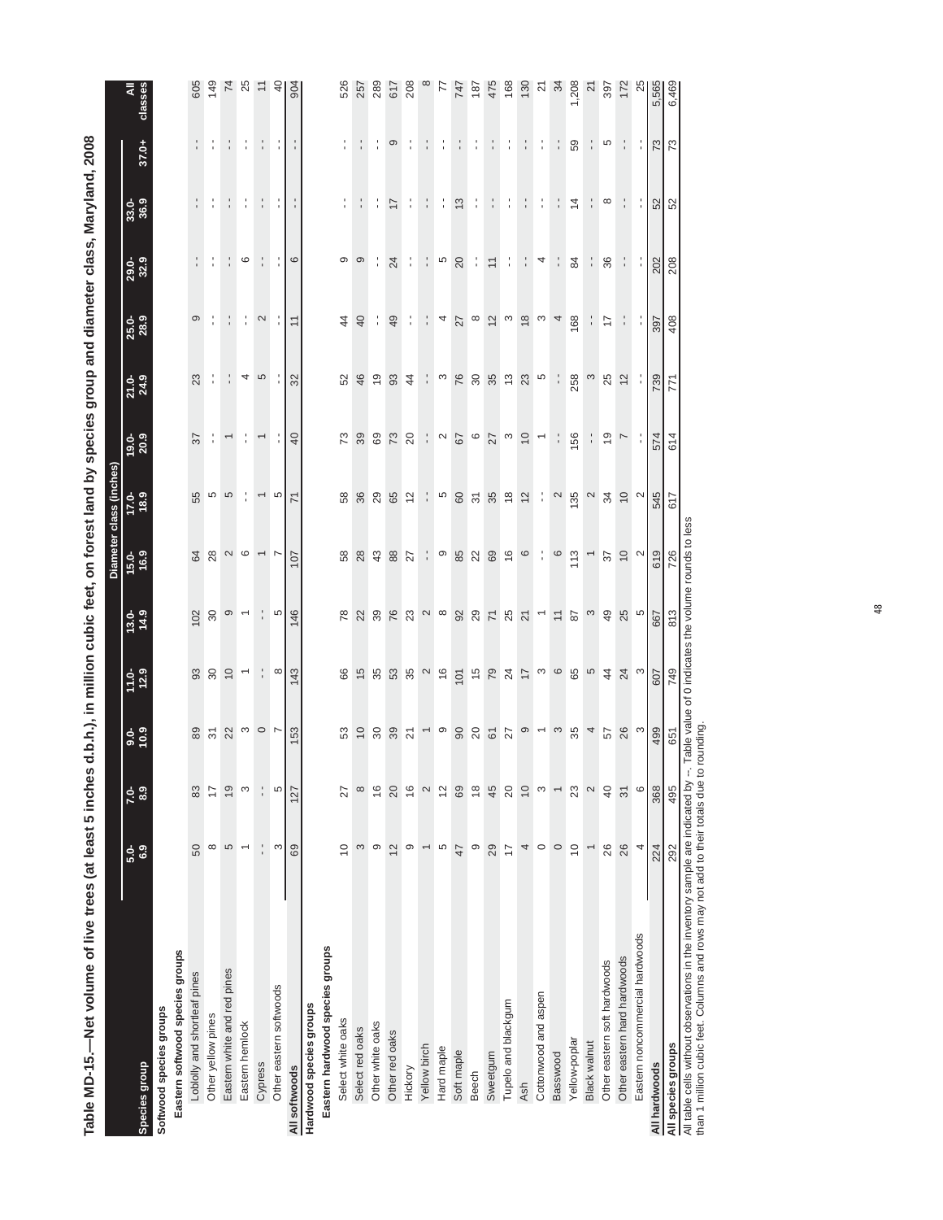# Table MD-15.—Net volume of live trees (at least 5 inches d.b.h.), in million cubic feet, on forest land by species group and diameter class, Maryland, 2008

| Species group | Diameter class (inches) | | | | | | | | | | | | | All classes |
|---|---|---|---|---|---|---|---|---|---|---|---|---|---|---|
| | 5.0-6.9 | 7.0-8.9 | 9.0-10.9 | 11.0-12.9 | 13.0-14.9 | 15.0-16.9 | 17.0-18.9 | 19.0-20.9 | 21.0-24.9 | 25.0-28.9 | 29.0-32.9 | 33.0-36.9 | 37.0+ | |
| **Softwood species groups** | | | | | | | | | | | | | | |
| **Eastern softwood species groups** | | | | | | | | | | | | | | |
| Loblolly and shortleaf pines | 50 | 83 | 89 | 93 | 102 | 64 | 55 | 37 | 23 | 9 | -- | -- | -- | 605 |
| Other yellow pines | 8 | 17 | 31 | 30 | 30 | 28 | 5 | -- | -- | -- | -- | -- | -- | 149 |
| Eastern white and red pines | 5 | 19 | 22 | 10 | 9 | 2 | 5 | 1 | -- | -- | -- | -- | -- | 74 |
| Eastern hemlock | 1 | 3 | 3 | 1 | 1 | 6 | -- | -- | 4 | -- | 6 | -- | -- | 25 |
| Cypress | -- | -- | 0 | -- | -- | 1 | 1 | 1 | 5 | 2 | -- | -- | -- | 11 |
| Other eastern softwoods | 3 | 5 | 7 | 8 | 5 | 7 | 5 | -- | -- | -- | -- | -- | -- | 40 |
| **All softwoods** | 69 | 127 | 153 | 143 | 146 | 107 | 71 | 40 | 32 | 11 | 6 | -- | -- | 904 |
| **Hardwood species groups** | | | | | | | | | | | | | | |
| **Eastern hardwood species groups** | | | | | | | | | | | | | | |
| Select white oaks | 10 | 27 | 53 | 66 | 78 | 58 | 58 | 73 | 52 | 44 | 9 | -- | -- | 526 |
| Select red oaks | 3 | 8 | 10 | 15 | 22 | 28 | 36 | 39 | 46 | 40 | 9 | -- | -- | 257 |
| Other white oaks | 9 | 16 | 30 | 35 | 39 | 43 | 29 | 69 | 19 | -- | -- | -- | -- | 289 |
| Other red oaks | 12 | 20 | 39 | 53 | 76 | 88 | 65 | 73 | 93 | 49 | 24 | 17 | 9 | 617 |
| Hickory | 9 | 16 | 21 | 35 | 23 | 27 | 12 | 20 | 44 | -- | -- | -- | -- | 208 |
| Yellow birch | 1 | 2 | 1 | 2 | 2 | -- | -- | -- | -- | -- | -- | -- | -- | 8 |
| Hard maple | 5 | 12 | 9 | 16 | 8 | 9 | 5 | 2 | 3 | 4 | 5 | -- | -- | 77 |
| Soft maple | 47 | 69 | 90 | 101 | 92 | 85 | 60 | 67 | 76 | 27 | 20 | 13 | -- | 747 |
| Beech | 9 | 18 | 20 | 15 | 29 | 22 | 31 | 6 | 30 | 8 | -- | -- | -- | 187 |
| Sweetgum | 29 | 45 | 61 | 79 | 71 | 69 | 35 | 27 | 35 | 12 | 11 | -- | -- | 475 |
| Tupelo and blackgum | 17 | 20 | 27 | 24 | 25 | 16 | 18 | 3 | 13 | 3 | -- | -- | -- | 168 |
| Ash | 4 | 10 | 9 | 17 | 21 | 6 | 12 | 10 | 23 | 18 | -- | -- | -- | 130 |
| Cottonwood and aspen | 0 | 3 | 1 | 3 | 1 | -- | -- | 1 | 5 | 3 | 4 | -- | -- | 21 |
| Basswood | 0 | 1 | 3 | 6 | 11 | 6 | 2 | -- | -- | 4 | -- | -- | -- | 34 |
| Yellow-poplar | 10 | 23 | 35 | 65 | 87 | 113 | 135 | 156 | 258 | 168 | 84 | 14 | 59 | 1,208 |
| Black walnut | 1 | 2 | 4 | 5 | 3 | 1 | 2 | -- | 3 | -- | -- | -- | -- | 21 |
| Other eastern soft hardwoods | 26 | 40 | 57 | 44 | 49 | 37 | 34 | 19 | 25 | 17 | 36 | 8 | 5 | 397 |
| Other eastern hard hardwoods | 26 | 31 | 26 | 24 | 25 | 10 | 10 | 7 | 12 | -- | -- | -- | -- | 172 |
| Eastern noncommercial hardwoods | 4 | 6 | 3 | 3 | 5 | 2 | 2 | -- | -- | -- | -- | -- | -- | 25 |
| **All hardwoods** | 224 | 368 | 499 | 607 | 667 | 619 | 545 | 574 | 739 | 397 | 202 | 52 | 73 | 5,565 |
| **All species groups** | 292 | 495 | 651 | 749 | 813 | 726 | 617 | 614 | 771 | 408 | 208 | 52 | 73 | 6,469 |

All table cells without observations in the inventory sample are indicated by --. Table value of 0 indicates the volume rounds to less than 1 million cubic feet. Columns and rows may not add to their totals due to rounding.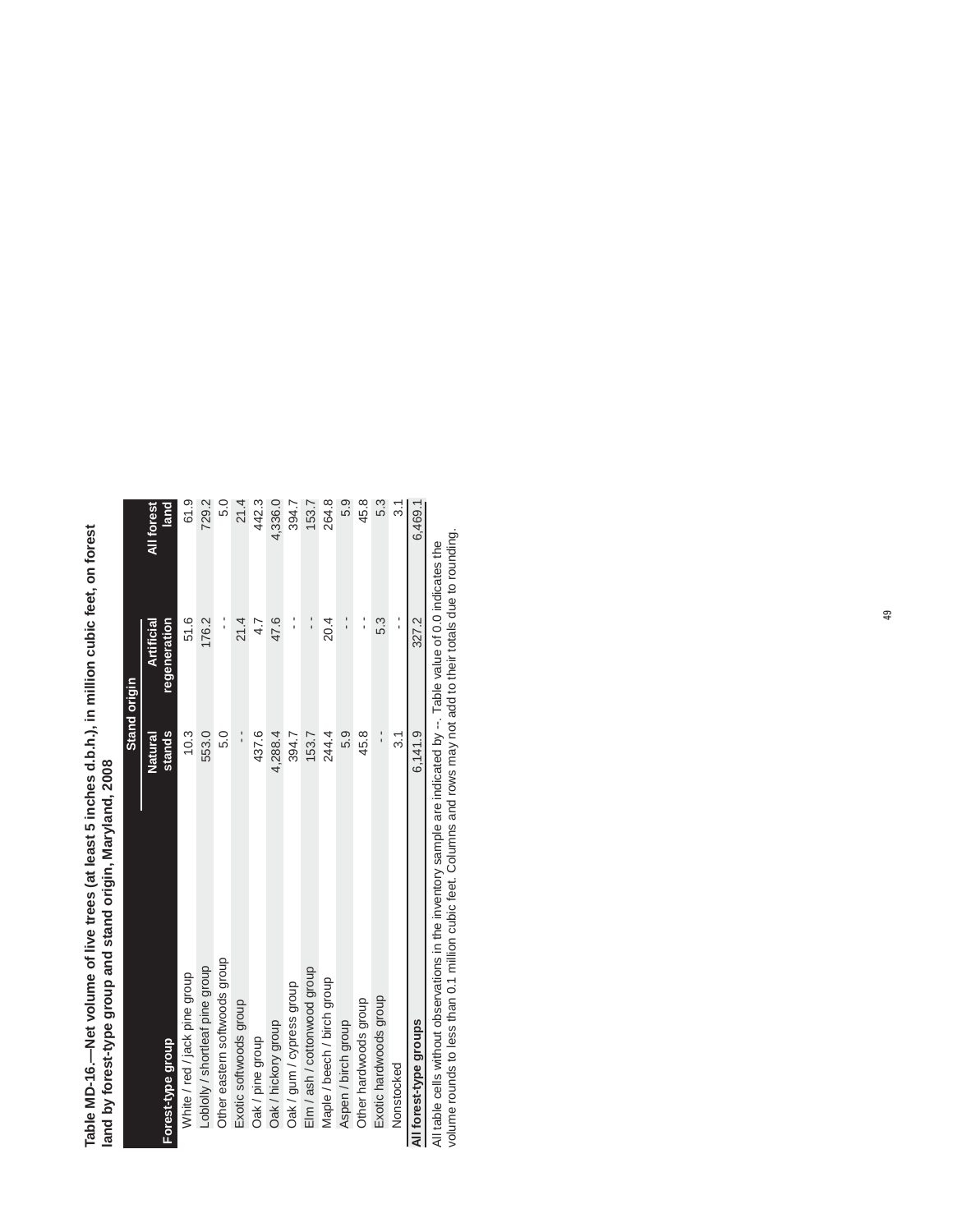**Table MD-16.—Net volume of live trees (at least 5 inches d.b.h.), in million cubic feet, on forest land by forest-type group and stand origin, Maryland, 2008**

| Forest-type group | Stand origin | | All forest land |
|---|---|---|---|
| | Natural stands | Artificial regeneration | |
| White / red / jack pine group | 10.3 | 51.6 | 61.9 |
| Loblolly / shortleaf pine group | 553.0 | 176.2 | 729.2 |
| Other eastern softwoods group | 5.0 | -- | 5.0 |
| Exotic softwoods group | -- | 21.4 | 21.4 |
| Oak / pine group | 437.6 | 4.7 | 442.3 |
| Oak / hickory group | 4,288.4 | 47.6 | 4,336.0 |
| Oak / gum / cypress group | 394.7 | -- | 394.7 |
| Elm / ash / cottonwood group | 153.7 | -- | 153.7 |
| Maple / beech / birch group | 244.4 | 20.4 | 264.8 |
| Aspen / birch group | 5.9 | -- | 5.9 |
| Other hardwoods group | 45.8 | -- | 45.8 |
| Exotic hardwoods group | -- | 5.3 | 5.3 |
| Nonstocked | 3.1 | -- | 3.1 |
| **All forest-type groups** | 6,141.9 | 327.2 | 6,469.1 |

All table cells without observations in the inventory sample are indicated by --. Table value of 0.0 indicates the volume rounds to less than 0.1 million cubic feet. Columns and rows may not add to their totals due to rounding.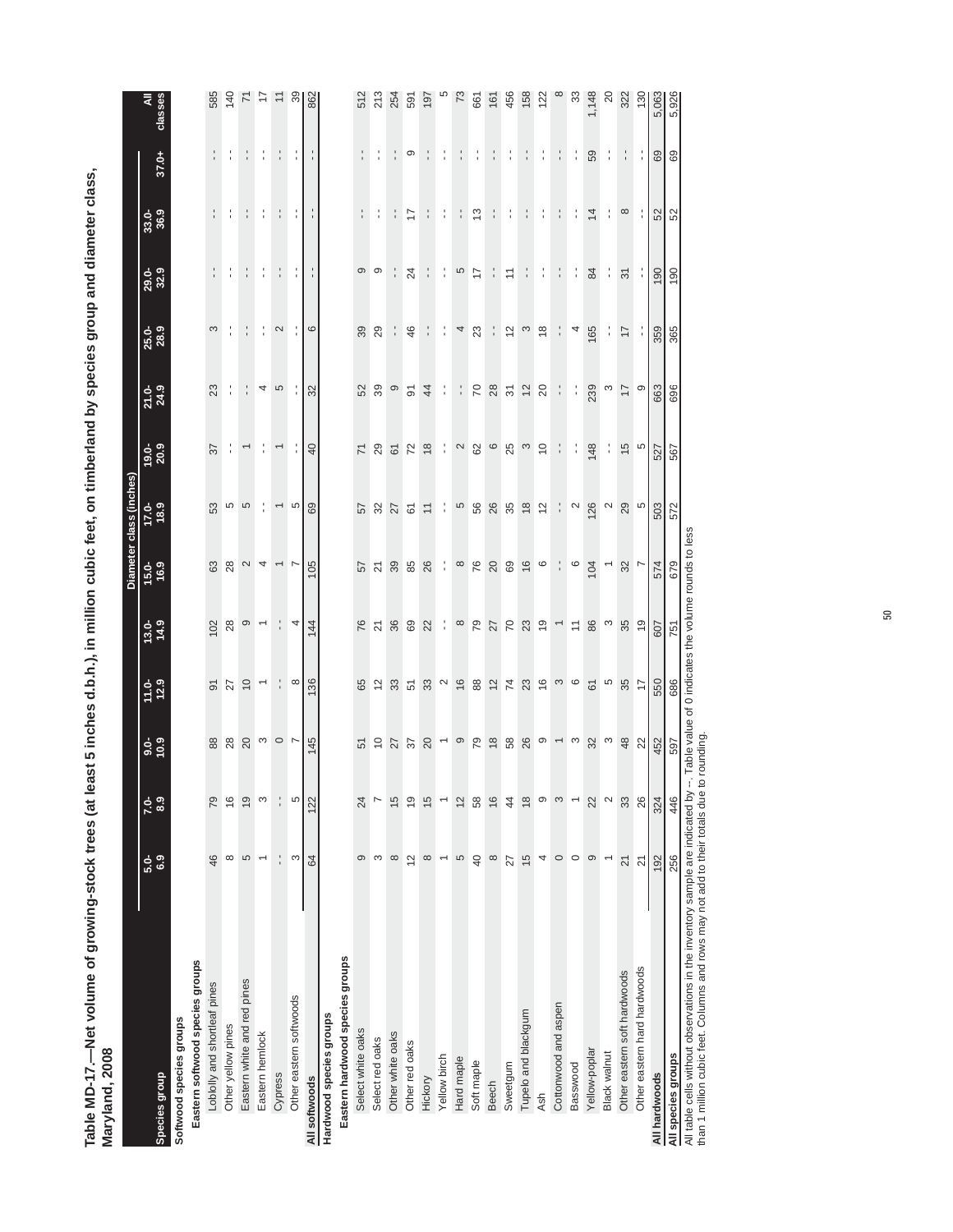**Table MD-17.—Net volume of growing-stock trees (at least 5 inches d.b.h.), in million cubic feet, on timberland by species group and diameter class, Maryland, 2008**

| Species group | Diameter class (inches) | | | | | | | | | | | | | All classes |
|---|---|---|---|---|---|---|---|---|---|---|---|---|---|---|
| | 5.0-6.9 | 7.0-8.9 | 9.0-10.9 | 11.0-12.9 | 13.0-14.9 | 15.0-16.9 | 17.0-18.9 | 19.0-20.9 | 21.0-24.9 | 25.0-28.9 | 29.0-32.9 | 33.0-36.9 | 37.0+ | |
| **Softwood species groups** | | | | | | | | | | | | | | |
| **Eastern softwood species groups** | | | | | | | | | | | | | | |
| Loblolly and shortleaf pines | 46 | 79 | 88 | 91 | 102 | 63 | 53 | 37 | 23 | 3 | -- | -- | -- | 585 |
| Other yellow pines | 8 | 16 | 28 | 27 | 28 | 28 | 5 | -- | -- | -- | -- | -- | -- | 140 |
| Eastern white and red pines | 5 | 19 | 20 | 10 | 9 | 2 | 5 | 1 | -- | -- | -- | -- | -- | 71 |
| Eastern hemlock | 1 | 3 | 3 | 1 | 1 | 4 | -- | -- | 4 | -- | -- | -- | -- | 17 |
| Cypress | -- | -- | 0 | -- | -- | 1 | 1 | 1 | 5 | 2 | -- | -- | -- | 11 |
| Other eastern softwoods | 3 | 5 | 7 | 8 | 4 | 7 | 5 | -- | -- | -- | -- | -- | -- | 39 |
| **All softwoods** | 64 | 122 | 145 | 136 | 144 | 105 | 69 | 40 | 32 | 6 | -- | -- | -- | 862 |
| **Hardwood species groups** | | | | | | | | | | | | | | |
| **Eastern hardwood species groups** | | | | | | | | | | | | | | |
| Select white oaks | 9 | 24 | 51 | 65 | 76 | 57 | 57 | 71 | 52 | 39 | 9 | -- | -- | 512 |
| Select red oaks | 3 | 7 | 10 | 12 | 21 | 21 | 32 | 29 | 39 | 29 | 9 | -- | -- | 213 |
| Other white oaks | 8 | 15 | 27 | 33 | 36 | 39 | 27 | 61 | 9 | -- | -- | -- | -- | 254 |
| Other red oaks | 12 | 19 | 37 | 51 | 69 | 85 | 61 | 72 | 91 | 46 | 24 | 17 | 9 | 591 |
| Hickory | 8 | 15 | 20 | 33 | 22 | 26 | 11 | 18 | 44 | -- | -- | -- | -- | 197 |
| Yellow birch | 1 | 1 | 1 | 2 | -- | -- | -- | -- | -- | -- | -- | -- | -- | 5 |
| Hard maple | 5 | 12 | 9 | 16 | 8 | 8 | 5 | 2 | -- | 4 | 5 | -- | -- | 73 |
| Soft maple | 40 | 58 | 79 | 88 | 79 | 76 | 56 | 62 | 70 | 23 | 17 | 13 | -- | 661 |
| Beech | 8 | 16 | 18 | 12 | 27 | 20 | 26 | 6 | 28 | -- | -- | -- | -- | 161 |
| Sweetgum | 27 | 44 | 58 | 74 | 70 | 69 | 35 | 25 | 31 | 12 | 11 | -- | -- | 456 |
| Tupelo and blackgum | 15 | 18 | 26 | 23 | 23 | 16 | 18 | 3 | 12 | 3 | -- | -- | -- | 158 |
| Ash | 4 | 9 | 9 | 16 | 19 | 6 | 12 | 10 | 20 | 18 | -- | -- | -- | 122 |
| Cottonwood and aspen | 0 | 3 | 1 | 3 | 1 | -- | -- | -- | -- | -- | -- | -- | -- | 8 |
| Basswood | 0 | 1 | 3 | 6 | 11 | 6 | 2 | -- | -- | 4 | -- | -- | -- | 33 |
| Yellow-poplar | 9 | 22 | 32 | 61 | 86 | 104 | 126 | 148 | 239 | 165 | 84 | 14 | 59 | 1,148 |
| Black walnut | 1 | 2 | 3 | 5 | 3 | 1 | 2 | -- | 3 | -- | -- | -- | -- | 20 |
| Other eastern soft hardwoods | 21 | 33 | 48 | 35 | 35 | 32 | 29 | 15 | 17 | 17 | 31 | 8 | -- | 322 |
| Other eastern hard hardwoods | 21 | 26 | 22 | 17 | 19 | 7 | 5 | 5 | 9 | -- | -- | -- | -- | 130 |
| **All hardwoods** | 192 | 324 | 452 | 550 | 607 | 574 | 503 | 527 | 663 | 359 | 190 | 52 | 69 | 5,063 |
| **All species groups** | 256 | 446 | 597 | 686 | 751 | 679 | 572 | 567 | 696 | 365 | 190 | 52 | 69 | 5,926 |

All table cells without observations in the inventory sample are indicated by --. Table value of 0 indicates the volume rounds to less than 1 million cubic feet. Columns and rows may not add to their totals due to rounding.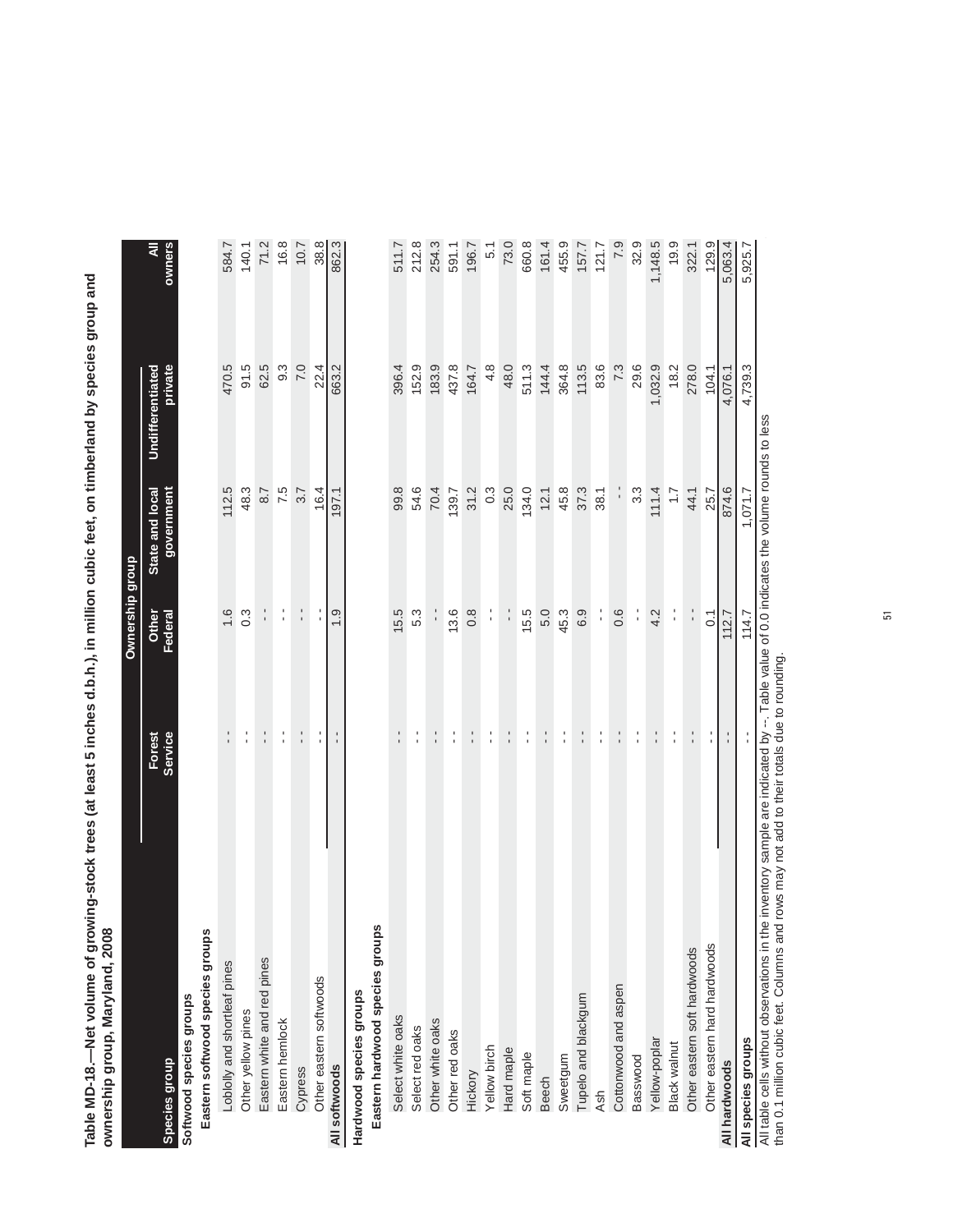**Table MD-18.—Net volume of growing-stock trees (at least 5 inches d.b.h.), in million cubic feet, on timberland by species group and ownership group, Maryland, 2008**

| | Ownership group | | | | |
|---|---|---|---|---|---|
| **Species group** | **Forest Service** | **Other Federal** | **State and local government** | **Undifferentiated private** | **All owners** |
| **Softwood species groups** | | | | | |
| **Eastern softwood species groups** | | | | | |
| Loblolly and shortleaf pines | -- | 1.6 | 112.5 | 470.5 | 584.7 |
| Other yellow pines | -- | 0.3 | 48.3 | 91.5 | 140.1 |
| Eastern white and red pines | -- | -- | 8.7 | 62.5 | 71.2 |
| Eastern hemlock | -- | -- | 7.5 | 9.3 | 16.8 |
| Cypress | -- | -- | 3.7 | 7.0 | 10.7 |
| Other eastern softwoods | -- | -- | 16.4 | 22.4 | 38.8 |
| **All softwoods** | -- | 1.9 | 197.1 | 663.2 | 862.3 |
| **Hardwood species groups** | | | | | |
| **Eastern hardwood species groups** | | | | | |
| Select white oaks | -- | 15.5 | 99.8 | 396.4 | 511.7 |
| Select red oaks | -- | 5.3 | 54.6 | 152.9 | 212.8 |
| Other white oaks | -- | -- | 70.4 | 183.9 | 254.3 |
| Other red oaks | -- | 13.6 | 139.7 | 437.8 | 591.1 |
| Hickory | -- | 0.8 | 31.2 | 164.7 | 196.7 |
| Yellow birch | -- | -- | 0.3 | 4.8 | 5.1 |
| Hard maple | -- | -- | 25.0 | 48.0 | 73.0 |
| Soft maple | -- | 15.5 | 134.0 | 511.3 | 660.8 |
| Beech | -- | 5.0 | 12.1 | 144.4 | 161.4 |
| Sweetgum | -- | 45.3 | 45.8 | 364.8 | 455.9 |
| Tupelo and blackgum | -- | 6.9 | 37.3 | 113.5 | 157.7 |
| Ash | -- | -- | 38.1 | 83.6 | 121.7 |
| Cottonwood and aspen | -- | 0.6 | -- | 7.3 | 7.9 |
| Basswood | -- | -- | 3.3 | 29.6 | 32.9 |
| Yellow-poplar | -- | 4.2 | 111.4 | 1,032.9 | 1,148.5 |
| Black walnut | -- | -- | 1.7 | 18.2 | 19.9 |
| Other eastern soft hardwoods | -- | -- | 44.1 | 278.0 | 322.1 |
| Other eastern hard hardwoods | -- | 0.1 | 25.7 | 104.1 | 129.9 |
| **All hardwoods** | -- | 112.7 | 874.6 | 4,076.1 | 5,063.4 |
| **All species groups** | -- | 114.7 | 1,071.7 | 4,739.3 | 5,925.7 |

All table cells without observations in the inventory sample are indicated by --. Table value of 0.0 indicates the volume rounds to less than 0.1 million cubic feet. Columns and rows may not add to their totals due to rounding.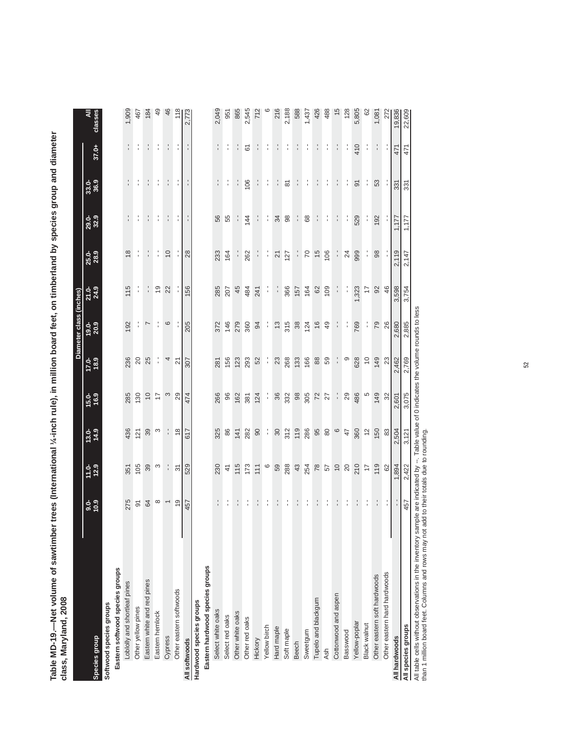**Table MD-19.—Net volume of sawtimber trees (International ¼-inch rule), in million board feet, on timberland by species group and diameter class, Maryland, 2008**

| Species group | Diameter class (inches) | | | | | | | | | | All classes |
|---|---|---|---|---|---|---|---|---|---|---|---|
| | 9.0-10.9 | 11.0-12.9 | 13.0-14.9 | 15.0-16.9 | 17.0-18.9 | 19.0-20.9 | 21.0-24.9 | 25.0-28.9 | 29.0-32.9 | 33.0-36.9 | 37.0+ | |
| **Softwood species groups** | | | | | | | | | | | | |
| **Eastern softwood species groups** | | | | | | | | | | | | |
| Loblolly and shortleaf pines | 275 | 351 | 436 | 285 | 236 | 192 | 115 | 18 | -- | -- | -- | 1,909 |
| Other yellow pines | 91 | 105 | 121 | 130 | 20 | -- | -- | -- | -- | -- | -- | 467 |
| Eastern white and red pines | 64 | 39 | 39 | 10 | 25 | 7 | -- | -- | -- | -- | -- | 184 |
| Eastern hemlock | 8 | 3 | 3 | 17 | -- | -- | 19 | -- | -- | -- | -- | 49 |
| Cypress | 1 | -- | -- | 3 | 4 | 6 | 22 | 10 | -- | -- | -- | 46 |
| Other eastern softwoods | 19 | 31 | 18 | 29 | 21 | -- | -- | -- | -- | -- | -- | 118 |
| **All softwoods** | 457 | 529 | 617 | 474 | 307 | 205 | 156 | 28 | -- | -- | -- | 2,773 |
| **Hardwood species groups** | | | | | | | | | | | | |
| **Eastern hardwood species groups** | | | | | | | | | | | | |
| Select white oaks | -- | 230 | 325 | 266 | 281 | 372 | 285 | 233 | 56 | -- | -- | 2,049 |
| Select red oaks | -- | 41 | 86 | 96 | 156 | 146 | 207 | 164 | 55 | -- | -- | 951 |
| Other white oaks | -- | 115 | 141 | 162 | 123 | 279 | 45 | -- | -- | -- | -- | 865 |
| Other red oaks | -- | 173 | 282 | 381 | 293 | 360 | 484 | 262 | 144 | 106 | 61 | 2,545 |
| Hickory | -- | 111 | 90 | 124 | 52 | 94 | 241 | -- | -- | -- | -- | 712 |
| Yellow birch | -- | 6 | -- | -- | -- | -- | -- | -- | -- | -- | -- | 6 |
| Hard maple | -- | 59 | 30 | 36 | 23 | 13 | -- | 21 | 34 | -- | -- | 216 |
| Soft maple | -- | 288 | 312 | 332 | 268 | 315 | 366 | 127 | 98 | 81 | -- | 2,188 |
| Beech | -- | 43 | 119 | 98 | 133 | 38 | 157 | -- | -- | -- | -- | 588 |
| Sweetgum | -- | 254 | 286 | 305 | 166 | 124 | 164 | 70 | 68 | -- | -- | 1,437 |
| Tupelo and blackgum | -- | 78 | 95 | 72 | 88 | 16 | 62 | 15 | -- | -- | -- | 426 |
| Ash | -- | 57 | 80 | 27 | 59 | 49 | 109 | 106 | -- | -- | -- | 488 |
| Cottonwood and aspen | -- | 10 | 6 | -- | -- | -- | -- | -- | -- | -- | -- | 15 |
| Basswood | -- | 20 | 47 | 29 | 9 | -- | -- | 24 | -- | -- | -- | 128 |
| Yellow-poplar | -- | 210 | 360 | 486 | 628 | 769 | 1,323 | 999 | 529 | 91 | 410 | 5,805 |
| Black walnut | -- | 17 | 12 | 5 | 10 | -- | 17 | -- | -- | -- | -- | 62 |
| Other eastern soft hardwoods | -- | 119 | 150 | 149 | 149 | 79 | 92 | 98 | 192 | 53 | -- | 1,081 |
| Other eastern hard hardwoods | -- | 62 | 83 | 32 | 23 | 26 | 46 | -- | -- | -- | -- | 272 |
| **All hardwoods** | -- | 1,894 | 2,504 | 2,601 | 2,462 | 2,680 | 3,598 | 2,119 | 1,177 | 331 | 471 | 19,836 |
| **All species groups** | 457 | 2,422 | 3,121 | 3,075 | 2,769 | 2,885 | 3,754 | 2,147 | 1,177 | 331 | 471 | 22,609 |

All table cells without observations in the inventory sample are indicated by --. Table value of 0 indicates the volume rounds to less than 1 million board feet. Columns and rows may not add to their totals due to rounding.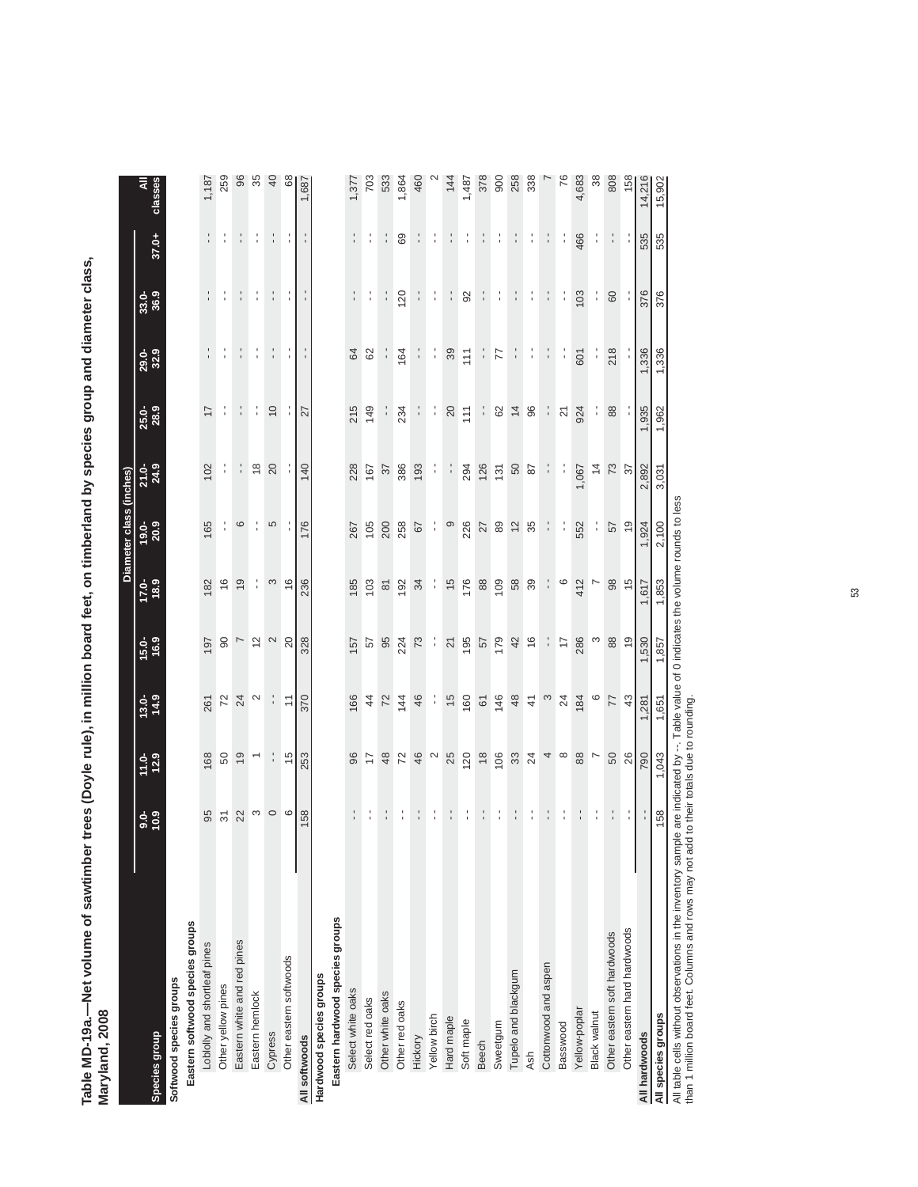**Table MD-19a.—Net volume of sawtimber trees (Doyle rule), in million board feet, on timberland by species group and diameter class, Maryland, 2008**

| Species group | Diameter class (inches) | | | | | | | | | | | | All classes |
|---|---|---|---|---|---|---|---|---|---|---|---|---|---|
| | 9.0-10.9 | 11.0-12.9 | 13.0-14.9 | 15.0-16.9 | 17.0-18.9 | 19.0-20.9 | 21.0-24.9 | 25.0-28.9 | 29.0-32.9 | 33.0-36.9 | 37.0+ | | |
| **Softwood species groups** | | | | | | | | | | | | | |
| **Eastern softwood species groups** | | | | | | | | | | | | | |
| Loblolly and shortleaf pines | 95 | 168 | 261 | 197 | 182 | 165 | 102 | 17 | -- | -- | -- | | 1,187 |
| Other yellow pines | 31 | 50 | 72 | 90 | 16 | -- | -- | -- | -- | -- | -- | | 259 |
| Eastern white and red pines | 22 | 19 | 24 | 7 | 19 | 6 | -- | -- | -- | -- | -- | | 96 |
| Eastern hemlock | 3 | 1 | 2 | 12 | -- | -- | 18 | -- | -- | -- | -- | | 35 |
| Cypress | 0 | -- | -- | 2 | 3 | 5 | 20 | 10 | -- | -- | -- | | 40 |
| Other eastern softwoods | 6 | 15 | 11 | 20 | 16 | -- | -- | -- | -- | -- | -- | | 68 |
| **All softwoods** | 158 | 253 | 370 | 328 | 236 | 176 | 140 | 27 | -- | -- | -- | | 1,687 |
| **Hardwood species groups** | | | | | | | | | | | | | |
| **Eastern hardwood species groups** | | | | | | | | | | | | | |
| Select white oaks | -- | 96 | 166 | 157 | 185 | 267 | 228 | 215 | 64 | -- | -- | | 1,377 |
| Select red oaks | -- | 17 | 44 | 57 | 103 | 105 | 167 | 149 | 62 | -- | -- | | 703 |
| Other white oaks | -- | 48 | 72 | 95 | 81 | 200 | 37 | -- | -- | -- | -- | | 533 |
| Other red oaks | -- | 72 | 144 | 224 | 192 | 258 | 386 | 234 | 164 | 120 | 69 | | 1,864 |
| Hickory | -- | 46 | 46 | 73 | 34 | 67 | 193 | -- | -- | -- | -- | | 460 |
| Yellow birch | -- | 2 | -- | -- | -- | -- | -- | -- | -- | -- | -- | | 2 |
| Hard maple | -- | 25 | 15 | 21 | 15 | 9 | -- | 20 | 39 | -- | -- | | 144 |
| Soft maple | -- | 120 | 160 | 195 | 176 | 226 | 294 | 111 | 111 | 92 | -- | | 1,487 |
| Beech | -- | 18 | 61 | 57 | 88 | 27 | 126 | -- | -- | -- | -- | | 378 |
| Sweetgum | -- | 106 | 146 | 179 | 109 | 89 | 131 | 62 | 77 | -- | -- | | 900 |
| Tupelo and blackgum | -- | 33 | 48 | 42 | 58 | 12 | 50 | 14 | -- | -- | -- | | 258 |
| Ash | -- | 24 | 41 | 16 | 39 | 35 | 87 | 96 | -- | -- | -- | | 338 |
| Cottonwood and aspen | -- | 4 | 3 | -- | -- | -- | -- | -- | -- | -- | -- | | 7 |
| Basswood | -- | 8 | 24 | 17 | 6 | -- | -- | 21 | -- | -- | -- | | 76 |
| Yellow-poplar | -- | 88 | 184 | 286 | 412 | 552 | 1,067 | 924 | 601 | 103 | 466 | | 4,683 |
| Black walnut | -- | 7 | 6 | 3 | 7 | -- | 14 | -- | -- | -- | -- | | 38 |
| Other eastern soft hardwoods | -- | 50 | 77 | 88 | 98 | 57 | 73 | 88 | 218 | 60 | -- | | 808 |
| Other eastern hard hardwoods | -- | 26 | 43 | 19 | 15 | 19 | 37 | -- | -- | -- | -- | | 158 |
| **All hardwoods** | -- | 790 | 1,281 | 1,530 | 1,617 | 1,924 | 2,892 | 1,935 | 1,336 | 376 | 535 | | 14,216 |
| **All species groups** | 158 | 1,043 | 1,651 | 1,857 | 1,853 | 2,100 | 3,031 | 1,962 | 1,336 | 376 | 535 | | 15,902 |

All table cells without observations in the inventory sample are indicated by --. Table value of 0 indicates the volume rounds to less than 1 million board feet. Columns and rows may not add to their totals due to rounding.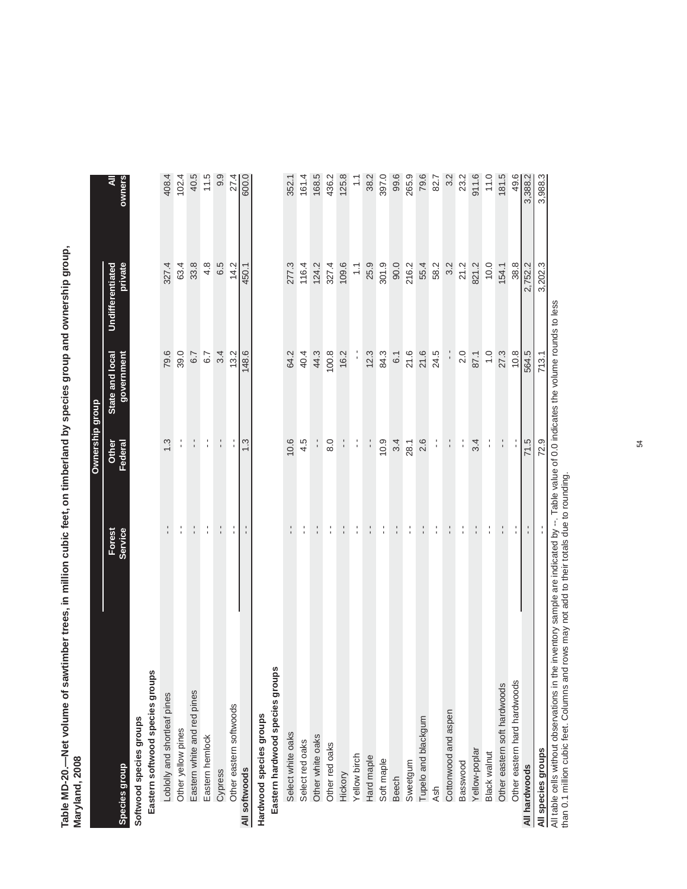**Table MD-20.—Net volume of sawtimber trees, in million cubic feet, on timberland by species group and ownership group, Maryland, 2008**

| Species group | Ownership group | | | | |
|---|---|---|---|---|---|
| | Forest Service | Other Federal | State and local government | Undifferentiated private | All owners |
| **Softwood species groups** | | | | | |
| **Eastern softwood species groups** | | | | | |
| Loblolly and shortleaf pines | -- | 1.3 | 79.6 | 327.4 | 408.4 |
| Other yellow pines | -- | -- | 39.0 | 63.4 | 102.4 |
| Eastern white and red pines | -- | -- | 6.7 | 33.8 | 40.5 |
| Eastern hemlock | -- | -- | 6.7 | 4.8 | 11.5 |
| Cypress | -- | -- | 3.4 | 6.5 | 9.9 |
| Other eastern softwoods | -- | -- | 13.2 | 14.2 | 27.4 |
| **All softwoods** | -- | 1.3 | 148.6 | 450.1 | 600.0 |
| **Hardwood species groups** | | | | | |
| **Eastern hardwood species groups** | | | | | |
| Select white oaks | -- | 10.6 | 64.2 | 277.3 | 352.1 |
| Select red oaks | -- | 4.5 | 40.4 | 116.4 | 161.4 |
| Other white oaks | -- | -- | 44.3 | 124.2 | 168.5 |
| Other red oaks | -- | 8.0 | 100.8 | 327.4 | 436.2 |
| Hickory | -- | -- | 16.2 | 109.6 | 125.8 |
| Yellow birch | -- | -- | -- | 1.1 | 1.1 |
| Hard maple | -- | -- | 12.3 | 25.9 | 38.2 |
| Soft maple | -- | 10.9 | 84.3 | 301.9 | 397.0 |
| Beech | -- | 3.4 | 6.1 | 90.0 | 99.6 |
| Sweetgum | -- | 28.1 | 21.6 | 216.2 | 265.9 |
| Tupelo and blackgum | -- | 2.6 | 21.6 | 55.4 | 79.6 |
| Ash | -- | -- | 24.5 | 58.2 | 82.7 |
| Cottonwood and aspen | -- | -- | -- | 3.2 | 3.2 |
| Basswood | -- | -- | 2.0 | 21.2 | 23.2 |
| Yellow-poplar | -- | 3.4 | 87.1 | 821.2 | 911.6 |
| Black walnut | -- | -- | 1.0 | 10.0 | 11.0 |
| Other eastern soft hardwoods | -- | -- | 27.3 | 154.1 | 181.5 |
| Other eastern hard hardwoods | -- | -- | 10.8 | 38.8 | 49.6 |
| **All hardwoods** | -- | 71.5 | 564.5 | 2,752.2 | 3,388.2 |
| **All species groups** | -- | 72.9 | 713.1 | 3,202.3 | 3,988.3 |

All table cells without observations in the inventory sample are indicated by --. Table value of 0.0 indicates the volume rounds to less than 0.1 million cubic feet. Columns and rows may not add to their totals due to rounding.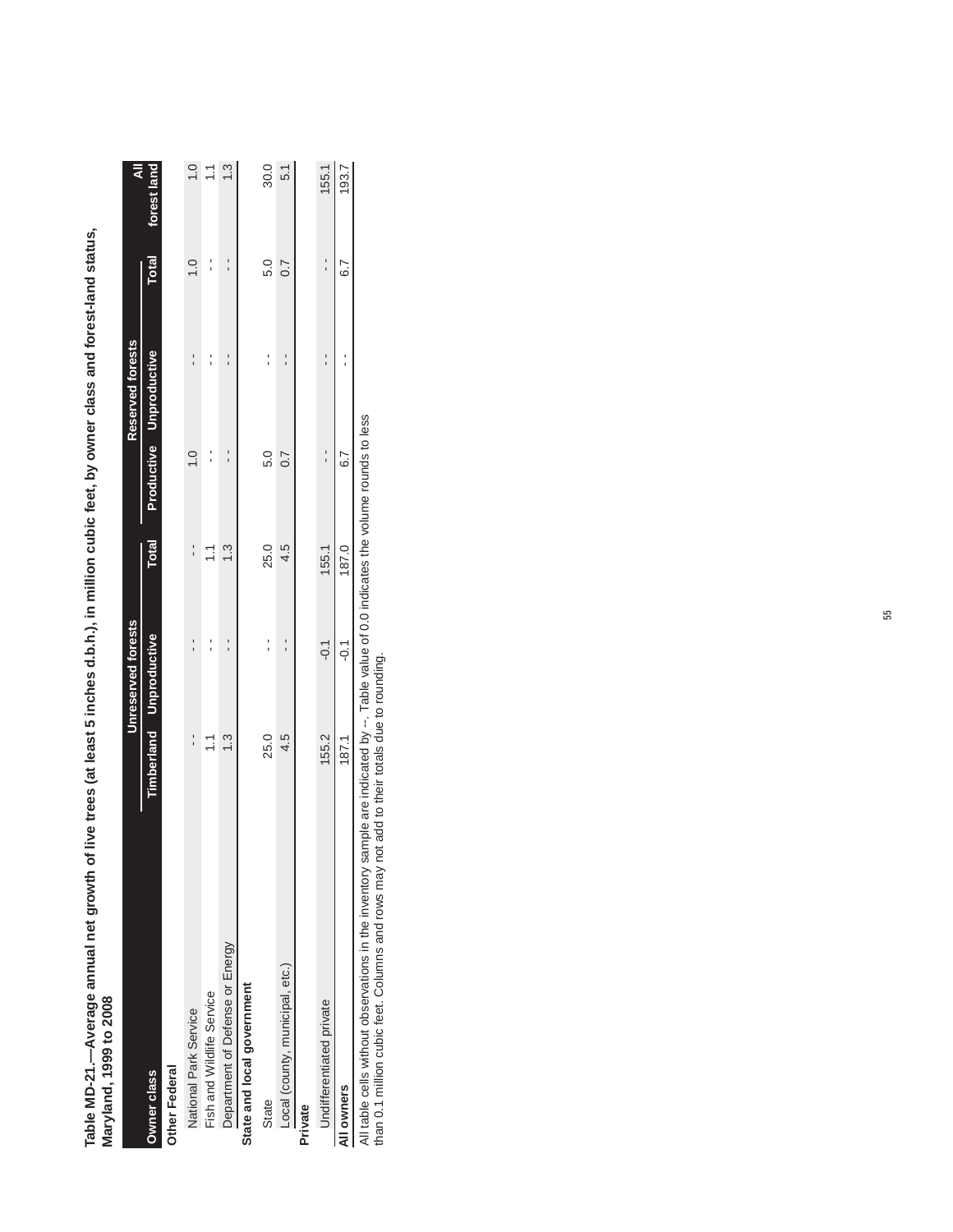**Table MD-21.—Average annual net growth of live trees (at least 5 inches d.b.h.), in million cubic feet, by owner class and forest-land status, Maryland, 1999 to 2008**

| Owner class | Unreserved forests | | | Reserved forests | | | All |
|---|---|---|---|---|---|---|---|
| | Timberland | Unproductive | Total | Productive | Unproductive | Total | forest land |
| **Other Federal** | | | | | | | |
| National Park Service | -- | -- | -- | 1.0 | -- | 1.0 | 1.0 |
| Fish and Wildlife Service | 1.1 | -- | 1.1 | -- | -- | -- | 1.1 |
| Department of Defense or Energy | 1.3 | -- | 1.3 | -- | -- | -- | 1.3 |
| **State and local government** | | | | | | | |
| State | 25.0 | -- | 25.0 | 5.0 | -- | 5.0 | 30.0 |
| Local (county, municipal, etc.) | 4.5 | -- | 4.5 | 0.7 | -- | 0.7 | 5.1 |
| **Private** | | | | | | | |
| Undifferentiated private | 155.2 | -0.1 | 155.1 | -- | -- | -- | 155.1 |
| **All owners** | 187.1 | -0.1 | 187.0 | 6.7 | -- | 6.7 | 193.7 |

All table cells without observations in the inventory sample are indicated by --. Table value of 0.0 indicates the volume rounds to less than 0.1 million cubic feet. Columns and rows may not add to their totals due to rounding.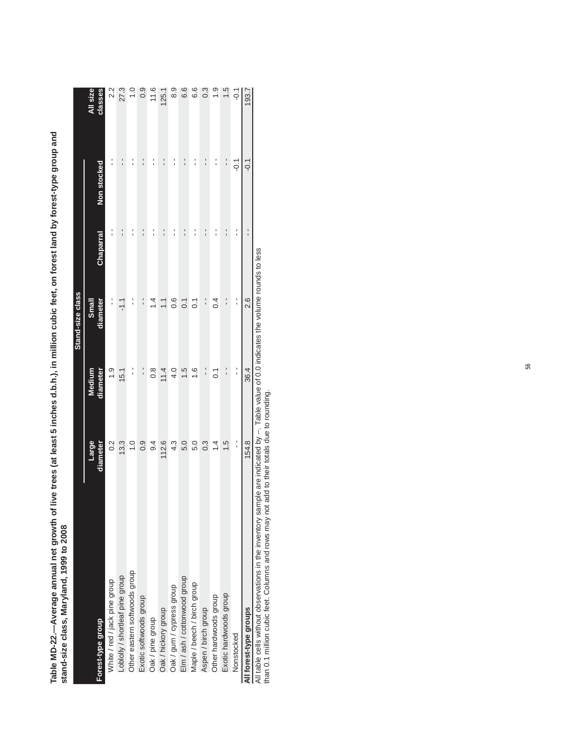**Table MD-22.—Average annual net growth of live trees (at least 5 inches d.b.h.), in million cubic feet, on forest land by forest-type group and stand-size class, Maryland, 1999 to 2008**

| Forest-type group | Stand-size class | | | | | All size classes |
|---|---|---|---|---|---|---|
| | Large diameter | Medium diameter | Small diameter | Chaparral | Non stocked | |
| White / red / jack pine group | 0.2 | 1.9 | -- | -- | -- | 2.2 |
| Loblolly / shortleaf pine group | 13.3 | 15.1 | -1.1 | -- | -- | 27.3 |
| Other eastern softwoods group | 1.0 | -- | -- | -- | -- | 1.0 |
| Exotic softwoods group | 0.9 | -- | -- | -- | -- | 0.9 |
| Oak / pine group | 9.4 | 0.8 | 1.4 | -- | -- | 11.6 |
| Oak / hickory group | 112.6 | 11.4 | 1.1 | -- | -- | 125.1 |
| Oak / gum / cypress group | 4.3 | 4.0 | 0.6 | -- | -- | 8.9 |
| Elm / ash / cottonwood group | 5.0 | 1.5 | 0.1 | -- | -- | 6.6 |
| Maple / beech / birch group | 5.0 | 1.6 | 0.1 | -- | -- | 6.6 |
| Aspen / birch group | 0.3 | -- | -- | -- | -- | 0.3 |
| Other hardwoods group | 1.4 | 0.1 | 0.4 | -- | -- | 1.9 |
| Exotic hardwoods group | 1.5 | -- | -- | -- | -- | 1.5 |
| Nonstocked | -- | -- | -- | -- | -0.1 | -0.1 |
| **All forest-type groups** | 154.8 | 36.4 | 2.6 | -- | -0.1 | 193.7 |

All table cells without observations in the inventory sample are indicated by --. Table value of 0.0 indicates the volume rounds to less than 0.1 million cubic feet. Columns and rows may not add to their totals due to rounding.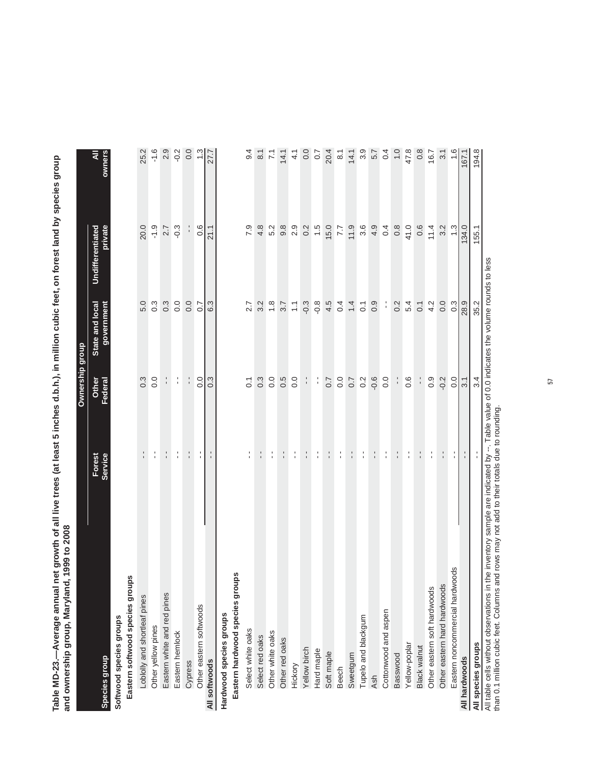**Table MD-23.—Average annual net growth of all live trees (at least 5 inches d.b.h.), in million cubic feet, on forest land by species group and ownership group, Maryland, 1999 to 2008**

| Species group | Ownership group | | | | |
|---|---|---|---|---|---|
| | Forest Service | Other Federal | State and local government | Undifferentiated private | All owners |
| **Softwood species groups** | | | | | |
| **Eastern softwood species groups** | | | | | |
| Loblolly and shortleaf pines | -- | 0.3 | 5.0 | 20.0 | 25.2 |
| Other yellow pines | -- | 0.0 | 0.3 | -1.9 | -1.6 |
| Eastern white and red pines | -- | -- | 0.3 | 2.7 | 2.9 |
| Eastern hemlock | -- | -- | 0.0 | -0.3 | -0.2 |
| Cypress | -- | -- | 0.0 | -- | 0.0 |
| Other eastern softwoods | -- | 0.0 | 0.7 | 0.6 | 1.3 |
| **All softwoods** | -- | 0.3 | 6.3 | 21.1 | 27.7 |
| **Hardwood species groups** | | | | | |
| **Eastern hardwood species groups** | | | | | |
| Select white oaks | -- | 0.1 | 2.7 | 7.9 | 9.4 |
| Select red oaks | -- | 0.3 | 3.2 | 4.8 | 8.1 |
| Other white oaks | -- | 0.0 | 1.8 | 5.2 | 7.1 |
| Other red oaks | -- | 0.5 | 3.7 | 9.8 | 14.1 |
| Hickory | -- | 0.0 | 1.1 | 2.9 | 4.1 |
| Yellow birch | -- | -- | -0.3 | 0.2 | 0.0 |
| Hard maple | -- | -- | -0.8 | 1.5 | 0.7 |
| Soft maple | -- | 0.7 | 4.5 | 15.0 | 20.4 |
| Beech | -- | 0.0 | 0.4 | 7.7 | 8.1 |
| Sweetgum | -- | 0.7 | 1.4 | 11.9 | 14.1 |
| Tupelo and blackgum | -- | 0.2 | 0.1 | 3.6 | 3.9 |
| Ash | -- | -0.6 | 0.9 | 4.9 | 5.7 |
| Cottonwood and aspen | -- | 0.0 | -- | 0.4 | 0.4 |
| Basswood | -- | -- | 0.2 | 0.8 | 1.0 |
| Yellow-poplar | -- | 0.6 | 5.4 | 41.0 | 47.8 |
| Black walnut | -- | -- | 0.1 | 0.6 | 0.8 |
| Other eastern soft hardwoods | -- | 0.9 | 4.2 | 11.4 | 16.7 |
| Other eastern hard hardwoods | -- | -0.2 | 0.0 | 3.2 | 3.1 |
| Eastern noncommercial hardwoods | -- | 0.0 | 0.3 | 1.3 | 1.6 |
| **All hardwoods** | -- | 3.1 | 28.9 | 134.0 | 167.1 |
| **All species groups** | -- | 3.4 | 35.2 | 155.1 | 194.8 |

All table cells without observations in the inventory sample are indicated by --. Table value of 0.0 indicates the volume rounds to less than 0.1 million cubic feet. Columns and rows may not add to their totals due to rounding.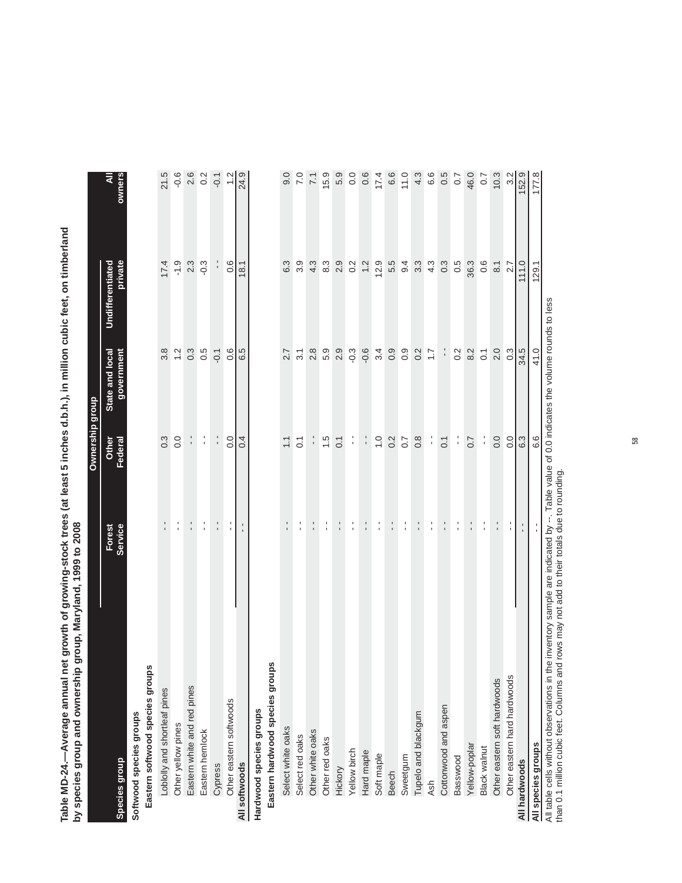**Table MD-24.—Average annual net growth of growing-stock trees (at least 5 inches d.b.h.), in million cubic feet, on timberland by species group and ownership group, Maryland, 1999 to 2008**

| Species group | Ownership group | | | | |
|---|---|---|---|---|---|
| | Forest Service | Other Federal | State and local government | Undifferentiated private | All owners |
| **Softwood species groups** | | | | | |
| **Eastern softwood species groups** | | | | | |
| Loblolly and shortleaf pines | -- | 0.3 | 3.8 | 17.4 | 21.5 |
| Other yellow pines | -- | 0.0 | 1.2 | -1.9 | -0.6 |
| Eastern white and red pines | -- | -- | 0.3 | 2.3 | 2.6 |
| Eastern hemlock | -- | -- | 0.5 | -0.3 | 0.2 |
| Cypress | -- | -- | -0.1 | -- | -0.1 |
| Other eastern softwoods | -- | 0.0 | 0.6 | 0.6 | 1.2 |
| **All softwoods** | -- | 0.4 | 6.5 | 18.1 | 24.9 |
| **Hardwood species groups** | | | | | |
| **Eastern hardwood species groups** | | | | | |
| Select white oaks | -- | 1.1 | 2.7 | 6.3 | 9.0 |
| Select red oaks | -- | 0.1 | 3.1 | 3.9 | 7.0 |
| Other white oaks | -- | -- | 2.8 | 4.3 | 7.1 |
| Other red oaks | -- | 1.5 | 5.9 | 8.3 | 15.9 |
| Hickory | -- | 0.1 | 2.9 | 2.9 | 5.9 |
| Yellow birch | -- | -- | -0.3 | 0.2 | 0.0 |
| Hard maple | -- | -- | -0.6 | 1.2 | 0.6 |
| Soft maple | -- | 1.0 | 3.4 | 12.9 | 17.4 |
| Beech | -- | 0.2 | 0.9 | 5.5 | 6.6 |
| Sweetgum | -- | 0.7 | 0.9 | 9.4 | 11.0 |
| Tupelo and blackgum | -- | 0.8 | 0.2 | 3.3 | 4.3 |
| Ash | -- | -- | 1.7 | 4.3 | 6.6 |
| Cottonwood and aspen | -- | 0.1 | -- | 0.3 | 0.5 |
| Basswood | -- | -- | 0.2 | 0.5 | 0.7 |
| Yellow-poplar | -- | 0.7 | 8.2 | 36.3 | 46.0 |
| Black walnut | -- | -- | 0.1 | 0.6 | 0.7 |
| Other eastern soft hardwoods | -- | 0.0 | 2.0 | 8.1 | 10.3 |
| Other eastern hard hardwoods | -- | 0.0 | 0.3 | 2.7 | 3.2 |
| **All hardwoods** | -- | 6.3 | 34.5 | 111.0 | 152.9 |
| **All species groups** | -- | 6.6 | 41.0 | 129.1 | 177.8 |

All table cells without observations in the inventory sample are indicated by --. Table value of 0.0 indicates the volume rounds to less than 0.1 million cubic feet. Columns and rows may not add to their totals due to rounding.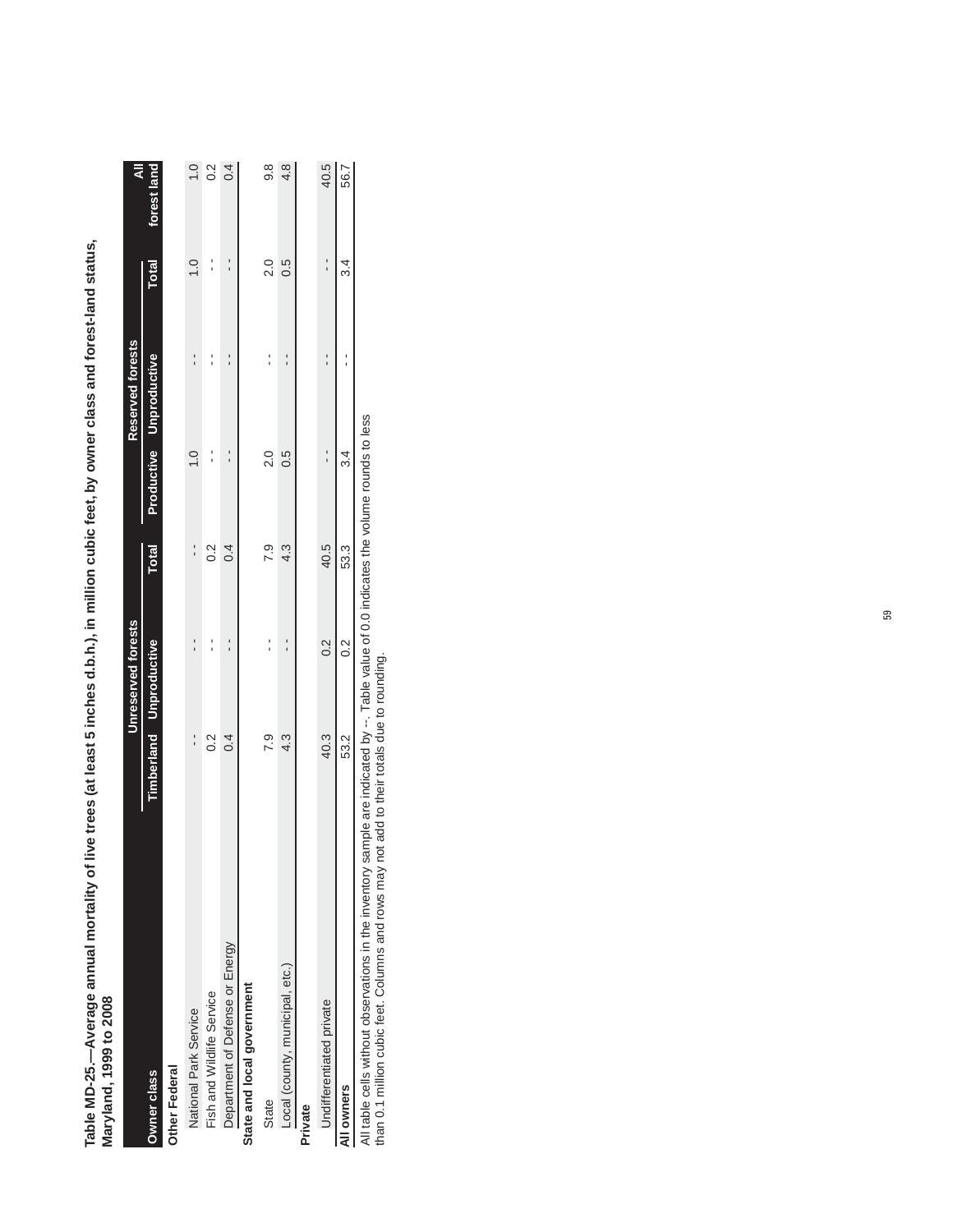**Table MD-25.—Average annual mortality of live trees (at least 5 inches d.b.h.), in million cubic feet, by owner class and forest-land status, Maryland, 1999 to 2008**

| Owner class | Unreserved forests | | | Reserved forests | | | All forest land |
|---|---|---|---|---|---|---|---|
| | Timberland | Unproductive | Total | Productive | Unproductive | Total | |
| **Other Federal** | | | | | | | |
| National Park Service | -- | -- | -- | 1.0 | -- | 1.0 | 1.0 |
| Fish and Wildlife Service | 0.2 | -- | 0.2 | -- | -- | -- | 0.2 |
| Department of Defense or Energy | 0.4 | -- | 0.4 | -- | -- | -- | 0.4 |
| **State and local government** | | | | | | | |
| State | 7.9 | -- | 7.9 | 2.0 | -- | 2.0 | 9.8 |
| Local (county, municipal, etc.) | 4.3 | -- | 4.3 | 0.5 | -- | 0.5 | 4.8 |
| **Private** | | | | | | | |
| Undifferentiated private | 40.3 | 0.2 | 40.5 | -- | -- | -- | 40.5 |
| **All owners** | 53.2 | 0.2 | 53.3 | 3.4 | -- | 3.4 | 56.7 |

All table cells without observations in the inventory sample are indicated by --. Table value of 0.0 indicates the volume rounds to less than 0.1 million cubic feet. Columns and rows may not add to their totals due to rounding.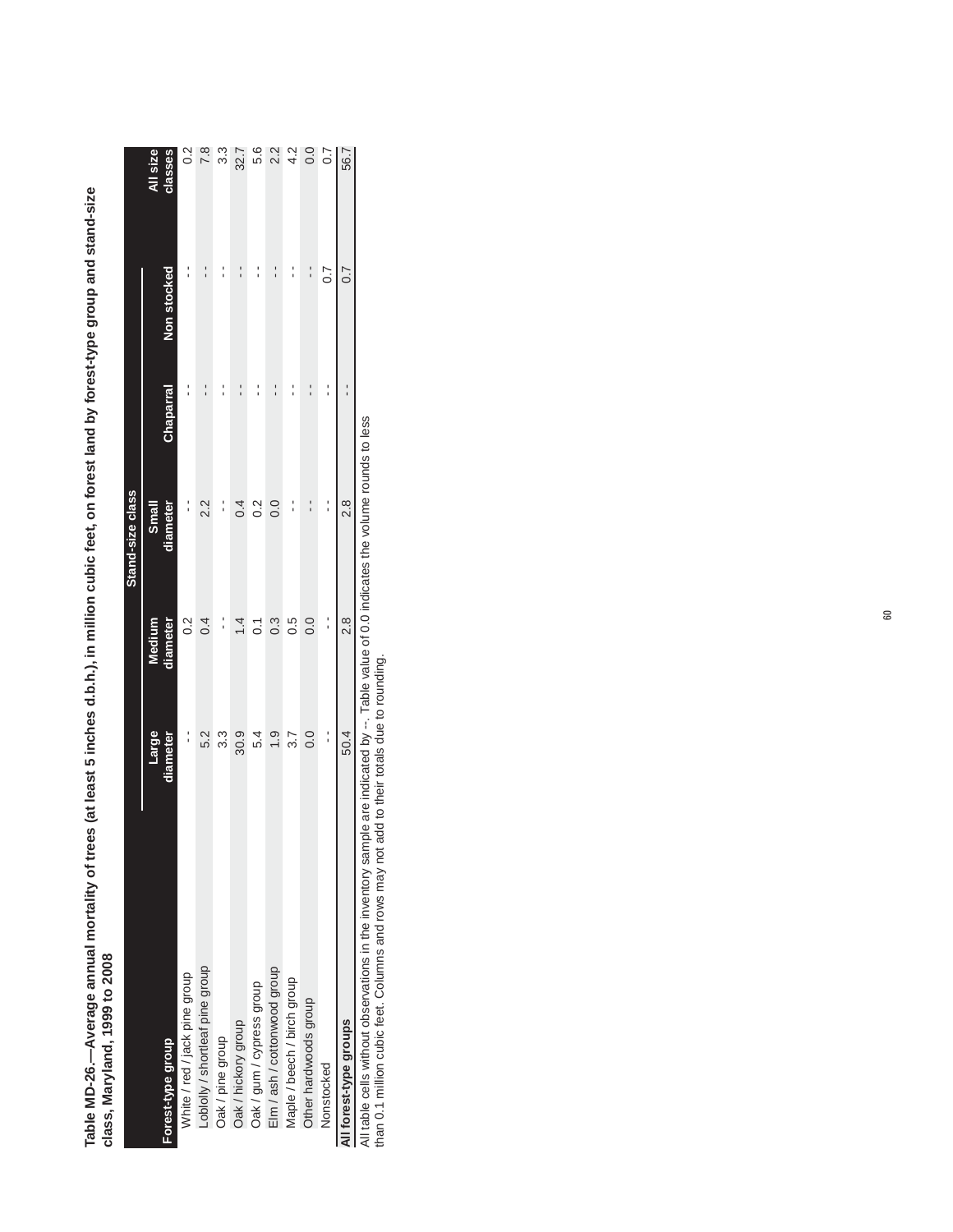**Table MD-26.—Average annual mortality of trees (at least 5 inches d.b.h.), in million cubic feet, on forest land by forest-type group and stand-size class, Maryland, 1999 to 2008**

| Forest-type group | Stand-size class | | | | | All size classes |
|---|---|---|---|---|---|---|
| | Large diameter | Medium diameter | Small diameter | Chaparral | Non stocked | |
| White / red / jack pine group | -- | 0.2 | -- | -- | -- | 0.2 |
| Loblolly / shortleaf pine group | 5.2 | 0.4 | 2.2 | -- | -- | 7.8 |
| Oak / pine group | 3.3 | -- | -- | -- | -- | 3.3 |
| Oak / hickory group | 30.9 | 1.4 | 0.4 | -- | -- | 32.7 |
| Oak / gum / cypress group | 5.4 | 0.1 | 0.2 | -- | -- | 5.6 |
| Elm / ash / cottonwood group | 1.9 | 0.3 | 0.0 | -- | -- | 2.2 |
| Maple / beech / birch group | 3.7 | 0.5 | -- | -- | -- | 4.2 |
| Other hardwoods group | 0.0 | 0.0 | -- | -- | -- | 0.0 |
| Nonstocked | -- | -- | -- | -- | 0.7 | 0.7 |
| **All forest-type groups** | 50.4 | 2.8 | 2.8 | -- | 0.7 | 56.7 |

All table cells without observations in the inventory sample are indicated by --. Table value of 0.0 indicates the volume rounds to less than 0.1 million cubic feet. Columns and rows may not add to their totals due to rounding.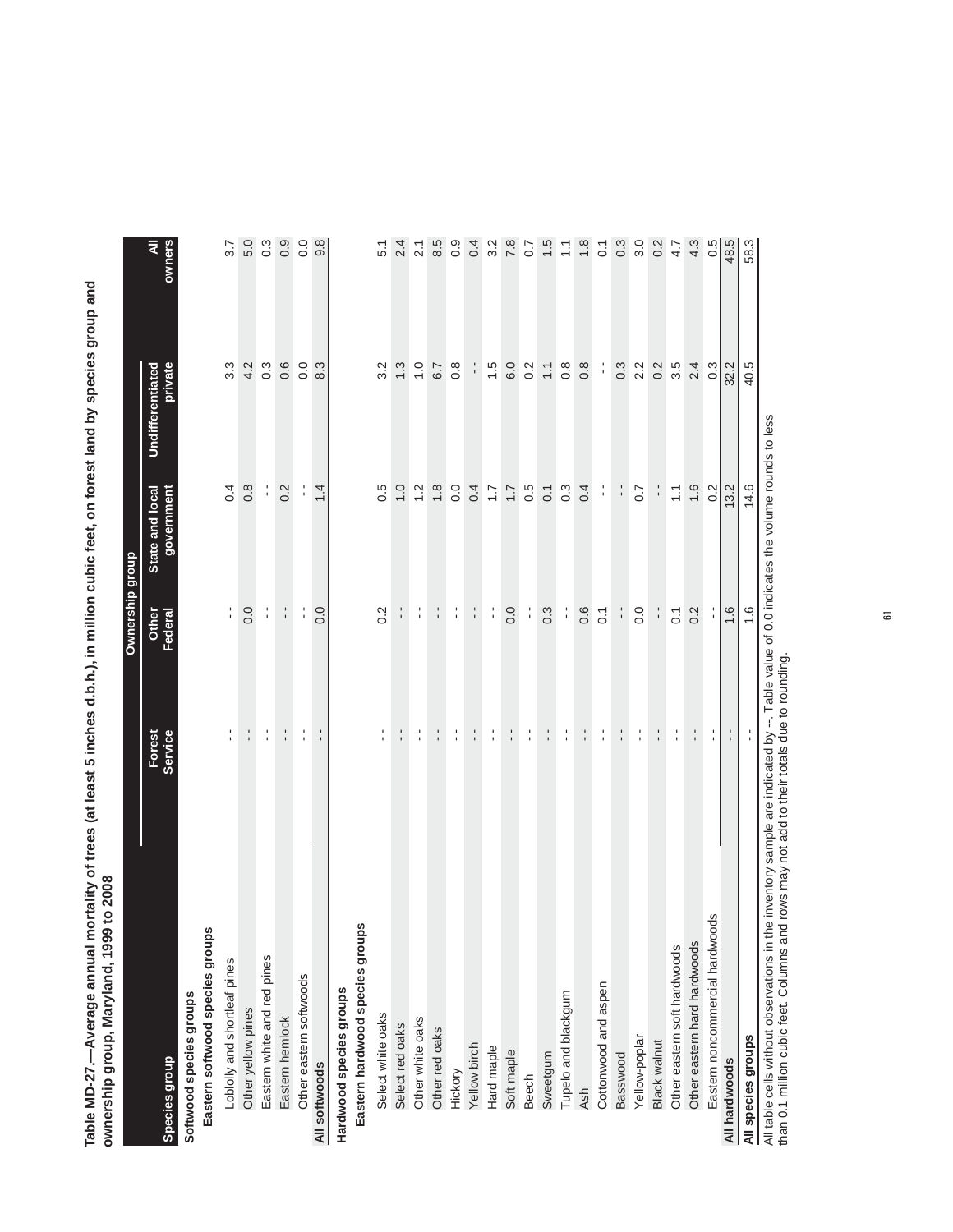**Table MD-27.—Average annual mortality of trees (at least 5 inches d.b.h.), in million cubic feet, on forest land by species group and ownership group, Maryland, 1999 to 2008**

| Species group | Ownership group | | | | |
|---|---|---|---|---|---|
| | Forest Service | Other Federal | State and local government | Undifferentiated private | All owners |
| **Softwood species groups** | | | | | |
| **Eastern softwood species groups** | | | | | |
| Loblolly and shortleaf pines | -- | -- | 0.4 | 3.3 | 3.7 |
| Other yellow pines | -- | 0.0 | 0.8 | 4.2 | 5.0 |
| Eastern white and red pines | -- | -- | -- | 0.3 | 0.3 |
| Eastern hemlock | -- | -- | 0.2 | 0.6 | 0.9 |
| Other eastern softwoods | -- | -- | -- | 0.0 | 0.0 |
| **All softwoods** | -- | 0.0 | 1.4 | 8.3 | 9.8 |
| **Hardwood species groups** | | | | | |
| **Eastern hardwood species groups** | | | | | |
| Select white oaks | -- | 0.2 | 0.5 | 3.2 | 5.1 |
| Select red oaks | -- | -- | 1.0 | 1.3 | 2.4 |
| Other white oaks | -- | -- | 1.2 | 1.0 | 2.1 |
| Other red oaks | -- | -- | 1.8 | 6.7 | 8.5 |
| Hickory | -- | -- | 0.0 | 0.8 | 0.9 |
| Yellow birch | -- | -- | 0.4 | -- | 0.4 |
| Hard maple | -- | -- | 1.7 | 1.5 | 3.2 |
| Soft maple | -- | 0.0 | 1.7 | 6.0 | 7.8 |
| Beech | -- | -- | 0.5 | 0.2 | 0.7 |
| Sweetgum | -- | 0.3 | 0.1 | 1.1 | 1.5 |
| Tupelo and blackgum | -- | -- | 0.3 | 0.8 | 1.1 |
| Ash | -- | 0.6 | 0.4 | 0.8 | 1.8 |
| Cottonwood and aspen | -- | 0.1 | -- | -- | 0.1 |
| Basswood | -- | -- | -- | 0.3 | 0.3 |
| Yellow-poplar | -- | 0.0 | 0.7 | 2.2 | 3.0 |
| Black walnut | -- | -- | -- | 0.2 | 0.2 |
| Other eastern soft hardwoods | -- | 0.1 | 1.1 | 3.5 | 4.7 |
| Other eastern hard hardwoods | -- | 0.2 | 1.6 | 2.4 | 4.3 |
| Eastern noncommercial hardwoods | -- | -- | 0.2 | 0.3 | 0.5 |
| **All hardwoods** | -- | 1.6 | 13.2 | 32.2 | 48.5 |
| **All species groups** | -- | 1.6 | 14.6 | 40.5 | 58.3 |

All table cells without observations in the inventory sample are indicated by --. Table value of 0.0 indicates the volume rounds to less than 0.1 million cubic feet. Columns and rows may not add to their totals due to rounding.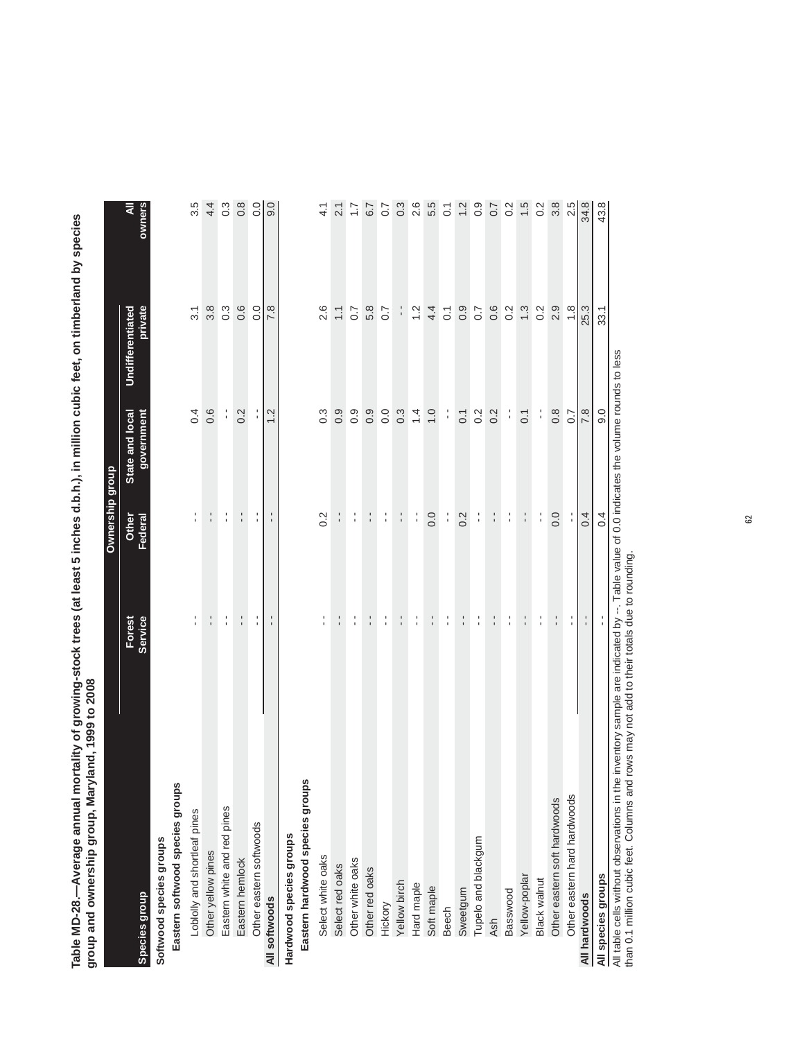**Table MD-28.—Average annual mortality of growing-stock trees (at least 5 inches d.b.h.), in million cubic feet, on timberland by species group and ownership group, Maryland, 1999 to 2008**

| Species group | Ownership group | | | | |
|---|---|---|---|---|---|
| | Forest Service | Other Federal | State and local government | Undifferentiated private | All owners |
| **Softwood species groups** | | | | | |
| **Eastern softwood species groups** | | | | | |
| Loblolly and shortleaf pines | -- | -- | 0.4 | 3.1 | 3.5 |
| Other yellow pines | -- | -- | 0.6 | 3.8 | 4.4 |
| Eastern white and red pines | -- | -- | -- | 0.3 | 0.3 |
| Eastern hemlock | -- | -- | 0.2 | 0.6 | 0.8 |
| Other eastern softwoods | -- | -- | -- | 0.0 | 0.0 |
| **All softwoods** | -- | -- | 1.2 | 7.8 | 9.0 |
| **Hardwood species groups** | | | | | |
| **Eastern hardwood species groups** | | | | | |
| Select white oaks | -- | 0.2 | 0.3 | 2.6 | 4.1 |
| Select red oaks | -- | -- | 0.9 | 1.1 | 2.1 |
| Other white oaks | -- | -- | 0.9 | 0.7 | 1.7 |
| Other red oaks | -- | -- | 0.9 | 5.8 | 6.7 |
| Hickory | -- | -- | 0.0 | 0.7 | 0.7 |
| Yellow birch | -- | -- | 0.3 | -- | 0.3 |
| Hard maple | -- | -- | 1.4 | 1.2 | 2.6 |
| Soft maple | -- | 0.0 | 1.0 | 4.4 | 5.5 |
| Beech | -- | -- | -- | 0.1 | 0.1 |
| Sweetgum | -- | 0.2 | 0.1 | 0.9 | 1.2 |
| Tupelo and blackgum | -- | -- | 0.2 | 0.7 | 0.9 |
| Ash | -- | -- | 0.2 | 0.6 | 0.7 |
| Basswood | -- | -- | -- | 0.2 | 0.2 |
| Yellow-poplar | -- | -- | 0.1 | 1.3 | 1.5 |
| Black walnut | -- | -- | -- | 0.2 | 0.2 |
| Other eastern soft hardwoods | -- | 0.0 | 0.8 | 2.9 | 3.8 |
| Other eastern hard hardwoods | -- | -- | 0.7 | 1.8 | 2.5 |
| **All hardwoods** | -- | 0.4 | 7.8 | 25.3 | 34.8 |
| **All species groups** | -- | 0.4 | 9.0 | 33.1 | 43.8 |

All table cells without observations in the inventory sample are indicated by --. Table value of 0.0 indicates the volume rounds to less than 0.1 million cubic feet. Columns and rows may not add to their totals due to rounding.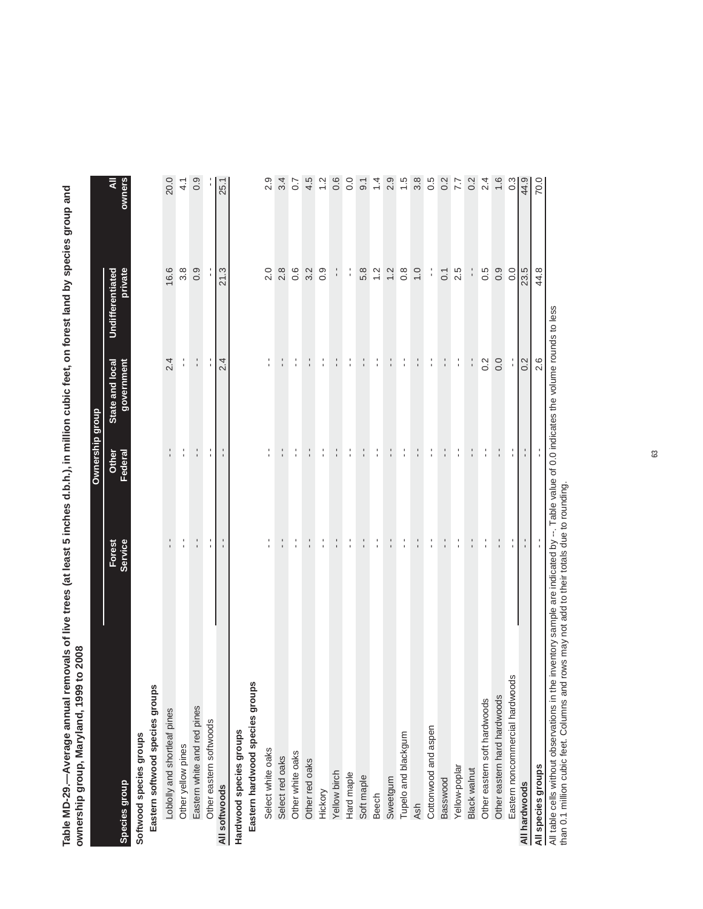**Table MD-29.—Average annual removals of live trees (at least 5 inches d.b.h.), in million cubic feet, on forest land by species group and ownership group, Maryland, 1999 to 2008**

| Species group | Ownership group | | | | |
|---|---|---|---|---|---|
| | Forest Service | Other Federal | State and local government | Undifferentiated private | All owners |
| **Softwood species groups** | | | | | |
| **Eastern softwood species groups** | | | | | |
| Loblolly and shortleaf pines | -- | -- | 2.4 | 16.6 | 20.0 |
| Other yellow pines | -- | -- | -- | 3.8 | 4.1 |
| Eastern white and red pines | -- | -- | -- | 0.9 | 0.9 |
| Other eastern softwoods | -- | -- | -- | -- | -- |
| **All softwoods** | -- | -- | 2.4 | 21.3 | 25.1 |
| **Hardwood species groups** | | | | | |
| **Eastern hardwood species groups** | | | | | |
| Select white oaks | -- | -- | -- | 2.0 | 2.9 |
| Select red oaks | -- | -- | -- | 2.8 | 3.4 |
| Other white oaks | -- | -- | -- | 0.6 | 0.7 |
| Other red oaks | -- | -- | -- | 3.2 | 4.5 |
| Hickory | -- | -- | -- | 0.9 | 1.2 |
| Yellow birch | -- | -- | -- | -- | 0.6 |
| Hard maple | -- | -- | -- | -- | 0.0 |
| Soft maple | -- | -- | -- | 5.8 | 9.1 |
| Beech | -- | -- | -- | 1.2 | 1.4 |
| Sweetgum | -- | -- | -- | 1.2 | 2.9 |
| Tupelo and blackgum | -- | -- | -- | 0.8 | 1.5 |
| Ash | -- | -- | -- | 1.0 | 3.8 |
| Cottonwood and aspen | -- | -- | -- | -- | 0.5 |
| Basswood | -- | -- | -- | 0.1 | 0.2 |
| Yellow-poplar | -- | -- | -- | 2.5 | 7.7 |
| Black walnut | -- | -- | -- | -- | 0.2 |
| Other eastern soft hardwoods | -- | -- | 0.2 | 0.5 | 2.4 |
| Other eastern hard hardwoods | -- | -- | 0.0 | 0.9 | 1.6 |
| Eastern noncommercial hardwoods | -- | -- | -- | 0.0 | 0.3 |
| **All hardwoods** | -- | -- | 0.2 | 23.5 | 44.9 |
| **All species groups** | -- | -- | 2.6 | 44.8 | 70.0 |

All table cells without observations in the inventory sample are indicated by --. Table value of 0.0 indicates the volume rounds to less than 0.1 million cubic feet. Columns and rows may not add to their totals due to rounding.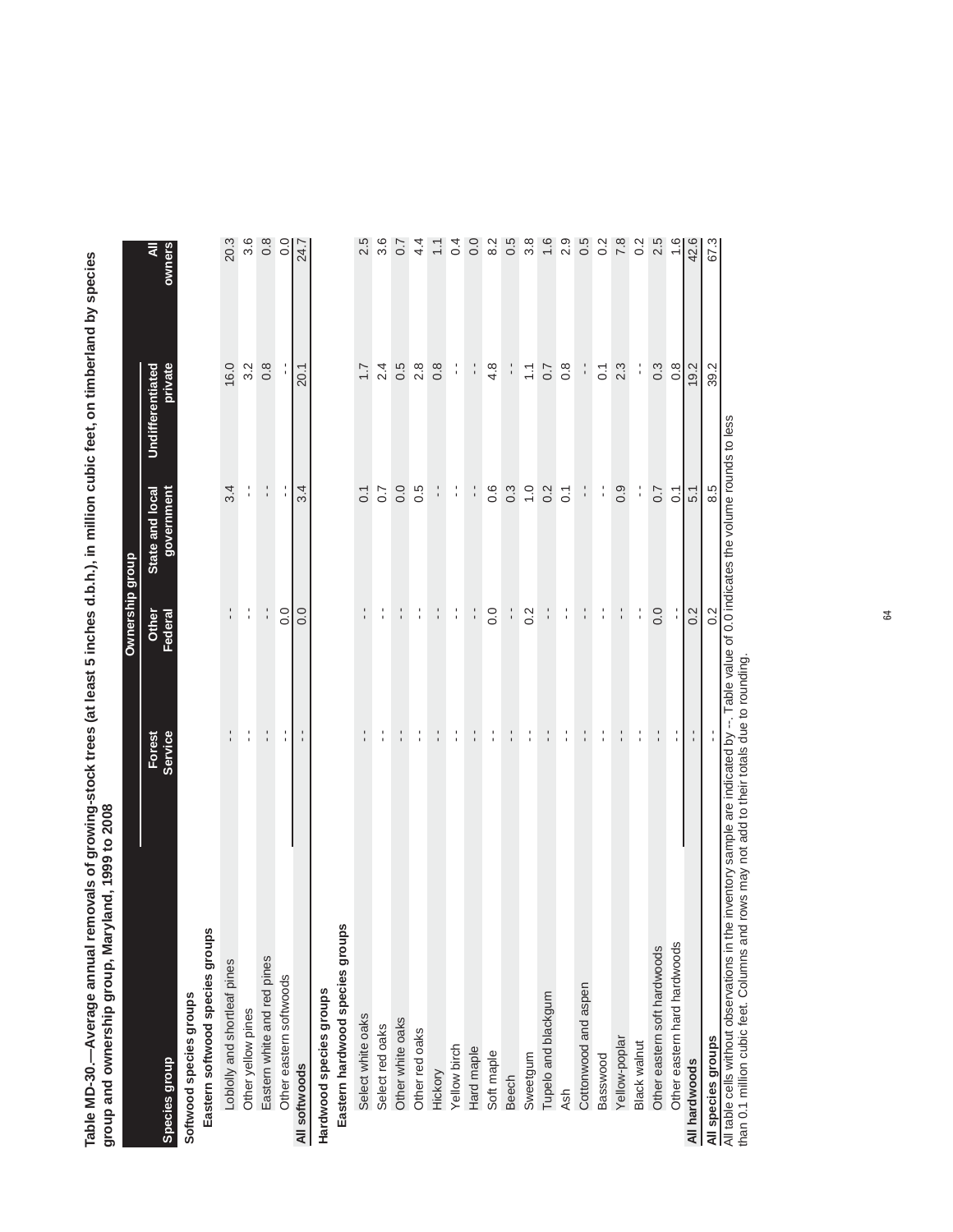**Table MD-30.—Average annual removals of growing-stock trees (at least 5 inches d.b.h.), in million cubic feet, on timberland by species group and ownership group, Maryland, 1999 to 2008**

| Species group | Ownership group | | | | |
|---|---|---|---|---|---|
| | Forest Service | Other Federal | State and local government | Undifferentiated private | All owners |
| **Softwood species groups** | | | | | |
| **Eastern softwood species groups** | | | | | |
| Loblolly and shortleaf pines | -- | -- | 3.4 | 16.0 | 20.3 |
| Other yellow pines | -- | -- | -- | 3.2 | 3.6 |
| Eastern white and red pines | -- | -- | -- | 0.8 | 0.8 |
| Other eastern softwoods | -- | 0.0 | -- | -- | 0.0 |
| **All softwoods** | -- | 0.0 | 3.4 | 20.1 | 24.7 |
| **Hardwood species groups** | | | | | |
| **Eastern hardwood species groups** | | | | | |
| Select white oaks | -- | -- | 0.1 | 1.7 | 2.5 |
| Select red oaks | -- | -- | 0.7 | 2.4 | 3.6 |
| Other white oaks | -- | -- | 0.0 | 0.5 | 0.7 |
| Other red oaks | -- | -- | 0.5 | 2.8 | 4.4 |
| Hickory | -- | -- | -- | 0.8 | 1.1 |
| Yellow birch | -- | -- | -- | -- | 0.4 |
| Hard maple | -- | -- | -- | -- | 0.0 |
| Soft maple | -- | 0.0 | 0.6 | 4.8 | 8.2 |
| Beech | -- | -- | 0.3 | -- | 0.5 |
| Sweetgum | -- | 0.2 | 1.0 | 1.1 | 3.8 |
| Tupelo and blackgum | -- | -- | 0.2 | 0.7 | 1.6 |
| Ash | -- | -- | 0.1 | 0.8 | 2.9 |
| Cottonwood and aspen | -- | -- | -- | -- | 0.5 |
| Basswood | -- | -- | -- | 0.1 | 0.2 |
| Yellow-poplar | -- | -- | 0.9 | 2.3 | 7.8 |
| Black walnut | -- | -- | -- | -- | 0.2 |
| Other eastern soft hardwoods | -- | 0.0 | 0.7 | 0.3 | 2.5 |
| Other eastern hard hardwoods | -- | -- | 0.1 | 0.8 | 1.6 |
| **All hardwoods** | -- | 0.2 | 5.1 | 19.2 | 42.6 |
| **All species groups** | -- | 0.2 | 8.5 | 39.2 | 67.3 |

All table cells without observations in the inventory sample are indicated by --. Table value of 0.0 indicates the volume rounds to less than 0.1 million cubic feet. Columns and rows may not add to their totals due to rounding.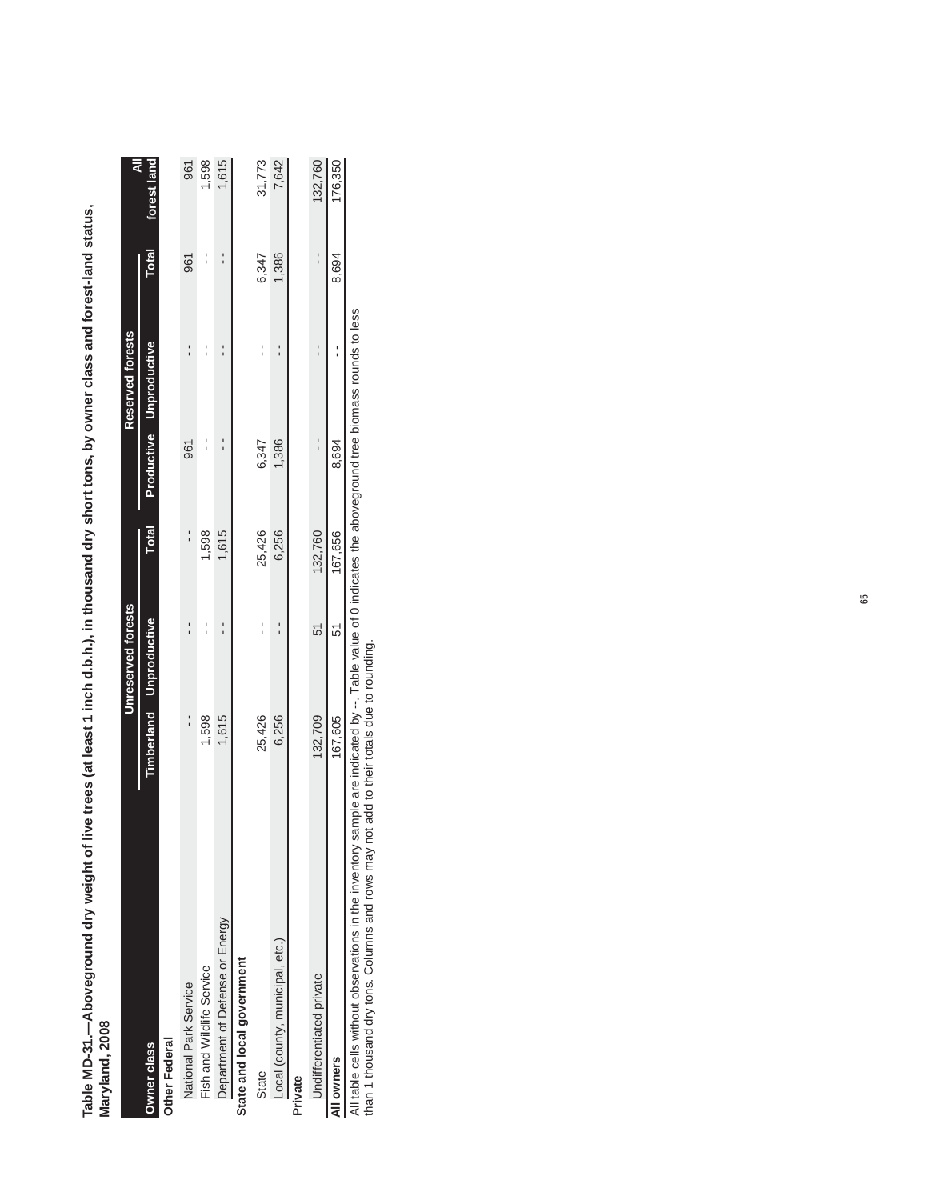**Table MD-31.—Aboveground dry weight of live trees (at least 1 inch d.b.h.), in thousand dry short tons, by owner class and forest-land status, Maryland, 2008**

| Owner class | Unreserved forests | | | Reserved forests | | | All |
|---|---|---|---|---|---|---|---|
| | Timberland | Unproductive | Total | Productive | Unproductive | Total | forest land |
| **Other Federal** | | | | | | | |
| National Park Service | -- | -- | -- | 961 | -- | 961 | 961 |
| Fish and Wildlife Service | 1,598 | -- | 1,598 | -- | -- | -- | 1,598 |
| Department of Defense or Energy | 1,615 | -- | 1,615 | -- | -- | -- | 1,615 |
| **State and local government** | | | | | | | |
| State | 25,426 | -- | 25,426 | 6,347 | -- | 6,347 | 31,773 |
| Local (county, municipal, etc.) | 6,256 | -- | 6,256 | 1,386 | -- | 1,386 | 7,642 |
| **Private** | | | | | | | |
| Undifferentiated private | 132,709 | 51 | 132,760 | -- | -- | -- | 132,760 |
| **All owners** | 167,605 | 51 | 167,656 | 8,694 | -- | 8,694 | 176,350 |

All table cells without observations in the inventory sample are indicated by --. Table value of 0 indicates the aboveground tree biomass rounds to less than 1 thousand dry tons. Columns and rows may not add to their totals due to rounding.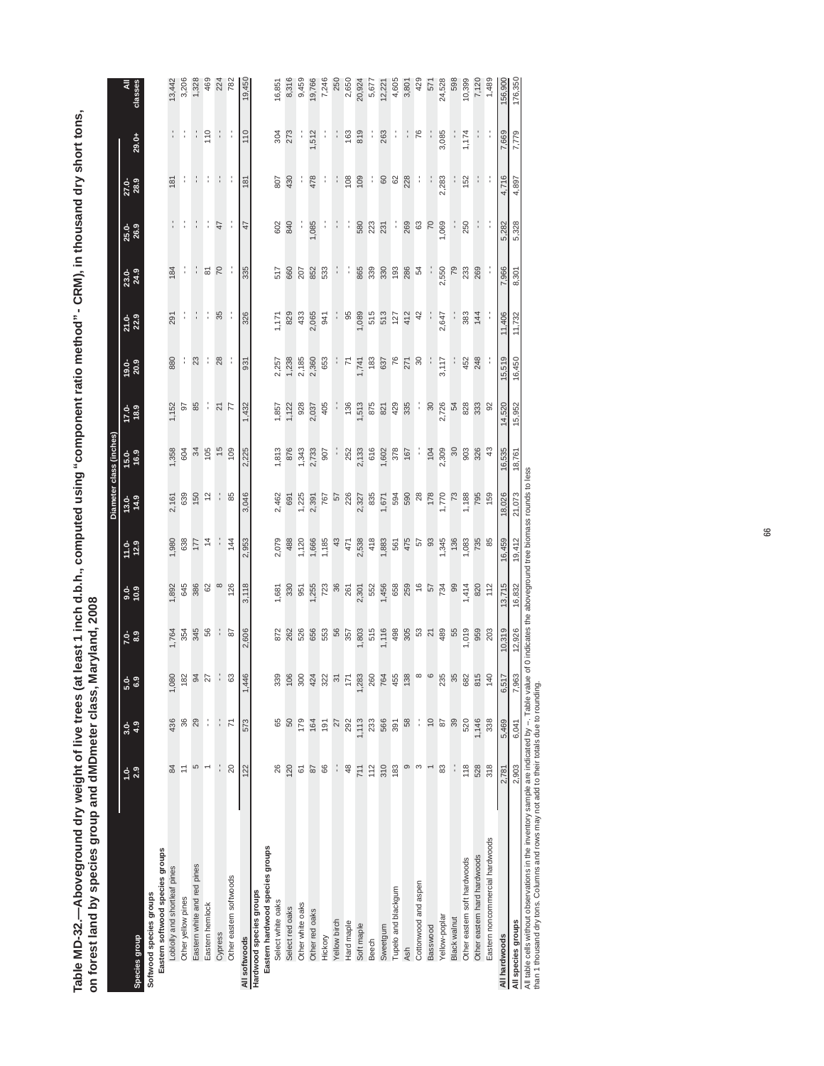**Table MD-32.—Aboveground dry weight of live trees (at least 1 inch d.b.h., computed using "component ratio method" - CRM), in thousand dry short tons, on forest land by species group and diameter class, Maryland, 2008**

| Species group | Diameter class (inches) | | | | | | | | | | | | | | All classes |
|---|---|---|---|---|---|---|---|---|---|---|---|---|---|---|---|
| | 1.0-2.9 | 3.0-4.9 | 5.0-6.9 | 7.0-8.9 | 9.0-10.9 | 11.0-12.9 | 13.0-14.9 | 15.0-16.9 | 17.0-18.9 | 19.0-20.9 | 21.0-22.9 | 23.0-24.9 | 25.0-26.9 | 27.0-28.9 | 29.0+ | |
| **Softwood species groups** | | | | | | | | | | | | | | | | |
| **Eastern softwood species groups** | | | | | | | | | | | | | | | | |
| Loblolly and shortleaf pines | 84 | 436 | 1,080 | 1,764 | 1,892 | 1,980 | 2,161 | 1,358 | 1,152 | 880 | 291 | 184 | -- | 181 | -- | 13,442 |
| Other yellow pines | 11 | 36 | 182 | 354 | 645 | 638 | 639 | 604 | 97 | -- | -- | -- | -- | -- | -- | 3,206 |
| Eastern white and red pines | 5 | 29 | 94 | 345 | 386 | 177 | 150 | 34 | 85 | 23 | -- | -- | -- | -- | -- | 1,328 |
| Eastern hemlock | 1 | -- | 27 | 56 | 62 | 14 | 12 | 105 | -- | -- | -- | 81 | -- | -- | 110 | 469 |
| Cypress | -- | -- | -- | -- | 8 | -- | -- | 15 | 21 | 28 | 35 | 70 | 47 | -- | -- | 224 |
| Other eastern softwoods | 20 | 71 | 63 | 87 | 126 | 144 | 85 | 109 | 77 | -- | -- | -- | -- | -- | -- | 782 |
| **All softwoods** | 122 | 573 | 1,446 | 2,606 | 3,118 | 2,953 | 3,046 | 2,225 | 1,432 | 931 | 326 | 335 | 47 | 181 | 110 | 19,450 |
| **Hardwood species groups** | | | | | | | | | | | | | | | | |
| **Eastern hardwood species groups** | | | | | | | | | | | | | | | | |
| Select white oaks | 26 | 65 | 339 | 872 | 1,681 | 2,079 | 2,462 | 1,813 | 1,857 | 2,257 | 1,171 | 517 | 602 | 807 | 304 | 16,851 |
| Select red oaks | 120 | 50 | 106 | 262 | 330 | 488 | 691 | 876 | 1,122 | 1,238 | 829 | 660 | 840 | 430 | 273 | 8,316 |
| Other white oaks | 61 | 179 | 300 | 526 | 951 | 1,120 | 1,225 | 1,343 | 928 | 2,185 | 433 | 207 | -- | -- | -- | 9,459 |
| Other red oaks | 87 | 164 | 424 | 656 | 1,255 | 1,666 | 2,391 | 2,733 | 2,037 | 2,360 | 2,065 | 852 | 1,085 | 478 | 1,512 | 19,766 |
| Hickory | 66 | 191 | 322 | 553 | 723 | 1,185 | 767 | 907 | 405 | 653 | 941 | 533 | -- | -- | -- | 7,246 |
| Yellow birch | -- | 27 | 31 | 56 | 36 | 43 | 57 | -- | -- | -- | -- | -- | -- | -- | -- | 250 |
| Hard maple | 48 | 292 | 171 | 357 | 261 | 471 | 226 | 252 | 136 | 71 | 95 | -- | -- | 108 | 163 | 2,650 |
| Soft maple | 711 | 1,113 | 1,283 | 1,803 | 2,301 | 2,538 | 2,327 | 2,133 | 1,513 | 1,741 | 1,089 | 865 | 580 | 109 | 819 | 20,924 |
| Beech | 112 | 233 | 260 | 515 | 552 | 418 | 835 | 616 | 875 | 183 | 515 | 339 | 223 | -- | -- | 5,677 |
| Sweetgum | 310 | 566 | 764 | 1,116 | 1,456 | 1,883 | 1,671 | 1,602 | 821 | 637 | 513 | 330 | 231 | 60 | 263 | 12,221 |
| Tupelo and blackgum | 183 | 391 | 455 | 498 | 658 | 561 | 594 | 378 | 429 | 76 | 127 | 193 | -- | 62 | -- | 4,605 |
| Ash | 9 | 58 | 138 | 305 | 259 | 475 | 590 | 167 | 335 | 271 | 412 | 286 | 269 | 228 | -- | 3,801 |
| Cottonwood and aspen | 3 | -- | 8 | 53 | 16 | 57 | 28 | -- | -- | 30 | 42 | 54 | 63 | -- | 76 | 429 |
| Basswood | 1 | 10 | 6 | 21 | 57 | 93 | 178 | 104 | 30 | -- | -- | -- | 70 | -- | -- | 571 |
| Yellow-poplar | 83 | 87 | 235 | 489 | 734 | 1,345 | 1,770 | 2,309 | 2,726 | 3,117 | 2,647 | 2,550 | 1,069 | 2,283 | 3,085 | 24,528 |
| Black walnut | -- | 39 | 35 | 55 | 99 | 136 | 73 | 30 | 54 | -- | -- | 79 | -- | -- | -- | 598 |
| Other eastern soft hardwoods | 118 | 520 | 682 | 1,019 | 1,414 | 1,083 | 1,188 | 903 | 828 | 452 | 383 | 233 | 250 | 152 | 1,174 | 10,399 |
| Other eastern hard hardwoods | 528 | 1,146 | 815 | 959 | 820 | 735 | 795 | 326 | 333 | 248 | 144 | 269 | -- | -- | -- | 7,120 |
| Eastern noncommercial hardwoods | 318 | 338 | 140 | 203 | 112 | 85 | 159 | 43 | 92 | -- | -- | -- | -- | -- | -- | 1,489 |
| **All hardwoods** | 2,781 | 5,469 | 6,517 | 10,319 | 13,715 | 16,459 | 18,026 | 16,535 | 14,520 | 15,519 | 11,406 | 7,966 | 5,282 | 4,716 | 7,669 | 156,900 |
| **All species groups** | 2,903 | 6,041 | 7,963 | 12,926 | 16,832 | 19,412 | 21,073 | 18,761 | 15,952 | 16,450 | 11,732 | 8,301 | 5,328 | 4,897 | 7,779 | 176,350 |

All table cells without observations in the inventory sample are indicated by --. Table value of 0 indicates the aboveground tree biomass rounds to less than 1 thousand dry tons. Columns and rows may not add to their totals due to rounding.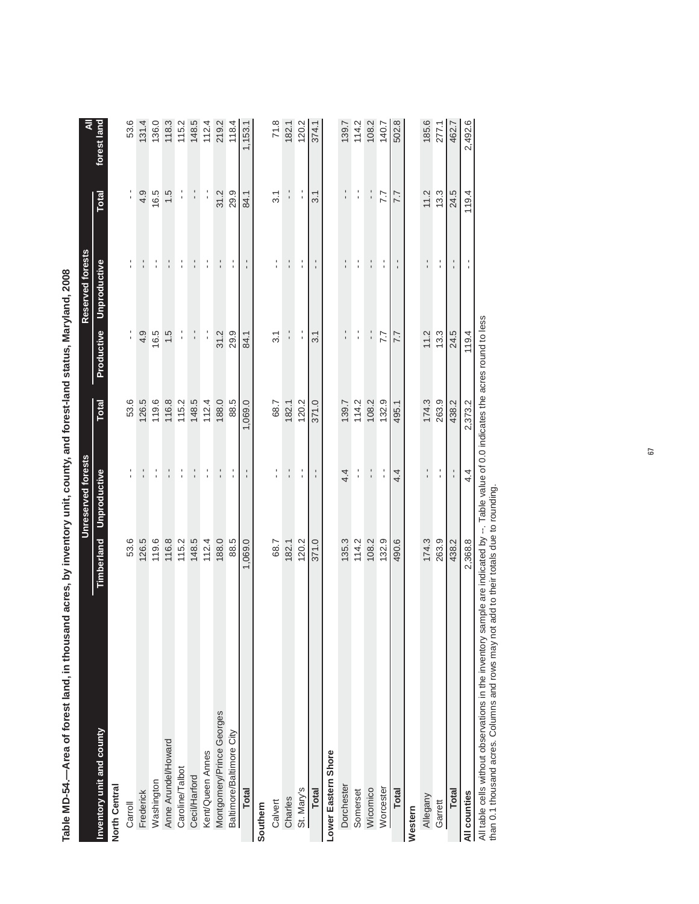**Table MD-54.—Area of forest land, in thousand acres, by inventory unit, county, and forest-land status, Maryland, 2008**

| Inventory unit and county | Unreserved forests | | | Reserved forests | | | All |
|---|---|---|---|---|---|---|---|
| | Timberland | Unproductive | Total | Productive | Unproductive | Total | forest land |
| **North Central** | | | | | | | |
| Carroll | 53.6 | -- | 53.6 | -- | -- | -- | 53.6 |
| Frederick | 126.5 | -- | 126.5 | 4.9 | -- | 4.9 | 131.4 |
| Washington | 119.6 | -- | 119.6 | 16.5 | -- | 16.5 | 136.0 |
| Anne Arundel/Howard | 116.8 | -- | 116.8 | 1.5 | -- | 1.5 | 118.3 |
| Caroline/Talbot | 115.2 | -- | 115.2 | -- | -- | -- | 115.2 |
| Cecil/Harford | 148.5 | -- | 148.5 | -- | -- | -- | 148.5 |
| Kent/Queen Annes | 112.4 | -- | 112.4 | -- | -- | -- | 112.4 |
| Montgomery/Prince Georges | 188.0 | -- | 188.0 | 31.2 | -- | 31.2 | 219.2 |
| Baltimore/Baltimore City | 88.5 | -- | 88.5 | 29.9 | -- | 29.9 | 118.4 |
| **Total** | 1,069.0 | -- | 1,069.0 | 84.1 | -- | 84.1 | 1,153.1 |
| **Southern** | | | | | | | |
| Calvert | 68.7 | -- | 68.7 | 3.1 | -- | 3.1 | 71.8 |
| Charles | 182.1 | -- | 182.1 | -- | -- | -- | 182.1 |
| St. Mary's | 120.2 | -- | 120.2 | -- | -- | -- | 120.2 |
| **Total** | 371.0 | -- | 371.0 | 3.1 | -- | 3.1 | 374.1 |
| **Lower Eastern Shore** | | | | | | | |
| Dorchester | 135.3 | 4.4 | 139.7 | -- | -- | -- | 139.7 |
| Somerset | 114.2 | -- | 114.2 | -- | -- | -- | 114.2 |
| Wicomico | 108.2 | -- | 108.2 | -- | -- | -- | 108.2 |
| Worcester | 132.9 | -- | 132.9 | 7.7 | -- | 7.7 | 140.7 |
| **Total** | 490.6 | 4.4 | 495.1 | 7.7 | -- | 7.7 | 502.8 |
| **Western** | | | | | | | |
| Allegany | 174.3 | -- | 174.3 | 11.2 | -- | 11.2 | 185.6 |
| Garrett | 263.9 | -- | 263.9 | 13.3 | -- | 13.3 | 277.1 |
| **Total** | 438.2 | -- | 438.2 | 24.5 | -- | 24.5 | 462.7 |
| **All counties** | 2,368.8 | 4.4 | 2,373.2 | 119.4 | -- | 119.4 | 2,492.6 |

All table cells without observations in the inventory sample are indicated by --. Table value of 0.0 indicates the acres round to less than 0.1 thousand acres. Columns and rows may not add to their totals due to rounding.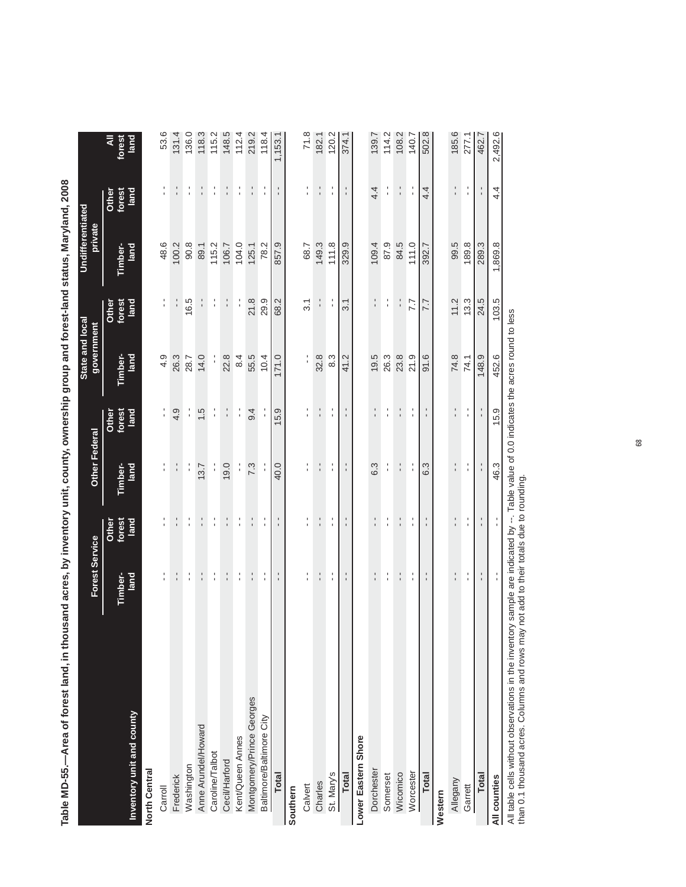**Table MD-55.—Area of forest land, in thousand acres, by inventory unit, county, ownership group and forest-land status, Maryland, 2008**

| Inventory unit and county | Forest Service | | Other Federal | | State and local government | | Undifferentiated private | | All forest land |
|---|---|---|---|---|---|---|---|---|---|
| | Timber-land | Other forest land | Timber-land | Other forest land | Timber-land | Other forest land | Timber-land | Other forest land | |
| **North Central** | | | | | | | | | |
| Carroll | -- | -- | -- | -- | 4.9 | -- | 48.6 | -- | 53.6 |
| Frederick | -- | -- | -- | 4.9 | 26.3 | -- | 100.2 | -- | 131.4 |
| Washington | -- | -- | -- | -- | 28.7 | 16.5 | 90.8 | -- | 136.0 |
| Anne Arundel/Howard | -- | -- | 13.7 | 1.5 | 14.0 | -- | 89.1 | -- | 118.3 |
| Caroline/Talbot | -- | -- | -- | -- | -- | -- | 115.2 | -- | 115.2 |
| Cecil/Harford | -- | -- | 19.0 | -- | 22.8 | -- | 106.7 | -- | 148.5 |
| Kent/Queen Annes | -- | -- | -- | -- | 8.4 | -- | 104.0 | -- | 112.4 |
| Montgomery/Prince Georges | -- | -- | 7.3 | 9.4 | 55.5 | 21.8 | 125.1 | -- | 219.2 |
| Baltimore/Baltimore City | -- | -- | -- | -- | 10.4 | 29.9 | 78.2 | -- | 118.4 |
| **Total** | -- | -- | 40.0 | 15.9 | 171.0 | 68.2 | 857.9 | -- | 1,153.1 |
| **Southern** | | | | | | | | | |
| Calvert | -- | -- | -- | -- | -- | 3.1 | 68.7 | -- | 71.8 |
| Charles | -- | -- | -- | -- | 32.8 | -- | 149.3 | -- | 182.1 |
| St. Mary's | -- | -- | -- | -- | 8.3 | -- | 111.8 | -- | 120.2 |
| **Total** | -- | -- | -- | -- | 41.2 | 3.1 | 329.9 | -- | 374.1 |
| **Lower Eastern Shore** | | | | | | | | | |
| Dorchester | -- | -- | 6.3 | -- | 19.5 | -- | 109.4 | 4.4 | 139.7 |
| Somerset | -- | -- | -- | -- | 26.3 | -- | 87.9 | -- | 114.2 |
| Wicomico | -- | -- | -- | -- | 23.8 | -- | 84.5 | -- | 108.2 |
| Worcester | -- | -- | -- | -- | 21.9 | 7.7 | 111.0 | -- | 140.7 |
| **Total** | -- | -- | 6.3 | -- | 91.6 | 7.7 | 392.7 | 4.4 | 502.8 |
| **Western** | | | | | | | | | |
| Allegany | -- | -- | -- | -- | 74.8 | 11.2 | 99.5 | -- | 185.6 |
| Garrett | -- | -- | -- | -- | 74.1 | 13.3 | 189.8 | -- | 277.1 |
| **Total** | -- | -- | -- | -- | 148.9 | 24.5 | 289.3 | -- | 462.7 |
| **All counties** | -- | -- | 46.3 | 15.9 | 452.6 | 103.5 | 1,869.8 | 4.4 | 2,492.6 |

All table cells without observations in the inventory sample are indicated by --. Table value of 0.0 indicates the acres round to less than 0.1 thousand acres. Columns and rows may not add to their totals due to rounding.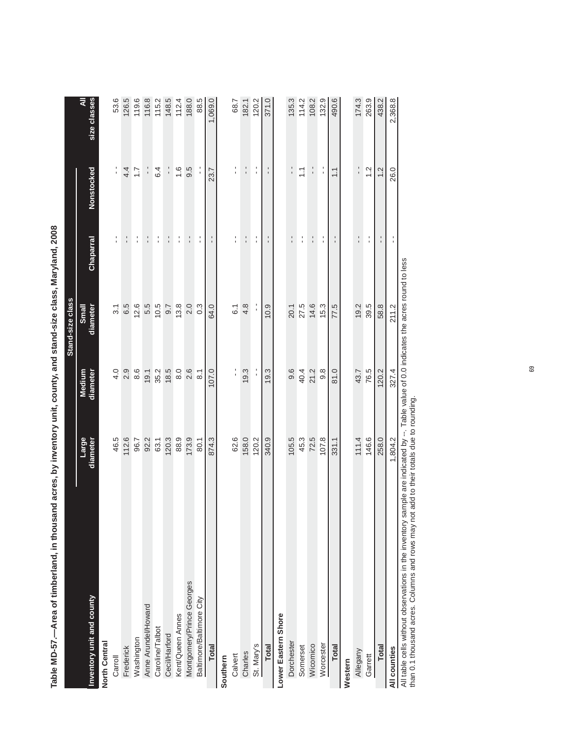**Table MD-57.—Area of timberland, in thousand acres, by inventory unit, county, and stand-size class, Maryland, 2008**

| Inventory unit and county | Stand-size class | | | | | All size classes |
|---|---|---|---|---|---|---|
| | Large diameter | Medium diameter | Small diameter | Chaparral | Nonstocked | |
| **North Central** | | | | | | |
| Carroll | 46.5 | 4.0 | 3.1 | -- | -- | 53.6 |
| Frederick | 112.6 | 2.9 | 6.5 | -- | 4.4 | 126.5 |
| Washington | 96.7 | 8.6 | 12.6 | -- | 1.7 | 119.6 |
| Anne Arundel/Howard | 92.2 | 19.1 | 5.5 | -- | -- | 116.8 |
| Caroline/Talbot | 63.1 | 35.2 | 10.5 | -- | 6.4 | 115.2 |
| Cecil/Harford | 120.3 | 18.5 | 9.7 | -- | -- | 148.5 |
| Kent/Queen Annes | 88.9 | 8.0 | 13.8 | -- | 1.6 | 112.4 |
| Montgomery/Prince Georges | 173.9 | 2.6 | 2.0 | -- | 9.5 | 188.0 |
| Baltimore/Baltimore City | 80.1 | 8.1 | 0.3 | -- | -- | 88.5 |
| **Total** | 874.3 | 107.0 | 64.0 | -- | 23.7 | 1,069.0 |
| **Southern** | | | | | | |
| Calvert | 62.6 | -- | 6.1 | -- | -- | 68.7 |
| Charles | 158.0 | 19.3 | 4.8 | -- | -- | 182.1 |
| St. Mary's | 120.2 | -- | -- | -- | -- | 120.2 |
| **Total** | 340.9 | 19.3 | 10.9 | -- | -- | 371.0 |
| **Lower Eastern Shore** | | | | | | |
| Dorchester | 105.5 | 9.6 | 20.1 | -- | -- | 135.3 |
| Somerset | 45.3 | 40.4 | 27.5 | -- | 1.1 | 114.2 |
| Wicomico | 72.5 | 21.2 | 14.6 | -- | -- | 108.2 |
| Worcester | 107.8 | 9.8 | 15.3 | -- | -- | 132.9 |
| **Total** | 331.1 | 81.0 | 77.5 | -- | 1.1 | 490.6 |
| **Western** | | | | | | |
| Allegany | 111.4 | 43.7 | 19.2 | -- | -- | 174.3 |
| Garrett | 146.6 | 76.5 | 39.5 | -- | 1.2 | 263.9 |
| **Total** | 258.0 | 120.2 | 58.8 | -- | 1.2 | 438.2 |
| **All counties** | 1,804.2 | 327.4 | 211.2 | -- | 26.0 | 2,368.8 |

All table cells without observations in the inventory sample are indicated by --. Table value of 0.0 indicates the acres round to less than 0.1 thousand acres. Columns and rows may not add to their totals due to rounding.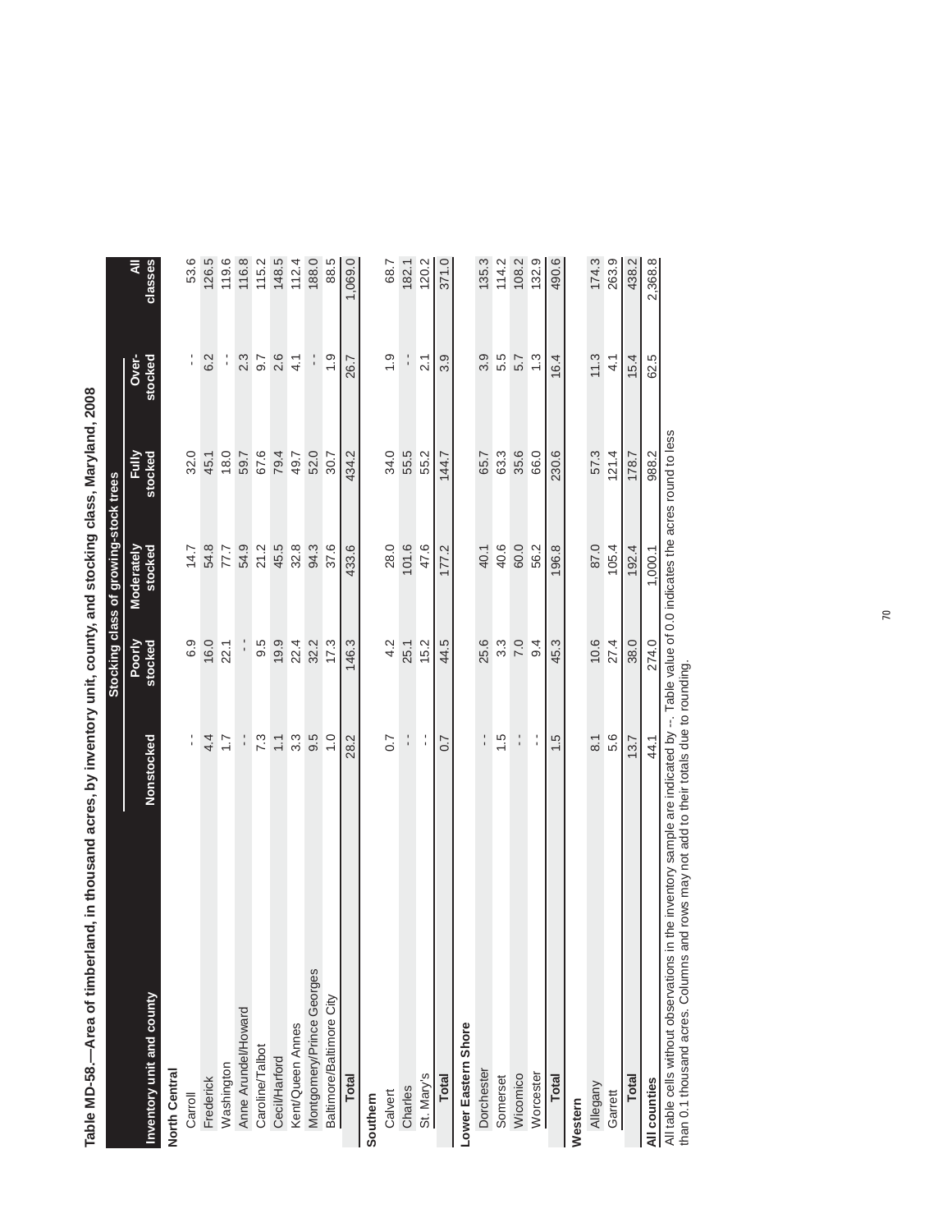**Table MD-58.—Area of timberland, in thousand acres, by inventory unit, county, and stocking class, Maryland, 2008**

| Inventory unit and county | Stocking class of growing-stock trees | | | | | |
|---|---|---|---|---|---|---|
| | Nonstocked | Poorly stocked | Moderately stocked | Fully stocked | Over-stocked | All classes |
| **North Central** | | | | | | |
| Carroll | -- | 6.9 | 14.7 | 32.0 | -- | 53.6 |
| Frederick | 4.4 | 16.0 | 54.8 | 45.1 | 6.2 | 126.5 |
| Washington | 1.7 | 22.1 | 77.7 | 18.0 | -- | 119.6 |
| Anne Arundel/Howard | -- | -- | 54.9 | 59.7 | 2.3 | 116.8 |
| Caroline/Talbot | 7.3 | 9.5 | 21.2 | 67.6 | 9.7 | 115.2 |
| Cecil/Harford | 1.1 | 19.9 | 45.5 | 79.4 | 2.6 | 148.5 |
| Kent/Queen Annes | 3.3 | 22.4 | 32.8 | 49.7 | 4.1 | 112.4 |
| Montgomery/Prince Georges | 9.5 | 32.2 | 94.3 | 52.0 | -- | 188.0 |
| Baltimore/Baltimore City | 1.0 | 17.3 | 37.6 | 30.7 | 1.9 | 88.5 |
| **Total** | 28.2 | 146.3 | 433.6 | 434.2 | 26.7 | 1,069.0 |
| **Southern** | | | | | | |
| Calvert | 0.7 | 4.2 | 28.0 | 34.0 | 1.9 | 68.7 |
| Charles | -- | 25.1 | 101.6 | 55.5 | -- | 182.1 |
| St. Mary's | -- | 15.2 | 47.6 | 55.2 | 2.1 | 120.2 |
| **Total** | 0.7 | 44.5 | 177.2 | 144.7 | 3.9 | 371.0 |
| **Lower Eastern Shore** | | | | | | |
| Dorchester | -- | 25.6 | 40.1 | 65.7 | 3.9 | 135.3 |
| Somerset | 1.5 | 3.3 | 40.6 | 63.3 | 5.5 | 114.2 |
| Wicomico | -- | 7.0 | 60.0 | 35.6 | 5.7 | 108.2 |
| Worcester | -- | 9.4 | 56.2 | 66.0 | 1.3 | 132.9 |
| **Total** | 1.5 | 45.3 | 196.8 | 230.6 | 16.4 | 490.6 |
| **Western** | | | | | | |
| Allegany | 8.1 | 10.6 | 87.0 | 57.3 | 11.3 | 174.3 |
| Garrett | 5.6 | 27.4 | 105.4 | 121.4 | 4.1 | 263.9 |
| **Total** | 13.7 | 38.0 | 192.4 | 178.7 | 15.4 | 438.2 |
| **All counties** | 44.1 | 274.0 | 1,000.1 | 988.2 | 62.5 | 2,368.8 |

All table cells without observations in the inventory sample are indicated by --. Table value of 0.0 indicates the acres round to less than 0.1 thousand acres. Columns and rows may not add to their totals due to rounding.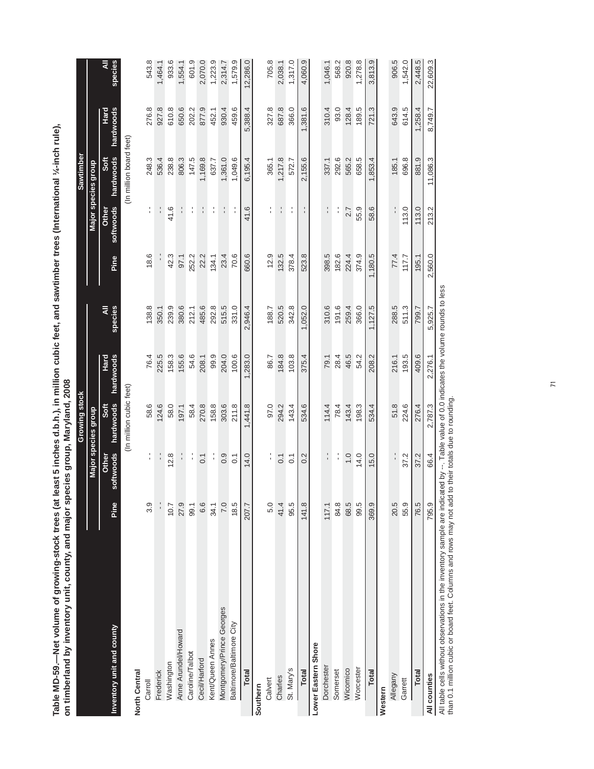**Table MD-59.—Net volume of growing-stock trees (at least 5 inches d.b.h.), in million cubic feet, and sawtimber trees (International ¼-inch rule), on timberland by inventory unit, county, and major species group, Maryland, 2008**

| Inventory unit and county | Growing stock | | | | | Sawtimber | | | | |
|---|---|---|---|---|---|---|---|---|---|---|
| | Major species group | | | | | Major species group | | | | |
| | Pine | Other softwoods | Soft hardwoods | Hard hardwoods | All species | Pine | Other softwoods | Soft hardwoods | Hard hardwoods | All species |
| | (In million cubic feet) | | | | | (In million board feet) | | | | |
| **North Central** | | | | | | | | | | |
| Carroll | 3.9 | -- | 58.6 | 76.4 | 138.8 | 18.6 | -- | 248.3 | 276.8 | 543.8 |
| Frederick | -- | -- | 124.6 | 225.5 | 350.1 | -- | -- | 536.4 | 927.8 | 1,464.1 |
| Washington | 10.7 | 12.8 | 58.0 | 158.3 | 239.9 | 42.3 | 41.6 | 238.8 | 610.8 | 933.6 |
| Anne Arundel/Howard | 27.9 | -- | 197.1 | 155.6 | 380.6 | 97.1 | -- | 806.3 | 650.6 | 1,554.1 |
| Caroline/Talbot | 99.1 | -- | 58.4 | 54.6 | 212.1 | 252.2 | -- | 147.5 | 202.2 | 601.9 |
| Cecil/Harford | 6.6 | 0.1 | 270.8 | 208.1 | 485.6 | 22.2 | -- | 1,169.8 | 877.9 | 2,070.0 |
| Kent/Queen Annes | 34.1 | -- | 158.8 | 99.9 | 292.8 | 134.1 | -- | 637.7 | 452.1 | 1,223.9 |
| Montgomery/Prince Georges | 7.0 | 0.9 | 303.6 | 204.0 | 515.5 | 23.4 | -- | 1,361.0 | 930.4 | 2,314.7 |
| Baltimore/Baltimore City | 18.5 | 0.1 | 211.8 | 100.6 | 331.0 | 70.6 | -- | 1,049.6 | 459.6 | 1,579.9 |
| **Total** | 207.7 | 14.0 | 1,441.8 | 1,283.0 | 2,946.4 | 660.6 | 41.6 | 6,195.4 | 5,388.4 | 12,286.0 |
| **Southern** | | | | | | | | | | |
| Calvert | 5.0 | -- | 97.0 | 86.7 | 188.7 | 12.9 | -- | 365.1 | 327.8 | 705.8 |
| Charles | 41.4 | 0.1 | 294.2 | 184.8 | 520.5 | 132.5 | -- | 1,217.8 | 687.8 | 2,038.1 |
| St. Mary's | 95.5 | 0.1 | 143.4 | 103.8 | 342.8 | 378.4 | -- | 572.7 | 366.0 | 1,317.0 |
| **Total** | 141.8 | 0.2 | 534.6 | 375.4 | 1,052.0 | 523.8 | -- | 2,155.6 | 1,381.6 | 4,060.9 |
| **Lower Eastern Shore** | | | | | | | | | | |
| Dorchester | 117.1 | -- | 114.4 | 79.1 | 310.6 | 398.5 | -- | 337.1 | 310.4 | 1,046.1 |
| Somerset | 84.8 | -- | 78.4 | 28.4 | 191.6 | 182.6 | -- | 292.6 | 93.0 | 568.2 |
| Wicomico | 68.5 | 1.0 | 143.4 | 46.5 | 259.4 | 224.4 | 2.7 | 565.2 | 128.4 | 920.8 |
| Worcester | 99.5 | 14.0 | 198.3 | 54.2 | 366.0 | 374.9 | 55.9 | 658.5 | 189.5 | 1,278.8 |
| **Total** | 369.9 | 15.0 | 534.4 | 208.2 | 1,127.5 | 1,180.5 | 58.6 | 1,853.4 | 721.3 | 3,813.9 |
| **Western** | | | | | | | | | | |
| Allegany | 20.5 | -- | 51.8 | 216.1 | 288.5 | 77.4 | -- | 185.1 | 643.9 | 906.5 |
| Garrett | 55.9 | 37.2 | 224.6 | 193.5 | 511.3 | 117.7 | 113.0 | 696.8 | 614.5 | 1,542.0 |
| **Total** | 76.5 | 37.2 | 276.4 | 409.6 | 799.7 | 195.1 | 113.0 | 881.9 | 1,258.4 | 2,448.5 |
| **All counties** | 795.9 | 66.4 | 2,787.3 | 2,276.1 | 5,925.7 | 2,560.0 | 213.2 | 11,086.3 | 8,749.7 | 22,609.3 |

All table cells without observations in the inventory sample are indicated by --. Table value of 0.0 indicates the volume rounds to less than 0.1 million cubic or board feet. Columns and rows may not add to their totals due to rounding.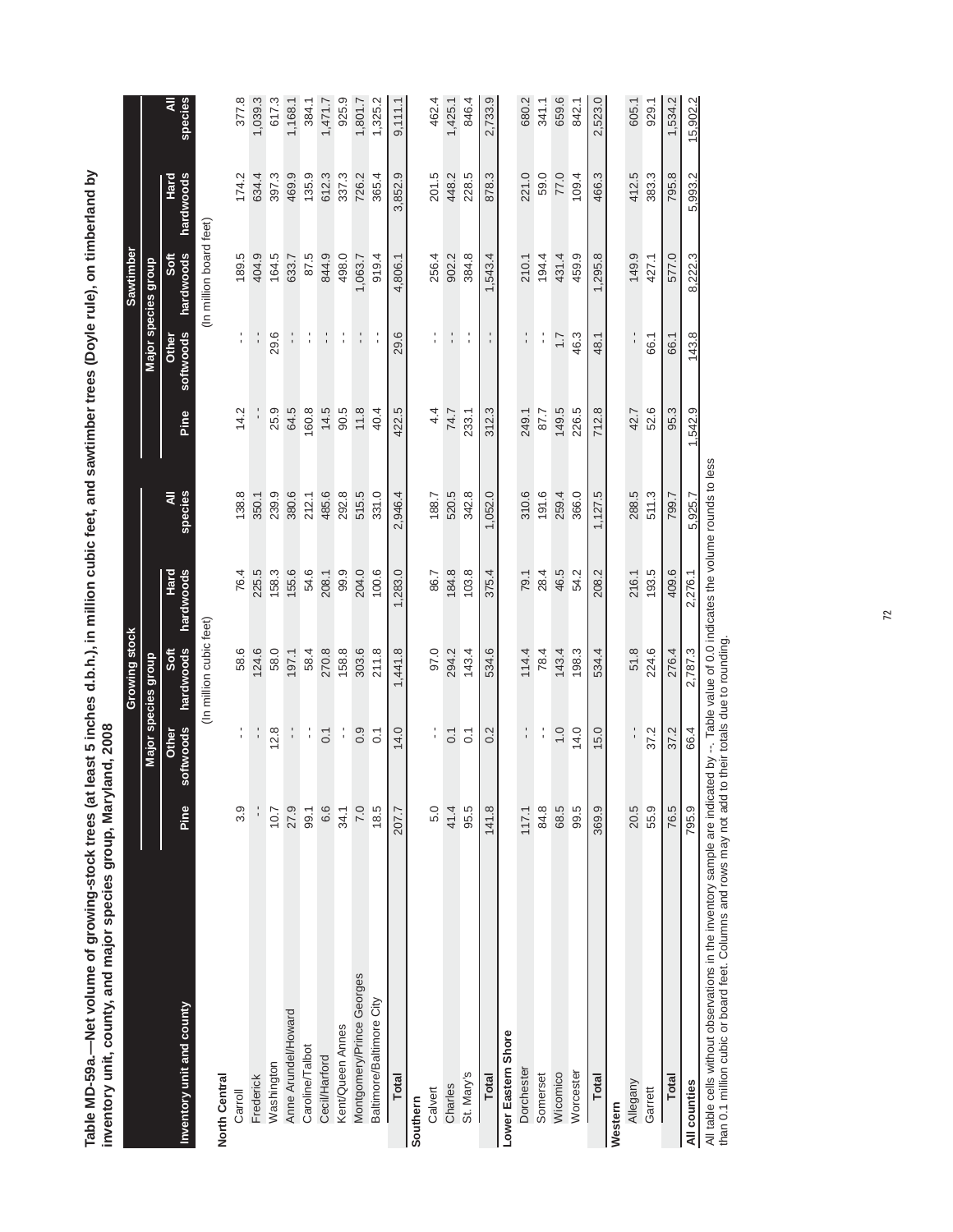**Table MD-59a.—Net volume of growing-stock trees (at least 5 inches d.b.h.), in million cubic feet, and sawtimber trees (Doyle rule), on timberland by inventory unit, county, and major species group, Maryland, 2008**

| | Growing stock | | | | | Sawtimber | | | | |
|---|---|---|---|---|---|---|---|---|---|---|
| | Major species group | | | | | Major species group | | | | |
| Inventory unit and county | Pine | Other softwoods | Soft hardwoods | Hard hardwoods | All species | Pine | Other softwoods | Soft hardwoods | Hard hardwoods | All species |
| | (In million cubic feet) | | | | | (In million board feet) | | | | |
| **North Central** | | | | | | | | | | |
| Carroll | 3.9 | -- | 58.6 | 76.4 | 138.8 | 14.2 | -- | 189.5 | 174.2 | 377.8 |
| Frederick | -- | -- | 124.6 | 225.5 | 350.1 | -- | -- | 404.9 | 634.4 | 1,039.3 |
| Washington | 10.7 | 12.8 | 58.0 | 158.3 | 239.9 | 25.9 | 29.6 | 164.5 | 397.3 | 617.3 |
| Anne Arundel/Howard | 27.9 | -- | 197.1 | 155.6 | 380.6 | 64.5 | -- | 633.7 | 469.9 | 1,168.1 |
| Caroline/Talbot | 99.1 | -- | 58.4 | 54.6 | 212.1 | 160.8 | -- | 87.5 | 135.9 | 384.1 |
| Cecil/Harford | 6.6 | 0.1 | 270.8 | 208.1 | 485.6 | 14.5 | -- | 844.9 | 612.3 | 1,471.7 |
| Kent/Queen Annes | 34.1 | -- | 158.8 | 99.9 | 292.8 | 90.5 | -- | 498.0 | 337.3 | 925.9 |
| Montgomery/Prince Georges | 7.0 | 0.9 | 303.6 | 204.0 | 515.5 | 11.8 | -- | 1,063.7 | 726.2 | 1,801.7 |
| Baltimore/Baltimore City | 18.5 | 0.1 | 211.8 | 100.6 | 331.0 | 40.4 | -- | 919.4 | 365.4 | 1,325.2 |
| **Total** | 207.7 | 14.0 | 1,441.8 | 1,283.0 | 2,946.4 | 422.5 | 29.6 | 4,806.1 | 3,852.9 | 9,111.1 |
| **Southern** | | | | | | | | | | |
| Calvert | 5.0 | -- | 97.0 | 86.7 | 188.7 | 4.4 | -- | 256.4 | 201.5 | 462.4 |
| Charles | 41.4 | 0.1 | 294.2 | 184.8 | 520.5 | 74.7 | -- | 902.2 | 448.2 | 1,425.1 |
| St. Mary's | 95.5 | 0.1 | 143.4 | 103.8 | 342.8 | 233.1 | -- | 384.8 | 228.5 | 846.4 |
| **Total** | 141.8 | 0.2 | 534.6 | 375.4 | 1,052.0 | 312.3 | -- | 1,543.4 | 878.3 | 2,733.9 |
| **Lower Eastern Shore** | | | | | | | | | | |
| Dorchester | 117.1 | -- | 114.4 | 79.1 | 310.6 | 249.1 | -- | 210.1 | 221.0 | 680.2 |
| Somerset | 84.8 | -- | 78.4 | 28.4 | 191.6 | 87.7 | -- | 194.4 | 59.0 | 341.1 |
| Wicomico | 68.5 | 1.0 | 143.4 | 46.5 | 259.4 | 149.5 | 1.7 | 431.4 | 77.0 | 659.6 |
| Worcester | 99.5 | 14.0 | 198.3 | 54.2 | 366.0 | 226.5 | 46.3 | 459.9 | 109.4 | 842.1 |
| **Total** | 369.9 | 15.0 | 534.4 | 208.2 | 1,127.5 | 712.8 | 48.1 | 1,295.8 | 466.3 | 2,523.0 |
| **Western** | | | | | | | | | | |
| Allegany | 20.5 | -- | 51.8 | 216.1 | 288.5 | 42.7 | -- | 149.9 | 412.5 | 605.1 |
| Garrett | 55.9 | 37.2 | 224.6 | 193.5 | 511.3 | 52.6 | 66.1 | 427.1 | 383.3 | 929.1 |
| **Total** | 76.5 | 37.2 | 276.4 | 409.6 | 799.7 | 95.3 | 66.1 | 577.0 | 795.8 | 1,534.2 |
| **All counties** | 795.9 | 66.4 | 2,787.3 | 2,276.1 | 5,925.7 | 1,542.9 | 143.8 | 8,222.3 | 5,993.2 | 15,902.2 |

All table cells without observations in the inventory sample are indicated by --. Table value of 0.0 indicates the volume rounds to less than 0.1 million cubic or board feet. Columns and rows may not add to their totals due to rounding.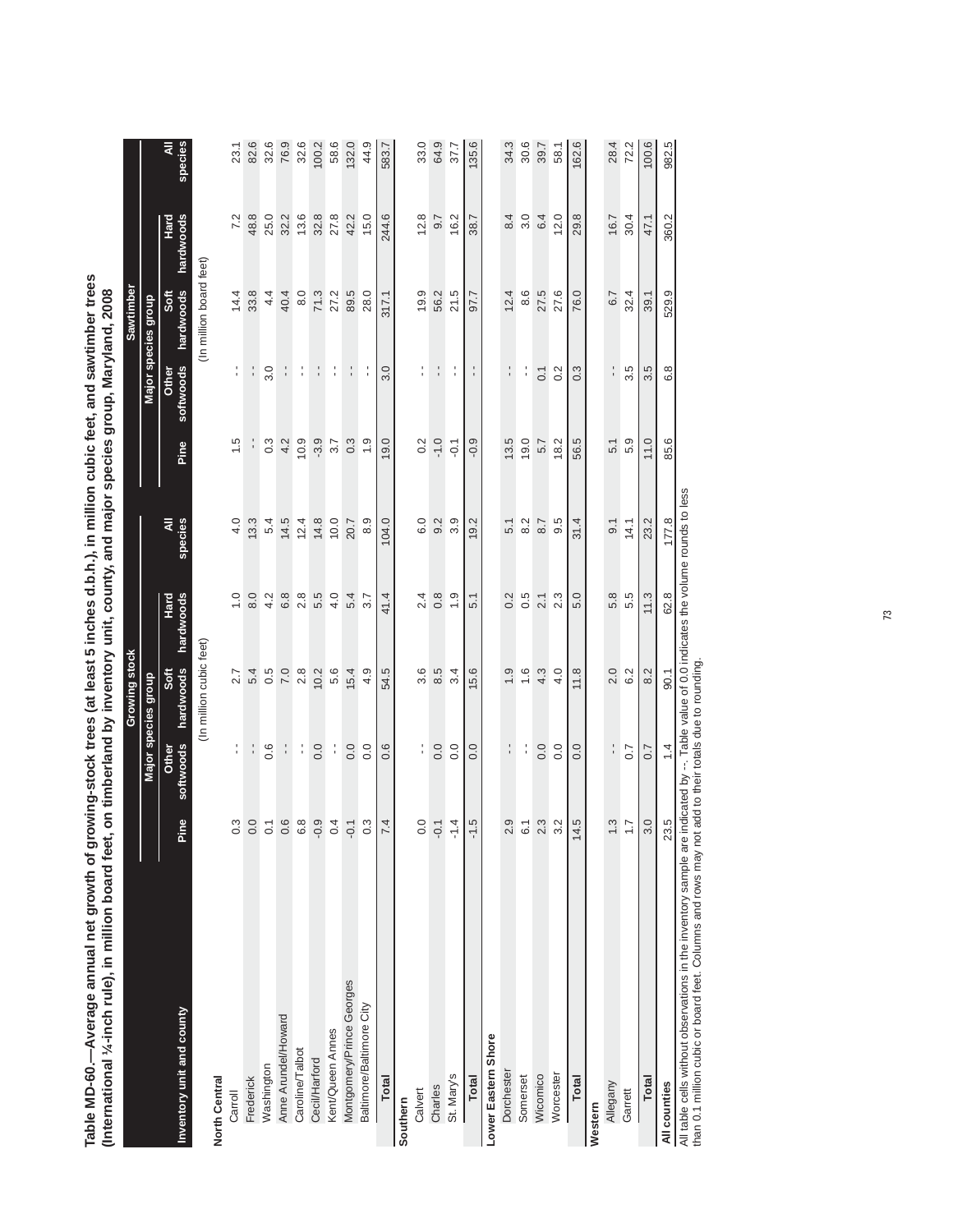**Table MD-60.—Average annual net growth of growing-stock trees (at least 5 inches d.b.h.), in million cubic feet, and sawtimber trees (International ¼-inch rule), in million board feet, on timberland by inventory unit, county, and major species group, Maryland, 2008**

| Inventory unit and county | Growing stock | | | | | Sawtimber | | | | |
|---|---|---|---|---|---|---|---|---|---|---|
| | Major species group | | | | | Major species group | | | | |
| | Pine | Other softwoods | Soft hardwoods | Hard hardwoods | All species | Pine | Other softwoods | Soft hardwoods | Hard hardwoods | All species |
| | (In million cubic feet) | | | | | (In million board feet) | | | | |
| **North Central** | | | | | | | | | | |
| Carroll | 0.3 | -- | 2.7 | 1.0 | 4.0 | 1.5 | -- | 14.4 | 7.2 | 23.1 |
| Frederick | 0.0 | -- | 5.4 | 8.0 | 13.3 | -- | -- | 33.8 | 48.8 | 82.6 |
| Washington | 0.1 | 0.6 | 0.5 | 4.2 | 5.4 | 0.3 | 3.0 | 4.4 | 25.0 | 32.6 |
| Anne Arundel/Howard | 0.6 | -- | 7.0 | 6.8 | 14.5 | 4.2 | -- | 40.4 | 32.2 | 76.9 |
| Caroline/Talbot | 6.8 | -- | 2.8 | 2.8 | 12.4 | 10.9 | -- | 8.0 | 13.6 | 32.6 |
| Cecil/Harford | -0.9 | 0.0 | 10.2 | 5.5 | 14.8 | -3.9 | -- | 71.3 | 32.8 | 100.2 |
| Kent/Queen Annes | 0.4 | -- | 5.6 | 4.0 | 10.0 | 3.7 | -- | 27.2 | 27.8 | 58.6 |
| Montgomery/Prince Georges | -0.1 | 0.0 | 15.4 | 5.4 | 20.7 | 0.3 | -- | 89.5 | 42.2 | 132.0 |
| Baltimore/Baltimore City | 0.3 | 0.0 | 4.9 | 3.7 | 8.9 | 1.9 | -- | 28.0 | 15.0 | 44.9 |
| **Total** | 7.4 | 0.6 | 54.5 | 41.4 | 104.0 | 19.0 | 3.0 | 317.1 | 244.6 | 583.7 |
| **Southern** | | | | | | | | | | |
| Calvert | 0.0 | -- | 3.6 | 2.4 | 6.0 | 0.2 | -- | 19.9 | 12.8 | 33.0 |
| Charles | -0.1 | 0.0 | 8.5 | 0.8 | 9.2 | -1.0 | -- | 56.2 | 9.7 | 64.9 |
| St. Mary's | -1.4 | 0.0 | 3.4 | 1.9 | 3.9 | -0.1 | -- | 21.5 | 16.2 | 37.7 |
| **Total** | -1.5 | 0.0 | 15.6 | 5.1 | 19.2 | -0.9 | -- | 97.7 | 38.7 | 135.6 |
| **Lower Eastern Shore** | | | | | | | | | | |
| Dorchester | 2.9 | -- | 1.9 | 0.2 | 5.1 | 13.5 | -- | 12.4 | 8.4 | 34.3 |
| Somerset | 6.1 | -- | 1.6 | 0.5 | 8.2 | 19.0 | -- | 8.6 | 3.0 | 30.6 |
| Wicomico | 2.3 | 0.0 | 4.3 | 2.1 | 8.7 | 5.7 | 0.1 | 27.5 | 6.4 | 39.7 |
| Worcester | 3.2 | 0.0 | 4.0 | 2.3 | 9.5 | 18.2 | 0.2 | 27.6 | 12.0 | 58.1 |
| **Total** | 14.5 | 0.0 | 11.8 | 5.0 | 31.4 | 56.5 | 0.3 | 76.0 | 29.8 | 162.6 |
| **Western** | | | | | | | | | | |
| Allegany | 1.3 | -- | 2.0 | 5.8 | 9.1 | 5.1 | -- | 6.7 | 16.7 | 28.4 |
| Garrett | 1.7 | 0.7 | 6.2 | 5.5 | 14.1 | 5.9 | 3.5 | 32.4 | 30.4 | 72.2 |
| **Total** | 3.0 | 0.7 | 8.2 | 11.3 | 23.2 | 11.0 | 3.5 | 39.1 | 47.1 | 100.6 |
| **All counties** | 23.5 | 1.4 | 90.1 | 62.8 | 177.8 | 85.6 | 6.8 | 529.9 | 360.2 | 982.5 |

All table cells without observations in the inventory sample are indicated by --. Table value of 0.0 indicates the volume rounds to less than 0.1 million cubic or board feet. Columns and rows may not add to their totals due to rounding.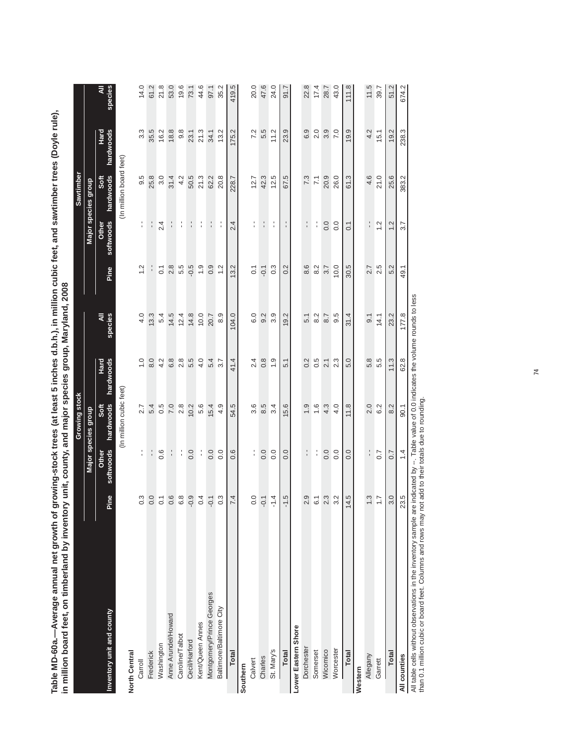**Table MD-60a.—Average annual net growth of growing-stock trees (at least 5 inches d.b.h.), in million cubic feet, and sawtimber trees (Doyle rule), in million board feet, on timberland by inventory unit, county, and major species group, Maryland, 2008**

| Inventory unit and county | Growing stock | | | | | Sawtimber | | | | |
|---|---|---|---|---|---|---|---|---|---|---|
| | Major species group | | | | | Major species group | | | | |
| | Pine | Other softwoods | Soft hardwoods | Hard hardwoods | All species | Pine | Other softwoods | Soft hardwoods | Hard hardwoods | All species |
| | (In million cubic feet) | | | | | (In million board feet) | | | | |
| **North Central** | | | | | | | | | | |
| Carroll | 0.3 | -- | 2.7 | 1.0 | 4.0 | 1.2 | -- | 9.5 | 3.3 | 14.0 |
| Frederick | 0.0 | -- | 5.4 | 8.0 | 13.3 | -- | -- | 25.8 | 35.5 | 61.2 |
| Washington | 0.1 | 0.6 | 0.5 | 4.2 | 5.4 | 0.1 | 2.4 | 3.0 | 16.2 | 21.8 |
| Anne Arundel/Howard | 0.6 | -- | 7.0 | 6.8 | 14.5 | 2.8 | -- | 31.4 | 18.8 | 53.0 |
| Caroline/Talbot | 6.8 | -- | 2.8 | 2.8 | 12.4 | 5.5 | -- | 4.2 | 9.8 | 19.6 |
| Cecil/Harford | -0.9 | 0.0 | 10.2 | 5.5 | 14.8 | -0.5 | -- | 50.5 | 23.1 | 73.1 |
| Kent/Queen Annes | 0.4 | -- | 5.6 | 4.0 | 10.0 | 1.9 | -- | 21.3 | 21.3 | 44.6 |
| Montgomery/Prince Georges | -0.1 | 0.0 | 15.4 | 5.4 | 20.7 | 0.9 | -- | 62.2 | 34.1 | 97.1 |
| Baltimore/Baltimore City | 0.3 | 0.0 | 4.9 | 3.7 | 8.9 | 1.2 | -- | 20.8 | 13.2 | 35.2 |
| **Total** | 7.4 | 0.6 | 54.5 | 41.4 | 104.0 | 13.2 | 2.4 | 228.7 | 175.2 | 419.5 |
| **Southern** | | | | | | | | | | |
| Calvert | 0.0 | -- | 3.6 | 2.4 | 6.0 | 0.1 | -- | 12.7 | 7.2 | 20.0 |
| Charles | -0.1 | 0.0 | 8.5 | 0.8 | 9.2 | -0.1 | -- | 42.3 | 5.5 | 47.6 |
| St. Mary's | -1.4 | 0.0 | 3.4 | 1.9 | 3.9 | 0.3 | -- | 12.5 | 11.2 | 24.0 |
| **Total** | -1.5 | 0.0 | 15.6 | 5.1 | 19.2 | 0.2 | -- | 67.5 | 23.9 | 91.7 |
| **Lower Eastern Shore** | | | | | | | | | | |
| Dorchester | 2.9 | -- | 1.9 | 0.2 | 5.1 | 8.6 | -- | 7.3 | 6.9 | 22.8 |
| Somerset | 6.1 | -- | 1.6 | 0.5 | 8.2 | 8.2 | -- | 7.1 | 2.0 | 17.4 |
| Wicomico | 2.3 | 0.0 | 4.3 | 2.1 | 8.7 | 3.7 | 0.0 | 20.9 | 3.9 | 28.7 |
| Worcester | 3.2 | 0.0 | 4.0 | 2.3 | 9.5 | 10.0 | 0.0 | 26.0 | 7.0 | 43.0 |
| **Total** | 14.5 | 0.0 | 11.8 | 5.0 | 31.4 | 30.5 | 0.1 | 61.3 | 19.9 | 111.8 |
| **Western** | | | | | | | | | | |
| Allegany | 1.3 | -- | 2.0 | 5.8 | 9.1 | 2.7 | -- | 4.6 | 4.2 | 11.5 |
| Garrett | 1.7 | 0.7 | 6.2 | 5.5 | 14.1 | 2.5 | 1.2 | 21.0 | 15.1 | 39.7 |
| **Total** | 3.0 | 0.7 | 8.2 | 11.3 | 23.2 | 5.2 | 1.2 | 25.6 | 19.2 | 51.2 |
| **All counties** | 23.5 | 1.4 | 90.1 | 62.8 | 177.8 | 49.1 | 3.7 | 383.2 | 238.3 | 674.2 |

All table cells without observations in the inventory sample are indicated by --. Table value of 0.0 indicates the volume rounds to less than 0.1 million cubic or board feet. Columns and rows may not add to their totals due to rounding.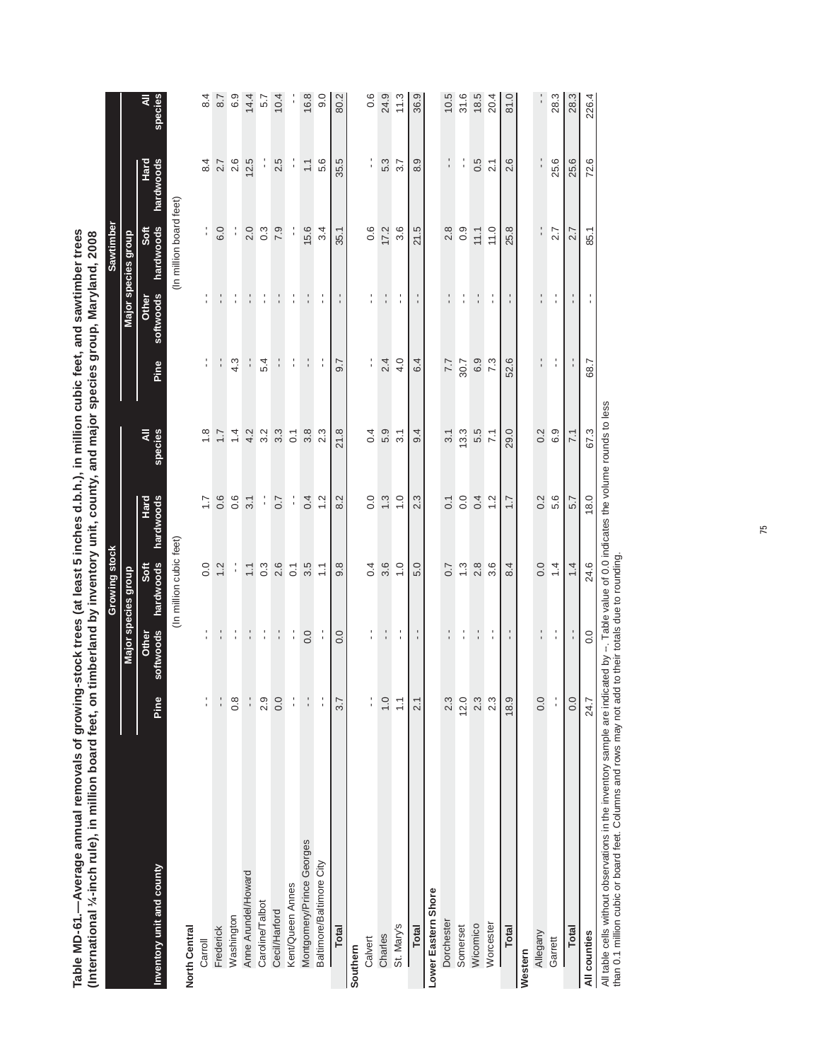**Table MD-61.—Average annual removals of growing-stock trees (at least 5 inches d.b.h.), in million cubic feet, and sawtimber trees (International ¼-inch rule), in million board feet, on timberland by inventory unit, county, and major species group, Maryland, 2008**

| Inventory unit and county | Growing stock | | | | | Sawtimber | | | | |
|---|---|---|---|---|---|---|---|---|---|---|
| | Major species group | | | | | Major species group | | | | |
| | Pine | Other softwoods | Soft hardwoods | Hard hardwoods | All species | Pine | Other softwoods | Soft hardwoods | Hard hardwoods | All species |
| | (In million cubic feet) | | | | | (In million board feet) | | | | |
| **North Central** | | | | | | | | | | |
| Carroll | -- | -- | 0.0 | 1.7 | 1.8 | -- | -- | -- | 8.4 | 8.4 |
| Frederick | -- | -- | 1.2 | 0.6 | 1.7 | -- | -- | 6.0 | 2.7 | 8.7 |
| Washington | 0.8 | -- | -- | 0.6 | 1.4 | 4.3 | -- | -- | 2.6 | 6.9 |
| Anne Arundel/Howard | -- | -- | 1.1 | 3.1 | 4.2 | -- | -- | 2.0 | 12.5 | 14.4 |
| Caroline/Talbot | 2.9 | -- | 0.3 | -- | 3.2 | 5.4 | -- | 0.3 | -- | 5.7 |
| Cecil/Harford | 0.0 | -- | 2.6 | 0.7 | 3.3 | -- | -- | 7.9 | 2.5 | 10.4 |
| Kent/Queen Annes | -- | -- | 0.1 | -- | 0.1 | -- | -- | -- | -- | -- |
| Montgomery/Prince Georges | -- | 0.0 | 3.5 | 0.4 | 3.8 | -- | -- | 15.6 | 1.1 | 16.8 |
| Baltimore/Baltimore City | -- | -- | 1.1 | 1.2 | 2.3 | -- | -- | 3.4 | 5.6 | 9.0 |
| **Total** | 3.7 | 0.0 | 9.8 | 8.2 | 21.8 | 9.7 | -- | 35.1 | 35.5 | 80.2 |
| **Southern** | | | | | | | | | | |
| Calvert | -- | -- | 0.4 | 0.0 | 0.4 | -- | -- | 0.6 | -- | 0.6 |
| Charles | 1.0 | -- | 3.6 | 1.3 | 5.9 | 2.4 | -- | 17.2 | 5.3 | 24.9 |
| St. Mary's | 1.1 | -- | 1.0 | 1.0 | 3.1 | 4.0 | -- | 3.6 | 3.7 | 11.3 |
| **Total** | 2.1 | -- | 5.0 | 2.3 | 9.4 | 6.4 | -- | 21.5 | 8.9 | 36.9 |
| **Lower Eastern Shore** | | | | | | | | | | |
| Dorchester | 2.3 | -- | 0.7 | 0.1 | 3.1 | 7.7 | -- | 2.8 | -- | 10.5 |
| Somerset | 12.0 | -- | 1.3 | 0.0 | 13.3 | 30.7 | -- | 0.9 | -- | 31.6 |
| Wicomico | 2.3 | -- | 2.8 | 0.4 | 5.5 | 6.9 | -- | 11.1 | 0.5 | 18.5 |
| Worcester | 2.3 | -- | 3.6 | 1.2 | 7.1 | 7.3 | -- | 11.0 | 2.1 | 20.4 |
| **Total** | 18.9 | -- | 8.4 | 1.7 | 29.0 | 52.6 | -- | 25.8 | 2.6 | 81.0 |
| **Western** | | | | | | | | | | |
| Allegany | 0.0 | -- | 0.0 | 0.2 | 0.2 | -- | -- | -- | -- | -- |
| Garrett | -- | -- | 1.4 | 5.6 | 6.9 | -- | -- | 2.7 | 25.6 | 28.3 |
| **Total** | 0.0 | -- | 1.4 | 5.7 | 7.1 | -- | -- | 2.7 | 25.6 | 28.3 |
| **All counties** | 24.7 | 0.0 | 24.6 | 18.0 | 67.3 | 68.7 | -- | 85.1 | 72.6 | 226.4 |

All table cells without observations in the inventory sample are indicated by --. Table value of 0.0 indicates the volume rounds to less than 0.1 million cubic or board feet. Columns and rows may not add to their totals due to rounding.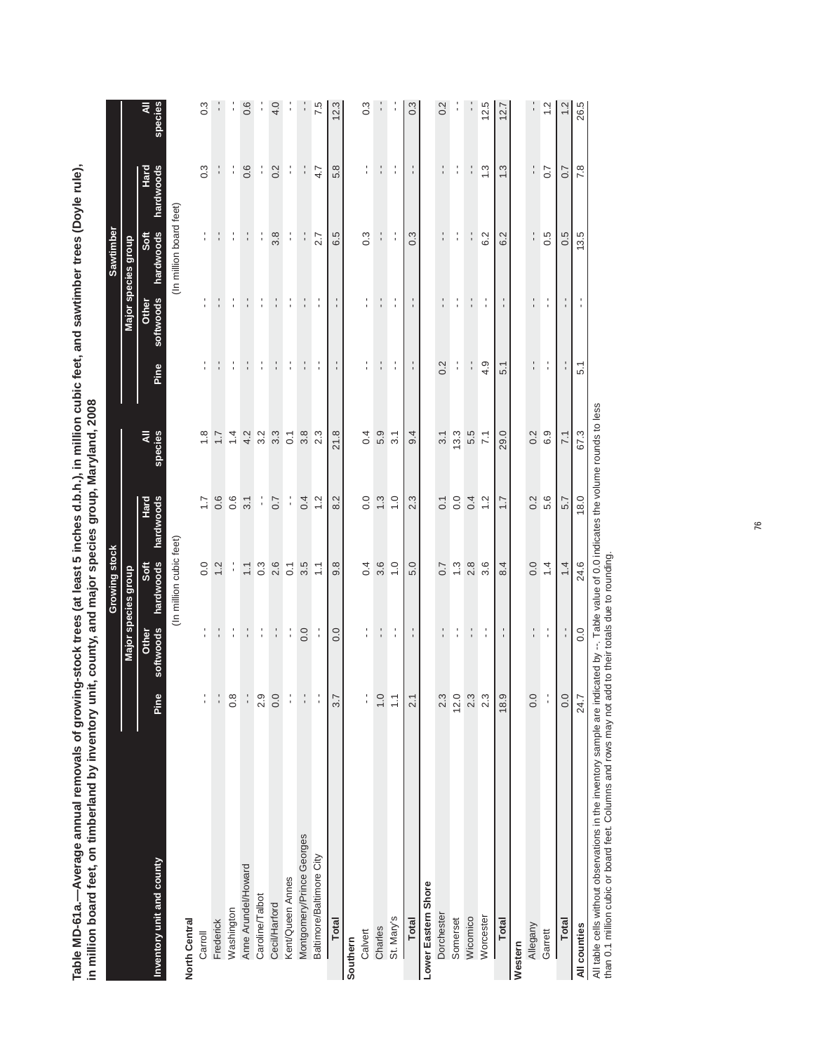**Table MD-61a.—Average annual removals of growing-stock trees (at least 5 inches d.b.h.), in million cubic feet, and sawtimber trees (Doyle rule), in million board feet, on timberland by inventory unit, county, and major species group, Maryland, 2008**

| Inventory unit and county | Growing stock | | | | | Sawtimber | | | | |
|---|---|---|---|---|---|---|---|---|---|---|
| | Major species group | | | | | Major species group | | | | |
| | Pine | Other softwoods | Soft hardwoods | Hard hardwoods | All species | Pine | Other softwoods | Soft hardwoods | Hard hardwoods | All species |
| | (In million cubic feet) | | | | | (In million board feet) | | | | |
| **North Central** | | | | | | | | | | |
| Carroll | -- | -- | 0.0 | 1.7 | 1.8 | -- | -- | -- | 0.3 | 0.3 |
| Frederick | -- | -- | 1.2 | 0.6 | 1.7 | -- | -- | -- | -- | -- |
| Washington | 0.8 | -- | -- | 0.6 | 1.4 | -- | -- | -- | -- | -- |
| Anne Arundel/Howard | -- | -- | 1.1 | 3.1 | 4.2 | -- | -- | -- | 0.6 | 0.6 |
| Caroline/Talbot | 2.9 | -- | 0.3 | -- | 3.2 | -- | -- | -- | -- | -- |
| Cecil/Harford | 0.0 | -- | 2.6 | 0.7 | 3.3 | -- | -- | 3.8 | 0.2 | 4.0 |
| Kent/Queen Annes | -- | -- | 0.1 | -- | 0.1 | -- | -- | -- | -- | -- |
| Montgomery/Prince Georges | -- | 0.0 | 3.5 | 0.4 | 3.8 | -- | -- | -- | -- | -- |
| Baltimore/Baltimore City | -- | -- | 1.1 | 1.2 | 2.3 | -- | -- | 2.7 | 4.7 | 7.5 |
| **Total** | 3.7 | 0.0 | 9.8 | 8.2 | 21.8 | -- | -- | 6.5 | 5.8 | 12.3 |
| **Southern** | | | | | | | | | | |
| Calvert | -- | -- | 0.4 | 0.0 | 0.4 | -- | -- | 0.3 | -- | 0.3 |
| Charles | 1.0 | -- | 3.6 | 1.3 | 5.9 | -- | -- | -- | -- | -- |
| St. Mary's | 1.1 | -- | 1.0 | 1.0 | 3.1 | -- | -- | -- | -- | -- |
| **Total** | 2.1 | -- | 5.0 | 2.3 | 9.4 | -- | -- | 0.3 | -- | 0.3 |
| **Lower Eastern Shore** | | | | | | | | | | |
| Dorchester | 2.3 | -- | 0.7 | 0.1 | 3.1 | 0.2 | -- | -- | -- | 0.2 |
| Somerset | 12.0 | -- | 1.3 | 0.0 | 13.3 | -- | -- | -- | -- | -- |
| Wicomico | 2.3 | -- | 2.8 | 0.4 | 5.5 | -- | -- | -- | -- | -- |
| Worcester | 2.3 | -- | 3.6 | 1.2 | 7.1 | 4.9 | -- | 6.2 | 1.3 | 12.5 |
| **Total** | 18.9 | -- | 8.4 | 1.7 | 29.0 | 5.1 | -- | 6.2 | 1.3 | 12.7 |
| **Western** | | | | | | | | | | |
| Allegany | 0.0 | -- | 0.0 | 0.2 | 0.2 | -- | -- | -- | -- | -- |
| Garrett | -- | -- | 1.4 | 5.6 | 6.9 | -- | -- | 0.5 | 0.7 | 1.2 |
| **Total** | 0.0 | -- | 1.4 | 5.7 | 7.1 | -- | -- | 0.5 | 0.7 | 1.2 |
| **All counties** | 24.7 | 0.0 | 24.6 | 18.0 | 67.3 | 5.1 | -- | 13.5 | 7.8 | 26.5 |

All table cells without observations in the inventory sample are indicated by --. Table value of 0.0 indicates the volume rounds to less than 0.1 million cubic or board feet. Columns and rows may not add to their totals due to rounding.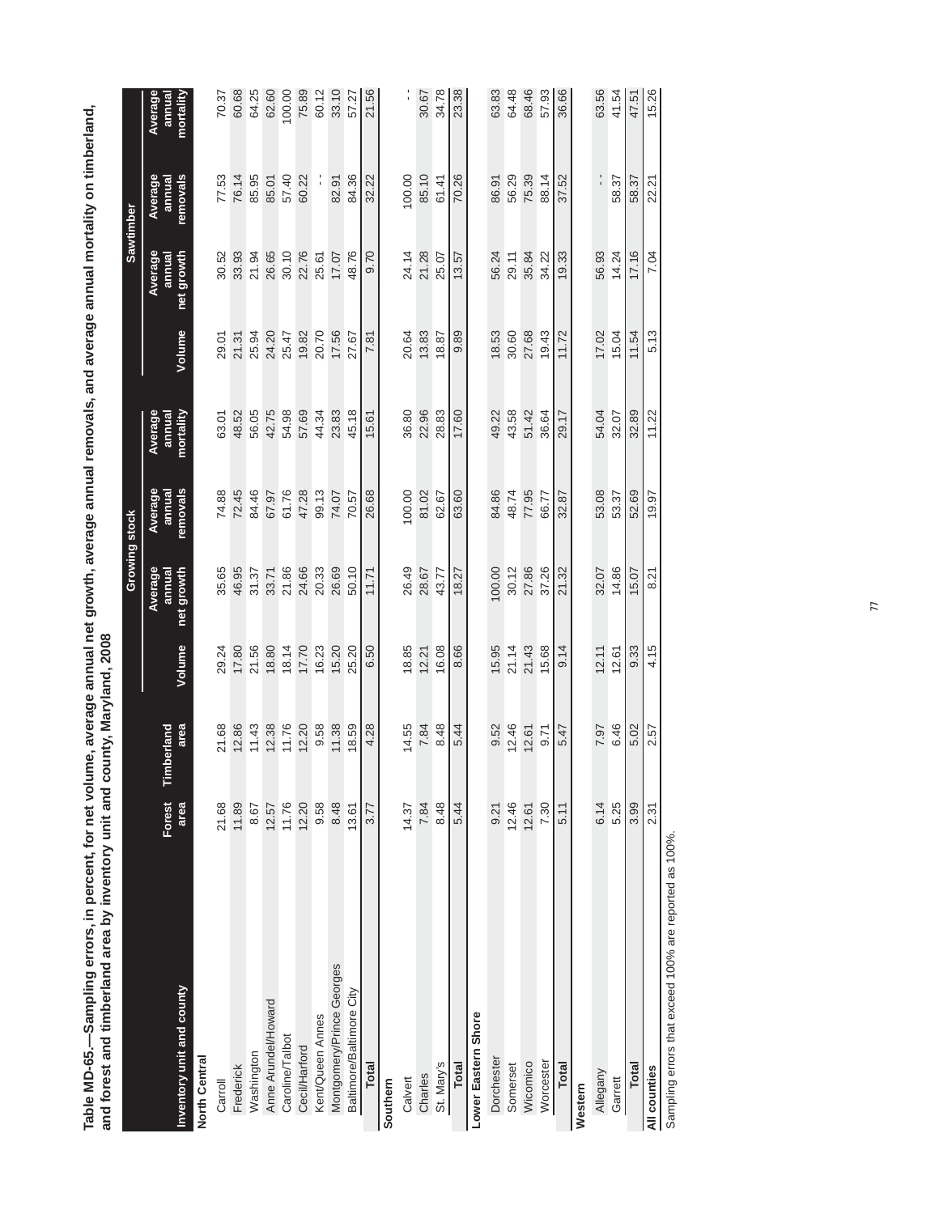**Table MD-65.—Sampling errors, in percent, for net volume, average annual net growth, average annual removals, and average annual mortality on timberland, and forest and timberland area by inventory unit and county, Maryland, 2008**

| Inventory unit and county | Forest area | Timberland area | Growing stock | | | | Sawtimber | | | |
|---|---|---|---|---|---|---|---|---|---|---|
| | | | Volume | Average annual net growth | Average annual removals | Average annual mortality | Volume | Average annual net growth | Average annual removals | Average annual mortality |
| **North Central** | | | | | | | | | | |
| Carroll | 21.68 | 21.68 | 29.24 | 35.65 | 74.88 | 63.01 | 29.01 | 30.52 | 77.53 | 70.37 |
| Frederick | 11.89 | 12.86 | 17.80 | 46.95 | 72.45 | 48.52 | 21.31 | 33.93 | 76.14 | 60.68 |
| Washington | 8.67 | 11.43 | 21.56 | 31.37 | 84.46 | 56.05 | 25.94 | 21.94 | 85.95 | 64.25 |
| Anne Arundel/Howard | 12.57 | 12.38 | 18.80 | 33.71 | 67.97 | 42.75 | 24.20 | 26.65 | 85.01 | 62.60 |
| Caroline/Talbot | 11.76 | 11.76 | 18.14 | 21.86 | 61.76 | 54.98 | 25.47 | 30.10 | 57.40 | 100.00 |
| Cecil/Harford | 12.20 | 12.20 | 17.70 | 24.66 | 47.28 | 57.69 | 19.82 | 22.76 | 60.22 | 75.89 |
| Kent/Queen Annes | 9.58 | 9.58 | 16.23 | 20.33 | 99.13 | 44.34 | 20.70 | 25.61 | - | 60.12 |
| Montgomery/Prince Georges | 8.48 | 11.38 | 15.20 | 26.69 | 74.07 | 23.83 | 17.56 | 17.07 | 82.91 | 33.10 |
| Baltimore/Baltimore City | 13.61 | 18.59 | 25.20 | 50.10 | 70.57 | 45.18 | 27.67 | 48.76 | 84.36 | 57.27 |
| **Total** | 3.77 | 4.28 | 6.50 | 11.71 | 26.68 | 15.61 | 7.81 | 9.70 | 32.22 | 21.56 |
| **Southern** | | | | | | | | | | |
| Calvert | 14.37 | 14.55 | 18.85 | 26.49 | 100.00 | 36.80 | 20.64 | 24.14 | 100.00 | - |
| Charles | 7.84 | 7.84 | 12.21 | 28.67 | 81.02 | 22.96 | 13.83 | 21.28 | 85.10 | 30.67 |
| St. Mary's | 8.48 | 8.48 | 16.08 | 43.77 | 62.67 | 28.83 | 18.87 | 25.07 | 61.41 | 34.78 |
| **Total** | 5.44 | 5.44 | 8.66 | 18.27 | 63.60 | 17.60 | 9.89 | 13.57 | 70.26 | 23.38 |
| **Lower Eastern Shore** | | | | | | | | | | |
| Dorchester | 9.21 | 9.52 | 15.95 | 100.00 | 84.86 | 49.22 | 18.53 | 56.24 | 86.91 | 63.83 |
| Somerset | 12.46 | 12.46 | 21.14 | 30.12 | 48.74 | 43.58 | 30.60 | 29.11 | 56.29 | 64.48 |
| Wicomico | 12.61 | 12.61 | 21.43 | 27.86 | 77.95 | 51.42 | 27.68 | 35.84 | 75.39 | 68.46 |
| Worcester | 7.30 | 9.71 | 15.68 | 37.26 | 66.77 | 36.64 | 19.43 | 34.22 | 88.14 | 57.93 |
| **Total** | 5.11 | 5.47 | 9.14 | 21.32 | 32.87 | 29.17 | 11.72 | 19.33 | 37.52 | 36.66 |
| **Western** | | | | | | | | | | |
| Allegany | 6.14 | 7.97 | 12.11 | 32.07 | 53.08 | 54.04 | 17.02 | 56.93 | - | 63.56 |
| Garrett | 5.25 | 6.46 | 12.61 | 14.86 | 53.37 | 32.07 | 15.04 | 14.24 | 58.37 | 41.54 |
| **Total** | 3.99 | 5.02 | 9.33 | 15.07 | 52.69 | 32.89 | 11.54 | 17.16 | 58.37 | 47.51 |
| **All counties** | 2.31 | 2.57 | 4.15 | 8.21 | 19.97 | 11.22 | 5.13 | 7.04 | 22.21 | 15.26 |

Sampling errors that exceed 100% are reported as 100%.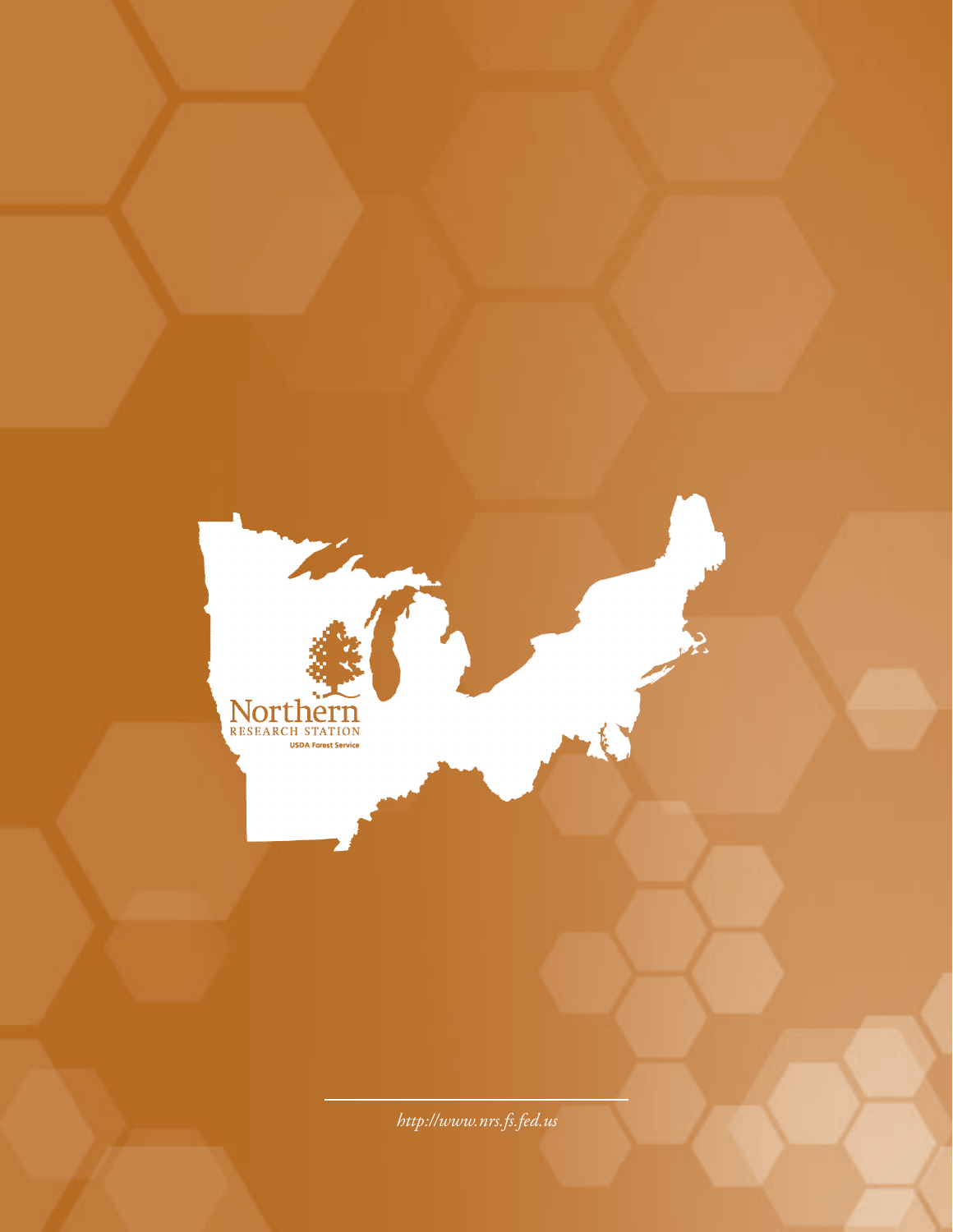Northern
RESEARCH STATION
USDA Forest Service

*http://www.nrs.fs.fed.us*